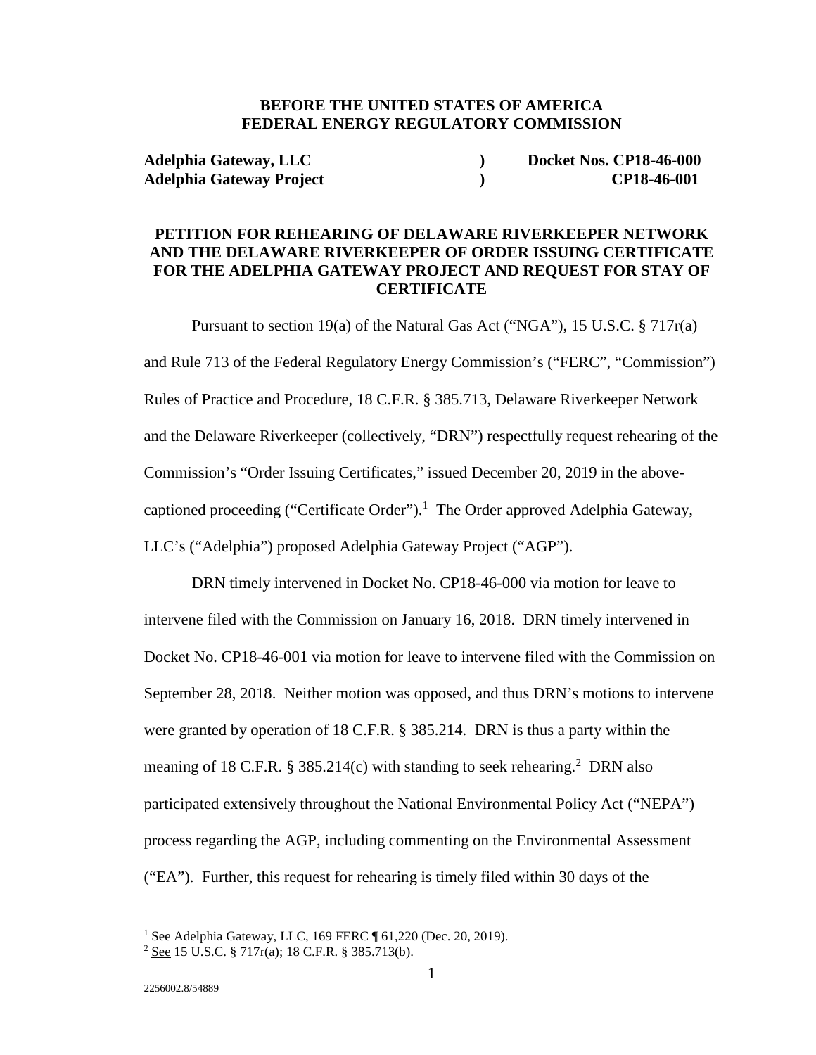**BEFORE THE UNITED STATES OF AMERICA**
**FEDERAL ENERGY REGULATORY COMMISSION**

| | | |
|---|---|---|
| **Adelphia Gateway, LLC** | **)** | **Docket Nos. CP18-46-000** |
| **Adelphia Gateway Project** | **)** | **CP18-46-001** |

**PETITION FOR REHEARING OF DELAWARE RIVERKEEPER NETWORK AND THE DELAWARE RIVERKEEPER OF ORDER ISSUING CERTIFICATE FOR THE ADELPHIA GATEWAY PROJECT AND REQUEST FOR STAY OF CERTIFICATE**

Pursuant to section 19(a) of the Natural Gas Act ("NGA"), 15 U.S.C. § 717r(a) and Rule 713 of the Federal Regulatory Energy Commission's ("FERC", "Commission") Rules of Practice and Procedure, 18 C.F.R. § 385.713, Delaware Riverkeeper Network and the Delaware Riverkeeper (collectively, "DRN") respectfully request rehearing of the Commission's "Order Issuing Certificates," issued December 20, 2019 in the above-captioned proceeding ("Certificate Order").[1] The Order approved Adelphia Gateway, LLC's ("Adelphia") proposed Adelphia Gateway Project ("AGP").

DRN timely intervened in Docket No. CP18-46-000 via motion for leave to intervene filed with the Commission on January 16, 2018. DRN timely intervened in Docket No. CP18-46-001 via motion for leave to intervene filed with the Commission on September 28, 2018. Neither motion was opposed, and thus DRN's motions to intervene were granted by operation of 18 C.F.R. § 385.214. DRN is thus a party within the meaning of 18 C.F.R. § 385.214(c) with standing to seek rehearing.[2] DRN also participated extensively throughout the National Environmental Policy Act ("NEPA") process regarding the AGP, including commenting on the Environmental Assessment ("EA"). Further, this request for rehearing is timely filed within 30 days of the

[1] See Adelphia Gateway, LLC, 169 FERC ¶ 61,220 (Dec. 20, 2019).

[2] See 15 U.S.C. § 717r(a); 18 C.F.R. § 385.713(b).

2256002.8/54889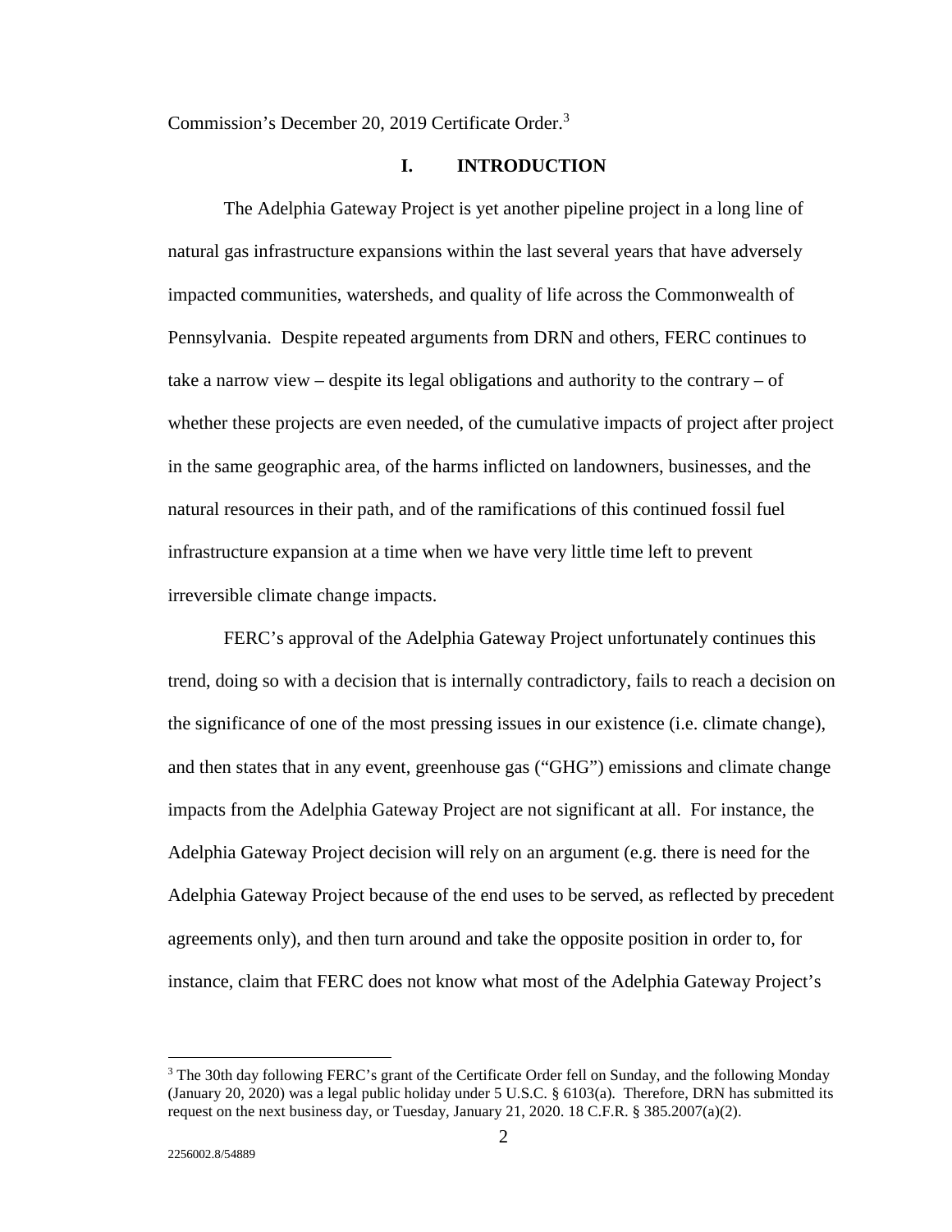Commission's December 20, 2019 Certificate Order.[3]

## I. INTRODUCTION

The Adelphia Gateway Project is yet another pipeline project in a long line of natural gas infrastructure expansions within the last several years that have adversely impacted communities, watersheds, and quality of life across the Commonwealth of Pennsylvania. Despite repeated arguments from DRN and others, FERC continues to take a narrow view – despite its legal obligations and authority to the contrary – of whether these projects are even needed, of the cumulative impacts of project after project in the same geographic area, of the harms inflicted on landowners, businesses, and the natural resources in their path, and of the ramifications of this continued fossil fuel infrastructure expansion at a time when we have very little time left to prevent irreversible climate change impacts.

FERC's approval of the Adelphia Gateway Project unfortunately continues this trend, doing so with a decision that is internally contradictory, fails to reach a decision on the significance of one of the most pressing issues in our existence (i.e. climate change), and then states that in any event, greenhouse gas ("GHG") emissions and climate change impacts from the Adelphia Gateway Project are not significant at all. For instance, the Adelphia Gateway Project decision will rely on an argument (e.g. there is need for the Adelphia Gateway Project because of the end uses to be served, as reflected by precedent agreements only), and then turn around and take the opposite position in order to, for instance, claim that FERC does not know what most of the Adelphia Gateway Project's

[3] The 30th day following FERC's grant of the Certificate Order fell on Sunday, and the following Monday (January 20, 2020) was a legal public holiday under 5 U.S.C. § 6103(a). Therefore, DRN has submitted its request on the next business day, or Tuesday, January 21, 2020. 18 C.F.R. § 385.2007(a)(2).

2256002.8/54889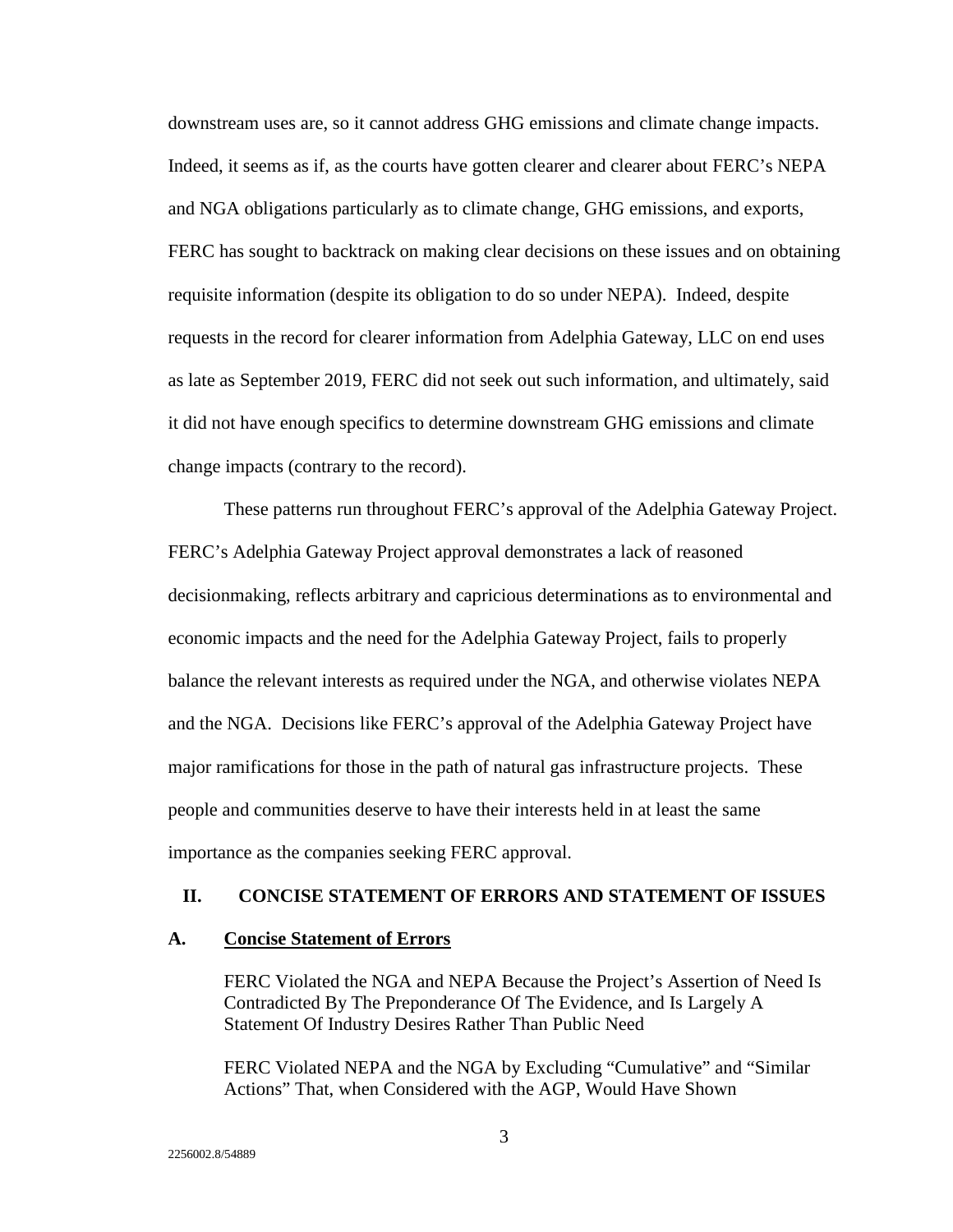downstream uses are, so it cannot address GHG emissions and climate change impacts. Indeed, it seems as if, as the courts have gotten clearer and clearer about FERC's NEPA and NGA obligations particularly as to climate change, GHG emissions, and exports, FERC has sought to backtrack on making clear decisions on these issues and on obtaining requisite information (despite its obligation to do so under NEPA). Indeed, despite requests in the record for clearer information from Adelphia Gateway, LLC on end uses as late as September 2019, FERC did not seek out such information, and ultimately, said it did not have enough specifics to determine downstream GHG emissions and climate change impacts (contrary to the record).

These patterns run throughout FERC's approval of the Adelphia Gateway Project. FERC's Adelphia Gateway Project approval demonstrates a lack of reasoned decisionmaking, reflects arbitrary and capricious determinations as to environmental and economic impacts and the need for the Adelphia Gateway Project, fails to properly balance the relevant interests as required under the NGA, and otherwise violates NEPA and the NGA. Decisions like FERC's approval of the Adelphia Gateway Project have major ramifications for those in the path of natural gas infrastructure projects. These people and communities deserve to have their interests held in at least the same importance as the companies seeking FERC approval.

## II. CONCISE STATEMENT OF ERRORS AND STATEMENT OF ISSUES

### A. Concise Statement of Errors

FERC Violated the NGA and NEPA Because the Project's Assertion of Need Is Contradicted By The Preponderance Of The Evidence, and Is Largely A Statement Of Industry Desires Rather Than Public Need

FERC Violated NEPA and the NGA by Excluding "Cumulative" and "Similar Actions" That, when Considered with the AGP, Would Have Shown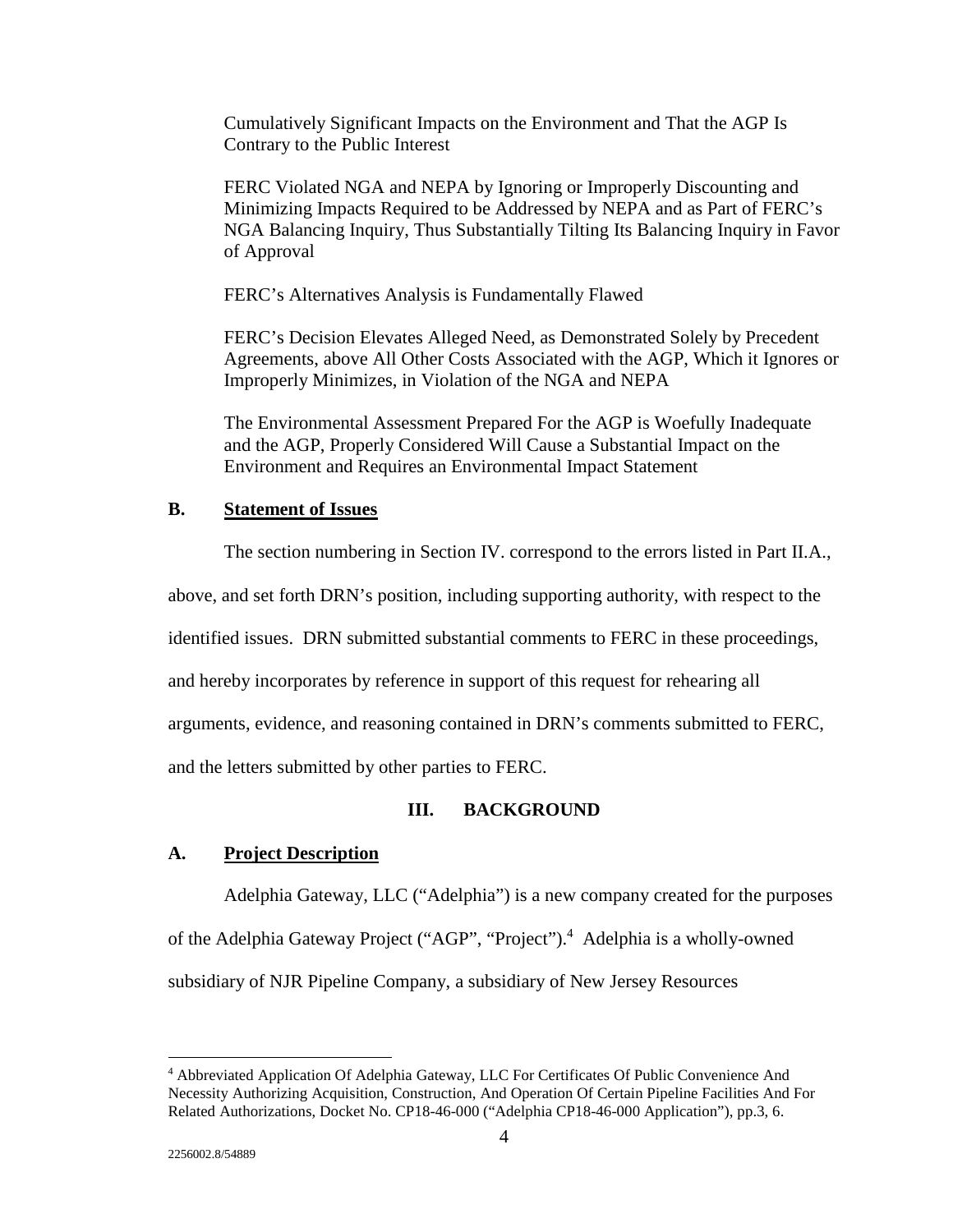Cumulatively Significant Impacts on the Environment and That the AGP Is Contrary to the Public Interest

FERC Violated NGA and NEPA by Ignoring or Improperly Discounting and Minimizing Impacts Required to be Addressed by NEPA and as Part of FERC's NGA Balancing Inquiry, Thus Substantially Tilting Its Balancing Inquiry in Favor of Approval

FERC's Alternatives Analysis is Fundamentally Flawed

FERC's Decision Elevates Alleged Need, as Demonstrated Solely by Precedent Agreements, above All Other Costs Associated with the AGP, Which it Ignores or Improperly Minimizes, in Violation of the NGA and NEPA

The Environmental Assessment Prepared For the AGP is Woefully Inadequate and the AGP, Properly Considered Will Cause a Substantial Impact on the Environment and Requires an Environmental Impact Statement

### B. Statement of Issues

The section numbering in Section IV. correspond to the errors listed in Part II.A., above, and set forth DRN's position, including supporting authority, with respect to the identified issues. DRN submitted substantial comments to FERC in these proceedings, and hereby incorporates by reference in support of this request for rehearing all arguments, evidence, and reasoning contained in DRN's comments submitted to FERC, and the letters submitted by other parties to FERC.

## III. BACKGROUND

### A. Project Description

Adelphia Gateway, LLC ("Adelphia") is a new company created for the purposes of the Adelphia Gateway Project ("AGP", "Project").[4] Adelphia is a wholly-owned subsidiary of NJR Pipeline Company, a subsidiary of New Jersey Resources

[4] Abbreviated Application Of Adelphia Gateway, LLC For Certificates Of Public Convenience And Necessity Authorizing Acquisition, Construction, And Operation Of Certain Pipeline Facilities And For Related Authorizations, Docket No. CP18-46-000 ("Adelphia CP18-46-000 Application"), pp.3, 6.

2256002.8/54889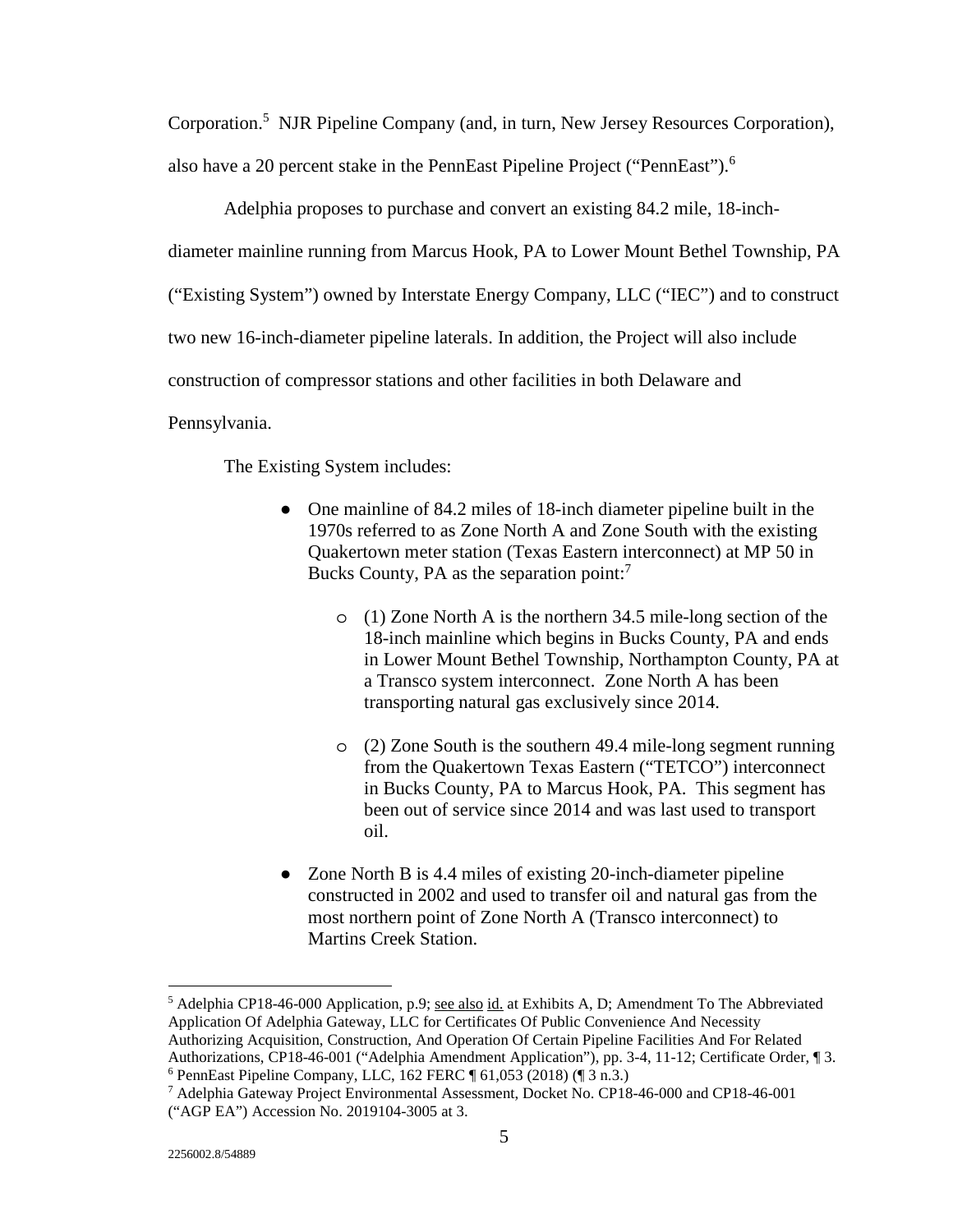Corporation.[5] NJR Pipeline Company (and, in turn, New Jersey Resources Corporation), also have a 20 percent stake in the PennEast Pipeline Project ("PennEast").[6]

Adelphia proposes to purchase and convert an existing 84.2 mile, 18-inch-diameter mainline running from Marcus Hook, PA to Lower Mount Bethel Township, PA ("Existing System") owned by Interstate Energy Company, LLC ("IEC") and to construct two new 16-inch-diameter pipeline laterals. In addition, the Project will also include construction of compressor stations and other facilities in both Delaware and Pennsylvania.

The Existing System includes:

- One mainline of 84.2 miles of 18-inch diameter pipeline built in the 1970s referred to as Zone North A and Zone South with the existing Quakertown meter station (Texas Eastern interconnect) at MP 50 in Bucks County, PA as the separation point:[7]
    - (1) Zone North A is the northern 34.5 mile-long section of the 18-inch mainline which begins in Bucks County, PA and ends in Lower Mount Bethel Township, Northampton County, PA at a Transco system interconnect. Zone North A has been transporting natural gas exclusively since 2014.
    - (2) Zone South is the southern 49.4 mile-long segment running from the Quakertown Texas Eastern ("TETCO") interconnect in Bucks County, PA to Marcus Hook, PA. This segment has been out of service since 2014 and was last used to transport oil.
- Zone North B is 4.4 miles of existing 20-inch-diameter pipeline constructed in 2002 and used to transfer oil and natural gas from the most northern point of Zone North A (Transco interconnect) to Martins Creek Station.

---

[5] Adelphia CP18-46-000 Application, p.9; see also id. at Exhibits A, D; Amendment To The Abbreviated Application Of Adelphia Gateway, LLC for Certificates Of Public Convenience And Necessity Authorizing Acquisition, Construction, And Operation Of Certain Pipeline Facilities And For Related Authorizations, CP18-46-001 ("Adelphia Amendment Application"), pp. 3-4, 11-12; Certificate Order, ¶ 3.

[6] PennEast Pipeline Company, LLC, 162 FERC ¶ 61,053 (2018) (¶ 3 n.3.)

[7] Adelphia Gateway Project Environmental Assessment, Docket No. CP18-46-000 and CP18-46-001 ("AGP EA") Accession No. 2019104-3005 at 3.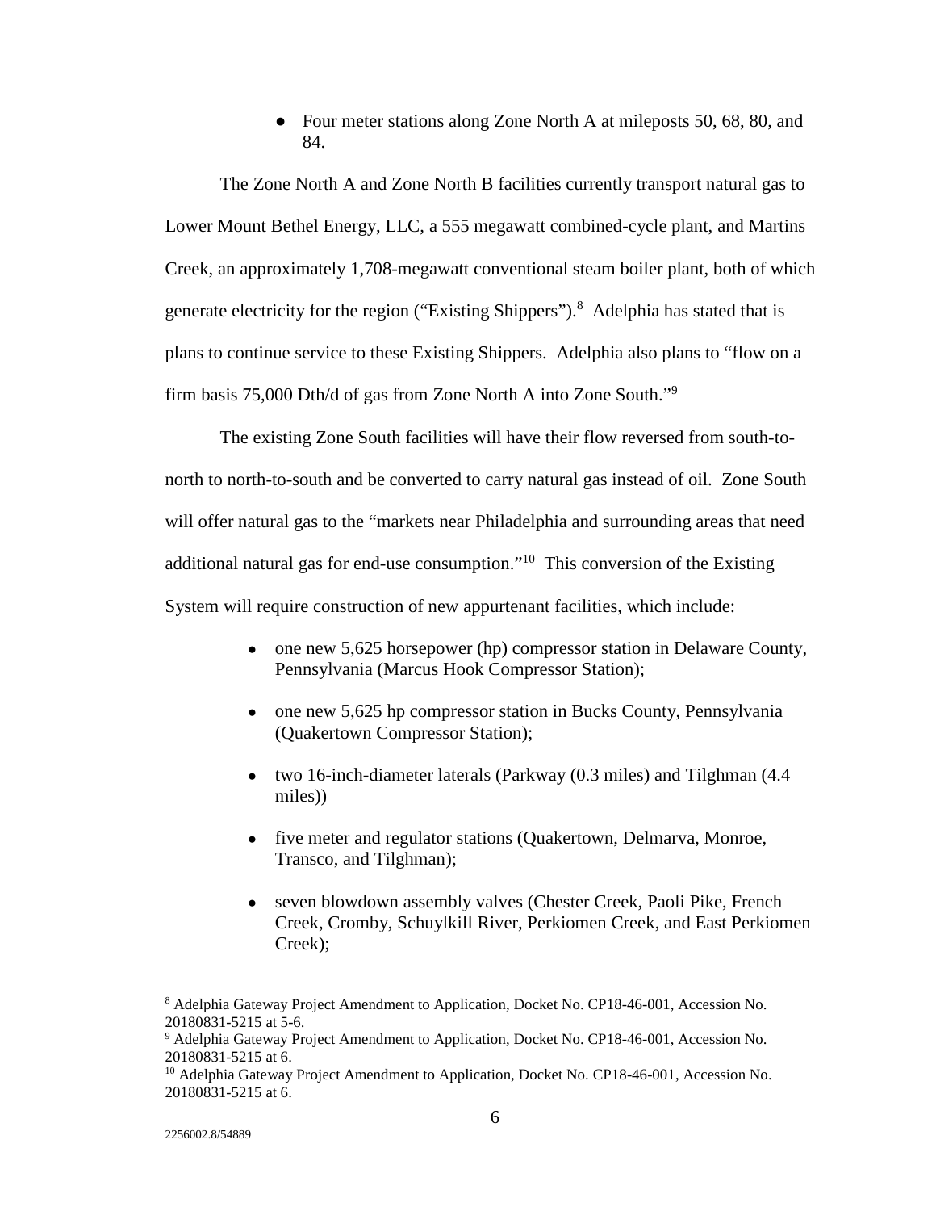- Four meter stations along Zone North A at mileposts 50, 68, 80, and 84.

The Zone North A and Zone North B facilities currently transport natural gas to Lower Mount Bethel Energy, LLC, a 555 megawatt combined-cycle plant, and Martins Creek, an approximately 1,708-megawatt conventional steam boiler plant, both of which generate electricity for the region ("Existing Shippers").[8] Adelphia has stated that is plans to continue service to these Existing Shippers. Adelphia also plans to "flow on a firm basis 75,000 Dth/d of gas from Zone North A into Zone South."[9]

The existing Zone South facilities will have their flow reversed from south-to-north to north-to-south and be converted to carry natural gas instead of oil. Zone South will offer natural gas to the "markets near Philadelphia and surrounding areas that need additional natural gas for end-use consumption."[10] This conversion of the Existing System will require construction of new appurtenant facilities, which include:

- one new 5,625 horsepower (hp) compressor station in Delaware County, Pennsylvania (Marcus Hook Compressor Station);
- one new 5,625 hp compressor station in Bucks County, Pennsylvania (Quakertown Compressor Station);
- two 16-inch-diameter laterals (Parkway (0.3 miles) and Tilghman (4.4 miles))
- five meter and regulator stations (Quakertown, Delmarva, Monroe, Transco, and Tilghman);
- seven blowdown assembly valves (Chester Creek, Paoli Pike, French Creek, Cromby, Schuylkill River, Perkiomen Creek, and East Perkiomen Creek);

---

[8] Adelphia Gateway Project Amendment to Application, Docket No. CP18-46-001, Accession No. 20180831-5215 at 5-6.

[9] Adelphia Gateway Project Amendment to Application, Docket No. CP18-46-001, Accession No. 20180831-5215 at 6.

[10] Adelphia Gateway Project Amendment to Application, Docket No. CP18-46-001, Accession No. 20180831-5215 at 6.

2256002.8/54889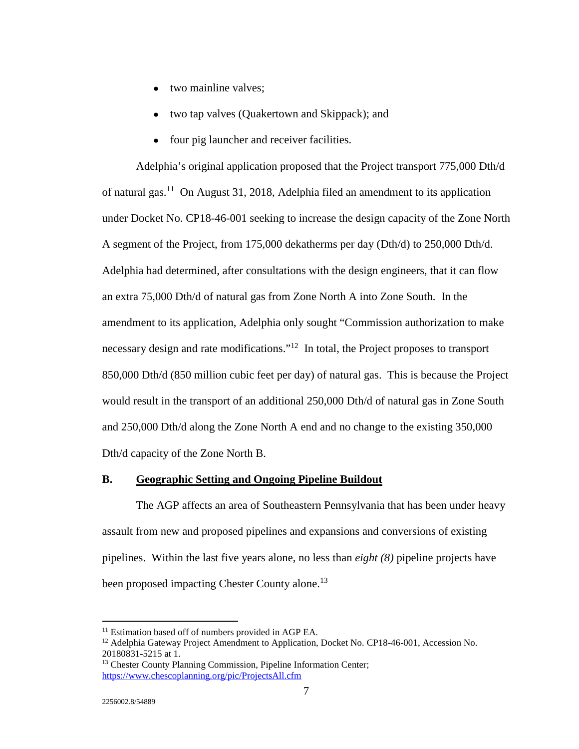- two mainline valves;
- two tap valves (Quakertown and Skippack); and
- four pig launcher and receiver facilities.

Adelphia's original application proposed that the Project transport 775,000 Dth/d of natural gas.[11] On August 31, 2018, Adelphia filed an amendment to its application under Docket No. CP18-46-001 seeking to increase the design capacity of the Zone North A segment of the Project, from 175,000 dekatherms per day (Dth/d) to 250,000 Dth/d. Adelphia had determined, after consultations with the design engineers, that it can flow an extra 75,000 Dth/d of natural gas from Zone North A into Zone South. In the amendment to its application, Adelphia only sought "Commission authorization to make necessary design and rate modifications."[12] In total, the Project proposes to transport 850,000 Dth/d (850 million cubic feet per day) of natural gas. This is because the Project would result in the transport of an additional 250,000 Dth/d of natural gas in Zone South and 250,000 Dth/d along the Zone North A end and no change to the existing 350,000 Dth/d capacity of the Zone North B.

## B. <u>Geographic Setting and Ongoing Pipeline Buildout</u>

The AGP affects an area of Southeastern Pennsylvania that has been under heavy assault from new and proposed pipelines and expansions and conversions of existing pipelines. Within the last five years alone, no less than *eight (8)* pipeline projects have been proposed impacting Chester County alone.[13]

---

[11] Estimation based off of numbers provided in AGP EA.

[12] Adelphia Gateway Project Amendment to Application, Docket No. CP18-46-001, Accession No. 20180831-5215 at 1.

[13] Chester County Planning Commission, Pipeline Information Center; https://www.chescoplanning.org/pic/ProjectsAll.cfm

2256002.8/54889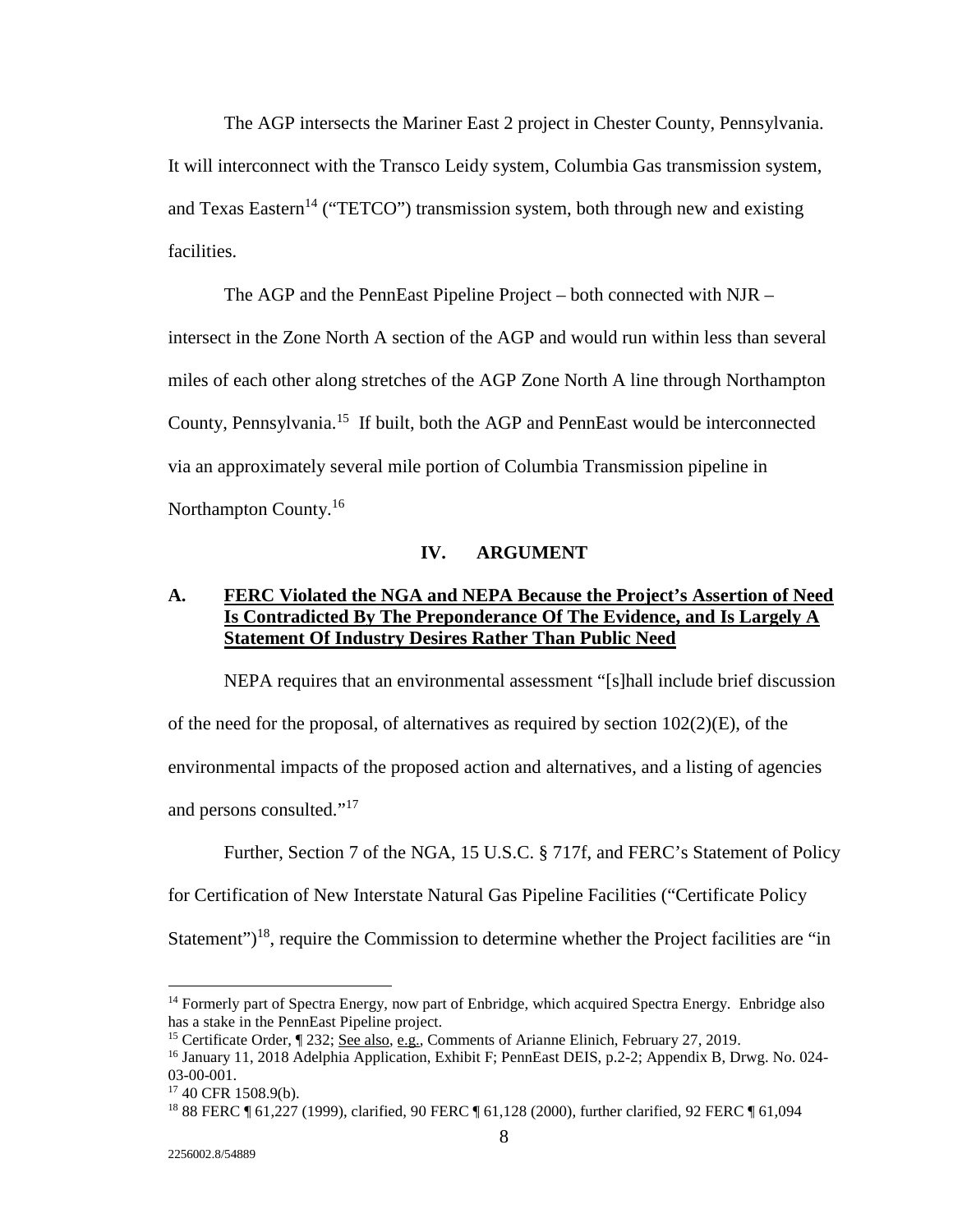The AGP intersects the Mariner East 2 project in Chester County, Pennsylvania. It will interconnect with the Transco Leidy system, Columbia Gas transmission system, and Texas Eastern[14] ("TETCO") transmission system, both through new and existing facilities.

The AGP and the PennEast Pipeline Project – both connected with NJR – intersect in the Zone North A section of the AGP and would run within less than several miles of each other along stretches of the AGP Zone North A line through Northampton County, Pennsylvania.[15] If built, both the AGP and PennEast would be interconnected via an approximately several mile portion of Columbia Transmission pipeline in Northampton County.[16]

## IV. ARGUMENT

### A. FERC Violated the NGA and NEPA Because the Project's Assertion of Need Is Contradicted By The Preponderance Of The Evidence, and Is Largely A Statement Of Industry Desires Rather Than Public Need

NEPA requires that an environmental assessment "[s]hall include brief discussion of the need for the proposal, of alternatives as required by section 102(2)(E), of the environmental impacts of the proposed action and alternatives, and a listing of agencies and persons consulted."[17]

Further, Section 7 of the NGA, 15 U.S.C. § 717f, and FERC's Statement of Policy for Certification of New Interstate Natural Gas Pipeline Facilities ("Certificate Policy Statement")[18], require the Commission to determine whether the Project facilities are "in

---

[14] Formerly part of Spectra Energy, now part of Enbridge, which acquired Spectra Energy. Enbridge also has a stake in the PennEast Pipeline project.

[15] Certificate Order, ¶ 232; See also, e.g., Comments of Arianne Elinich, February 27, 2019.

[16] January 11, 2018 Adelphia Application, Exhibit F; PennEast DEIS, p.2-2; Appendix B, Drwg. No. 024-03-00-001.

[17] 40 CFR 1508.9(b).

[18] 88 FERC ¶ 61,227 (1999), clarified, 90 FERC ¶ 61,128 (2000), further clarified, 92 FERC ¶ 61,094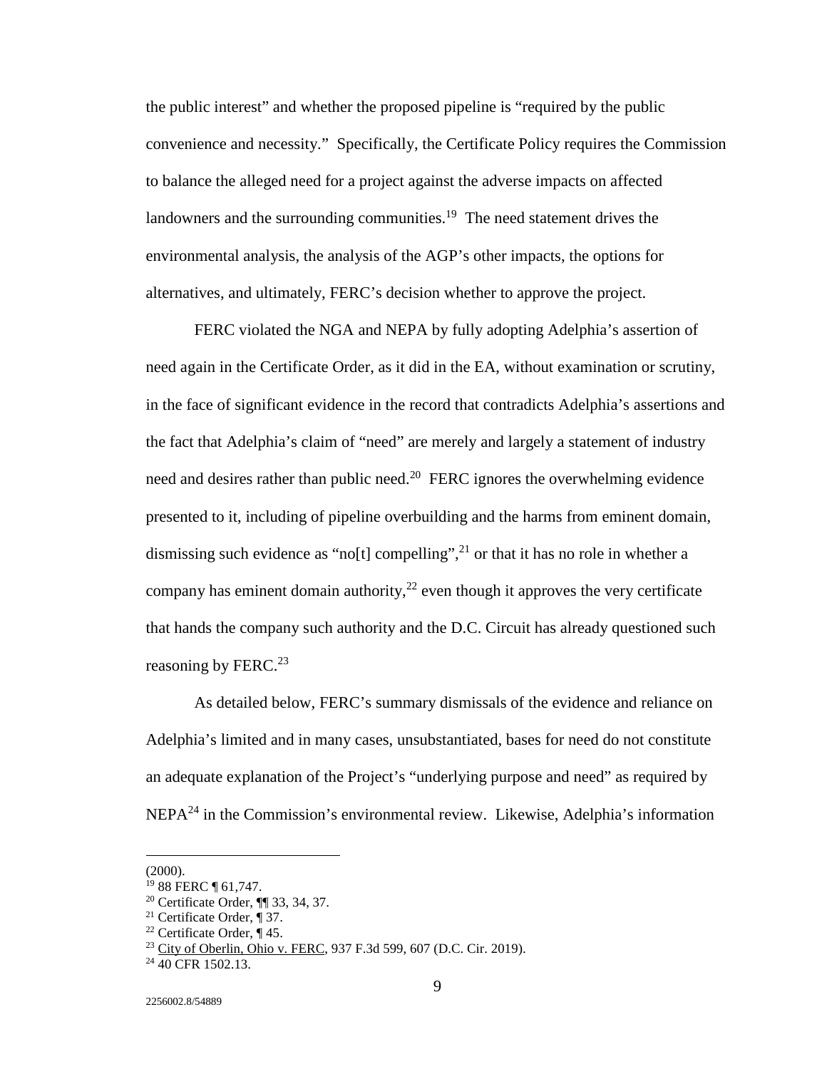the public interest" and whether the proposed pipeline is "required by the public convenience and necessity." Specifically, the Certificate Policy requires the Commission to balance the alleged need for a project against the adverse impacts on affected landowners and the surrounding communities.[19] The need statement drives the environmental analysis, the analysis of the AGP's other impacts, the options for alternatives, and ultimately, FERC's decision whether to approve the project.

FERC violated the NGA and NEPA by fully adopting Adelphia's assertion of need again in the Certificate Order, as it did in the EA, without examination or scrutiny, in the face of significant evidence in the record that contradicts Adelphia's assertions and the fact that Adelphia's claim of "need" are merely and largely a statement of industry need and desires rather than public need.[20] FERC ignores the overwhelming evidence presented to it, including of pipeline overbuilding and the harms from eminent domain, dismissing such evidence as "no[t] compelling",[21] or that it has no role in whether a company has eminent domain authority,[22] even though it approves the very certificate that hands the company such authority and the D.C. Circuit has already questioned such reasoning by FERC.[23]

As detailed below, FERC's summary dismissals of the evidence and reliance on Adelphia's limited and in many cases, unsubstantiated, bases for need do not constitute an adequate explanation of the Project's "underlying purpose and need" as required by NEPA[24] in the Commission's environmental review. Likewise, Adelphia's information

---

(2000).

[19] 88 FERC ¶ 61,747.

[20] Certificate Order, ¶¶ 33, 34, 37.

[21] Certificate Order, ¶ 37.

[22] Certificate Order, ¶ 45.

[23] City of Oberlin, Ohio v. FERC, 937 F.3d 599, 607 (D.C. Cir. 2019).

[24] 40 CFR 1502.13.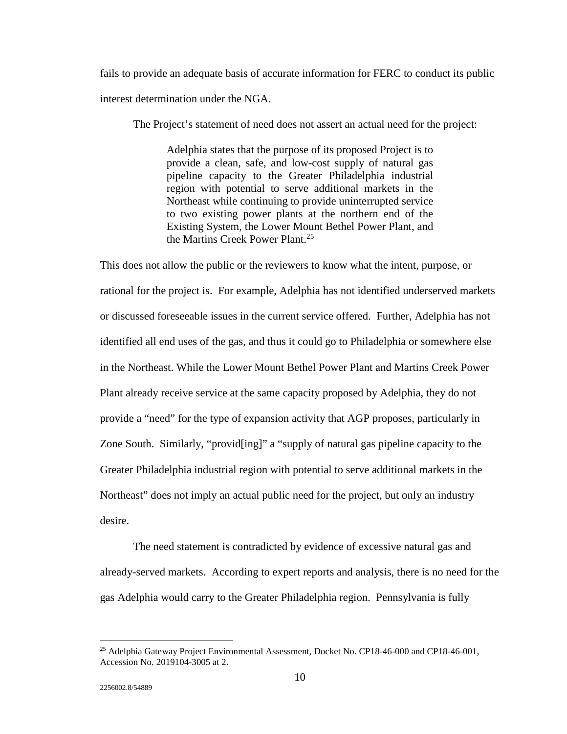fails to provide an adequate basis of accurate information for FERC to conduct its public interest determination under the NGA.

The Project's statement of need does not assert an actual need for the project:

> Adelphia states that the purpose of its proposed Project is to provide a clean, safe, and low-cost supply of natural gas pipeline capacity to the Greater Philadelphia industrial region with potential to serve additional markets in the Northeast while continuing to provide uninterrupted service to two existing power plants at the northern end of the Existing System, the Lower Mount Bethel Power Plant, and the Martins Creek Power Plant.[25]

This does not allow the public or the reviewers to know what the intent, purpose, or rational for the project is. For example, Adelphia has not identified underserved markets or discussed foreseeable issues in the current service offered. Further, Adelphia has not identified all end uses of the gas, and thus it could go to Philadelphia or somewhere else in the Northeast. While the Lower Mount Bethel Power Plant and Martins Creek Power Plant already receive service at the same capacity proposed by Adelphia, they do not provide a "need" for the type of expansion activity that AGP proposes, particularly in Zone South. Similarly, "provid[ing]" a "supply of natural gas pipeline capacity to the Greater Philadelphia industrial region with potential to serve additional markets in the Northeast" does not imply an actual public need for the project, but only an industry desire.

The need statement is contradicted by evidence of excessive natural gas and already-served markets. According to expert reports and analysis, there is no need for the gas Adelphia would carry to the Greater Philadelphia region. Pennsylvania is fully

[25] Adelphia Gateway Project Environmental Assessment, Docket No. CP18-46-000 and CP18-46-001, Accession No. 2019104-3005 at 2.

2256002.8/54889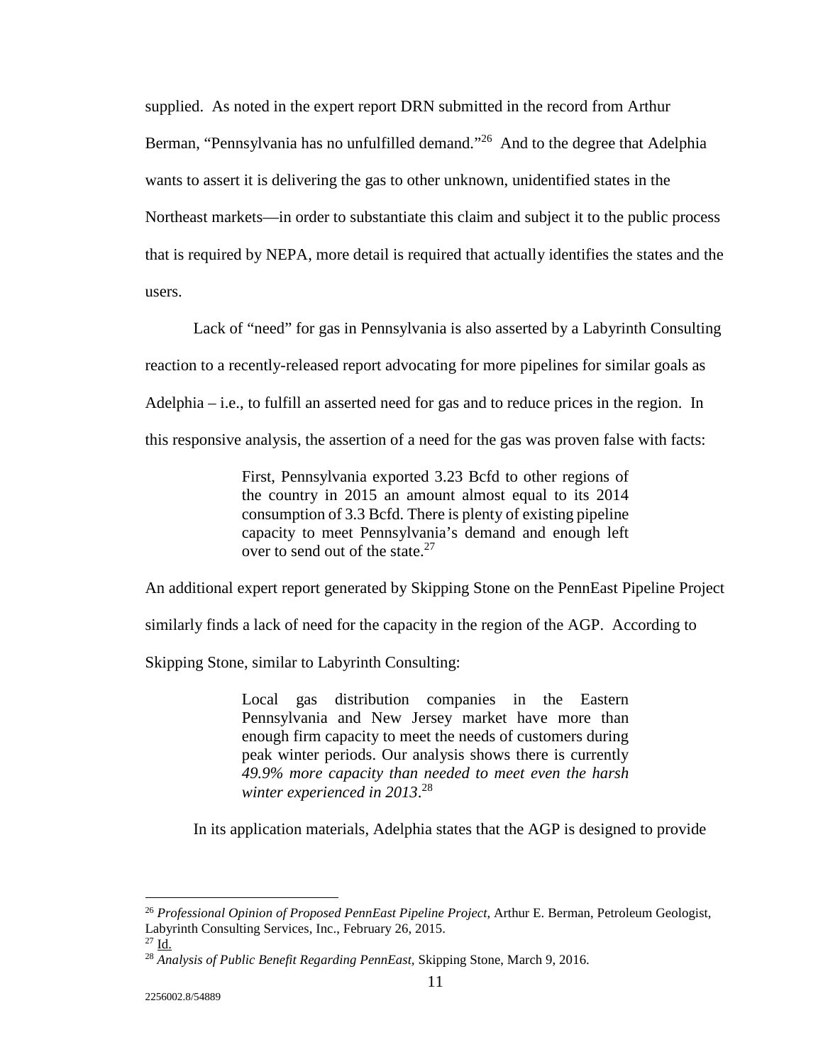supplied. As noted in the expert report DRN submitted in the record from Arthur Berman, "Pennsylvania has no unfulfilled demand."[26] And to the degree that Adelphia wants to assert it is delivering the gas to other unknown, unidentified states in the Northeast markets—in order to substantiate this claim and subject it to the public process that is required by NEPA, more detail is required that actually identifies the states and the users.

Lack of "need" for gas in Pennsylvania is also asserted by a Labyrinth Consulting reaction to a recently-released report advocating for more pipelines for similar goals as Adelphia – i.e., to fulfill an asserted need for gas and to reduce prices in the region. In this responsive analysis, the assertion of a need for the gas was proven false with facts:

> First, Pennsylvania exported 3.23 Bcfd to other regions of the country in 2015 an amount almost equal to its 2014 consumption of 3.3 Bcfd. There is plenty of existing pipeline capacity to meet Pennsylvania's demand and enough left over to send out of the state.[27]

An additional expert report generated by Skipping Stone on the PennEast Pipeline Project similarly finds a lack of need for the capacity in the region of the AGP. According to Skipping Stone, similar to Labyrinth Consulting:

> Local gas distribution companies in the Eastern Pennsylvania and New Jersey market have more than enough firm capacity to meet the needs of customers during peak winter periods. Our analysis shows there is currently *49.9% more capacity than needed to meet even the harsh winter experienced in 2013*.[28]

In its application materials, Adelphia states that the AGP is designed to provide

---

[26] *Professional Opinion of Proposed PennEast Pipeline Project*, Arthur E. Berman, Petroleum Geologist, Labyrinth Consulting Services, Inc., February 26, 2015.

[27] Id.

[28] *Analysis of Public Benefit Regarding PennEast*, Skipping Stone, March 9, 2016.

2256002.8/54889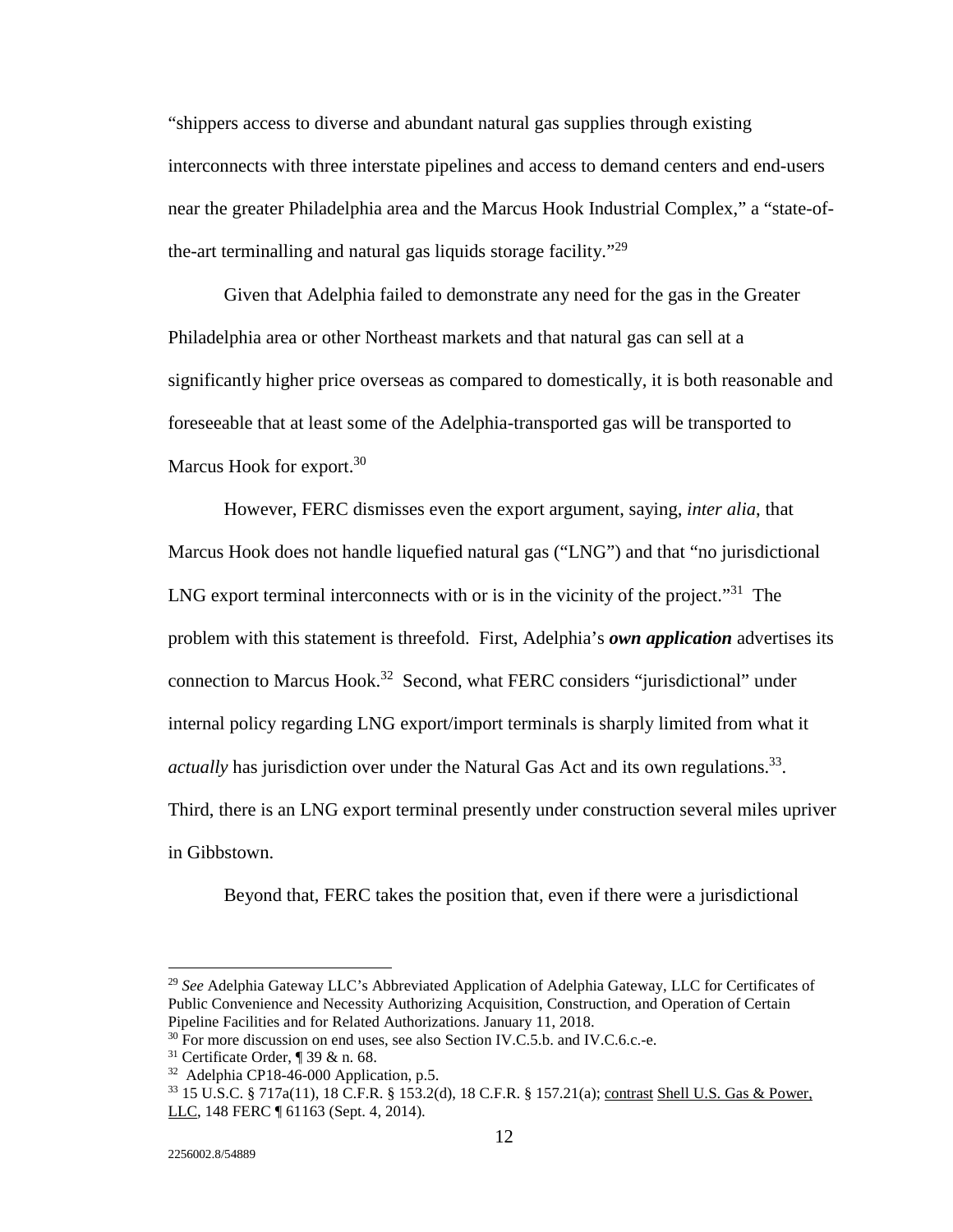"shippers access to diverse and abundant natural gas supplies through existing interconnects with three interstate pipelines and access to demand centers and end-users near the greater Philadelphia area and the Marcus Hook Industrial Complex," a "state-of-the-art terminalling and natural gas liquids storage facility."[29]

Given that Adelphia failed to demonstrate any need for the gas in the Greater Philadelphia area or other Northeast markets and that natural gas can sell at a significantly higher price overseas as compared to domestically, it is both reasonable and foreseeable that at least some of the Adelphia-transported gas will be transported to Marcus Hook for export.[30]

However, FERC dismisses even the export argument, saying, *inter alia*, that Marcus Hook does not handle liquefied natural gas ("LNG") and that "no jurisdictional LNG export terminal interconnects with or is in the vicinity of the project."[31] The problem with this statement is threefold. First, Adelphia's ***own application*** advertises its connection to Marcus Hook.[32] Second, what FERC considers "jurisdictional" under internal policy regarding LNG export/import terminals is sharply limited from what it *actually* has jurisdiction over under the Natural Gas Act and its own regulations.[33]. Third, there is an LNG export terminal presently under construction several miles upriver in Gibbstown.

Beyond that, FERC takes the position that, even if there were a jurisdictional

---

[29] *See* Adelphia Gateway LLC's Abbreviated Application of Adelphia Gateway, LLC for Certificates of Public Convenience and Necessity Authorizing Acquisition, Construction, and Operation of Certain Pipeline Facilities and for Related Authorizations. January 11, 2018.

[30] For more discussion on end uses, see also Section IV.C.5.b. and IV.C.6.c.-e.

[31] Certificate Order, ¶ 39 & n. 68.

[32] Adelphia CP18-46-000 Application, p.5.

[33] 15 U.S.C. § 717a(11), 18 C.F.R. § 153.2(d), 18 C.F.R. § 157.21(a); contrast Shell U.S. Gas & Power, LLC, 148 FERC ¶ 61163 (Sept. 4, 2014).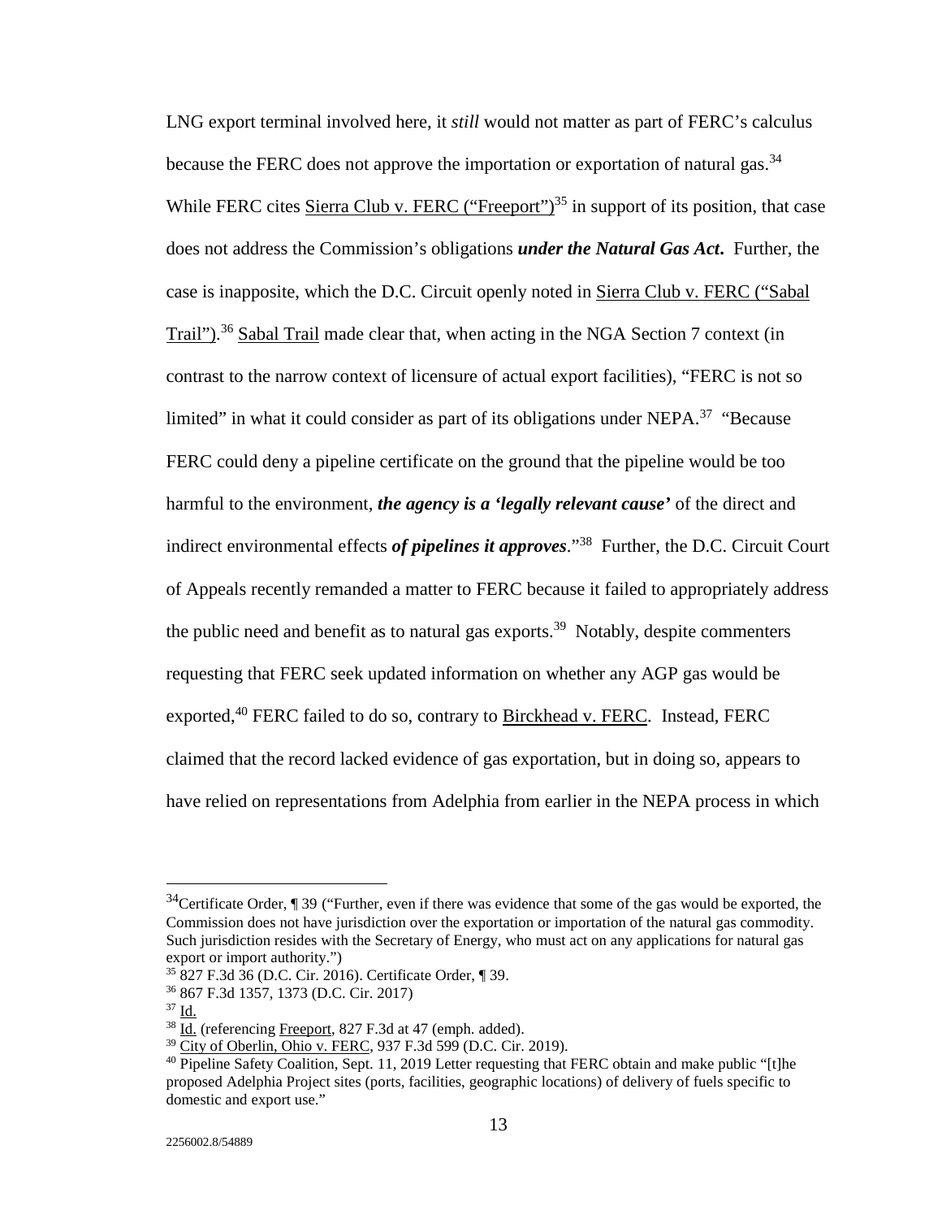LNG export terminal involved here, it *still* would not matter as part of FERC's calculus because the FERC does not approve the importation or exportation of natural gas.[34] While FERC cites Sierra Club v. FERC ("Freeport")[35] in support of its position, that case does not address the Commission's obligations ***under the Natural Gas Act***. Further, the case is inapposite, which the D.C. Circuit openly noted in Sierra Club v. FERC ("Sabal Trail").[36] Sabal Trail made clear that, when acting in the NGA Section 7 context (in contrast to the narrow context of licensure of actual export facilities), "FERC is not so limited" in what it could consider as part of its obligations under NEPA.[37] "Because FERC could deny a pipeline certificate on the ground that the pipeline would be too harmful to the environment, ***the agency is a 'legally relevant cause'*** of the direct and indirect environmental effects ***of pipelines it approves***."[38] Further, the D.C. Circuit Court of Appeals recently remanded a matter to FERC because it failed to appropriately address the public need and benefit as to natural gas exports.[39] Notably, despite commenters requesting that FERC seek updated information on whether any AGP gas would be exported,[40] FERC failed to do so, contrary to Birckhead v. FERC. Instead, FERC claimed that the record lacked evidence of gas exportation, but in doing so, appears to have relied on representations from Adelphia from earlier in the NEPA process in which

---

[34] Certificate Order, ¶ 39 ("Further, even if there was evidence that some of the gas would be exported, the Commission does not have jurisdiction over the exportation or importation of the natural gas commodity. Such jurisdiction resides with the Secretary of Energy, who must act on any applications for natural gas export or import authority.")

[35] 827 F.3d 36 (D.C. Cir. 2016). Certificate Order, ¶ 39.

[36] 867 F.3d 1357, 1373 (D.C. Cir. 2017)

[37] Id.

[38] Id. (referencing Freeport, 827 F.3d at 47 (emph. added).

[39] City of Oberlin, Ohio v. FERC, 937 F.3d 599 (D.C. Cir. 2019).

[40] Pipeline Safety Coalition, Sept. 11, 2019 Letter requesting that FERC obtain and make public "[t]he proposed Adelphia Project sites (ports, facilities, geographic locations) of delivery of fuels specific to domestic and export use."

2256002.8/54889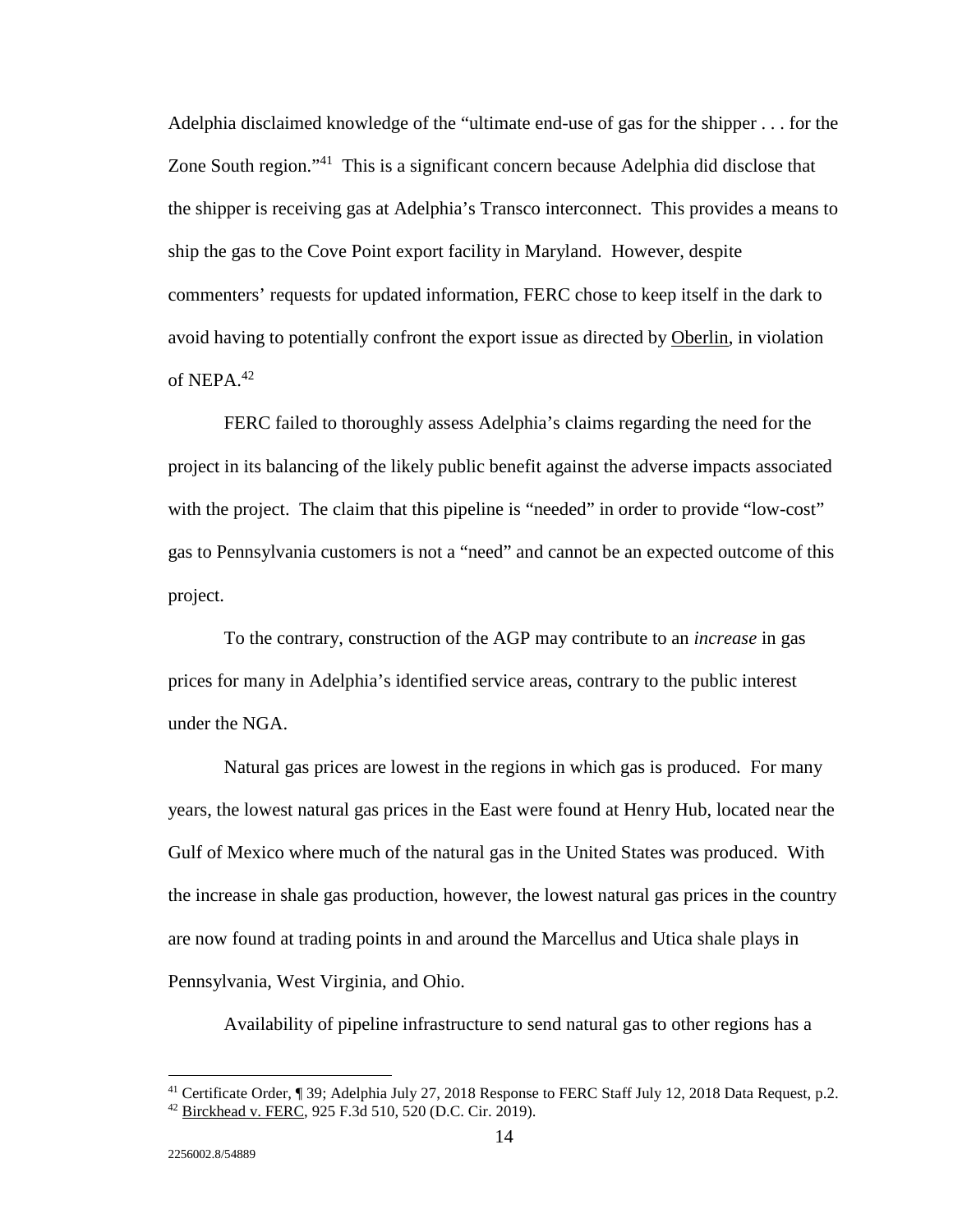Adelphia disclaimed knowledge of the "ultimate end-use of gas for the shipper . . . for the Zone South region."[41] This is a significant concern because Adelphia did disclose that the shipper is receiving gas at Adelphia's Transco interconnect. This provides a means to ship the gas to the Cove Point export facility in Maryland. However, despite commenters' requests for updated information, FERC chose to keep itself in the dark to avoid having to potentially confront the export issue as directed by Oberlin, in violation of NEPA.[42]

FERC failed to thoroughly assess Adelphia's claims regarding the need for the project in its balancing of the likely public benefit against the adverse impacts associated with the project. The claim that this pipeline is "needed" in order to provide "low-cost" gas to Pennsylvania customers is not a "need" and cannot be an expected outcome of this project.

To the contrary, construction of the AGP may contribute to an *increase* in gas prices for many in Adelphia's identified service areas, contrary to the public interest under the NGA.

Natural gas prices are lowest in the regions in which gas is produced. For many years, the lowest natural gas prices in the East were found at Henry Hub, located near the Gulf of Mexico where much of the natural gas in the United States was produced. With the increase in shale gas production, however, the lowest natural gas prices in the country are now found at trading points in and around the Marcellus and Utica shale plays in Pennsylvania, West Virginia, and Ohio.

Availability of pipeline infrastructure to send natural gas to other regions has a

---

[41] Certificate Order, ¶ 39; Adelphia July 27, 2018 Response to FERC Staff July 12, 2018 Data Request, p.2.

[42] Birckhead v. FERC, 925 F.3d 510, 520 (D.C. Cir. 2019).

2256002.8/54889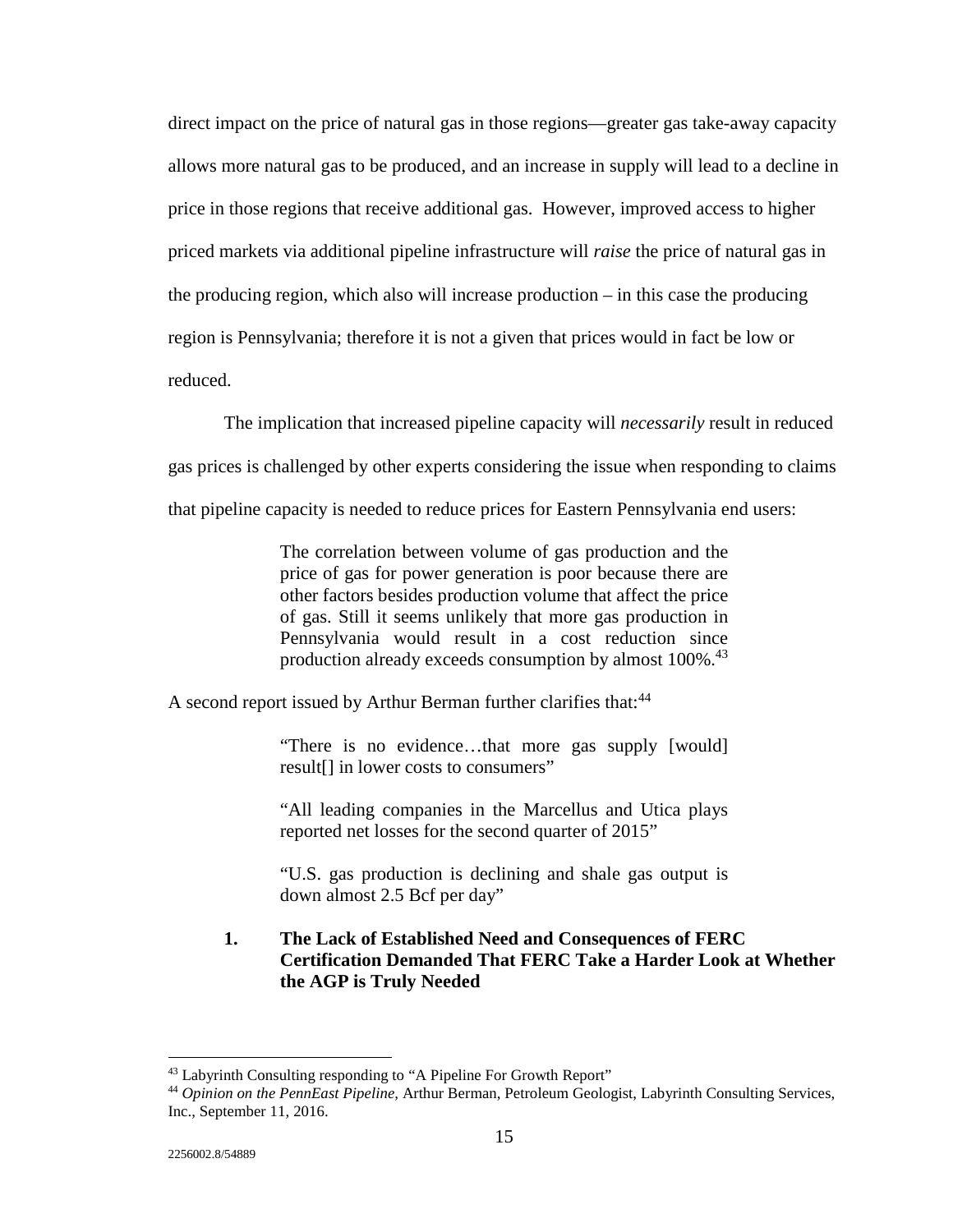direct impact on the price of natural gas in those regions—greater gas take-away capacity allows more natural gas to be produced, and an increase in supply will lead to a decline in price in those regions that receive additional gas. However, improved access to higher priced markets via additional pipeline infrastructure will *raise* the price of natural gas in the producing region, which also will increase production – in this case the producing region is Pennsylvania; therefore it is not a given that prices would in fact be low or reduced.

The implication that increased pipeline capacity will *necessarily* result in reduced gas prices is challenged by other experts considering the issue when responding to claims that pipeline capacity is needed to reduce prices for Eastern Pennsylvania end users:

> The correlation between volume of gas production and the price of gas for power generation is poor because there are other factors besides production volume that affect the price of gas. Still it seems unlikely that more gas production in Pennsylvania would result in a cost reduction since production already exceeds consumption by almost 100%.[43]

A second report issued by Arthur Berman further clarifies that:[44]

> "There is no evidence…that more gas supply [would] result[] in lower costs to consumers"
>
> "All leading companies in the Marcellus and Utica plays reported net losses for the second quarter of 2015"
>
> "U.S. gas production is declining and shale gas output is down almost 2.5 Bcf per day"

### 1. The Lack of Established Need and Consequences of FERC Certification Demanded That FERC Take a Harder Look at Whether the AGP is Truly Needed

---

[43] Labyrinth Consulting responding to "A Pipeline For Growth Report"

[44] *Opinion on the PennEast Pipeline*, Arthur Berman, Petroleum Geologist, Labyrinth Consulting Services, Inc., September 11, 2016.

2256002.8/54889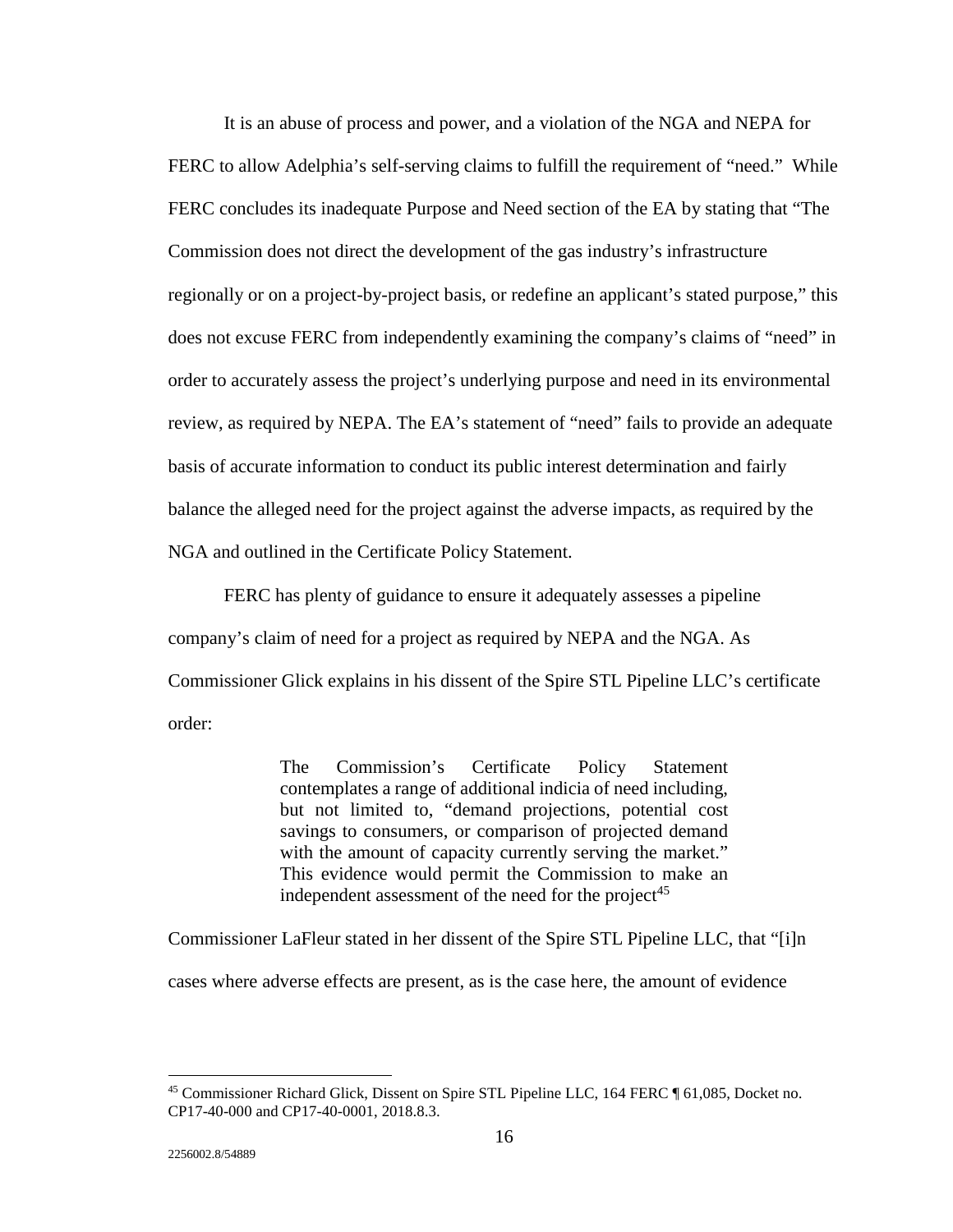It is an abuse of process and power, and a violation of the NGA and NEPA for FERC to allow Adelphia's self-serving claims to fulfill the requirement of "need." While FERC concludes its inadequate Purpose and Need section of the EA by stating that "The Commission does not direct the development of the gas industry's infrastructure regionally or on a project-by-project basis, or redefine an applicant's stated purpose," this does not excuse FERC from independently examining the company's claims of "need" in order to accurately assess the project's underlying purpose and need in its environmental review, as required by NEPA. The EA's statement of "need" fails to provide an adequate basis of accurate information to conduct its public interest determination and fairly balance the alleged need for the project against the adverse impacts, as required by the NGA and outlined in the Certificate Policy Statement.

FERC has plenty of guidance to ensure it adequately assesses a pipeline company's claim of need for a project as required by NEPA and the NGA. As Commissioner Glick explains in his dissent of the Spire STL Pipeline LLC's certificate order:

> The Commission's Certificate Policy Statement contemplates a range of additional indicia of need including, but not limited to, "demand projections, potential cost savings to consumers, or comparison of projected demand with the amount of capacity currently serving the market." This evidence would permit the Commission to make an independent assessment of the need for the project[45]

Commissioner LaFleur stated in her dissent of the Spire STL Pipeline LLC, that "[i]n cases where adverse effects are present, as is the case here, the amount of evidence

[45] Commissioner Richard Glick, Dissent on Spire STL Pipeline LLC, 164 FERC ¶ 61,085, Docket no. CP17-40-000 and CP17-40-0001, 2018.8.3.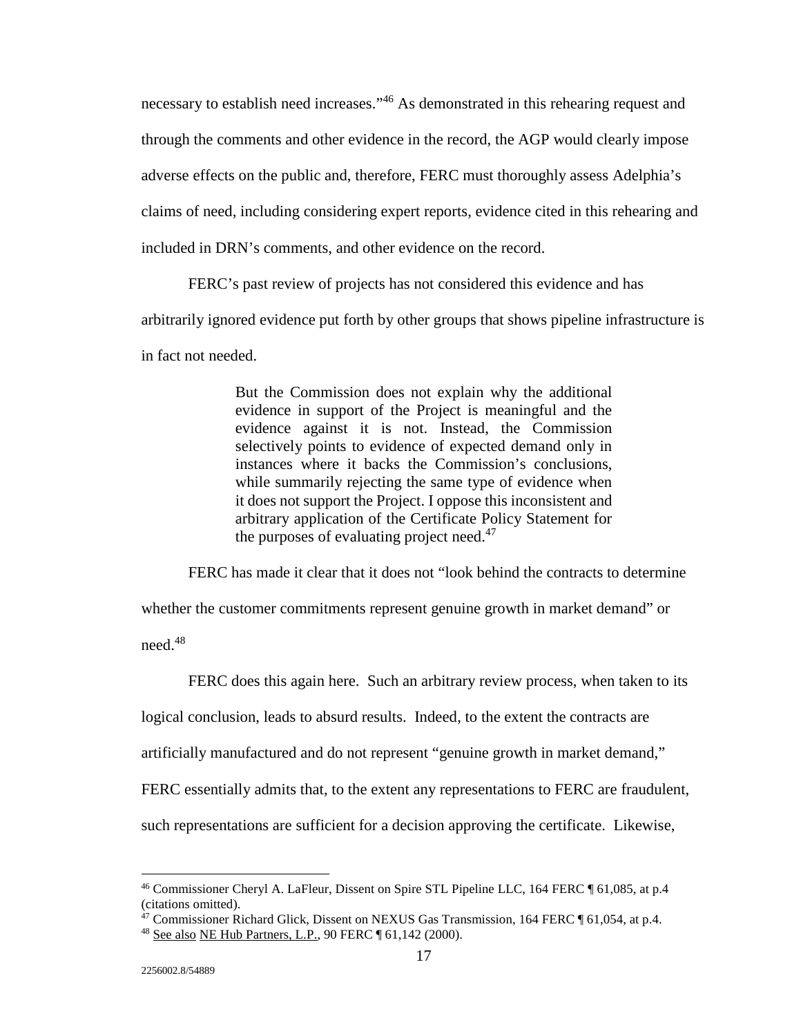necessary to establish need increases."[46] As demonstrated in this rehearing request and through the comments and other evidence in the record, the AGP would clearly impose adverse effects on the public and, therefore, FERC must thoroughly assess Adelphia's claims of need, including considering expert reports, evidence cited in this rehearing and included in DRN's comments, and other evidence on the record.

FERC's past review of projects has not considered this evidence and has arbitrarily ignored evidence put forth by other groups that shows pipeline infrastructure is in fact not needed.

> But the Commission does not explain why the additional evidence in support of the Project is meaningful and the evidence against it is not. Instead, the Commission selectively points to evidence of expected demand only in instances where it backs the Commission's conclusions, while summarily rejecting the same type of evidence when it does not support the Project. I oppose this inconsistent and arbitrary application of the Certificate Policy Statement for the purposes of evaluating project need.[47]

FERC has made it clear that it does not "look behind the contracts to determine whether the customer commitments represent genuine growth in market demand" or need.[48]

FERC does this again here. Such an arbitrary review process, when taken to its logical conclusion, leads to absurd results. Indeed, to the extent the contracts are artificially manufactured and do not represent "genuine growth in market demand," FERC essentially admits that, to the extent any representations to FERC are fraudulent, such representations are sufficient for a decision approving the certificate. Likewise,

---

[46] Commissioner Cheryl A. LaFleur, Dissent on Spire STL Pipeline LLC, 164 FERC ¶ 61,085, at p.4 (citations omitted).

[47] Commissioner Richard Glick, Dissent on NEXUS Gas Transmission, 164 FERC ¶ 61,054, at p.4.

[48] See also NE Hub Partners, L.P., 90 FERC ¶ 61,142 (2000).

2256002.8/54889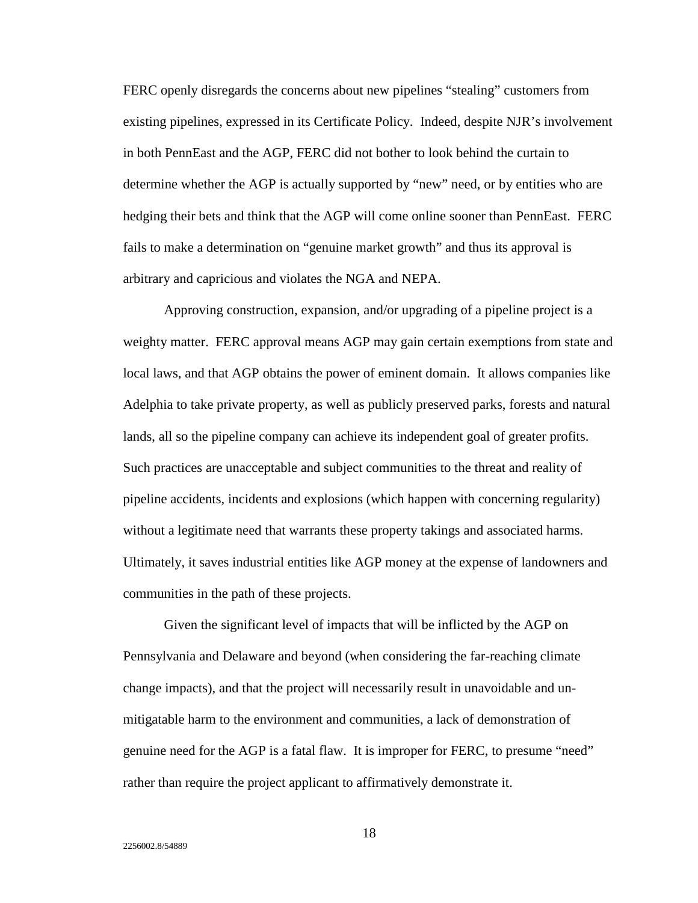FERC openly disregards the concerns about new pipelines "stealing" customers from existing pipelines, expressed in its Certificate Policy. Indeed, despite NJR's involvement in both PennEast and the AGP, FERC did not bother to look behind the curtain to determine whether the AGP is actually supported by "new" need, or by entities who are hedging their bets and think that the AGP will come online sooner than PennEast. FERC fails to make a determination on "genuine market growth" and thus its approval is arbitrary and capricious and violates the NGA and NEPA.

Approving construction, expansion, and/or upgrading of a pipeline project is a weighty matter. FERC approval means AGP may gain certain exemptions from state and local laws, and that AGP obtains the power of eminent domain. It allows companies like Adelphia to take private property, as well as publicly preserved parks, forests and natural lands, all so the pipeline company can achieve its independent goal of greater profits. Such practices are unacceptable and subject communities to the threat and reality of pipeline accidents, incidents and explosions (which happen with concerning regularity) without a legitimate need that warrants these property takings and associated harms. Ultimately, it saves industrial entities like AGP money at the expense of landowners and communities in the path of these projects.

Given the significant level of impacts that will be inflicted by the AGP on Pennsylvania and Delaware and beyond (when considering the far-reaching climate change impacts), and that the project will necessarily result in unavoidable and un-mitigatable harm to the environment and communities, a lack of demonstration of genuine need for the AGP is a fatal flaw. It is improper for FERC, to presume "need" rather than require the project applicant to affirmatively demonstrate it.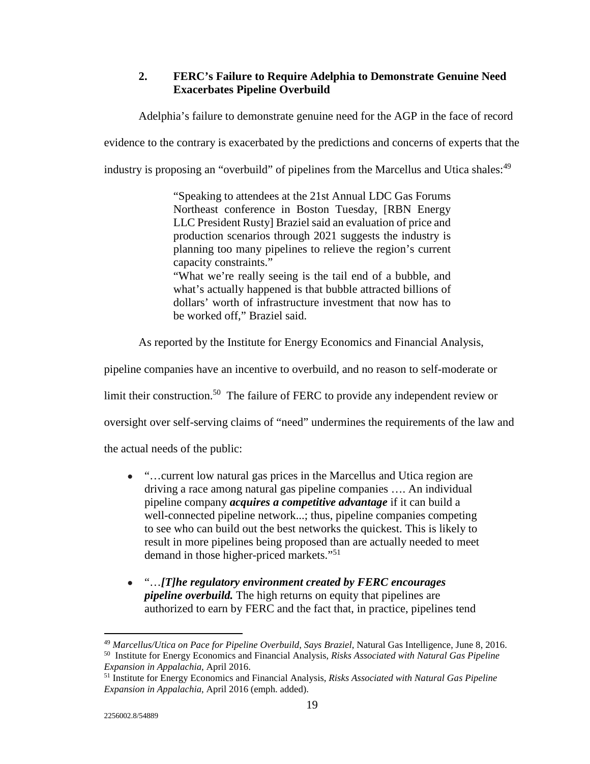### 2. FERC's Failure to Require Adelphia to Demonstrate Genuine Need Exacerbates Pipeline Overbuild

Adelphia's failure to demonstrate genuine need for the AGP in the face of record evidence to the contrary is exacerbated by the predictions and concerns of experts that the industry is proposing an "overbuild" of pipelines from the Marcellus and Utica shales:[49]

> "Speaking to attendees at the 21st Annual LDC Gas Forums Northeast conference in Boston Tuesday, [RBN Energy LLC President Rusty] Braziel said an evaluation of price and production scenarios through 2021 suggests the industry is planning too many pipelines to relieve the region's current capacity constraints."
>
> "What we're really seeing is the tail end of a bubble, and what's actually happened is that bubble attracted billions of dollars' worth of infrastructure investment that now has to be worked off," Braziel said.

As reported by the Institute for Energy Economics and Financial Analysis, pipeline companies have an incentive to overbuild, and no reason to self-moderate or limit their construction.[50] The failure of FERC to provide any independent review or oversight over self-serving claims of "need" undermines the requirements of the law and the actual needs of the public:

- "…current low natural gas prices in the Marcellus and Utica region are driving a race among natural gas pipeline companies …. An individual pipeline company ***acquires a competitive advantage*** if it can build a well-connected pipeline network...; thus, pipeline companies competing to see who can build out the best networks the quickest. This is likely to result in more pipelines being proposed than are actually needed to meet demand in those higher-priced markets."[51]

- "…***[T]he regulatory environment created by FERC encourages pipeline overbuild.*** The high returns on equity that pipelines are authorized to earn by FERC and the fact that, in practice, pipelines tend

---

[49] *Marcellus/Utica on Pace for Pipeline Overbuild, Says Braziel*, Natural Gas Intelligence, June 8, 2016.

[50] Institute for Energy Economics and Financial Analysis, *Risks Associated with Natural Gas Pipeline Expansion in Appalachia*, April 2016.

[51] Institute for Energy Economics and Financial Analysis, *Risks Associated with Natural Gas Pipeline Expansion in Appalachia*, April 2016 (emph. added).

2256002.8/54889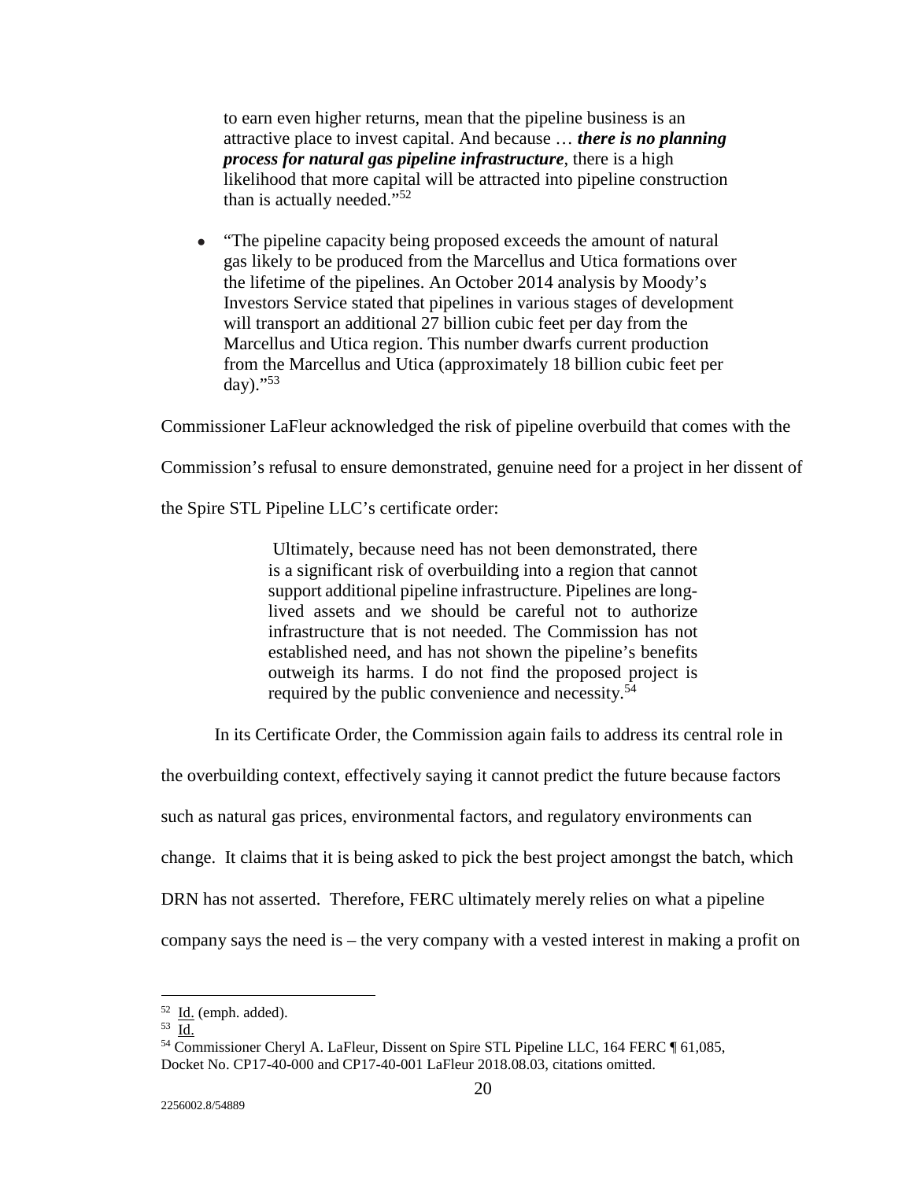> to earn even higher returns, mean that the pipeline business is an attractive place to invest capital. And because … ***there is no planning process for natural gas pipeline infrastructure***, there is a high likelihood that more capital will be attracted into pipeline construction than is actually needed."[52]

- "The pipeline capacity being proposed exceeds the amount of natural gas likely to be produced from the Marcellus and Utica formations over the lifetime of the pipelines. An October 2014 analysis by Moody's Investors Service stated that pipelines in various stages of development will transport an additional 27 billion cubic feet per day from the Marcellus and Utica region. This number dwarfs current production from the Marcellus and Utica (approximately 18 billion cubic feet per day)."[53]

Commissioner LaFleur acknowledged the risk of pipeline overbuild that comes with the Commission's refusal to ensure demonstrated, genuine need for a project in her dissent of the Spire STL Pipeline LLC's certificate order:

> Ultimately, because need has not been demonstrated, there is a significant risk of overbuilding into a region that cannot support additional pipeline infrastructure. Pipelines are long-lived assets and we should be careful not to authorize infrastructure that is not needed. The Commission has not established need, and has not shown the pipeline's benefits outweigh its harms. I do not find the proposed project is required by the public convenience and necessity.[54]

In its Certificate Order, the Commission again fails to address its central role in the overbuilding context, effectively saying it cannot predict the future because factors such as natural gas prices, environmental factors, and regulatory environments can change. It claims that it is being asked to pick the best project amongst the batch, which DRN has not asserted. Therefore, FERC ultimately merely relies on what a pipeline company says the need is – the very company with a vested interest in making a profit on

---

[52] Id. (emph. added).

[53] Id.

[54] Commissioner Cheryl A. LaFleur, Dissent on Spire STL Pipeline LLC, 164 FERC ¶ 61,085, Docket No. CP17-40-000 and CP17-40-001 LaFleur 2018.08.03, citations omitted.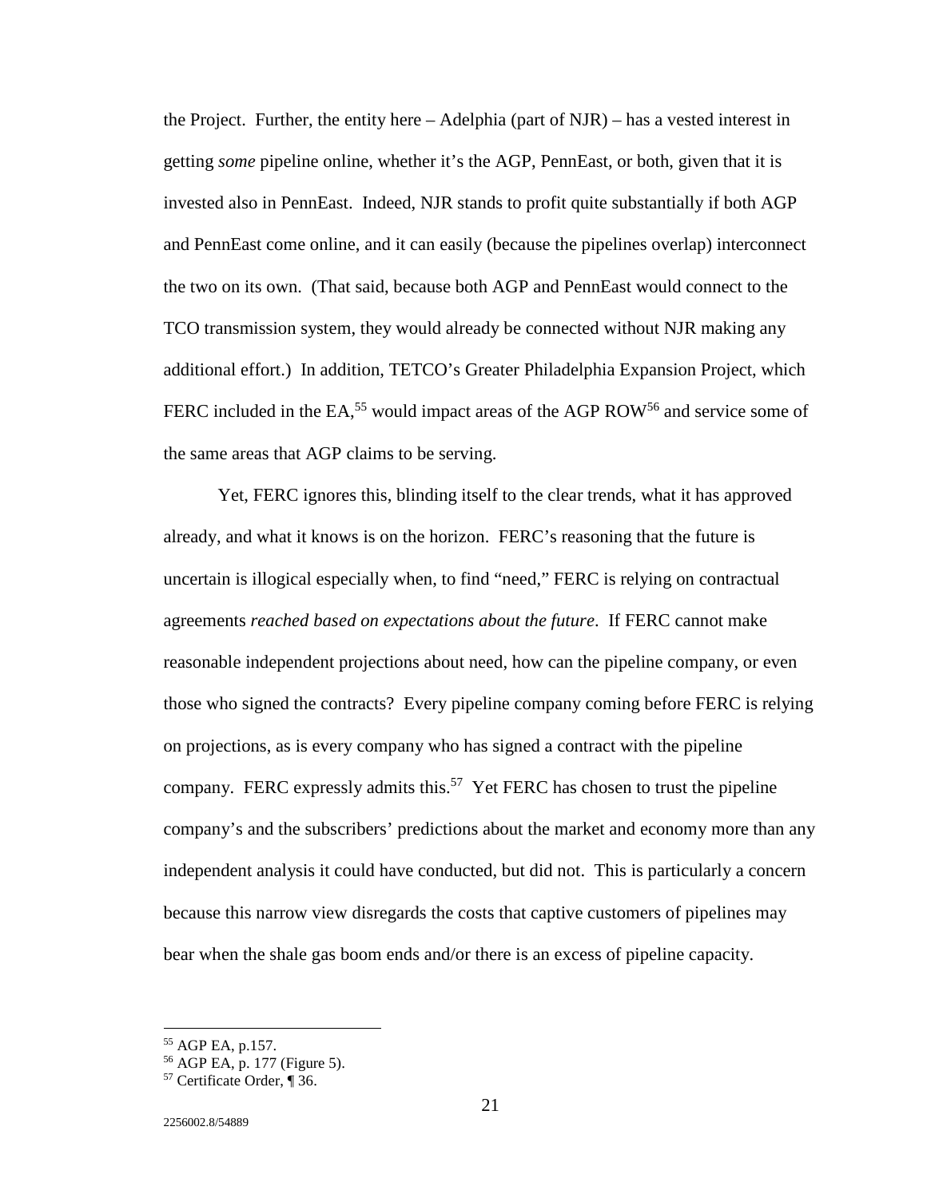the Project. Further, the entity here – Adelphia (part of NJR) – has a vested interest in getting *some* pipeline online, whether it's the AGP, PennEast, or both, given that it is invested also in PennEast. Indeed, NJR stands to profit quite substantially if both AGP and PennEast come online, and it can easily (because the pipelines overlap) interconnect the two on its own. (That said, because both AGP and PennEast would connect to the TCO transmission system, they would already be connected without NJR making any additional effort.) In addition, TETCO's Greater Philadelphia Expansion Project, which FERC included in the EA,[55] would impact areas of the AGP ROW[56] and service some of the same areas that AGP claims to be serving.

Yet, FERC ignores this, blinding itself to the clear trends, what it has approved already, and what it knows is on the horizon. FERC's reasoning that the future is uncertain is illogical especially when, to find "need," FERC is relying on contractual agreements *reached based on expectations about the future*. If FERC cannot make reasonable independent projections about need, how can the pipeline company, or even those who signed the contracts? Every pipeline company coming before FERC is relying on projections, as is every company who has signed a contract with the pipeline company. FERC expressly admits this.[57] Yet FERC has chosen to trust the pipeline company's and the subscribers' predictions about the market and economy more than any independent analysis it could have conducted, but did not. This is particularly a concern because this narrow view disregards the costs that captive customers of pipelines may bear when the shale gas boom ends and/or there is an excess of pipeline capacity.

---

[55] AGP EA, p.157.

[56] AGP EA, p. 177 (Figure 5).

[57] Certificate Order, ¶ 36.

2256002.8/54889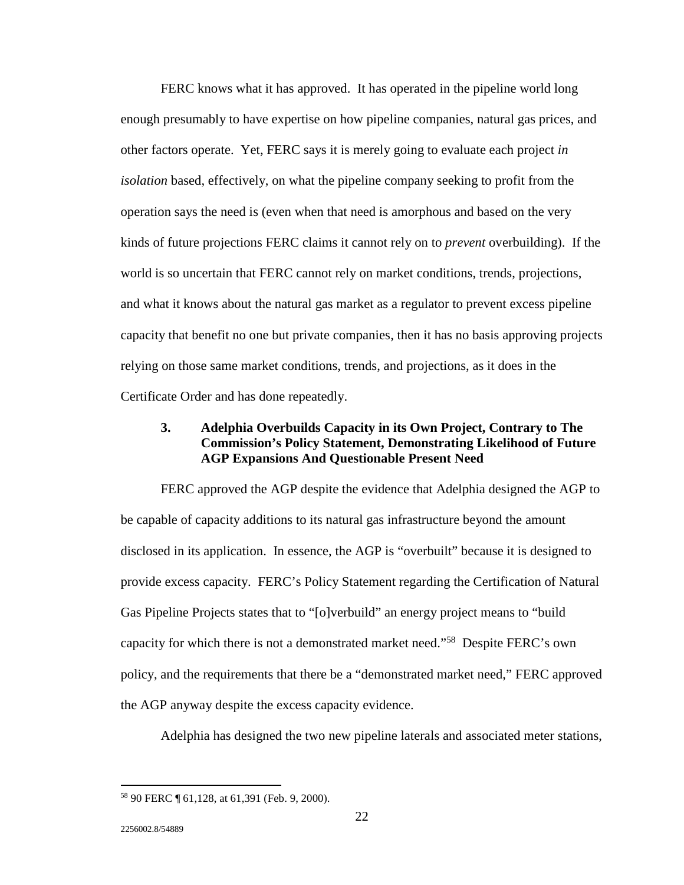FERC knows what it has approved. It has operated in the pipeline world long enough presumably to have expertise on how pipeline companies, natural gas prices, and other factors operate. Yet, FERC says it is merely going to evaluate each project *in isolation* based, effectively, on what the pipeline company seeking to profit from the operation says the need is (even when that need is amorphous and based on the very kinds of future projections FERC claims it cannot rely on to *prevent* overbuilding). If the world is so uncertain that FERC cannot rely on market conditions, trends, projections, and what it knows about the natural gas market as a regulator to prevent excess pipeline capacity that benefit no one but private companies, then it has no basis approving projects relying on those same market conditions, trends, and projections, as it does in the Certificate Order and has done repeatedly.

### 3. Adelphia Overbuilds Capacity in its Own Project, Contrary to The Commission's Policy Statement, Demonstrating Likelihood of Future AGP Expansions And Questionable Present Need

FERC approved the AGP despite the evidence that Adelphia designed the AGP to be capable of capacity additions to its natural gas infrastructure beyond the amount disclosed in its application. In essence, the AGP is "overbuilt" because it is designed to provide excess capacity. FERC's Policy Statement regarding the Certification of Natural Gas Pipeline Projects states that to "[o]verbuild" an energy project means to "build capacity for which there is not a demonstrated market need."[58] Despite FERC's own policy, and the requirements that there be a "demonstrated market need," FERC approved the AGP anyway despite the excess capacity evidence.

Adelphia has designed the two new pipeline laterals and associated meter stations,

---

[58] 90 FERC ¶ 61,128, at 61,391 (Feb. 9, 2000).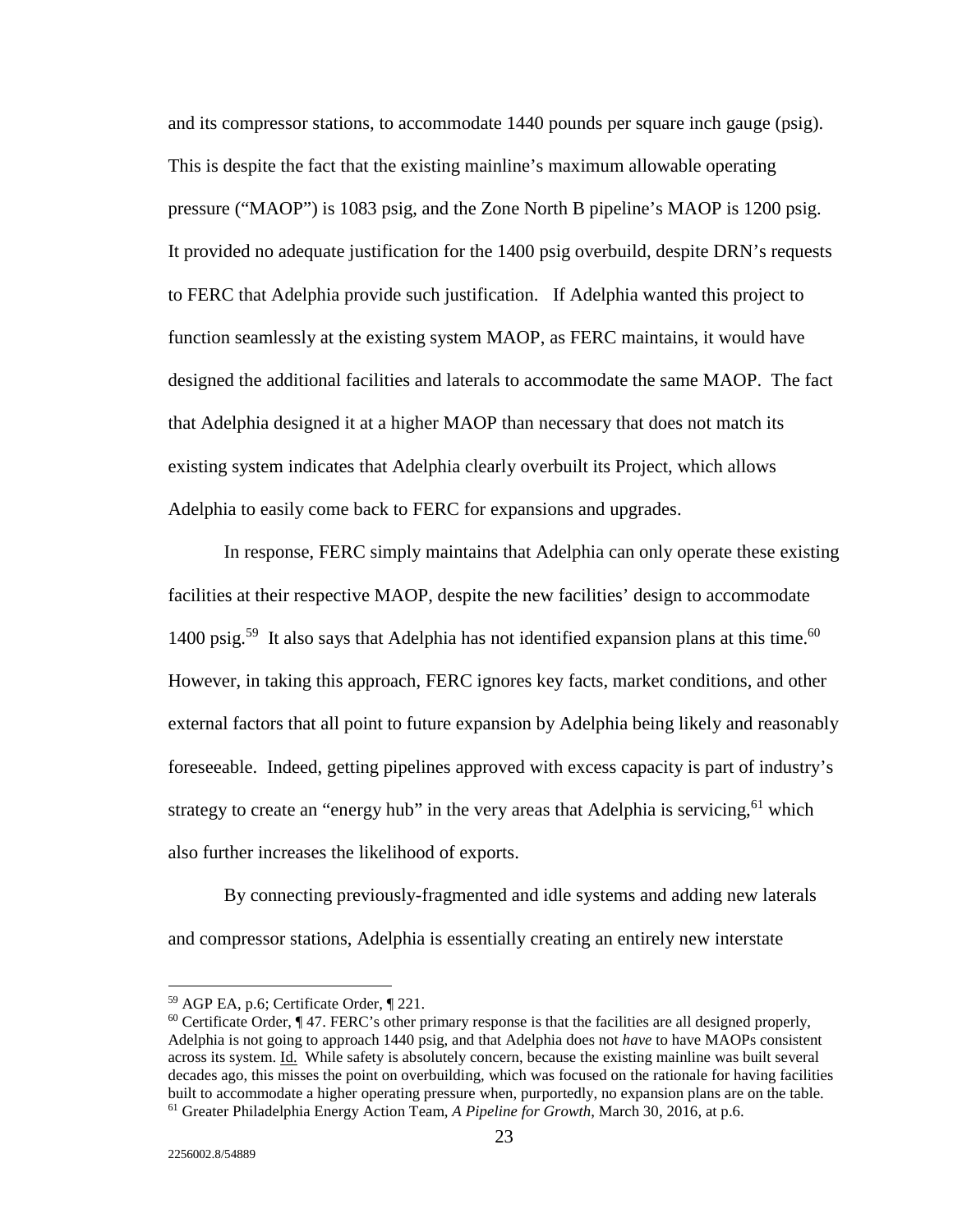and its compressor stations, to accommodate 1440 pounds per square inch gauge (psig). This is despite the fact that the existing mainline's maximum allowable operating pressure ("MAOP") is 1083 psig, and the Zone North B pipeline's MAOP is 1200 psig. It provided no adequate justification for the 1400 psig overbuild, despite DRN's requests to FERC that Adelphia provide such justification. If Adelphia wanted this project to function seamlessly at the existing system MAOP, as FERC maintains, it would have designed the additional facilities and laterals to accommodate the same MAOP. The fact that Adelphia designed it at a higher MAOP than necessary that does not match its existing system indicates that Adelphia clearly overbuilt its Project, which allows Adelphia to easily come back to FERC for expansions and upgrades.

In response, FERC simply maintains that Adelphia can only operate these existing facilities at their respective MAOP, despite the new facilities' design to accommodate 1400 psig.[59] It also says that Adelphia has not identified expansion plans at this time.[60] However, in taking this approach, FERC ignores key facts, market conditions, and other external factors that all point to future expansion by Adelphia being likely and reasonably foreseeable. Indeed, getting pipelines approved with excess capacity is part of industry's strategy to create an "energy hub" in the very areas that Adelphia is servicing,[61] which also further increases the likelihood of exports.

By connecting previously-fragmented and idle systems and adding new laterals and compressor stations, Adelphia is essentially creating an entirely new interstate

---

[59] AGP EA, p.6; Certificate Order, ¶ 221.

[60] Certificate Order, ¶ 47. FERC's other primary response is that the facilities are all designed properly, Adelphia is not going to approach 1440 psig, and that Adelphia does not *have* to have MAOPs consistent across its system. Id. While safety is absolutely concern, because the existing mainline was built several decades ago, this misses the point on overbuilding, which was focused on the rationale for having facilities built to accommodate a higher operating pressure when, purportedly, no expansion plans are on the table.

[61] Greater Philadelphia Energy Action Team, *A Pipeline for Growth*, March 30, 2016, at p.6.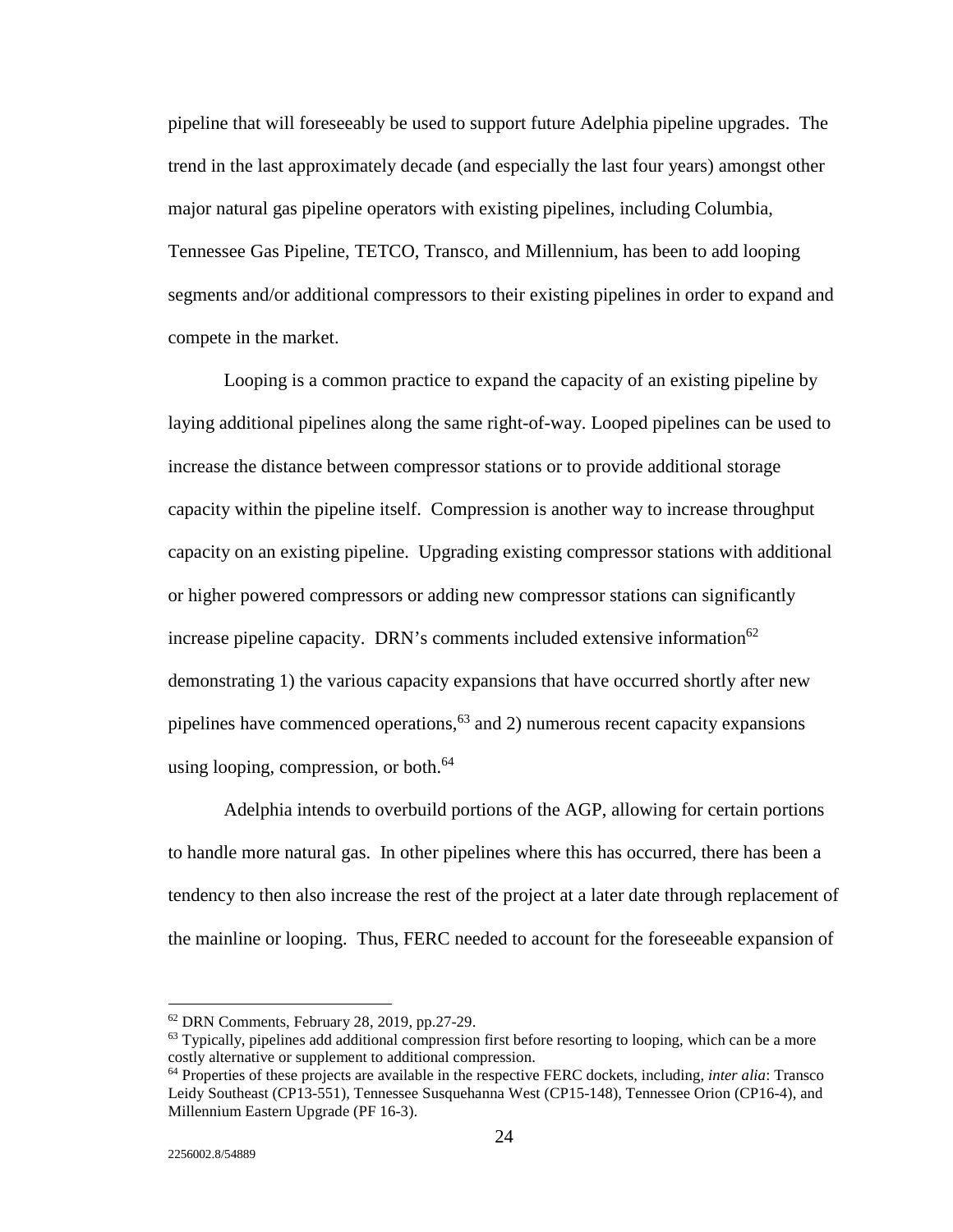pipeline that will foreseeably be used to support future Adelphia pipeline upgrades. The trend in the last approximately decade (and especially the last four years) amongst other major natural gas pipeline operators with existing pipelines, including Columbia, Tennessee Gas Pipeline, TETCO, Transco, and Millennium, has been to add looping segments and/or additional compressors to their existing pipelines in order to expand and compete in the market.

Looping is a common practice to expand the capacity of an existing pipeline by laying additional pipelines along the same right-of-way. Looped pipelines can be used to increase the distance between compressor stations or to provide additional storage capacity within the pipeline itself. Compression is another way to increase throughput capacity on an existing pipeline. Upgrading existing compressor stations with additional or higher powered compressors or adding new compressor stations can significantly increase pipeline capacity. DRN's comments included extensive information[62] demonstrating 1) the various capacity expansions that have occurred shortly after new pipelines have commenced operations,[63] and 2) numerous recent capacity expansions using looping, compression, or both.[64]

Adelphia intends to overbuild portions of the AGP, allowing for certain portions to handle more natural gas. In other pipelines where this has occurred, there has been a tendency to then also increase the rest of the project at a later date through replacement of the mainline or looping. Thus, FERC needed to account for the foreseeable expansion of

---

[62] DRN Comments, February 28, 2019, pp.27-29.

[63] Typically, pipelines add additional compression first before resorting to looping, which can be a more costly alternative or supplement to additional compression.

[64] Properties of these projects are available in the respective FERC dockets, including, *inter alia*: Transco Leidy Southeast (CP13-551), Tennessee Susquehanna West (CP15-148), Tennessee Orion (CP16-4), and Millennium Eastern Upgrade (PF 16-3).

2256002.8/54889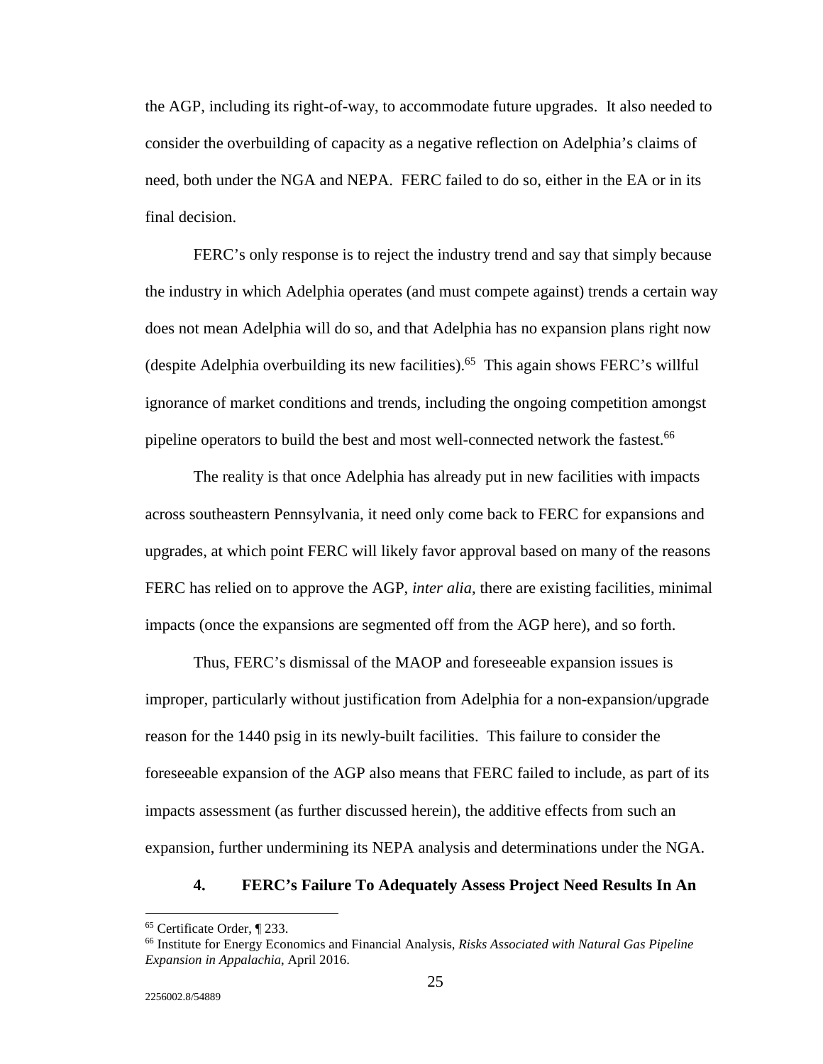the AGP, including its right-of-way, to accommodate future upgrades. It also needed to consider the overbuilding of capacity as a negative reflection on Adelphia's claims of need, both under the NGA and NEPA. FERC failed to do so, either in the EA or in its final decision.

FERC's only response is to reject the industry trend and say that simply because the industry in which Adelphia operates (and must compete against) trends a certain way does not mean Adelphia will do so, and that Adelphia has no expansion plans right now (despite Adelphia overbuilding its new facilities).[65] This again shows FERC's willful ignorance of market conditions and trends, including the ongoing competition amongst pipeline operators to build the best and most well-connected network the fastest.[66]

The reality is that once Adelphia has already put in new facilities with impacts across southeastern Pennsylvania, it need only come back to FERC for expansions and upgrades, at which point FERC will likely favor approval based on many of the reasons FERC has relied on to approve the AGP, *inter alia*, there are existing facilities, minimal impacts (once the expansions are segmented off from the AGP here), and so forth.

Thus, FERC's dismissal of the MAOP and foreseeable expansion issues is improper, particularly without justification from Adelphia for a non-expansion/upgrade reason for the 1440 psig in its newly-built facilities. This failure to consider the foreseeable expansion of the AGP also means that FERC failed to include, as part of its impacts assessment (as further discussed herein), the additive effects from such an expansion, further undermining its NEPA analysis and determinations under the NGA.

**4. FERC's Failure To Adequately Assess Project Need Results In An**

---

[65] Certificate Order, ¶ 233.

[66] Institute for Energy Economics and Financial Analysis, *Risks Associated with Natural Gas Pipeline Expansion in Appalachia*, April 2016.

2256002.8/54889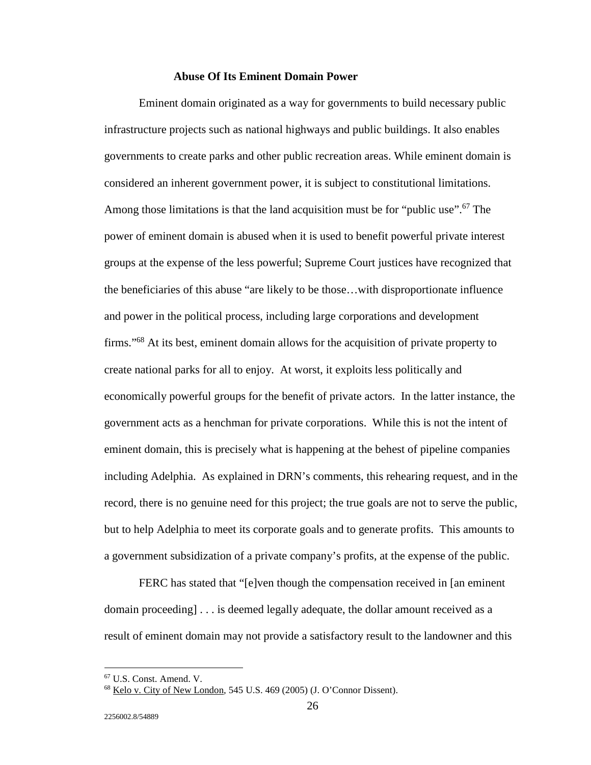**Abuse Of Its Eminent Domain Power**

Eminent domain originated as a way for governments to build necessary public infrastructure projects such as national highways and public buildings. It also enables governments to create parks and other public recreation areas. While eminent domain is considered an inherent government power, it is subject to constitutional limitations. Among those limitations is that the land acquisition must be for "public use".[67] The power of eminent domain is abused when it is used to benefit powerful private interest groups at the expense of the less powerful; Supreme Court justices have recognized that the beneficiaries of this abuse "are likely to be those…with disproportionate influence and power in the political process, including large corporations and development firms."[68] At its best, eminent domain allows for the acquisition of private property to create national parks for all to enjoy. At worst, it exploits less politically and economically powerful groups for the benefit of private actors. In the latter instance, the government acts as a henchman for private corporations. While this is not the intent of eminent domain, this is precisely what is happening at the behest of pipeline companies including Adelphia. As explained in DRN's comments, this rehearing request, and in the record, there is no genuine need for this project; the true goals are not to serve the public, but to help Adelphia to meet its corporate goals and to generate profits. This amounts to a government subsidization of a private company's profits, at the expense of the public.

FERC has stated that "[e]ven though the compensation received in [an eminent domain proceeding] . . . is deemed legally adequate, the dollar amount received as a result of eminent domain may not provide a satisfactory result to the landowner and this

---

[67] U.S. Const. Amend. V.

[68] Kelo v. City of New London, 545 U.S. 469 (2005) (J. O'Connor Dissent).

2256002.8/54889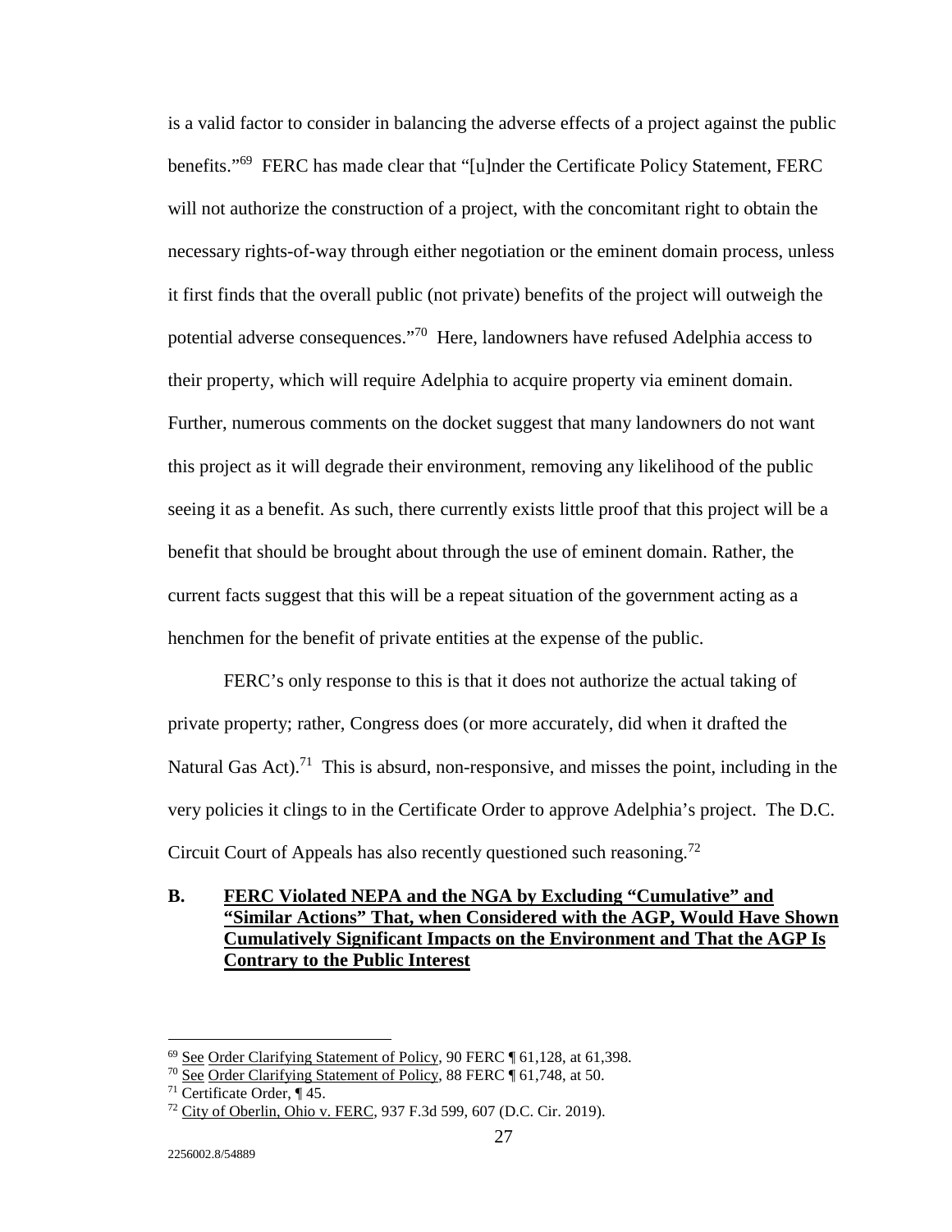is a valid factor to consider in balancing the adverse effects of a project against the public benefits."[69] FERC has made clear that "[u]nder the Certificate Policy Statement, FERC will not authorize the construction of a project, with the concomitant right to obtain the necessary rights-of-way through either negotiation or the eminent domain process, unless it first finds that the overall public (not private) benefits of the project will outweigh the potential adverse consequences."[70] Here, landowners have refused Adelphia access to their property, which will require Adelphia to acquire property via eminent domain. Further, numerous comments on the docket suggest that many landowners do not want this project as it will degrade their environment, removing any likelihood of the public seeing it as a benefit. As such, there currently exists little proof that this project will be a benefit that should be brought about through the use of eminent domain. Rather, the current facts suggest that this will be a repeat situation of the government acting as a henchmen for the benefit of private entities at the expense of the public.

FERC's only response to this is that it does not authorize the actual taking of private property; rather, Congress does (or more accurately, did when it drafted the Natural Gas Act).[71] This is absurd, non-responsive, and misses the point, including in the very policies it clings to in the Certificate Order to approve Adelphia's project. The D.C. Circuit Court of Appeals has also recently questioned such reasoning.[72]

## B. FERC Violated NEPA and the NGA by Excluding "Cumulative" and "Similar Actions" That, when Considered with the AGP, Would Have Shown Cumulatively Significant Impacts on the Environment and That the AGP Is Contrary to the Public Interest

---

[69] See Order Clarifying Statement of Policy, 90 FERC ¶ 61,128, at 61,398.

[70] See Order Clarifying Statement of Policy, 88 FERC ¶ 61,748, at 50.

[71] Certificate Order, ¶ 45.

[72] City of Oberlin, Ohio v. FERC, 937 F.3d 599, 607 (D.C. Cir. 2019).

2256002.8/54889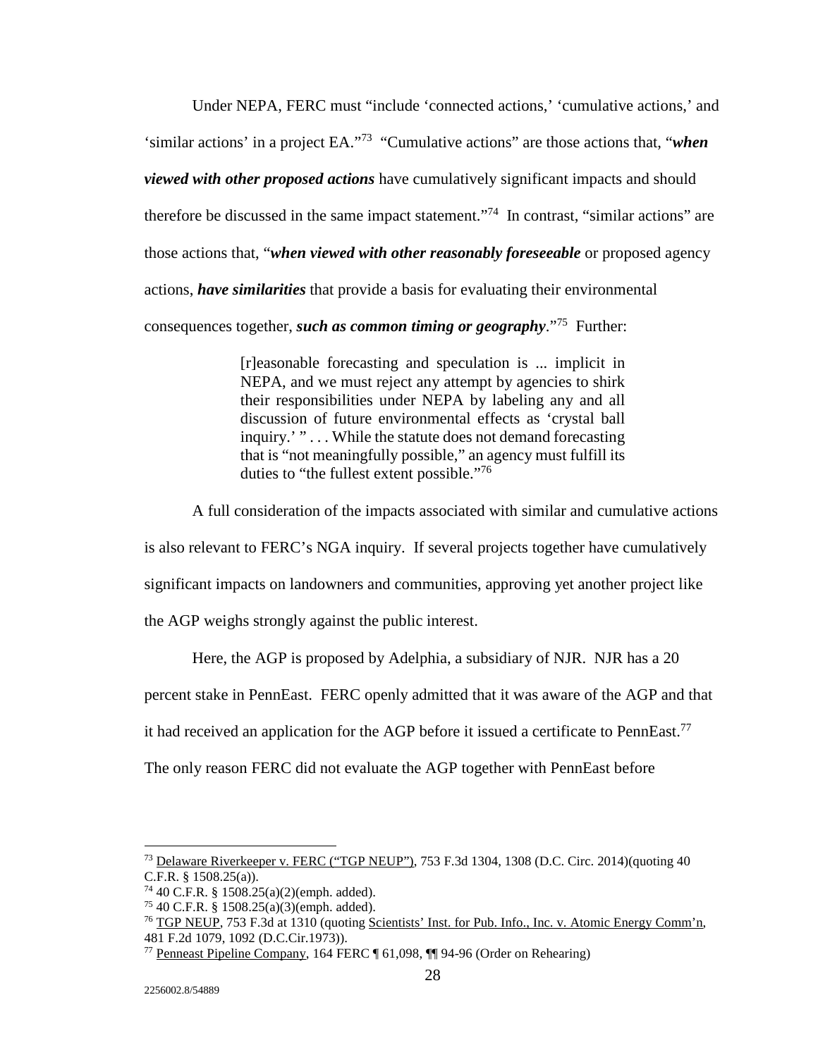Under NEPA, FERC must "include 'connected actions,' 'cumulative actions,' and 'similar actions' in a project EA."[73] "Cumulative actions" are those actions that, "***when viewed with other proposed actions*** have cumulatively significant impacts and should therefore be discussed in the same impact statement."[74] In contrast, "similar actions" are those actions that, "***when viewed with other reasonably foreseeable*** or proposed agency actions, ***have similarities*** that provide a basis for evaluating their environmental consequences together, ***such as common timing or geography***."[75] Further:

> [r]easonable forecasting and speculation is ... implicit in NEPA, and we must reject any attempt by agencies to shirk their responsibilities under NEPA by labeling any and all discussion of future environmental effects as 'crystal ball inquiry.' " . . . While the statute does not demand forecasting that is "not meaningfully possible," an agency must fulfill its duties to "the fullest extent possible."[76]

A full consideration of the impacts associated with similar and cumulative actions is also relevant to FERC's NGA inquiry. If several projects together have cumulatively significant impacts on landowners and communities, approving yet another project like the AGP weighs strongly against the public interest.

Here, the AGP is proposed by Adelphia, a subsidiary of NJR. NJR has a 20 percent stake in PennEast. FERC openly admitted that it was aware of the AGP and that it had received an application for the AGP before it issued a certificate to PennEast.[77] The only reason FERC did not evaluate the AGP together with PennEast before

---

[73] Delaware Riverkeeper v. FERC ("TGP NEUP"), 753 F.3d 1304, 1308 (D.C. Circ. 2014)(quoting 40 C.F.R. § 1508.25(a)).

[74] 40 C.F.R. § 1508.25(a)(2)(emph. added).

[75] 40 C.F.R. § 1508.25(a)(3)(emph. added).

[76] TGP NEUP, 753 F.3d at 1310 (quoting Scientists' Inst. for Pub. Info., Inc. v. Atomic Energy Comm'n, 481 F.2d 1079, 1092 (D.C.Cir.1973)).

[77] Penneast Pipeline Company, 164 FERC ¶ 61,098, ¶¶ 94-96 (Order on Rehearing)

2256002.8/54889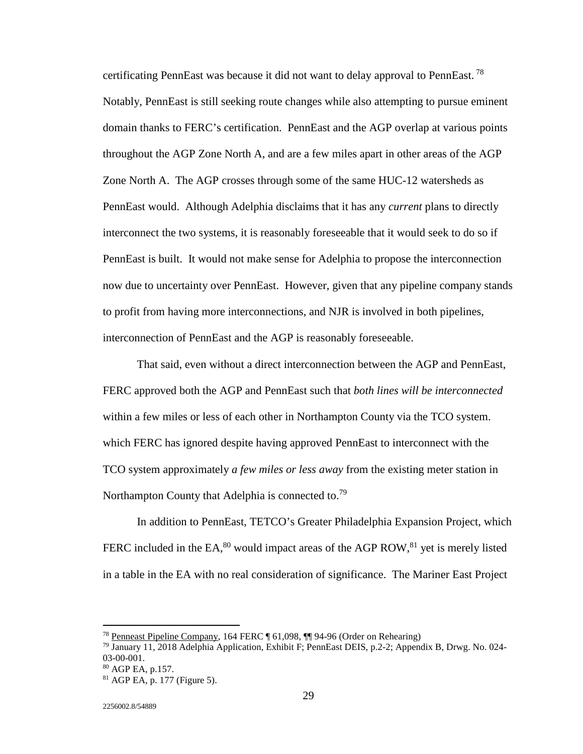certificating PennEast was because it did not want to delay approval to PennEast.[78] Notably, PennEast is still seeking route changes while also attempting to pursue eminent domain thanks to FERC's certification. PennEast and the AGP overlap at various points throughout the AGP Zone North A, and are a few miles apart in other areas of the AGP Zone North A. The AGP crosses through some of the same HUC-12 watersheds as PennEast would. Although Adelphia disclaims that it has any *current* plans to directly interconnect the two systems, it is reasonably foreseeable that it would seek to do so if PennEast is built. It would not make sense for Adelphia to propose the interconnection now due to uncertainty over PennEast. However, given that any pipeline company stands to profit from having more interconnections, and NJR is involved in both pipelines, interconnection of PennEast and the AGP is reasonably foreseeable.

That said, even without a direct interconnection between the AGP and PennEast, FERC approved both the AGP and PennEast such that *both lines will be interconnected* within a few miles or less of each other in Northampton County via the TCO system. which FERC has ignored despite having approved PennEast to interconnect with the TCO system approximately *a few miles or less away* from the existing meter station in Northampton County that Adelphia is connected to.[79]

In addition to PennEast, TETCO's Greater Philadelphia Expansion Project, which FERC included in the EA,[80] would impact areas of the AGP ROW,[81] yet is merely listed in a table in the EA with no real consideration of significance. The Mariner East Project

---

[78] Penneast Pipeline Company, 164 FERC ¶ 61,098, ¶¶ 94-96 (Order on Rehearing)

[79] January 11, 2018 Adelphia Application, Exhibit F; PennEast DEIS, p.2-2; Appendix B, Drwg. No. 024-03-00-001.

[80] AGP EA, p.157.

[81] AGP EA, p. 177 (Figure 5).

2256002.8/54889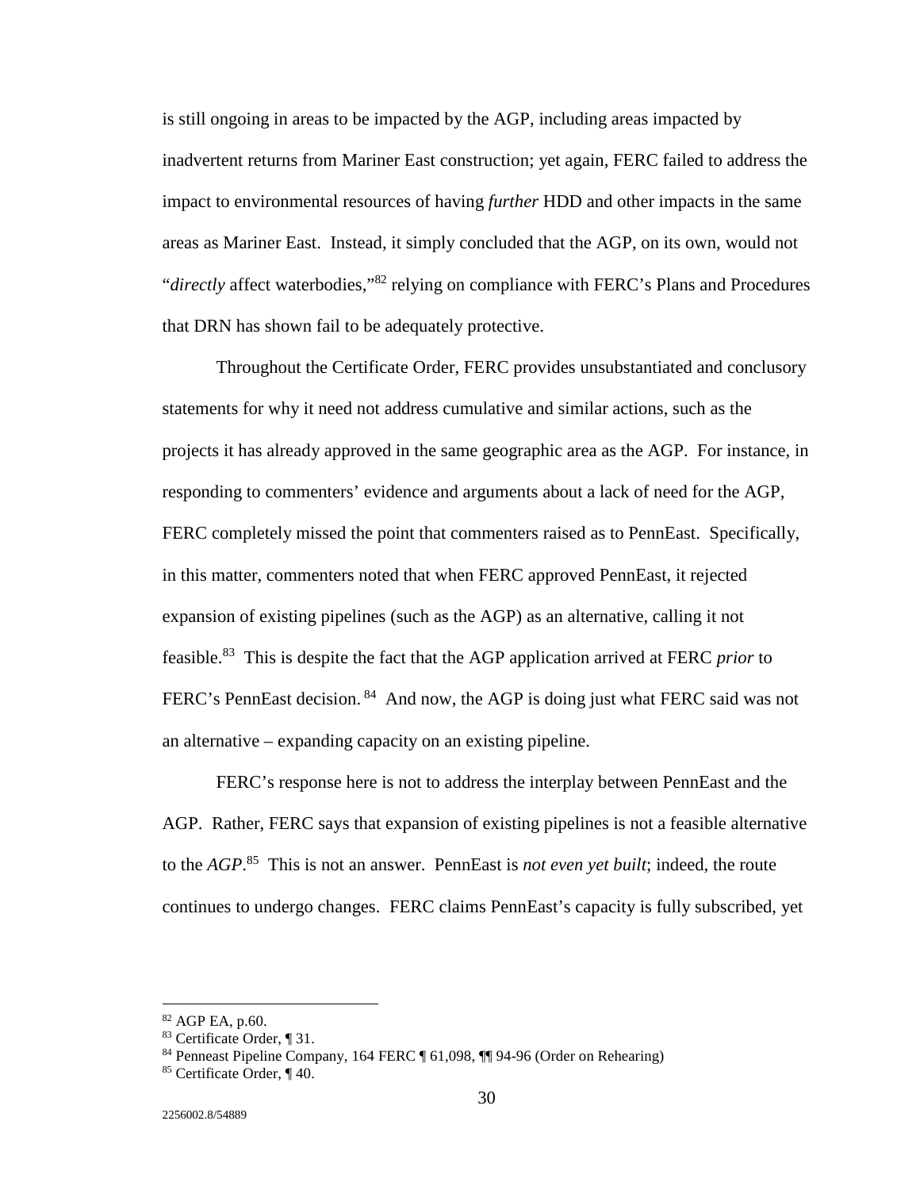is still ongoing in areas to be impacted by the AGP, including areas impacted by inadvertent returns from Mariner East construction; yet again, FERC failed to address the impact to environmental resources of having *further* HDD and other impacts in the same areas as Mariner East. Instead, it simply concluded that the AGP, on its own, would not "*directly* affect waterbodies,"[82] relying on compliance with FERC's Plans and Procedures that DRN has shown fail to be adequately protective.

Throughout the Certificate Order, FERC provides unsubstantiated and conclusory statements for why it need not address cumulative and similar actions, such as the projects it has already approved in the same geographic area as the AGP. For instance, in responding to commenters' evidence and arguments about a lack of need for the AGP, FERC completely missed the point that commenters raised as to PennEast. Specifically, in this matter, commenters noted that when FERC approved PennEast, it rejected expansion of existing pipelines (such as the AGP) as an alternative, calling it not feasible.[83] This is despite the fact that the AGP application arrived at FERC *prior* to FERC's PennEast decision.[84] And now, the AGP is doing just what FERC said was not an alternative – expanding capacity on an existing pipeline.

FERC's response here is not to address the interplay between PennEast and the AGP. Rather, FERC says that expansion of existing pipelines is not a feasible alternative to the *AGP*.[85] This is not an answer. PennEast is *not even yet built*; indeed, the route continues to undergo changes. FERC claims PennEast's capacity is fully subscribed, yet

---

[82] AGP EA, p.60.

[83] Certificate Order, ¶ 31.

[84] Penneast Pipeline Company, 164 FERC ¶ 61,098, ¶¶ 94-96 (Order on Rehearing)

[85] Certificate Order, ¶ 40.

2256002.8/54889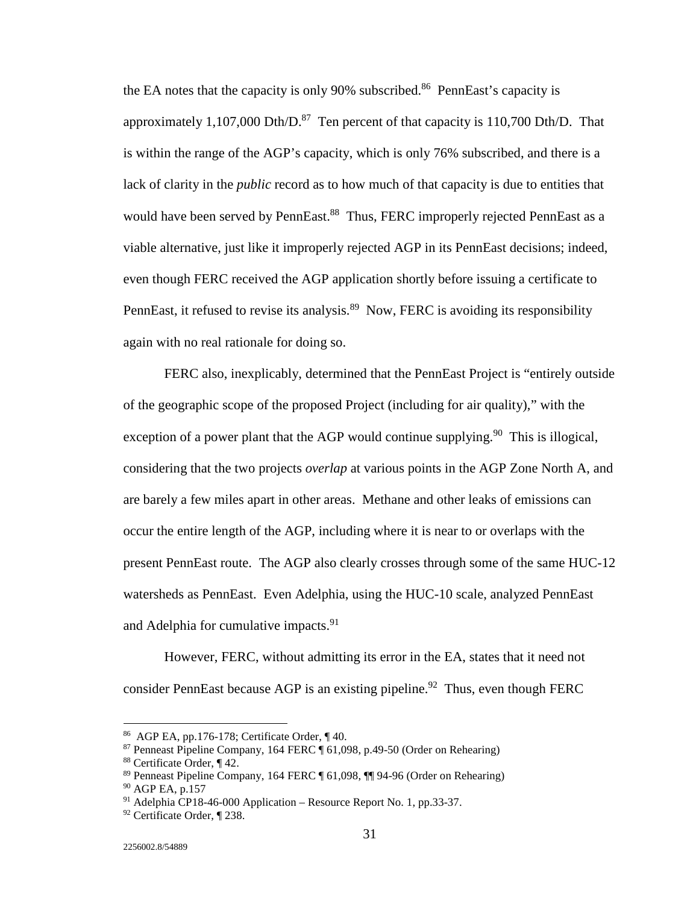the EA notes that the capacity is only 90% subscribed.[86] PennEast's capacity is approximately 1,107,000 Dth/D.[87] Ten percent of that capacity is 110,700 Dth/D. That is within the range of the AGP's capacity, which is only 76% subscribed, and there is a lack of clarity in the *public* record as to how much of that capacity is due to entities that would have been served by PennEast.[88] Thus, FERC improperly rejected PennEast as a viable alternative, just like it improperly rejected AGP in its PennEast decisions; indeed, even though FERC received the AGP application shortly before issuing a certificate to PennEast, it refused to revise its analysis.[89] Now, FERC is avoiding its responsibility again with no real rationale for doing so.

FERC also, inexplicably, determined that the PennEast Project is "entirely outside of the geographic scope of the proposed Project (including for air quality)," with the exception of a power plant that the AGP would continue supplying.[90] This is illogical, considering that the two projects *overlap* at various points in the AGP Zone North A, and are barely a few miles apart in other areas. Methane and other leaks of emissions can occur the entire length of the AGP, including where it is near to or overlaps with the present PennEast route. The AGP also clearly crosses through some of the same HUC-12 watersheds as PennEast. Even Adelphia, using the HUC-10 scale, analyzed PennEast and Adelphia for cumulative impacts.[91]

However, FERC, without admitting its error in the EA, states that it need not consider PennEast because AGP is an existing pipeline.[92] Thus, even though FERC

---

[86] AGP EA, pp.176-178; Certificate Order, ¶ 40.

[87] Penneast Pipeline Company, 164 FERC ¶ 61,098, p.49-50 (Order on Rehearing)

[88] Certificate Order, ¶ 42.

[89] Penneast Pipeline Company, 164 FERC ¶ 61,098, ¶¶ 94-96 (Order on Rehearing)

[90] AGP EA, p.157

[91] Adelphia CP18-46-000 Application – Resource Report No. 1, pp.33-37.

[92] Certificate Order, ¶ 238.

2256002.8/54889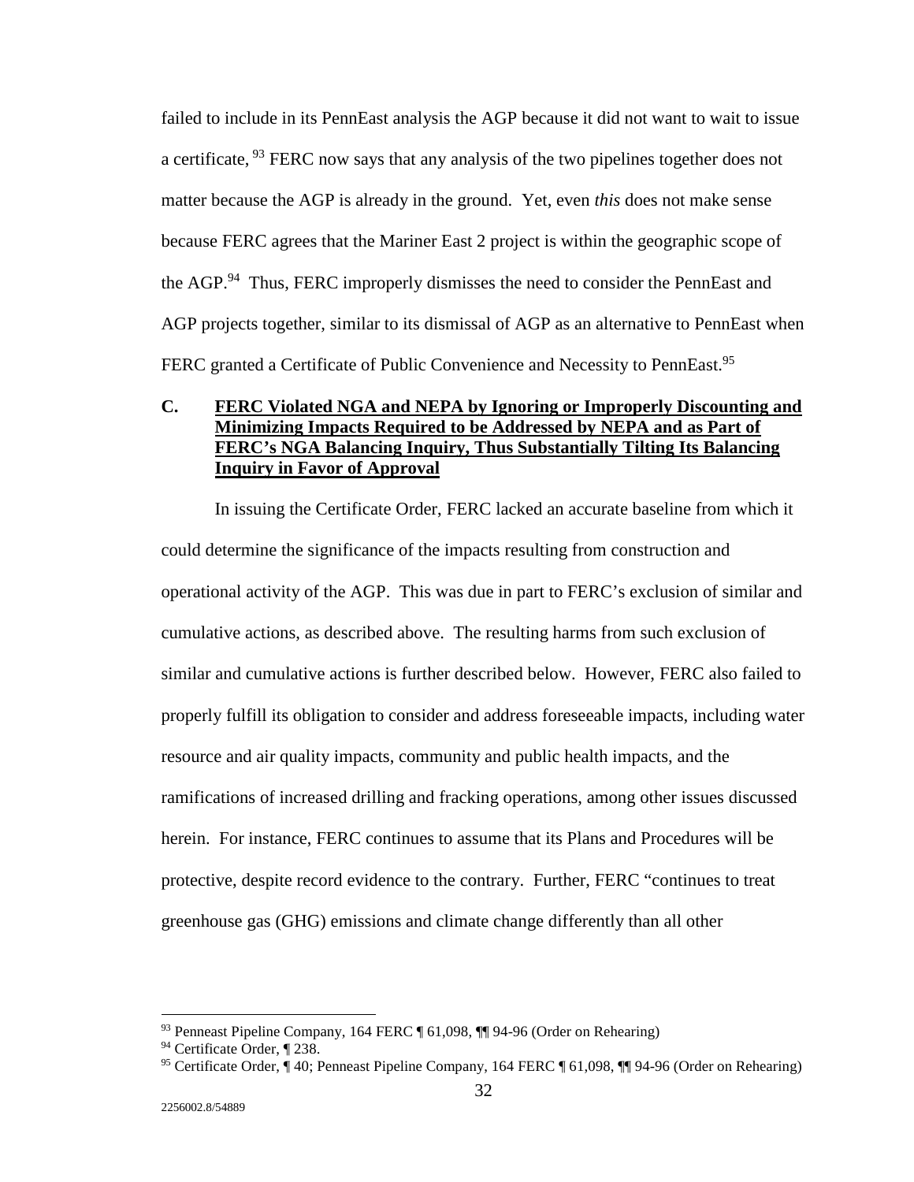failed to include in its PennEast analysis the AGP because it did not want to wait to issue a certificate, [93] FERC now says that any analysis of the two pipelines together does not matter because the AGP is already in the ground. Yet, even *this* does not make sense because FERC agrees that the Mariner East 2 project is within the geographic scope of the AGP.[94] Thus, FERC improperly dismisses the need to consider the PennEast and AGP projects together, similar to its dismissal of AGP as an alternative to PennEast when FERC granted a Certificate of Public Convenience and Necessity to PennEast.[95]

### C. FERC Violated NGA and NEPA by Ignoring or Improperly Discounting and Minimizing Impacts Required to be Addressed by NEPA and as Part of FERC's NGA Balancing Inquiry, Thus Substantially Tilting Its Balancing Inquiry in Favor of Approval

In issuing the Certificate Order, FERC lacked an accurate baseline from which it could determine the significance of the impacts resulting from construction and operational activity of the AGP. This was due in part to FERC's exclusion of similar and cumulative actions, as described above. The resulting harms from such exclusion of similar and cumulative actions is further described below. However, FERC also failed to properly fulfill its obligation to consider and address foreseeable impacts, including water resource and air quality impacts, community and public health impacts, and the ramifications of increased drilling and fracking operations, among other issues discussed herein. For instance, FERC continues to assume that its Plans and Procedures will be protective, despite record evidence to the contrary. Further, FERC "continues to treat greenhouse gas (GHG) emissions and climate change differently than all other

---

[93] Penneast Pipeline Company, 164 FERC ¶ 61,098, ¶¶ 94-96 (Order on Rehearing)

[94] Certificate Order, ¶ 238.

[95] Certificate Order, ¶ 40; Penneast Pipeline Company, 164 FERC ¶ 61,098, ¶¶ 94-96 (Order on Rehearing)

2256002.8/54889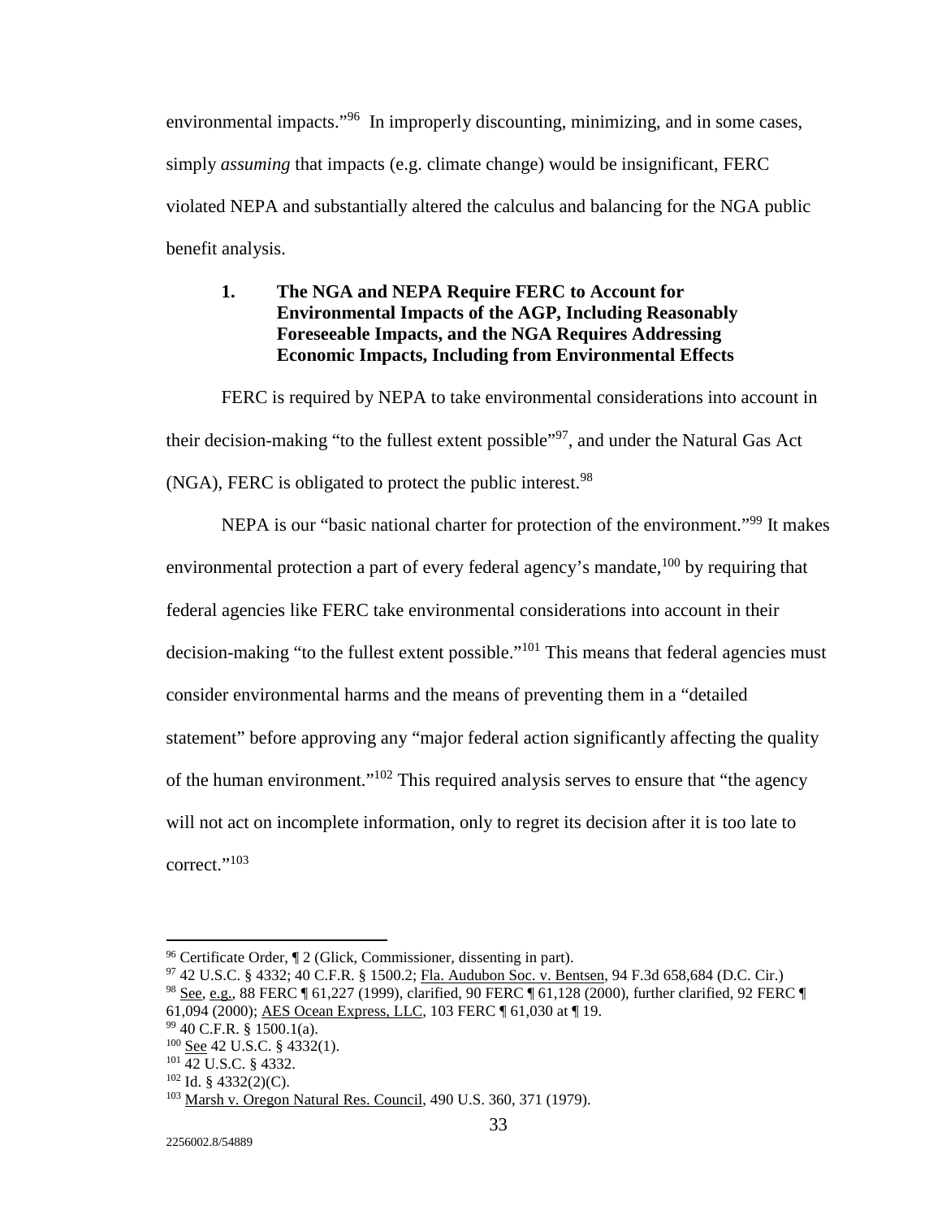environmental impacts."[96] In improperly discounting, minimizing, and in some cases, simply *assuming* that impacts (e.g. climate change) would be insignificant, FERC violated NEPA and substantially altered the calculus and balancing for the NGA public benefit analysis.

### 1. The NGA and NEPA Require FERC to Account for Environmental Impacts of the AGP, Including Reasonably Foreseeable Impacts, and the NGA Requires Addressing Economic Impacts, Including from Environmental Effects

FERC is required by NEPA to take environmental considerations into account in their decision-making "to the fullest extent possible"[97], and under the Natural Gas Act (NGA), FERC is obligated to protect the public interest.[98]

NEPA is our "basic national charter for protection of the environment."[99] It makes environmental protection a part of every federal agency's mandate,[100] by requiring that federal agencies like FERC take environmental considerations into account in their decision-making "to the fullest extent possible."[101] This means that federal agencies must consider environmental harms and the means of preventing them in a "detailed statement" before approving any "major federal action significantly affecting the quality of the human environment."[102] This required analysis serves to ensure that "the agency will not act on incomplete information, only to regret its decision after it is too late to correct."[103]

---

[96] Certificate Order, ¶ 2 (Glick, Commissioner, dissenting in part).

[97] 42 U.S.C. § 4332; 40 C.F.R. § 1500.2; Fla. Audubon Soc. v. Bentsen, 94 F.3d 658,684 (D.C. Cir.)

[98] See, e.g., 88 FERC ¶ 61,227 (1999), clarified, 90 FERC ¶ 61,128 (2000), further clarified, 92 FERC ¶ 61,094 (2000); AES Ocean Express, LLC, 103 FERC ¶ 61,030 at ¶ 19.

[99] 40 C.F.R. § 1500.1(a).

[100] See 42 U.S.C. § 4332(1).

[101] 42 U.S.C. § 4332.

[102] Id. § 4332(2)(C).

[103] Marsh v. Oregon Natural Res. Council, 490 U.S. 360, 371 (1979).

2256002.8/54889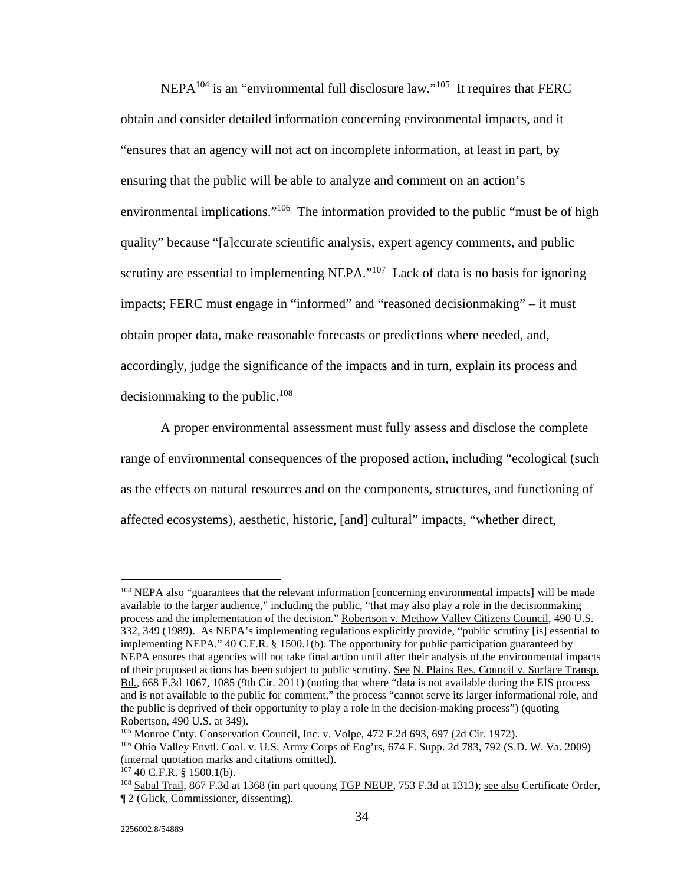NEPA[104] is an "environmental full disclosure law."[105] It requires that FERC obtain and consider detailed information concerning environmental impacts, and it "ensures that an agency will not act on incomplete information, at least in part, by ensuring that the public will be able to analyze and comment on an action's environmental implications."[106] The information provided to the public "must be of high quality" because "[a]ccurate scientific analysis, expert agency comments, and public scrutiny are essential to implementing NEPA."[107] Lack of data is no basis for ignoring impacts; FERC must engage in "informed" and "reasoned decisionmaking" – it must obtain proper data, make reasonable forecasts or predictions where needed, and, accordingly, judge the significance of the impacts and in turn, explain its process and decisionmaking to the public.[108]

A proper environmental assessment must fully assess and disclose the complete range of environmental consequences of the proposed action, including "ecological (such as the effects on natural resources and on the components, structures, and functioning of affected ecosystems), aesthetic, historic, [and] cultural" impacts, "whether direct,

---

[104] NEPA also "guarantees that the relevant information [concerning environmental impacts] will be made available to the larger audience," including the public, "that may also play a role in the decisionmaking process and the implementation of the decision." Robertson v. Methow Valley Citizens Council, 490 U.S. 332, 349 (1989). As NEPA's implementing regulations explicitly provide, "public scrutiny [is] essential to implementing NEPA." 40 C.F.R. § 1500.1(b). The opportunity for public participation guaranteed by NEPA ensures that agencies will not take final action until after their analysis of the environmental impacts of their proposed actions has been subject to public scrutiny. See N. Plains Res. Council v. Surface Transp. Bd., 668 F.3d 1067, 1085 (9th Cir. 2011) (noting that where "data is not available during the EIS process and is not available to the public for comment," the process "cannot serve its larger informational role, and the public is deprived of their opportunity to play a role in the decision-making process") (quoting Robertson, 490 U.S. at 349).

[105] Monroe Cnty. Conservation Council, Inc. v. Volpe, 472 F.2d 693, 697 (2d Cir. 1972).

[106] Ohio Valley Envtl. Coal. v. U.S. Army Corps of Eng'rs, 674 F. Supp. 2d 783, 792 (S.D. W. Va. 2009) (internal quotation marks and citations omitted).

[107] 40 C.F.R. § 1500.1(b).

[108] Sabal Trail, 867 F.3d at 1368 (in part quoting TGP NEUP, 753 F.3d at 1313); see also Certificate Order, ¶ 2 (Glick, Commissioner, dissenting).

2256002.8/54889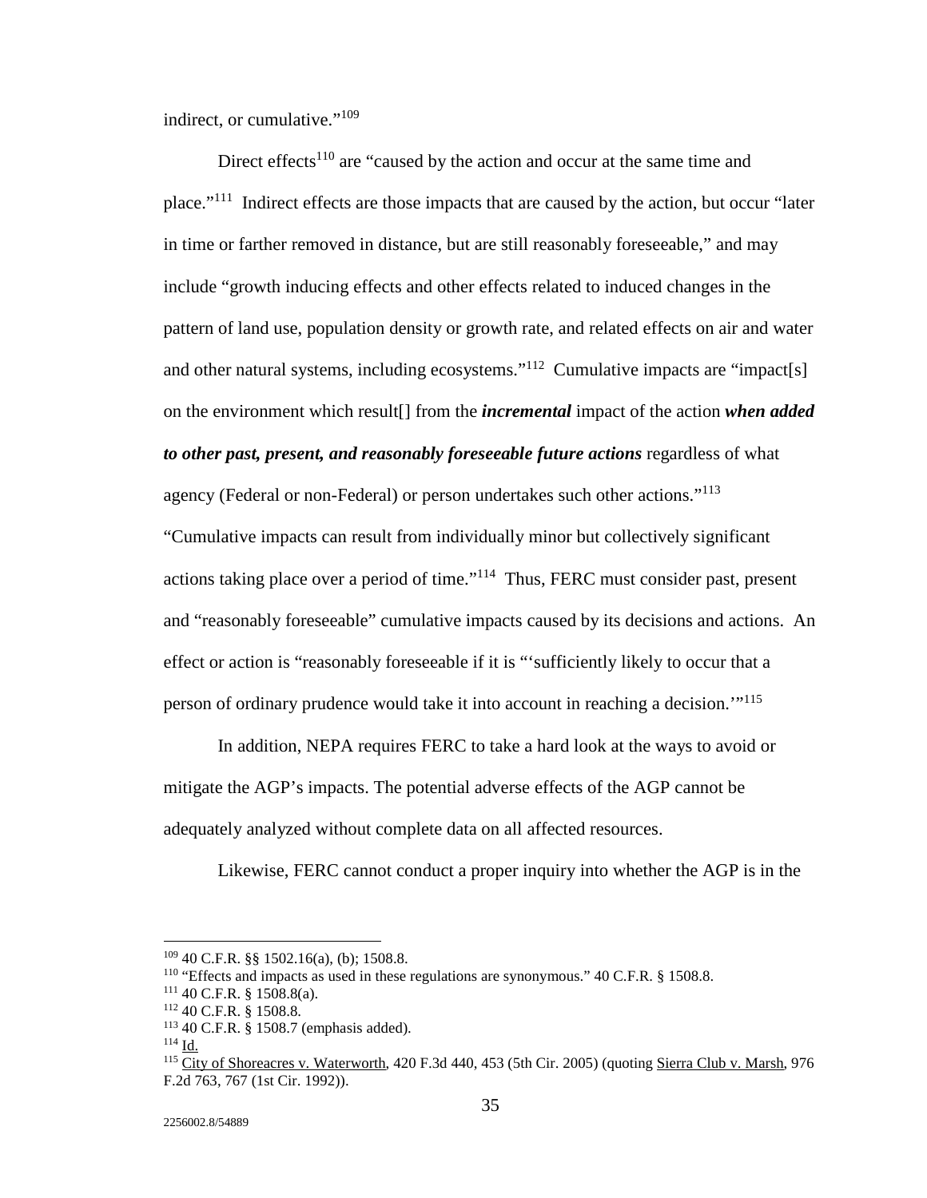indirect, or cumulative."[109]

Direct effects[110] are "caused by the action and occur at the same time and place."[111] Indirect effects are those impacts that are caused by the action, but occur "later in time or farther removed in distance, but are still reasonably foreseeable," and may include "growth inducing effects and other effects related to induced changes in the pattern of land use, population density or growth rate, and related effects on air and water and other natural systems, including ecosystems."[112] Cumulative impacts are "impact[s] on the environment which result[] from the ***incremental*** impact of the action ***when added to other past, present, and reasonably foreseeable future actions*** regardless of what agency (Federal or non-Federal) or person undertakes such other actions."[113] "Cumulative impacts can result from individually minor but collectively significant actions taking place over a period of time."[114] Thus, FERC must consider past, present and "reasonably foreseeable" cumulative impacts caused by its decisions and actions. An effect or action is "reasonably foreseeable if it is "'sufficiently likely to occur that a person of ordinary prudence would take it into account in reaching a decision.'"[115]

In addition, NEPA requires FERC to take a hard look at the ways to avoid or mitigate the AGP's impacts. The potential adverse effects of the AGP cannot be adequately analyzed without complete data on all affected resources.

Likewise, FERC cannot conduct a proper inquiry into whether the AGP is in the

---

[109] 40 C.F.R. §§ 1502.16(a), (b); 1508.8.

[110] "Effects and impacts as used in these regulations are synonymous." 40 C.F.R. § 1508.8.

[111] 40 C.F.R. § 1508.8(a).

[112] 40 C.F.R. § 1508.8.

[113] 40 C.F.R. § 1508.7 (emphasis added).

[114] Id.

[115] City of Shoreacres v. Waterworth, 420 F.3d 440, 453 (5th Cir. 2005) (quoting Sierra Club v. Marsh, 976 F.2d 763, 767 (1st Cir. 1992)).

2256002.8/54889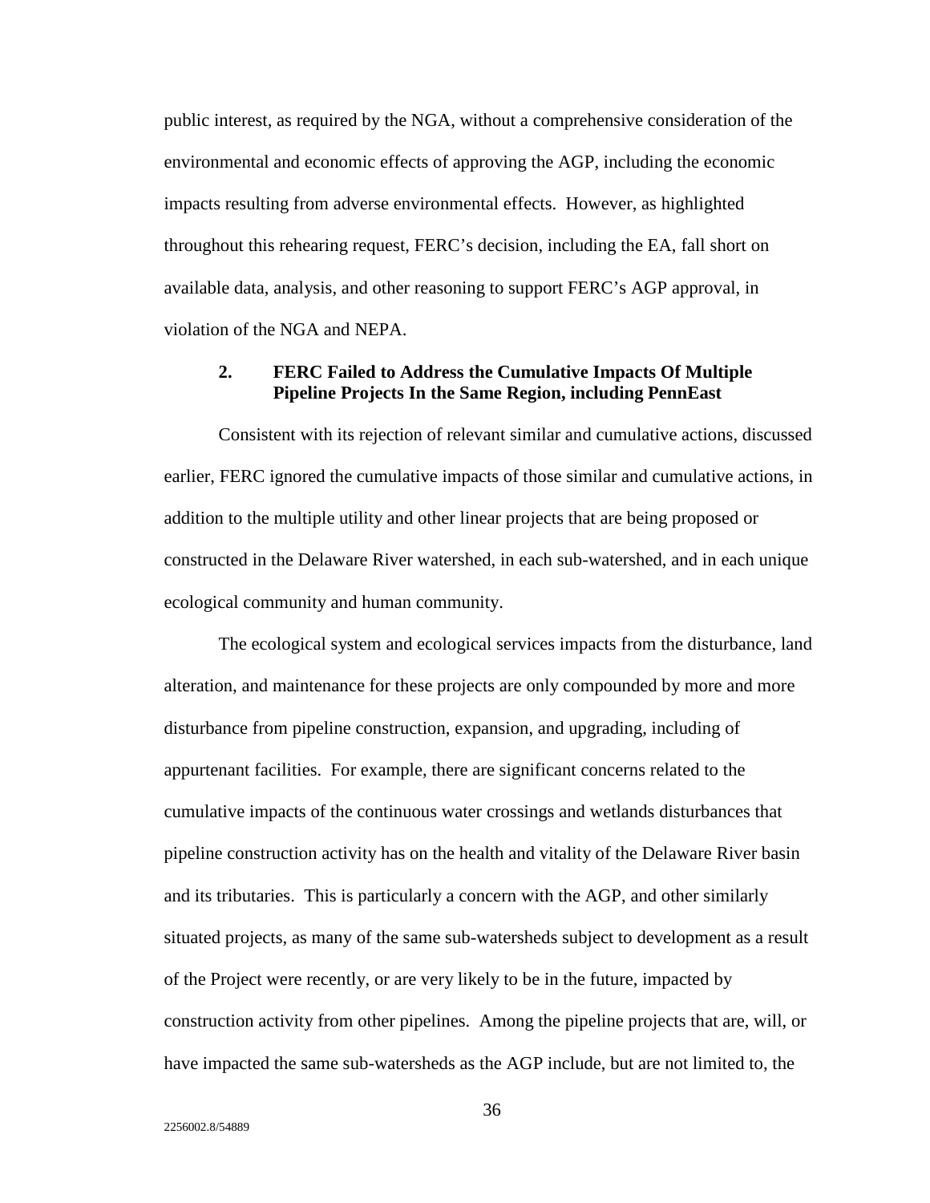public interest, as required by the NGA, without a comprehensive consideration of the environmental and economic effects of approving the AGP, including the economic impacts resulting from adverse environmental effects. However, as highlighted throughout this rehearing request, FERC's decision, including the EA, fall short on available data, analysis, and other reasoning to support FERC's AGP approval, in violation of the NGA and NEPA.

### 2. FERC Failed to Address the Cumulative Impacts Of Multiple Pipeline Projects In the Same Region, including PennEast

Consistent with its rejection of relevant similar and cumulative actions, discussed earlier, FERC ignored the cumulative impacts of those similar and cumulative actions, in addition to the multiple utility and other linear projects that are being proposed or constructed in the Delaware River watershed, in each sub-watershed, and in each unique ecological community and human community.

The ecological system and ecological services impacts from the disturbance, land alteration, and maintenance for these projects are only compounded by more and more disturbance from pipeline construction, expansion, and upgrading, including of appurtenant facilities. For example, there are significant concerns related to the cumulative impacts of the continuous water crossings and wetlands disturbances that pipeline construction activity has on the health and vitality of the Delaware River basin and its tributaries. This is particularly a concern with the AGP, and other similarly situated projects, as many of the same sub-watersheds subject to development as a result of the Project were recently, or are very likely to be in the future, impacted by construction activity from other pipelines. Among the pipeline projects that are, will, or have impacted the same sub-watersheds as the AGP include, but are not limited to, the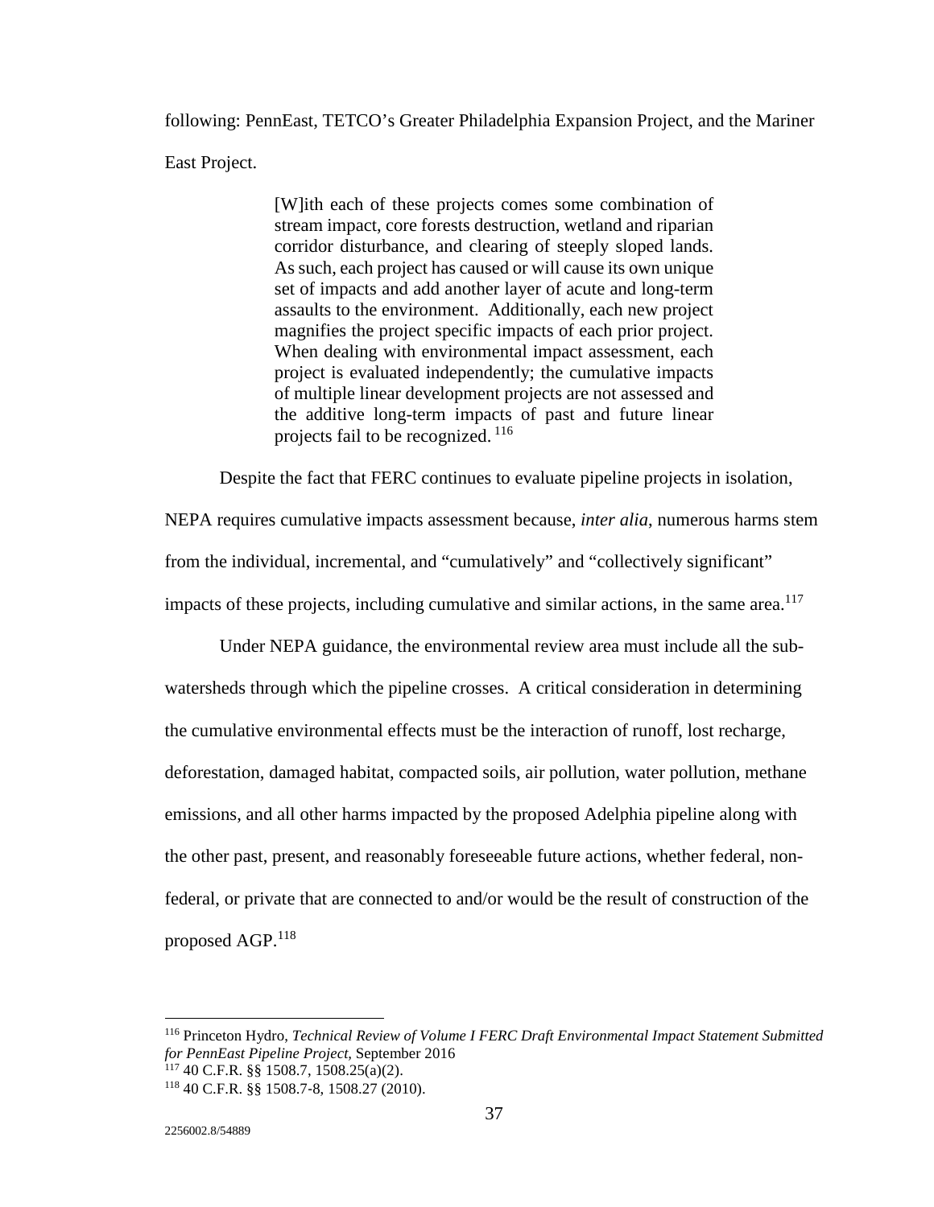following: PennEast, TETCO's Greater Philadelphia Expansion Project, and the Mariner East Project.

> [W]ith each of these projects comes some combination of stream impact, core forests destruction, wetland and riparian corridor disturbance, and clearing of steeply sloped lands. As such, each project has caused or will cause its own unique set of impacts and add another layer of acute and long-term assaults to the environment. Additionally, each new project magnifies the project specific impacts of each prior project. When dealing with environmental impact assessment, each project is evaluated independently; the cumulative impacts of multiple linear development projects are not assessed and the additive long-term impacts of past and future linear projects fail to be recognized. [116]

Despite the fact that FERC continues to evaluate pipeline projects in isolation, NEPA requires cumulative impacts assessment because, *inter alia*, numerous harms stem from the individual, incremental, and "cumulatively" and "collectively significant" impacts of these projects, including cumulative and similar actions, in the same area.[117]

Under NEPA guidance, the environmental review area must include all the sub-watersheds through which the pipeline crosses. A critical consideration in determining the cumulative environmental effects must be the interaction of runoff, lost recharge, deforestation, damaged habitat, compacted soils, air pollution, water pollution, methane emissions, and all other harms impacted by the proposed Adelphia pipeline along with the other past, present, and reasonably foreseeable future actions, whether federal, non-federal, or private that are connected to and/or would be the result of construction of the proposed AGP.[118]

---

[116] Princeton Hydro, *Technical Review of Volume I FERC Draft Environmental Impact Statement Submitted for PennEast Pipeline Project*, September 2016

[117] 40 C.F.R. §§ 1508.7, 1508.25(a)(2).

[118] 40 C.F.R. §§ 1508.7-8, 1508.27 (2010).

2256002.8/54889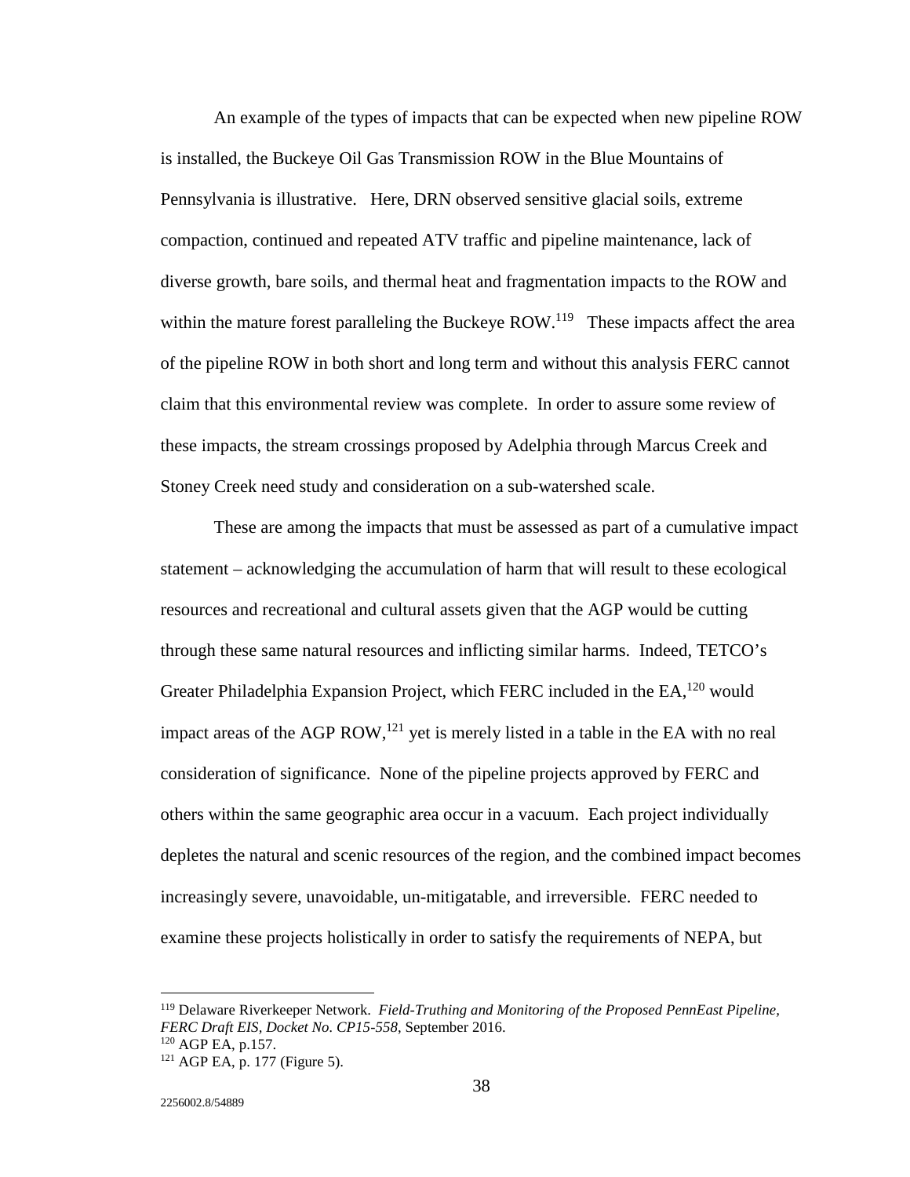An example of the types of impacts that can be expected when new pipeline ROW is installed, the Buckeye Oil Gas Transmission ROW in the Blue Mountains of Pennsylvania is illustrative. Here, DRN observed sensitive glacial soils, extreme compaction, continued and repeated ATV traffic and pipeline maintenance, lack of diverse growth, bare soils, and thermal heat and fragmentation impacts to the ROW and within the mature forest paralleling the Buckeye ROW.[119] These impacts affect the area of the pipeline ROW in both short and long term and without this analysis FERC cannot claim that this environmental review was complete. In order to assure some review of these impacts, the stream crossings proposed by Adelphia through Marcus Creek and Stoney Creek need study and consideration on a sub-watershed scale.

These are among the impacts that must be assessed as part of a cumulative impact statement – acknowledging the accumulation of harm that will result to these ecological resources and recreational and cultural assets given that the AGP would be cutting through these same natural resources and inflicting similar harms. Indeed, TETCO's Greater Philadelphia Expansion Project, which FERC included in the EA,[120] would impact areas of the AGP ROW,[121] yet is merely listed in a table in the EA with no real consideration of significance. None of the pipeline projects approved by FERC and others within the same geographic area occur in a vacuum. Each project individually depletes the natural and scenic resources of the region, and the combined impact becomes increasingly severe, unavoidable, un-mitigatable, and irreversible. FERC needed to examine these projects holistically in order to satisfy the requirements of NEPA, but

---

[119] Delaware Riverkeeper Network. *Field-Truthing and Monitoring of the Proposed PennEast Pipeline, FERC Draft EIS, Docket No. CP15-558*, September 2016.

[120] AGP EA, p.157.

[121] AGP EA, p. 177 (Figure 5).

2256002.8/54889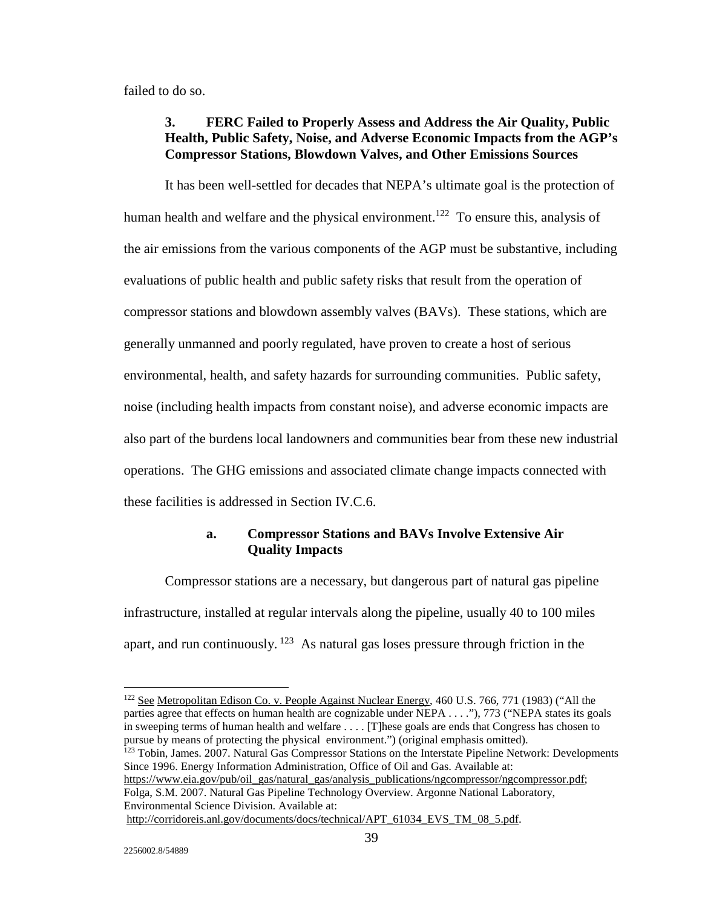failed to do so.

### 3. FERC Failed to Properly Assess and Address the Air Quality, Public Health, Public Safety, Noise, and Adverse Economic Impacts from the AGP's Compressor Stations, Blowdown Valves, and Other Emissions Sources

It has been well-settled for decades that NEPA's ultimate goal is the protection of human health and welfare and the physical environment.[122] To ensure this, analysis of the air emissions from the various components of the AGP must be substantive, including evaluations of public health and public safety risks that result from the operation of compressor stations and blowdown assembly valves (BAVs). These stations, which are generally unmanned and poorly regulated, have proven to create a host of serious environmental, health, and safety hazards for surrounding communities. Public safety, noise (including health impacts from constant noise), and adverse economic impacts are also part of the burdens local landowners and communities bear from these new industrial operations. The GHG emissions and associated climate change impacts connected with these facilities is addressed in Section IV.C.6.

#### a. Compressor Stations and BAVs Involve Extensive Air Quality Impacts

Compressor stations are a necessary, but dangerous part of natural gas pipeline infrastructure, installed at regular intervals along the pipeline, usually 40 to 100 miles apart, and run continuously.[123] As natural gas loses pressure through friction in the

---

[122] See Metropolitan Edison Co. v. People Against Nuclear Energy, 460 U.S. 766, 771 (1983) ("All the parties agree that effects on human health are cognizable under NEPA . . . ."), 773 ("NEPA states its goals in sweeping terms of human health and welfare . . . . [T]hese goals are ends that Congress has chosen to pursue by means of protecting the physical environment.") (original emphasis omitted).

[123] Tobin, James. 2007. Natural Gas Compressor Stations on the Interstate Pipeline Network: Developments Since 1996. Energy Information Administration, Office of Oil and Gas. Available at: https://www.eia.gov/pub/oil_gas/natural_gas/analysis_publications/ngcompressor/ngcompressor.pdf; Folga, S.M. 2007. Natural Gas Pipeline Technology Overview. Argonne National Laboratory, Environmental Science Division. Available at: http://corridoreis.anl.gov/documents/docs/technical/APT_61034_EVS_TM_08_5.pdf.

2256002.8/54889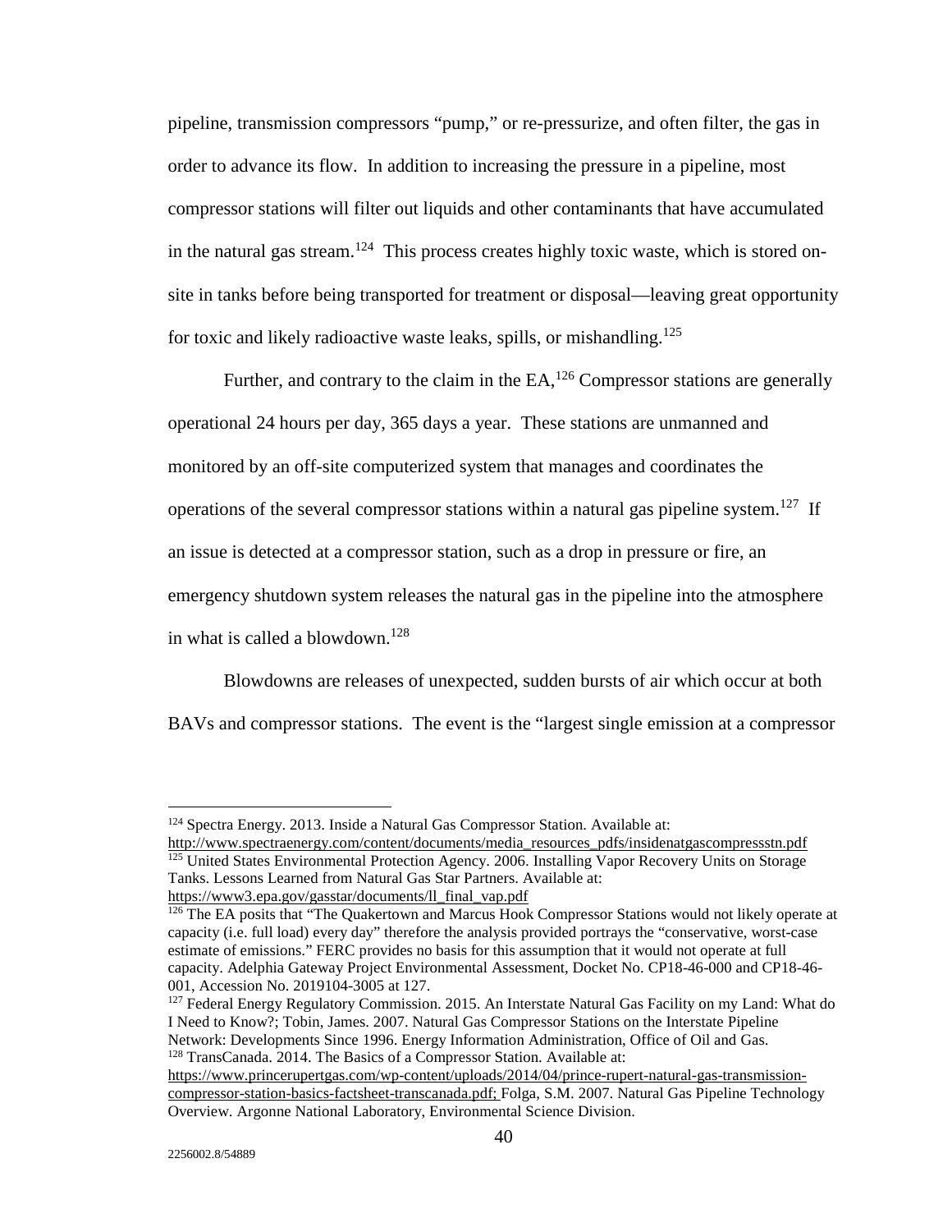pipeline, transmission compressors "pump," or re-pressurize, and often filter, the gas in order to advance its flow. In addition to increasing the pressure in a pipeline, most compressor stations will filter out liquids and other contaminants that have accumulated in the natural gas stream.[124] This process creates highly toxic waste, which is stored on-site in tanks before being transported for treatment or disposal—leaving great opportunity for toxic and likely radioactive waste leaks, spills, or mishandling.[125]

Further, and contrary to the claim in the EA,[126] Compressor stations are generally operational 24 hours per day, 365 days a year. These stations are unmanned and monitored by an off-site computerized system that manages and coordinates the operations of the several compressor stations within a natural gas pipeline system.[127] If an issue is detected at a compressor station, such as a drop in pressure or fire, an emergency shutdown system releases the natural gas in the pipeline into the atmosphere in what is called a blowdown.[128]

Blowdowns are releases of unexpected, sudden bursts of air which occur at both BAVs and compressor stations. The event is the "largest single emission at a compressor

---

[124] Spectra Energy. 2013. Inside a Natural Gas Compressor Station. Available at: http://www.spectraenergy.com/content/documents/media_resources_pdfs/insidenatgascompressstn.pdf

[125] United States Environmental Protection Agency. 2006. Installing Vapor Recovery Units on Storage Tanks. Lessons Learned from Natural Gas Star Partners. Available at: https://www3.epa.gov/gasstar/documents/ll_final_vap.pdf

[126] The EA posits that "The Quakertown and Marcus Hook Compressor Stations would not likely operate at capacity (i.e. full load) every day" therefore the analysis provided portrays the "conservative, worst-case estimate of emissions." FERC provides no basis for this assumption that it would not operate at full capacity. Adelphia Gateway Project Environmental Assessment, Docket No. CP18-46-000 and CP18-46-001, Accession No. 2019104-3005 at 127.

[127] Federal Energy Regulatory Commission. 2015. An Interstate Natural Gas Facility on my Land: What do I Need to Know?; Tobin, James. 2007. Natural Gas Compressor Stations on the Interstate Pipeline Network: Developments Since 1996. Energy Information Administration, Office of Oil and Gas.

[128] TransCanada. 2014. The Basics of a Compressor Station. Available at: https://www.princerupertgas.com/wp-content/uploads/2014/04/prince-rupert-natural-gas-transmission-compressor-station-basics-factsheet-transcanada.pdf; Folga, S.M. 2007. Natural Gas Pipeline Technology Overview. Argonne National Laboratory, Environmental Science Division.

2256002.8/54889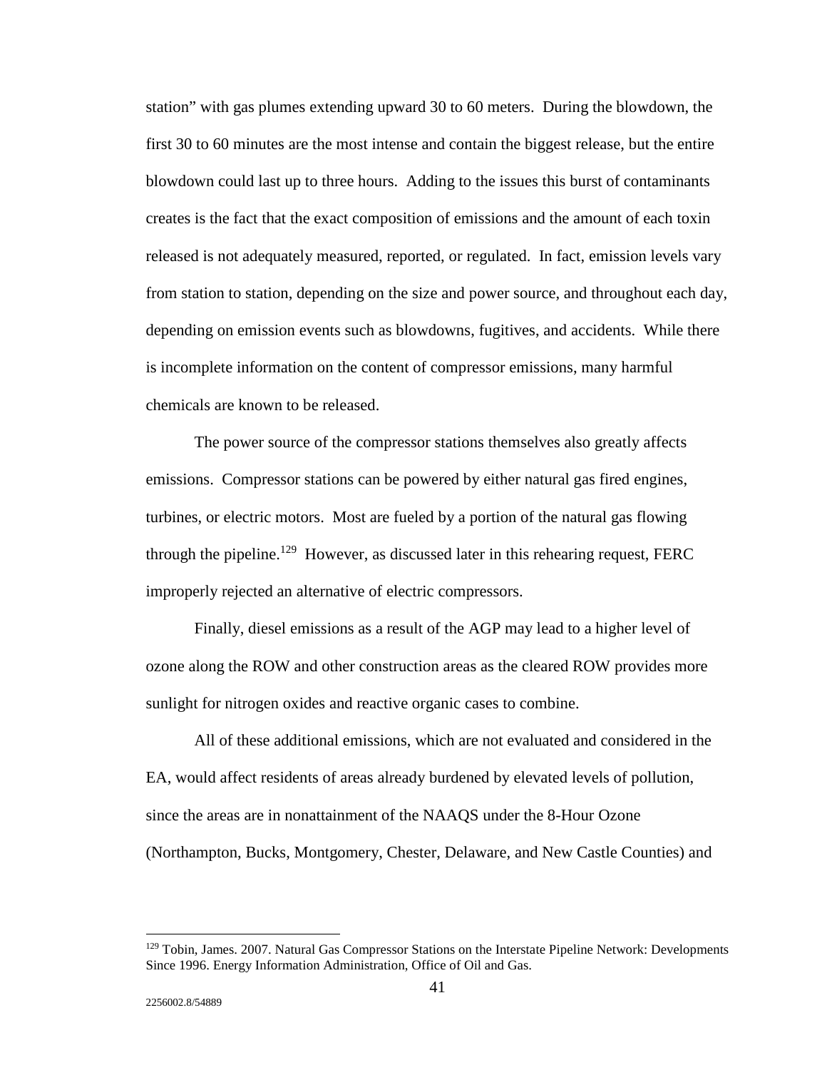station" with gas plumes extending upward 30 to 60 meters. During the blowdown, the first 30 to 60 minutes are the most intense and contain the biggest release, but the entire blowdown could last up to three hours. Adding to the issues this burst of contaminants creates is the fact that the exact composition of emissions and the amount of each toxin released is not adequately measured, reported, or regulated. In fact, emission levels vary from station to station, depending on the size and power source, and throughout each day, depending on emission events such as blowdowns, fugitives, and accidents. While there is incomplete information on the content of compressor emissions, many harmful chemicals are known to be released.

The power source of the compressor stations themselves also greatly affects emissions. Compressor stations can be powered by either natural gas fired engines, turbines, or electric motors. Most are fueled by a portion of the natural gas flowing through the pipeline.[129] However, as discussed later in this rehearing request, FERC improperly rejected an alternative of electric compressors.

Finally, diesel emissions as a result of the AGP may lead to a higher level of ozone along the ROW and other construction areas as the cleared ROW provides more sunlight for nitrogen oxides and reactive organic cases to combine.

All of these additional emissions, which are not evaluated and considered in the EA, would affect residents of areas already burdened by elevated levels of pollution, since the areas are in nonattainment of the NAAQS under the 8-Hour Ozone (Northampton, Bucks, Montgomery, Chester, Delaware, and New Castle Counties) and

---

[129] Tobin, James. 2007. Natural Gas Compressor Stations on the Interstate Pipeline Network: Developments Since 1996. Energy Information Administration, Office of Oil and Gas.

2256002.8/54889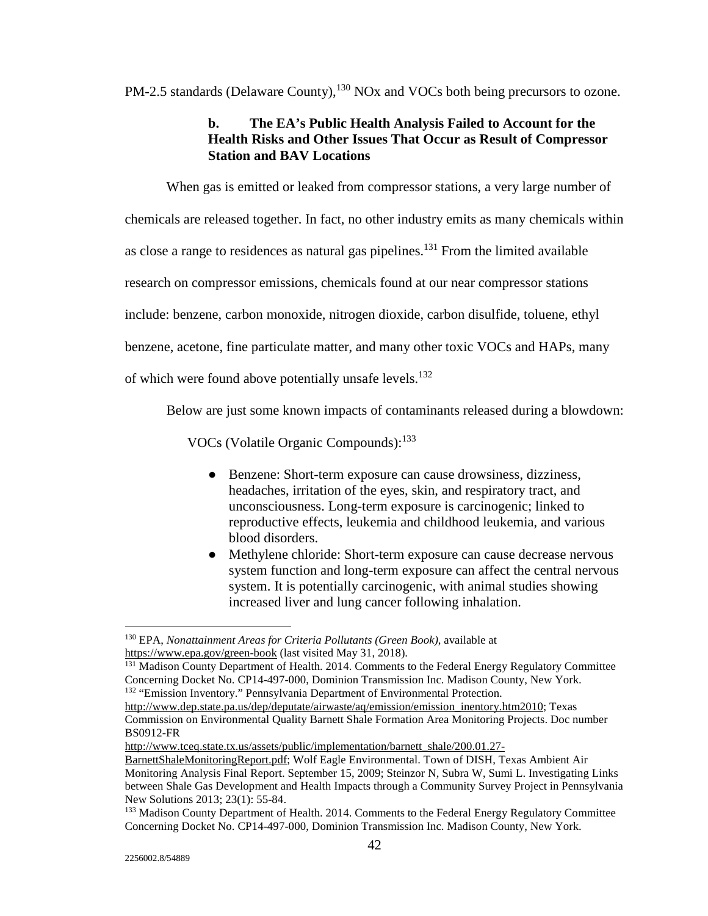PM-2.5 standards (Delaware County),[130] NOx and VOCs both being precursors to ozone.

**b. The EA's Public Health Analysis Failed to Account for the Health Risks and Other Issues That Occur as Result of Compressor Station and BAV Locations**

When gas is emitted or leaked from compressor stations, a very large number of chemicals are released together. In fact, no other industry emits as many chemicals within as close a range to residences as natural gas pipelines.[131] From the limited available research on compressor emissions, chemicals found at our near compressor stations include: benzene, carbon monoxide, nitrogen dioxide, carbon disulfide, toluene, ethyl benzene, acetone, fine particulate matter, and many other toxic VOCs and HAPs, many of which were found above potentially unsafe levels.[132]

Below are just some known impacts of contaminants released during a blowdown:

VOCs (Volatile Organic Compounds):[133]

- Benzene: Short-term exposure can cause drowsiness, dizziness, headaches, irritation of the eyes, skin, and respiratory tract, and unconsciousness. Long-term exposure is carcinogenic; linked to reproductive effects, leukemia and childhood leukemia, and various blood disorders.
- Methylene chloride: Short-term exposure can cause decrease nervous system function and long-term exposure can affect the central nervous system. It is potentially carcinogenic, with animal studies showing increased liver and lung cancer following inhalation.

---

[130] EPA, *Nonattainment Areas for Criteria Pollutants (Green Book)*, available at https://www.epa.gov/green-book (last visited May 31, 2018).

[131] Madison County Department of Health. 2014. Comments to the Federal Energy Regulatory Committee Concerning Docket No. CP14-497-000, Dominion Transmission Inc. Madison County, New York.

[132] "Emission Inventory." Pennsylvania Department of Environmental Protection. http://www.dep.state.pa.us/dep/deputate/airwaste/aq/emission/emission_inentory.htm2010; Texas Commission on Environmental Quality Barnett Shale Formation Area Monitoring Projects. Doc number BS0912-FR http://www.tceq.state.tx.us/assets/public/implementation/barnett_shale/200.01.27-BarnettShaleMonitoringReport.pdf; Wolf Eagle Environmental. Town of DISH, Texas Ambient Air Monitoring Analysis Final Report. September 15, 2009; Steinzor N, Subra W, Sumi L. Investigating Links between Shale Gas Development and Health Impacts through a Community Survey Project in Pennsylvania New Solutions 2013; 23(1): 55-84.

[133] Madison County Department of Health. 2014. Comments to the Federal Energy Regulatory Committee Concerning Docket No. CP14-497-000, Dominion Transmission Inc. Madison County, New York.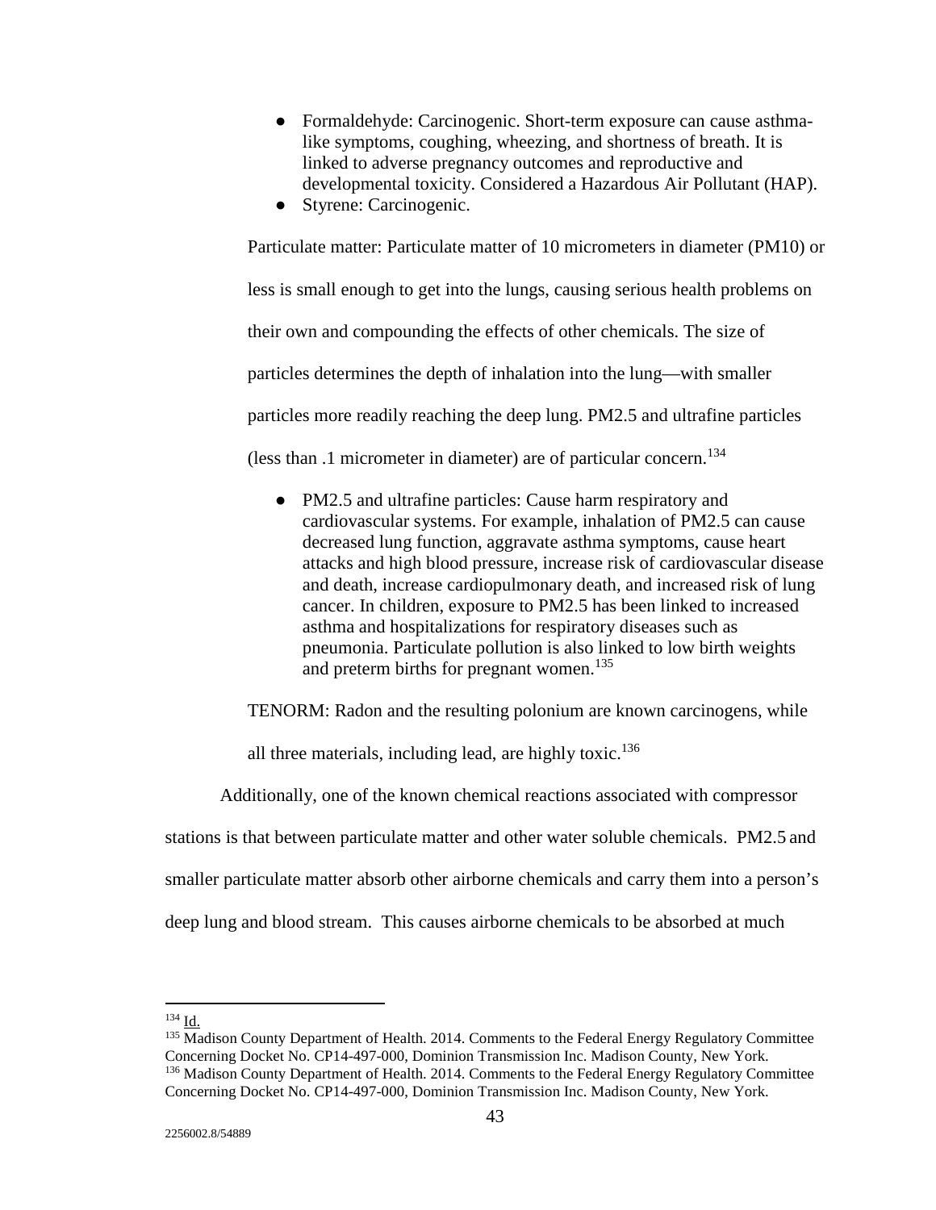- Formaldehyde: Carcinogenic. Short-term exposure can cause asthma-like symptoms, coughing, wheezing, and shortness of breath. It is linked to adverse pregnancy outcomes and reproductive and developmental toxicity. Considered a Hazardous Air Pollutant (HAP).
- Styrene: Carcinogenic.

Particulate matter: Particulate matter of 10 micrometers in diameter (PM10) or less is small enough to get into the lungs, causing serious health problems on their own and compounding the effects of other chemicals. The size of particles determines the depth of inhalation into the lung—with smaller particles more readily reaching the deep lung. PM2.5 and ultrafine particles (less than .1 micrometer in diameter) are of particular concern.[134]

- PM2.5 and ultrafine particles: Cause harm respiratory and cardiovascular systems. For example, inhalation of PM2.5 can cause decreased lung function, aggravate asthma symptoms, cause heart attacks and high blood pressure, increase risk of cardiovascular disease and death, increase cardiopulmonary death, and increased risk of lung cancer. In children, exposure to PM2.5 has been linked to increased asthma and hospitalizations for respiratory diseases such as pneumonia. Particulate pollution is also linked to low birth weights and preterm births for pregnant women.[135]

TENORM: Radon and the resulting polonium are known carcinogens, while all three materials, including lead, are highly toxic.[136]

Additionally, one of the known chemical reactions associated with compressor stations is that between particulate matter and other water soluble chemicals. PM2.5 and smaller particulate matter absorb other airborne chemicals and carry them into a person's deep lung and blood stream. This causes airborne chemicals to be absorbed at much

---

[134] Id.

[135] Madison County Department of Health. 2014. Comments to the Federal Energy Regulatory Committee Concerning Docket No. CP14-497-000, Dominion Transmission Inc. Madison County, New York.

[136] Madison County Department of Health. 2014. Comments to the Federal Energy Regulatory Committee Concerning Docket No. CP14-497-000, Dominion Transmission Inc. Madison County, New York.

2256002.8/54889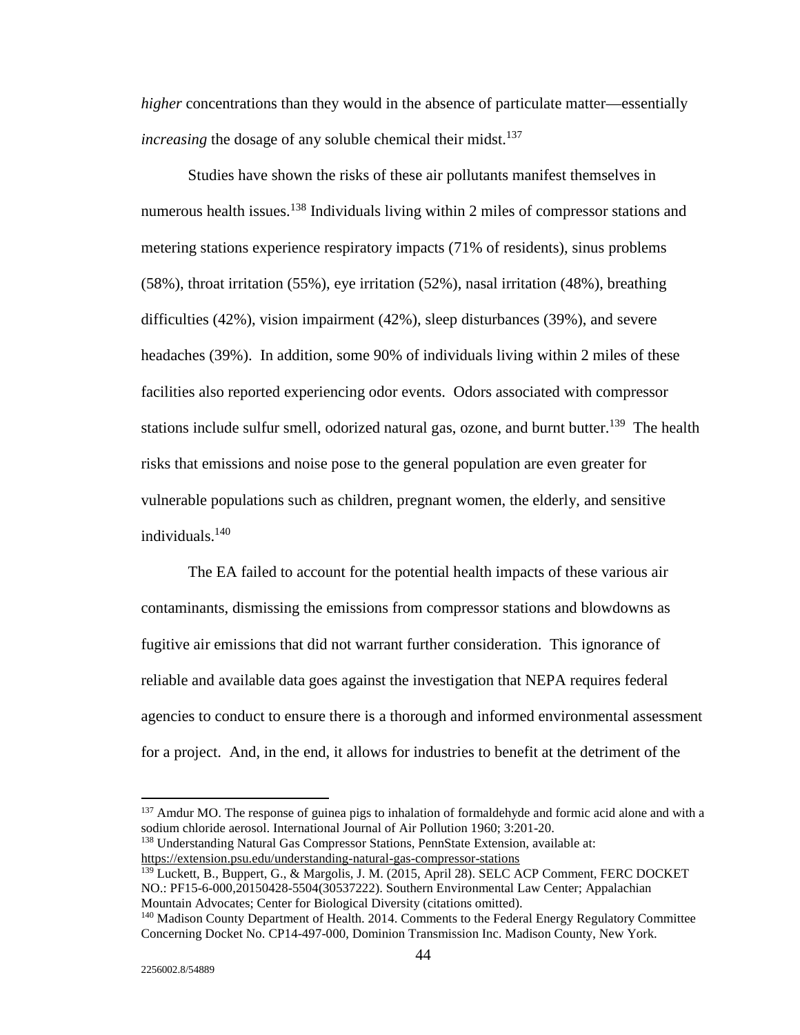*higher* concentrations than they would in the absence of particulate matter—essentially *increasing* the dosage of any soluble chemical their midst.[137]

Studies have shown the risks of these air pollutants manifest themselves in numerous health issues.[138] Individuals living within 2 miles of compressor stations and metering stations experience respiratory impacts (71% of residents), sinus problems (58%), throat irritation (55%), eye irritation (52%), nasal irritation (48%), breathing difficulties (42%), vision impairment (42%), sleep disturbances (39%), and severe headaches (39%). In addition, some 90% of individuals living within 2 miles of these facilities also reported experiencing odor events. Odors associated with compressor stations include sulfur smell, odorized natural gas, ozone, and burnt butter.[139] The health risks that emissions and noise pose to the general population are even greater for vulnerable populations such as children, pregnant women, the elderly, and sensitive individuals.[140]

The EA failed to account for the potential health impacts of these various air contaminants, dismissing the emissions from compressor stations and blowdowns as fugitive air emissions that did not warrant further consideration. This ignorance of reliable and available data goes against the investigation that NEPA requires federal agencies to conduct to ensure there is a thorough and informed environmental assessment for a project. And, in the end, it allows for industries to benefit at the detriment of the

---

[137] Amdur MO. The response of guinea pigs to inhalation of formaldehyde and formic acid alone and with a sodium chloride aerosol. International Journal of Air Pollution 1960; 3:201-20.

[138] Understanding Natural Gas Compressor Stations, PennState Extension, available at: https://extension.psu.edu/understanding-natural-gas-compressor-stations

[139] Luckett, B., Buppert, G., & Margolis, J. M. (2015, April 28). SELC ACP Comment, FERC DOCKET NO.: PF15-6-000,20150428-5504(30537222). Southern Environmental Law Center; Appalachian Mountain Advocates; Center for Biological Diversity (citations omitted).

[140] Madison County Department of Health. 2014. Comments to the Federal Energy Regulatory Committee Concerning Docket No. CP14-497-000, Dominion Transmission Inc. Madison County, New York.

2256002.8/54889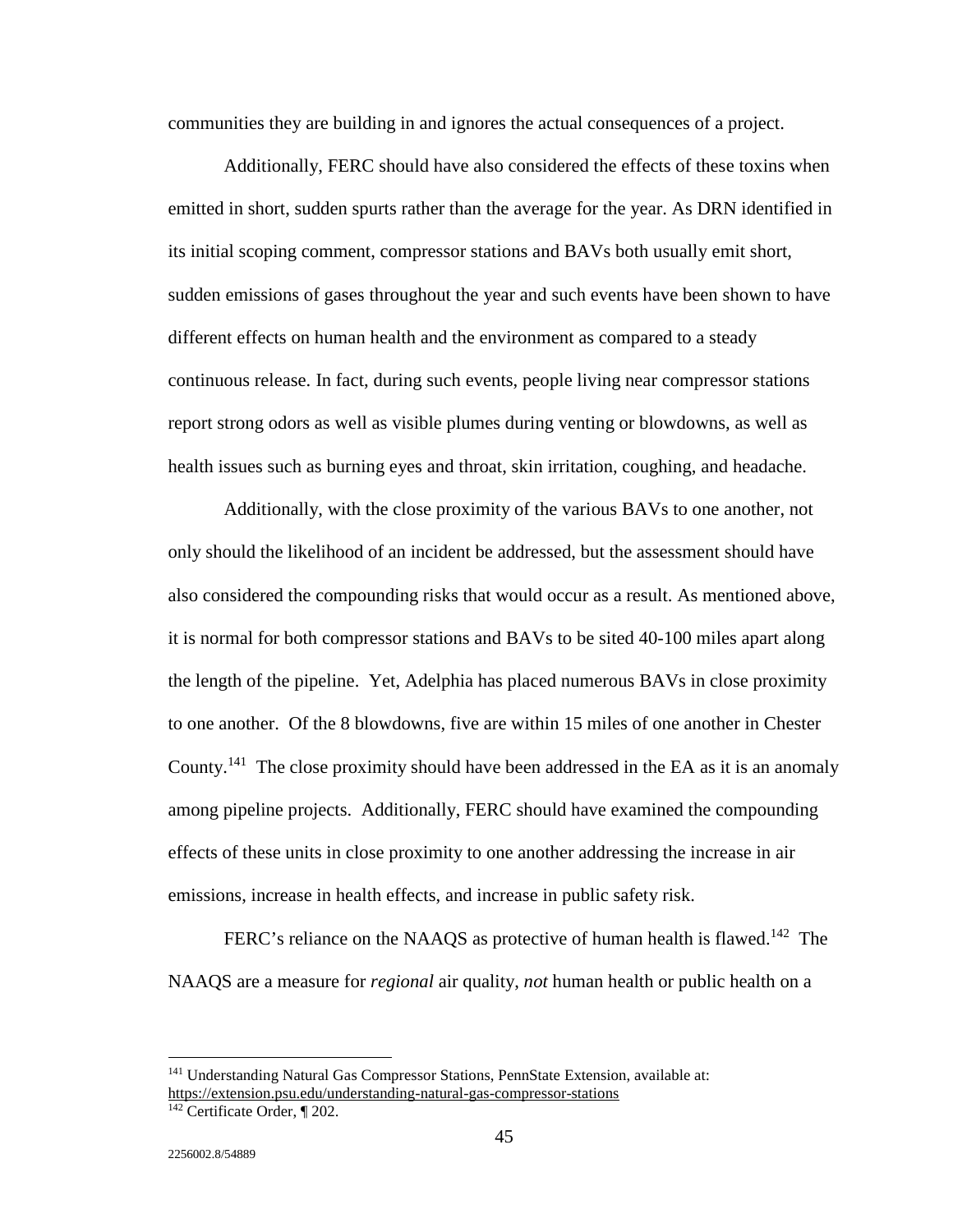communities they are building in and ignores the actual consequences of a project.

Additionally, FERC should have also considered the effects of these toxins when emitted in short, sudden spurts rather than the average for the year. As DRN identified in its initial scoping comment, compressor stations and BAVs both usually emit short, sudden emissions of gases throughout the year and such events have been shown to have different effects on human health and the environment as compared to a steady continuous release. In fact, during such events, people living near compressor stations report strong odors as well as visible plumes during venting or blowdowns, as well as health issues such as burning eyes and throat, skin irritation, coughing, and headache.

Additionally, with the close proximity of the various BAVs to one another, not only should the likelihood of an incident be addressed, but the assessment should have also considered the compounding risks that would occur as a result. As mentioned above, it is normal for both compressor stations and BAVs to be sited 40-100 miles apart along the length of the pipeline. Yet, Adelphia has placed numerous BAVs in close proximity to one another. Of the 8 blowdowns, five are within 15 miles of one another in Chester County.[141] The close proximity should have been addressed in the EA as it is an anomaly among pipeline projects. Additionally, FERC should have examined the compounding effects of these units in close proximity to one another addressing the increase in air emissions, increase in health effects, and increase in public safety risk.

FERC's reliance on the NAAQS as protective of human health is flawed.[142] The NAAQS are a measure for *regional* air quality, *not* human health or public health on a

---

[141] Understanding Natural Gas Compressor Stations, PennState Extension, available at: https://extension.psu.edu/understanding-natural-gas-compressor-stations

[142] Certificate Order, ¶ 202.

2256002.8/54889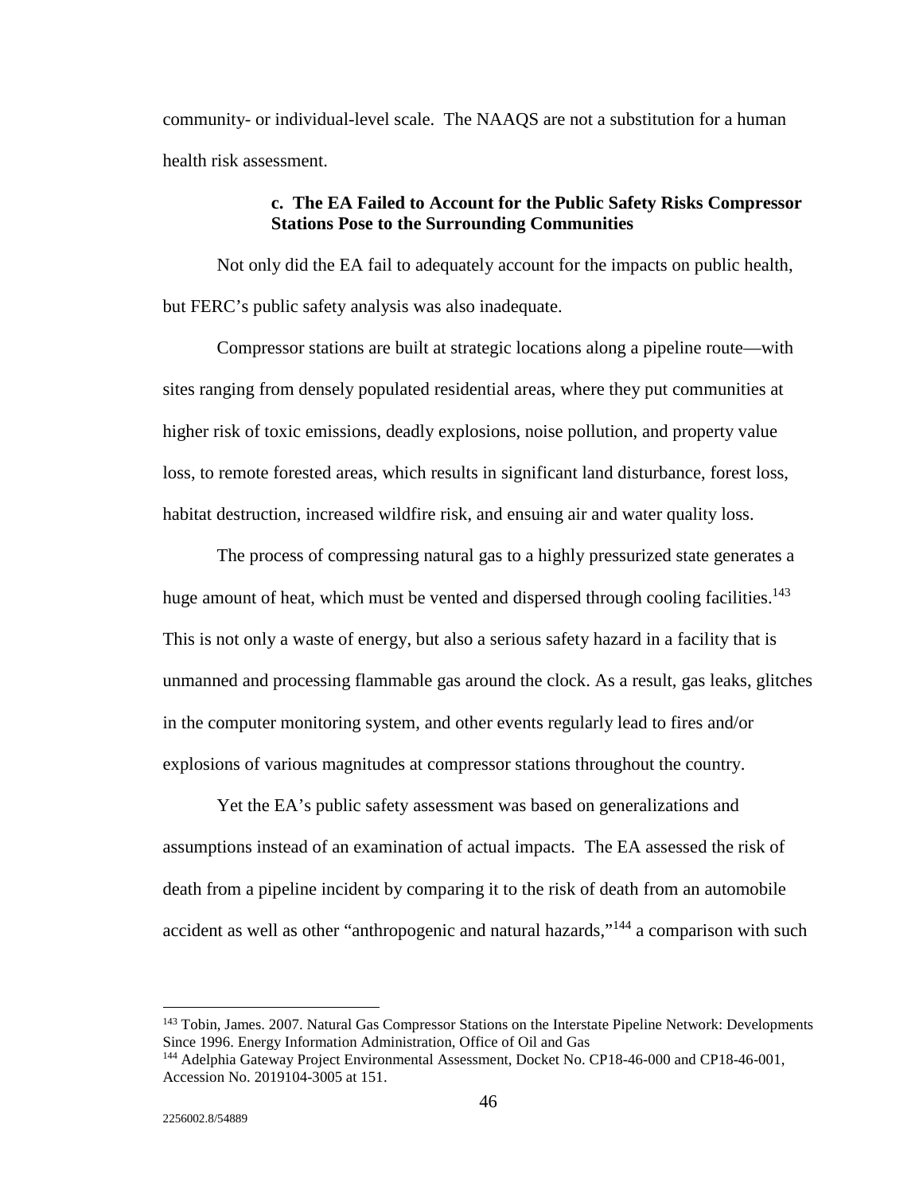community- or individual-level scale. The NAAQS are not a substitution for a human health risk assessment.

#### c. The EA Failed to Account for the Public Safety Risks Compressor Stations Pose to the Surrounding Communities

Not only did the EA fail to adequately account for the impacts on public health, but FERC's public safety analysis was also inadequate.

Compressor stations are built at strategic locations along a pipeline route—with sites ranging from densely populated residential areas, where they put communities at higher risk of toxic emissions, deadly explosions, noise pollution, and property value loss, to remote forested areas, which results in significant land disturbance, forest loss, habitat destruction, increased wildfire risk, and ensuing air and water quality loss.

The process of compressing natural gas to a highly pressurized state generates a huge amount of heat, which must be vented and dispersed through cooling facilities.[143] This is not only a waste of energy, but also a serious safety hazard in a facility that is unmanned and processing flammable gas around the clock. As a result, gas leaks, glitches in the computer monitoring system, and other events regularly lead to fires and/or explosions of various magnitudes at compressor stations throughout the country.

Yet the EA's public safety assessment was based on generalizations and assumptions instead of an examination of actual impacts. The EA assessed the risk of death from a pipeline incident by comparing it to the risk of death from an automobile accident as well as other "anthropogenic and natural hazards,"[144] a comparison with such

---

[143] Tobin, James. 2007. Natural Gas Compressor Stations on the Interstate Pipeline Network: Developments Since 1996. Energy Information Administration, Office of Oil and Gas

[144] Adelphia Gateway Project Environmental Assessment, Docket No. CP18-46-000 and CP18-46-001, Accession No. 2019104-3005 at 151.

2256002.8/54889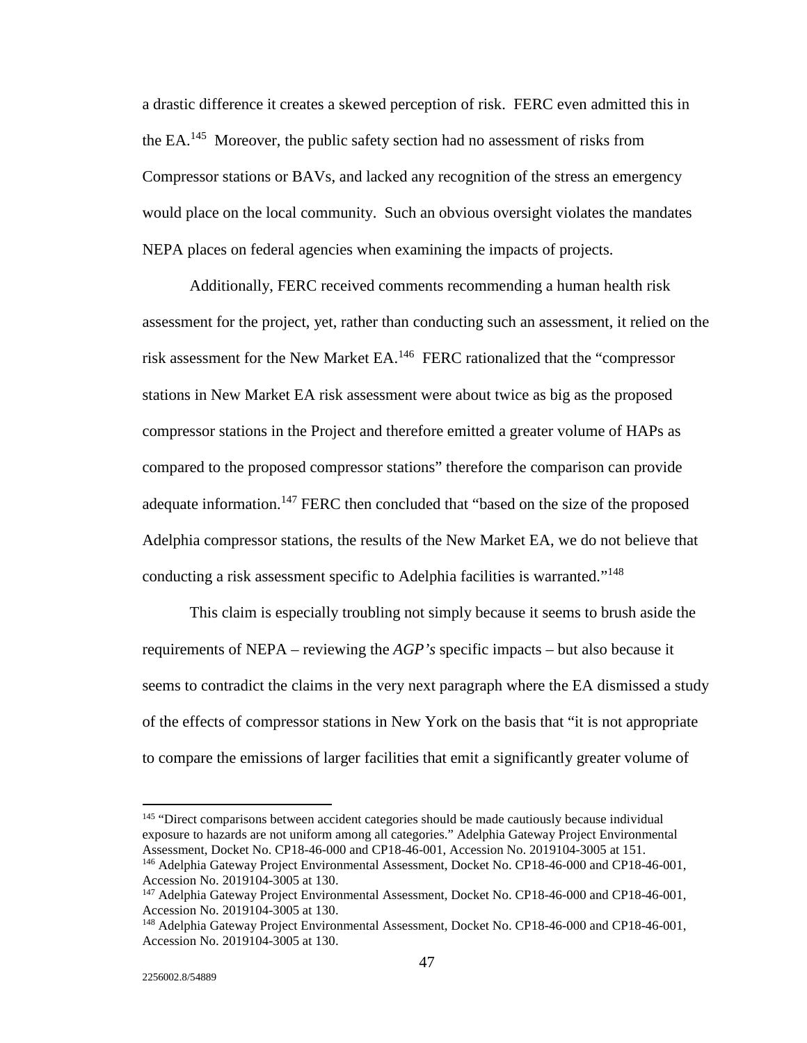a drastic difference it creates a skewed perception of risk. FERC even admitted this in the EA.[145] Moreover, the public safety section had no assessment of risks from Compressor stations or BAVs, and lacked any recognition of the stress an emergency would place on the local community. Such an obvious oversight violates the mandates NEPA places on federal agencies when examining the impacts of projects.

Additionally, FERC received comments recommending a human health risk assessment for the project, yet, rather than conducting such an assessment, it relied on the risk assessment for the New Market EA.[146] FERC rationalized that the "compressor stations in New Market EA risk assessment were about twice as big as the proposed compressor stations in the Project and therefore emitted a greater volume of HAPs as compared to the proposed compressor stations" therefore the comparison can provide adequate information.[147] FERC then concluded that "based on the size of the proposed Adelphia compressor stations, the results of the New Market EA, we do not believe that conducting a risk assessment specific to Adelphia facilities is warranted."[148]

This claim is especially troubling not simply because it seems to brush aside the requirements of NEPA – reviewing the *AGP's* specific impacts – but also because it seems to contradict the claims in the very next paragraph where the EA dismissed a study of the effects of compressor stations in New York on the basis that "it is not appropriate to compare the emissions of larger facilities that emit a significantly greater volume of

---

[145] "Direct comparisons between accident categories should be made cautiously because individual exposure to hazards are not uniform among all categories." Adelphia Gateway Project Environmental Assessment, Docket No. CP18-46-000 and CP18-46-001, Accession No. 2019104-3005 at 151.

[146] Adelphia Gateway Project Environmental Assessment, Docket No. CP18-46-000 and CP18-46-001, Accession No. 2019104-3005 at 130.

[147] Adelphia Gateway Project Environmental Assessment, Docket No. CP18-46-000 and CP18-46-001, Accession No. 2019104-3005 at 130.

[148] Adelphia Gateway Project Environmental Assessment, Docket No. CP18-46-000 and CP18-46-001, Accession No. 2019104-3005 at 130.

2256002.8/54889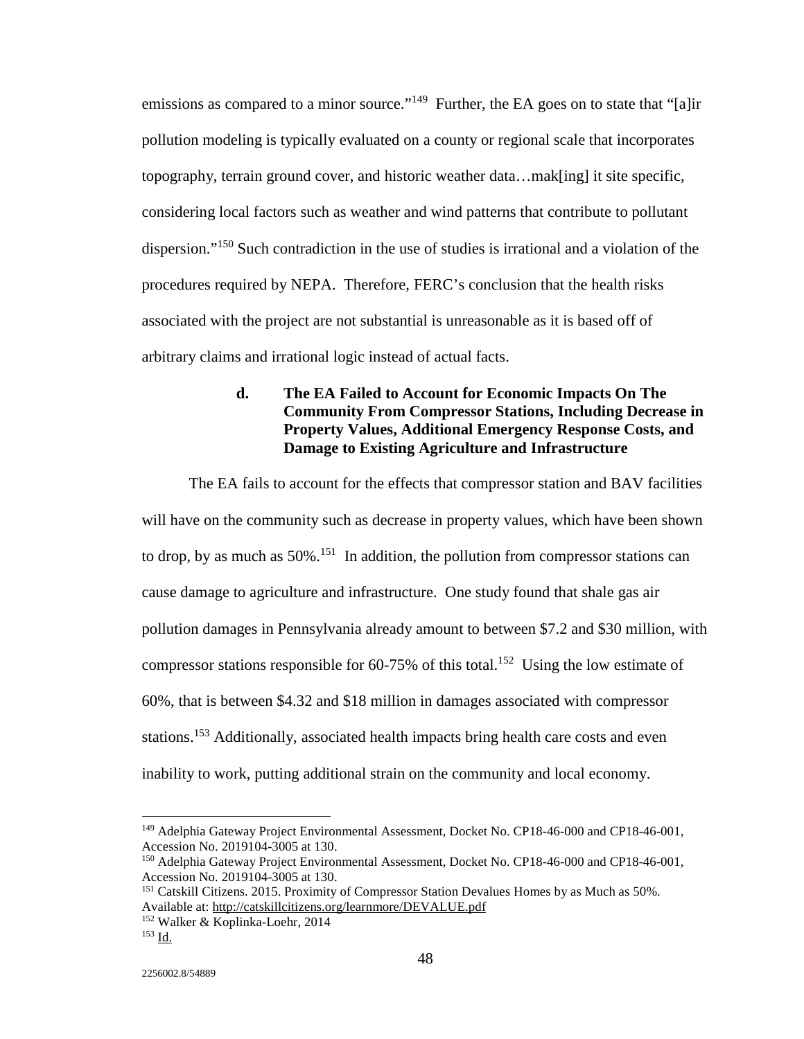emissions as compared to a minor source."[149] Further, the EA goes on to state that "[a]ir pollution modeling is typically evaluated on a county or regional scale that incorporates topography, terrain ground cover, and historic weather data…mak[ing] it site specific, considering local factors such as weather and wind patterns that contribute to pollutant dispersion."[150] Such contradiction in the use of studies is irrational and a violation of the procedures required by NEPA. Therefore, FERC's conclusion that the health risks associated with the project are not substantial is unreasonable as it is based off of arbitrary claims and irrational logic instead of actual facts.

#### d. The EA Failed to Account for Economic Impacts On The Community From Compressor Stations, Including Decrease in Property Values, Additional Emergency Response Costs, and Damage to Existing Agriculture and Infrastructure

The EA fails to account for the effects that compressor station and BAV facilities will have on the community such as decrease in property values, which have been shown to drop, by as much as 50%.[151] In addition, the pollution from compressor stations can cause damage to agriculture and infrastructure. One study found that shale gas air pollution damages in Pennsylvania already amount to between $7.2 and $30 million, with compressor stations responsible for 60-75% of this total.[152] Using the low estimate of 60%, that is between $4.32 and $18 million in damages associated with compressor stations.[153] Additionally, associated health impacts bring health care costs and even inability to work, putting additional strain on the community and local economy.

---

[149] Adelphia Gateway Project Environmental Assessment, Docket No. CP18-46-000 and CP18-46-001, Accession No. 2019104-3005 at 130.

[150] Adelphia Gateway Project Environmental Assessment, Docket No. CP18-46-000 and CP18-46-001, Accession No. 2019104-3005 at 130.

[151] Catskill Citizens. 2015. Proximity of Compressor Station Devalues Homes by as Much as 50%. Available at: http://catskillcitizens.org/learnmore/DEVALUE.pdf

[152] Walker & Koplinka-Loehr, 2014

[153] Id.

2256002.8/54889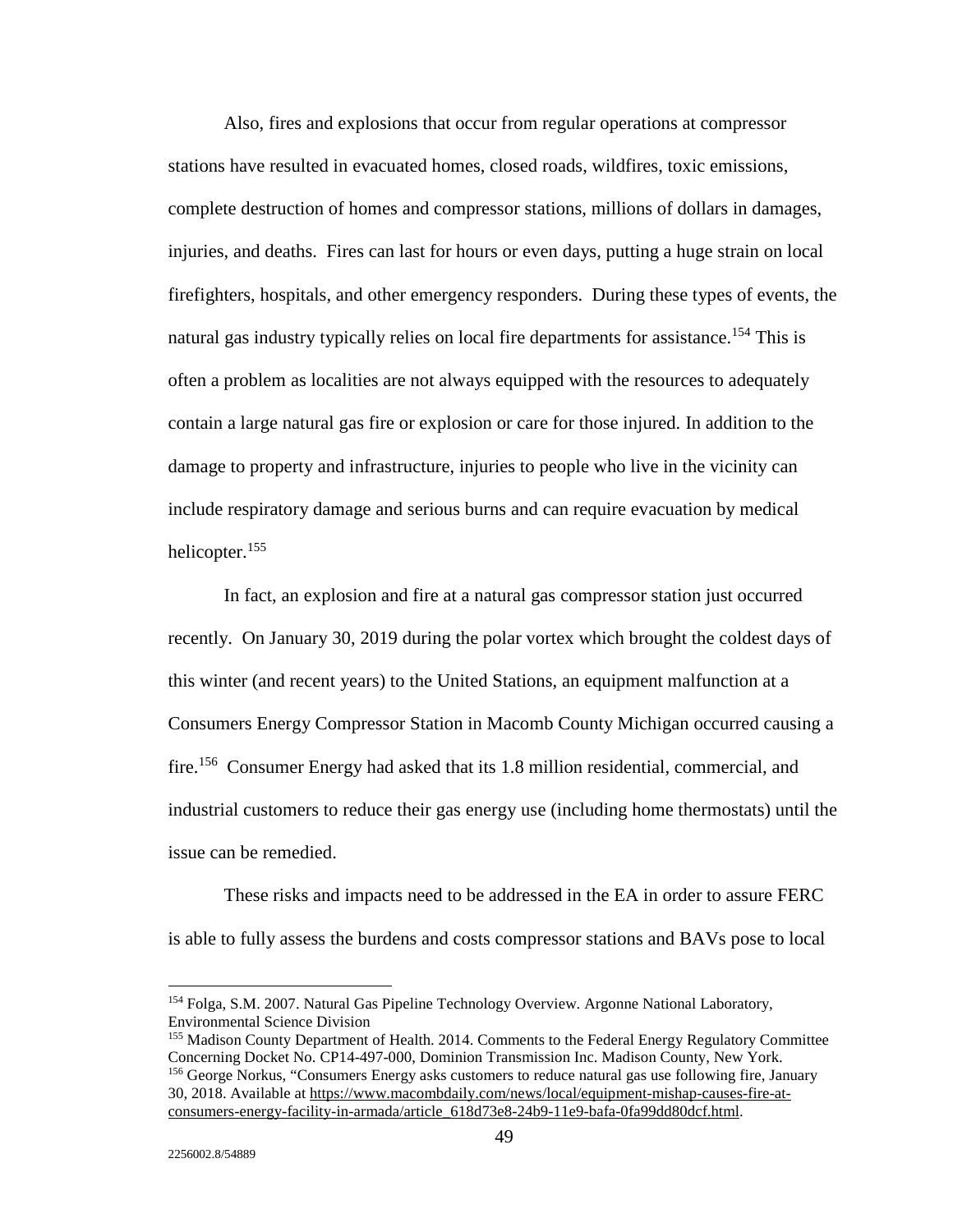Also, fires and explosions that occur from regular operations at compressor stations have resulted in evacuated homes, closed roads, wildfires, toxic emissions, complete destruction of homes and compressor stations, millions of dollars in damages, injuries, and deaths. Fires can last for hours or even days, putting a huge strain on local firefighters, hospitals, and other emergency responders. During these types of events, the natural gas industry typically relies on local fire departments for assistance.[154] This is often a problem as localities are not always equipped with the resources to adequately contain a large natural gas fire or explosion or care for those injured. In addition to the damage to property and infrastructure, injuries to people who live in the vicinity can include respiratory damage and serious burns and can require evacuation by medical helicopter.[155]

In fact, an explosion and fire at a natural gas compressor station just occurred recently. On January 30, 2019 during the polar vortex which brought the coldest days of this winter (and recent years) to the United Stations, an equipment malfunction at a Consumers Energy Compressor Station in Macomb County Michigan occurred causing a fire.[156] Consumer Energy had asked that its 1.8 million residential, commercial, and industrial customers to reduce their gas energy use (including home thermostats) until the issue can be remedied.

These risks and impacts need to be addressed in the EA in order to assure FERC is able to fully assess the burdens and costs compressor stations and BAVs pose to local

[154] Folga, S.M. 2007. Natural Gas Pipeline Technology Overview. Argonne National Laboratory, Environmental Science Division

[155] Madison County Department of Health. 2014. Comments to the Federal Energy Regulatory Committee Concerning Docket No. CP14-497-000, Dominion Transmission Inc. Madison County, New York.

[156] George Norkus, "Consumers Energy asks customers to reduce natural gas use following fire, January 30, 2018. Available at https://www.macombdaily.com/news/local/equipment-mishap-causes-fire-at-consumers-energy-facility-in-armada/article_618d73e8-24b9-11e9-bafa-0fa99dd80dcf.html.

2256002.8/54889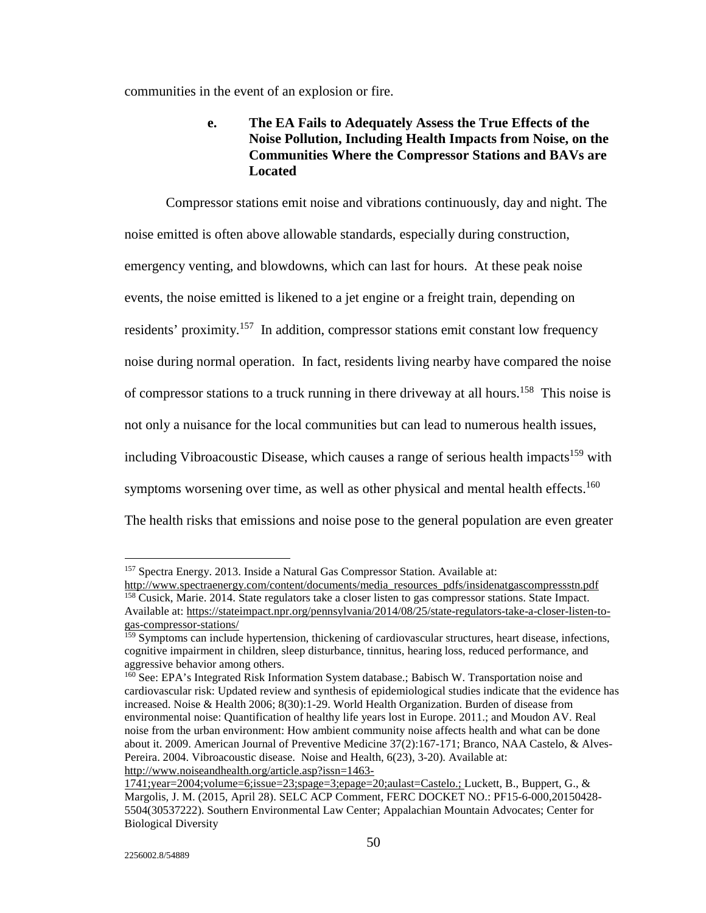communities in the event of an explosion or fire.

**e. The EA Fails to Adequately Assess the True Effects of the Noise Pollution, Including Health Impacts from Noise, on the Communities Where the Compressor Stations and BAVs are Located**

Compressor stations emit noise and vibrations continuously, day and night. The noise emitted is often above allowable standards, especially during construction, emergency venting, and blowdowns, which can last for hours. At these peak noise events, the noise emitted is likened to a jet engine or a freight train, depending on residents' proximity.[157] In addition, compressor stations emit constant low frequency noise during normal operation. In fact, residents living nearby have compared the noise of compressor stations to a truck running in there driveway at all hours.[158] This noise is not only a nuisance for the local communities but can lead to numerous health issues, including Vibroacoustic Disease, which causes a range of serious health impacts[159] with symptoms worsening over time, as well as other physical and mental health effects.[160] The health risks that emissions and noise pose to the general population are even greater

---

[157] Spectra Energy. 2013. Inside a Natural Gas Compressor Station. Available at: http://www.spectraenergy.com/content/documents/media_resources_pdfs/insidenatgascompressstn.pdf

[158] Cusick, Marie. 2014. State regulators take a closer listen to gas compressor stations. State Impact. Available at: https://stateimpact.npr.org/pennsylvania/2014/08/25/state-regulators-take-a-closer-listen-to-gas-compressor-stations/

[159] Symptoms can include hypertension, thickening of cardiovascular structures, heart disease, infections, cognitive impairment in children, sleep disturbance, tinnitus, hearing loss, reduced performance, and aggressive behavior among others.

[160] See: EPA's Integrated Risk Information System database.; Babisch W. Transportation noise and cardiovascular risk: Updated review and synthesis of epidemiological studies indicate that the evidence has increased. Noise & Health 2006; 8(30):1-29. World Health Organization. Burden of disease from environmental noise: Quantification of healthy life years lost in Europe. 2011.; and Moudon AV. Real noise from the urban environment: How ambient community noise affects health and what can be done about it. 2009. American Journal of Preventive Medicine 37(2):167-171; Branco, NAA Castelo, & Alves-Pereira. 2004. Vibroacoustic disease. Noise and Health, 6(23), 3-20). Available at: http://www.noiseandhealth.org/article.asp?issn=1463-1741;year=2004;volume=6;issue=23;spage=3;epage=20;aulast=Castelo.; Luckett, B., Buppert, G., & Margolis, J. M. (2015, April 28). SELC ACP Comment, FERC DOCKET NO.: PF15-6-000,20150428-5504(30537222). Southern Environmental Law Center; Appalachian Mountain Advocates; Center for Biological Diversity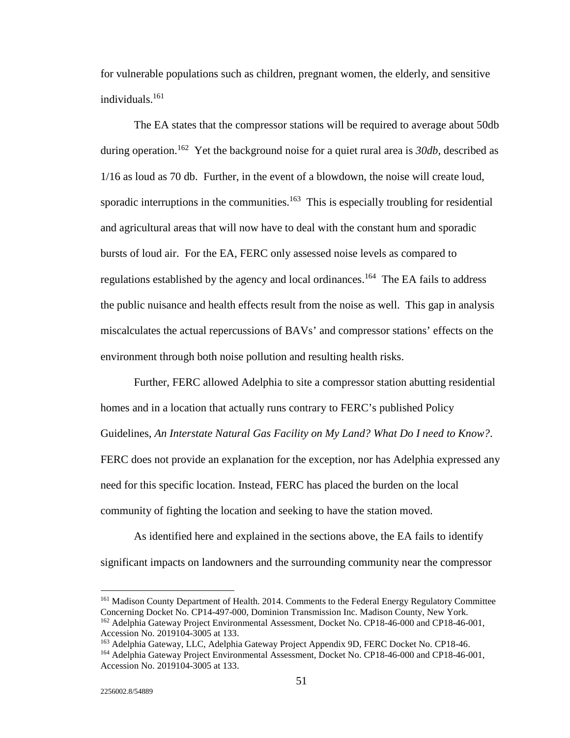for vulnerable populations such as children, pregnant women, the elderly, and sensitive individuals.[161]

The EA states that the compressor stations will be required to average about 50db during operation.[162] Yet the background noise for a quiet rural area is *30db*, described as 1/16 as loud as 70 db. Further, in the event of a blowdown, the noise will create loud, sporadic interruptions in the communities.[163] This is especially troubling for residential and agricultural areas that will now have to deal with the constant hum and sporadic bursts of loud air. For the EA, FERC only assessed noise levels as compared to regulations established by the agency and local ordinances.[164] The EA fails to address the public nuisance and health effects result from the noise as well. This gap in analysis miscalculates the actual repercussions of BAVs' and compressor stations' effects on the environment through both noise pollution and resulting health risks.

Further, FERC allowed Adelphia to site a compressor station abutting residential homes and in a location that actually runs contrary to FERC's published Policy Guidelines, *An Interstate Natural Gas Facility on My Land? What Do I need to Know?*. FERC does not provide an explanation for the exception, nor has Adelphia expressed any need for this specific location. Instead, FERC has placed the burden on the local community of fighting the location and seeking to have the station moved.

As identified here and explained in the sections above, the EA fails to identify significant impacts on landowners and the surrounding community near the compressor

---

[161] Madison County Department of Health. 2014. Comments to the Federal Energy Regulatory Committee Concerning Docket No. CP14-497-000, Dominion Transmission Inc. Madison County, New York.

[162] Adelphia Gateway Project Environmental Assessment, Docket No. CP18-46-000 and CP18-46-001, Accession No. 2019104-3005 at 133.

[163] Adelphia Gateway, LLC, Adelphia Gateway Project Appendix 9D, FERC Docket No. CP18-46.

[164] Adelphia Gateway Project Environmental Assessment, Docket No. CP18-46-000 and CP18-46-001, Accession No. 2019104-3005 at 133.

2256002.8/54889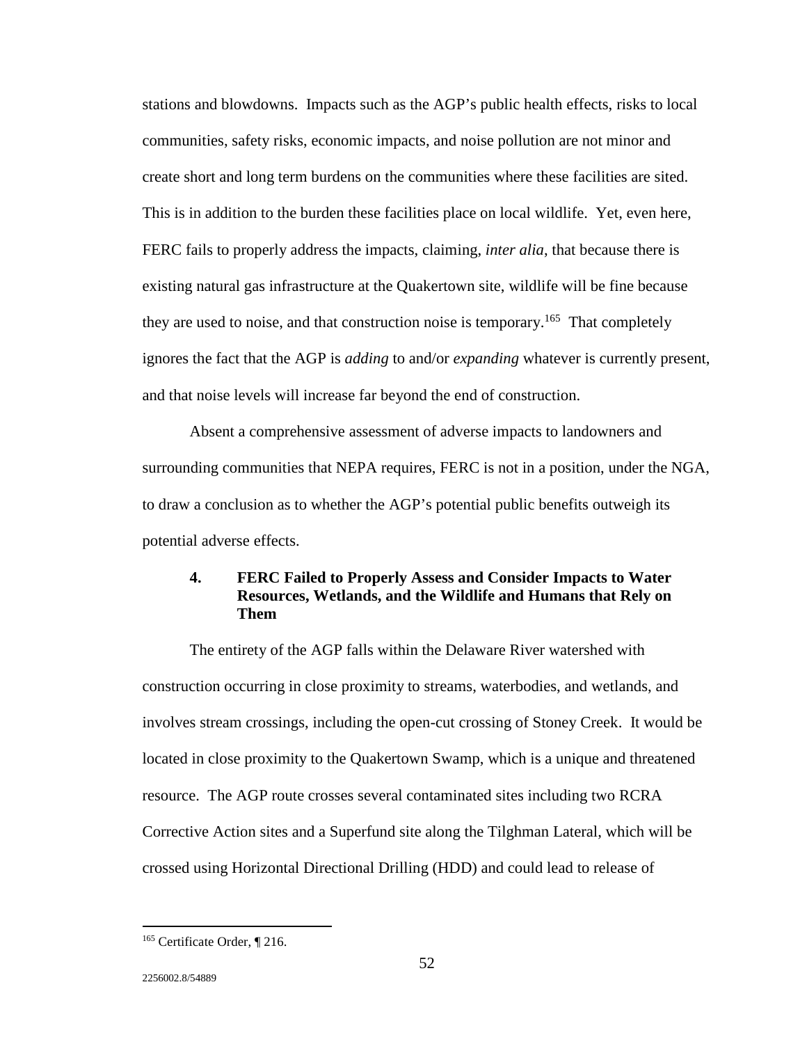stations and blowdowns. Impacts such as the AGP's public health effects, risks to local communities, safety risks, economic impacts, and noise pollution are not minor and create short and long term burdens on the communities where these facilities are sited. This is in addition to the burden these facilities place on local wildlife. Yet, even here, FERC fails to properly address the impacts, claiming, *inter alia*, that because there is existing natural gas infrastructure at the Quakertown site, wildlife will be fine because they are used to noise, and that construction noise is temporary.[165] That completely ignores the fact that the AGP is *adding* to and/or *expanding* whatever is currently present, and that noise levels will increase far beyond the end of construction.

Absent a comprehensive assessment of adverse impacts to landowners and surrounding communities that NEPA requires, FERC is not in a position, under the NGA, to draw a conclusion as to whether the AGP's potential public benefits outweigh its potential adverse effects.

#### 4. FERC Failed to Properly Assess and Consider Impacts to Water Resources, Wetlands, and the Wildlife and Humans that Rely on Them

The entirety of the AGP falls within the Delaware River watershed with construction occurring in close proximity to streams, waterbodies, and wetlands, and involves stream crossings, including the open-cut crossing of Stoney Creek. It would be located in close proximity to the Quakertown Swamp, which is a unique and threatened resource. The AGP route crosses several contaminated sites including two RCRA Corrective Action sites and a Superfund site along the Tilghman Lateral, which will be crossed using Horizontal Directional Drilling (HDD) and could lead to release of

[165] Certificate Order, ¶ 216.

2256002.8/54889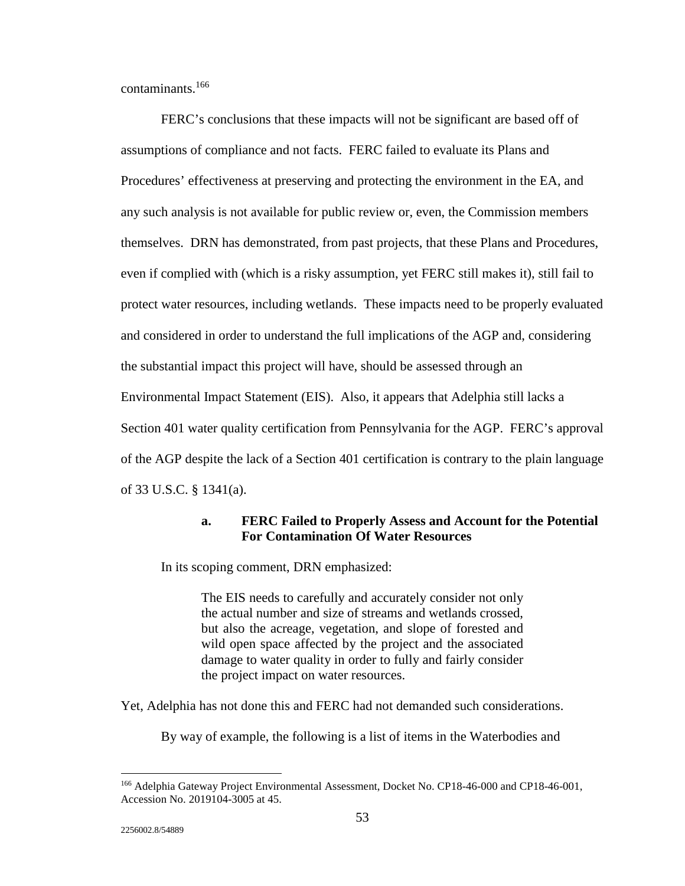contaminants.[166]

FERC's conclusions that these impacts will not be significant are based off of assumptions of compliance and not facts. FERC failed to evaluate its Plans and Procedures' effectiveness at preserving and protecting the environment in the EA, and any such analysis is not available for public review or, even, the Commission members themselves. DRN has demonstrated, from past projects, that these Plans and Procedures, even if complied with (which is a risky assumption, yet FERC still makes it), still fail to protect water resources, including wetlands. These impacts need to be properly evaluated and considered in order to understand the full implications of the AGP and, considering the substantial impact this project will have, should be assessed through an Environmental Impact Statement (EIS). Also, it appears that Adelphia still lacks a Section 401 water quality certification from Pennsylvania for the AGP. FERC's approval of the AGP despite the lack of a Section 401 certification is contrary to the plain language of 33 U.S.C. § 1341(a).

### a. FERC Failed to Properly Assess and Account for the Potential For Contamination Of Water Resources

In its scoping comment, DRN emphasized:

> The EIS needs to carefully and accurately consider not only the actual number and size of streams and wetlands crossed, but also the acreage, vegetation, and slope of forested and wild open space affected by the project and the associated damage to water quality in order to fully and fairly consider the project impact on water resources.

Yet, Adelphia has not done this and FERC had not demanded such considerations.

By way of example, the following is a list of items in the Waterbodies and

---

[166] Adelphia Gateway Project Environmental Assessment, Docket No. CP18-46-000 and CP18-46-001, Accession No. 2019104-3005 at 45.

2256002.8/54889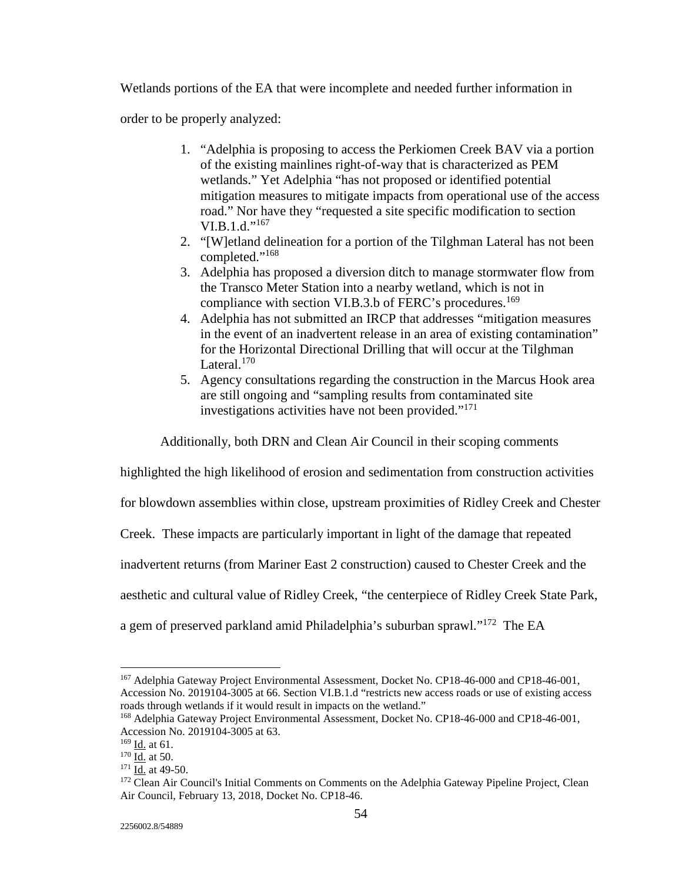Wetlands portions of the EA that were incomplete and needed further information in order to be properly analyzed:

1. "Adelphia is proposing to access the Perkiomen Creek BAV via a portion of the existing mainlines right-of-way that is characterized as PEM wetlands." Yet Adelphia "has not proposed or identified potential mitigation measures to mitigate impacts from operational use of the access road." Nor have they "requested a site specific modification to section VI.B.1.d."[167]
2. "[W]etland delineation for a portion of the Tilghman Lateral has not been completed."[168]
3. Adelphia has proposed a diversion ditch to manage stormwater flow from the Transco Meter Station into a nearby wetland, which is not in compliance with section VI.B.3.b of FERC's procedures.[169]
4. Adelphia has not submitted an IRCP that addresses "mitigation measures in the event of an inadvertent release in an area of existing contamination" for the Horizontal Directional Drilling that will occur at the Tilghman Lateral.[170]
5. Agency consultations regarding the construction in the Marcus Hook area are still ongoing and "sampling results from contaminated site investigations activities have not been provided."[171]

Additionally, both DRN and Clean Air Council in their scoping comments highlighted the high likelihood of erosion and sedimentation from construction activities for blowdown assemblies within close, upstream proximities of Ridley Creek and Chester Creek. These impacts are particularly important in light of the damage that repeated inadvertent returns (from Mariner East 2 construction) caused to Chester Creek and the aesthetic and cultural value of Ridley Creek, "the centerpiece of Ridley Creek State Park, a gem of preserved parkland amid Philadelphia's suburban sprawl."[172] The EA

---

[167] Adelphia Gateway Project Environmental Assessment, Docket No. CP18-46-000 and CP18-46-001, Accession No. 2019104-3005 at 66. Section VI.B.1.d "restricts new access roads or use of existing access roads through wetlands if it would result in impacts on the wetland."

[168] Adelphia Gateway Project Environmental Assessment, Docket No. CP18-46-000 and CP18-46-001, Accession No. 2019104-3005 at 63.

[169] Id. at 61.

[170] Id. at 50.

[171] Id. at 49-50.

[172] Clean Air Council's Initial Comments on Comments on the Adelphia Gateway Pipeline Project, Clean Air Council, February 13, 2018, Docket No. CP18-46.

2256002.8/54889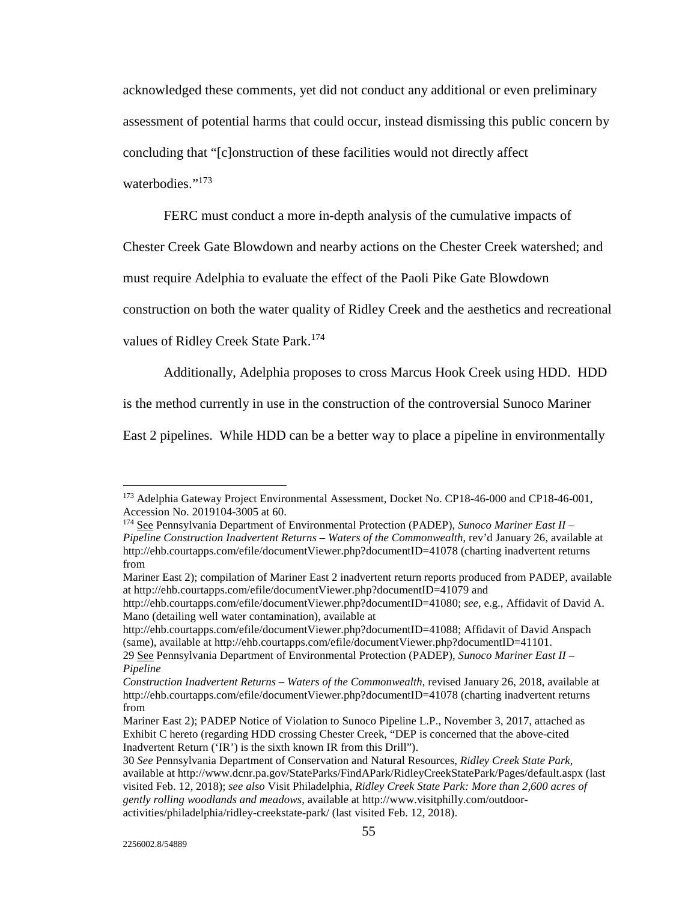acknowledged these comments, yet did not conduct any additional or even preliminary assessment of potential harms that could occur, instead dismissing this public concern by concluding that "[c]onstruction of these facilities would not directly affect waterbodies."[173]

FERC must conduct a more in-depth analysis of the cumulative impacts of Chester Creek Gate Blowdown and nearby actions on the Chester Creek watershed; and must require Adelphia to evaluate the effect of the Paoli Pike Gate Blowdown construction on both the water quality of Ridley Creek and the aesthetics and recreational values of Ridley Creek State Park.[174]

Additionally, Adelphia proposes to cross Marcus Hook Creek using HDD. HDD is the method currently in use in the construction of the controversial Sunoco Mariner East 2 pipelines. While HDD can be a better way to place a pipeline in environmentally

---

[173] Adelphia Gateway Project Environmental Assessment, Docket No. CP18-46-000 and CP18-46-001, Accession No. 2019104-3005 at 60.

[174] See Pennsylvania Department of Environmental Protection (PADEP), *Sunoco Mariner East II – Pipeline Construction Inadvertent Returns – Waters of the Commonwealth*, rev'd January 26, available at http://ehb.courtapps.com/efile/documentViewer.php?documentID=41078 (charting inadvertent returns from
Mariner East 2); compilation of Mariner East 2 inadvertent return reports produced from PADEP, available at http://ehb.courtapps.com/efile/documentViewer.php?documentID=41079 and http://ehb.courtapps.com/efile/documentViewer.php?documentID=41080; *see*, e.g., Affidavit of David A. Mano (detailing well water contamination), available at http://ehb.courtapps.com/efile/documentViewer.php?documentID=41088; Affidavit of David Anspach (same), available at http://ehb.courtapps.com/efile/documentViewer.php?documentID=41101.
29 See Pennsylvania Department of Environmental Protection (PADEP), *Sunoco Mariner East II – Pipeline*
*Construction Inadvertent Returns – Waters of the Commonwealth*, revised January 26, 2018, available at http://ehb.courtapps.com/efile/documentViewer.php?documentID=41078 (charting inadvertent returns from
Mariner East 2); PADEP Notice of Violation to Sunoco Pipeline L.P., November 3, 2017, attached as Exhibit C hereto (regarding HDD crossing Chester Creek, "DEP is concerned that the above-cited Inadvertent Return ('IR') is the sixth known IR from this Drill").
30 *See* Pennsylvania Department of Conservation and Natural Resources, *Ridley Creek State Park*, available at http://www.dcnr.pa.gov/StateParks/FindAPark/RidleyCreekStatePark/Pages/default.aspx (last visited Feb. 12, 2018); *see also* Visit Philadelphia, *Ridley Creek State Park: More than 2,600 acres of gently rolling woodlands and meadows*, available at http://www.visitphilly.com/outdoor-activities/philadelphia/ridley-creekstate-park/ (last visited Feb. 12, 2018).

2256002.8/54889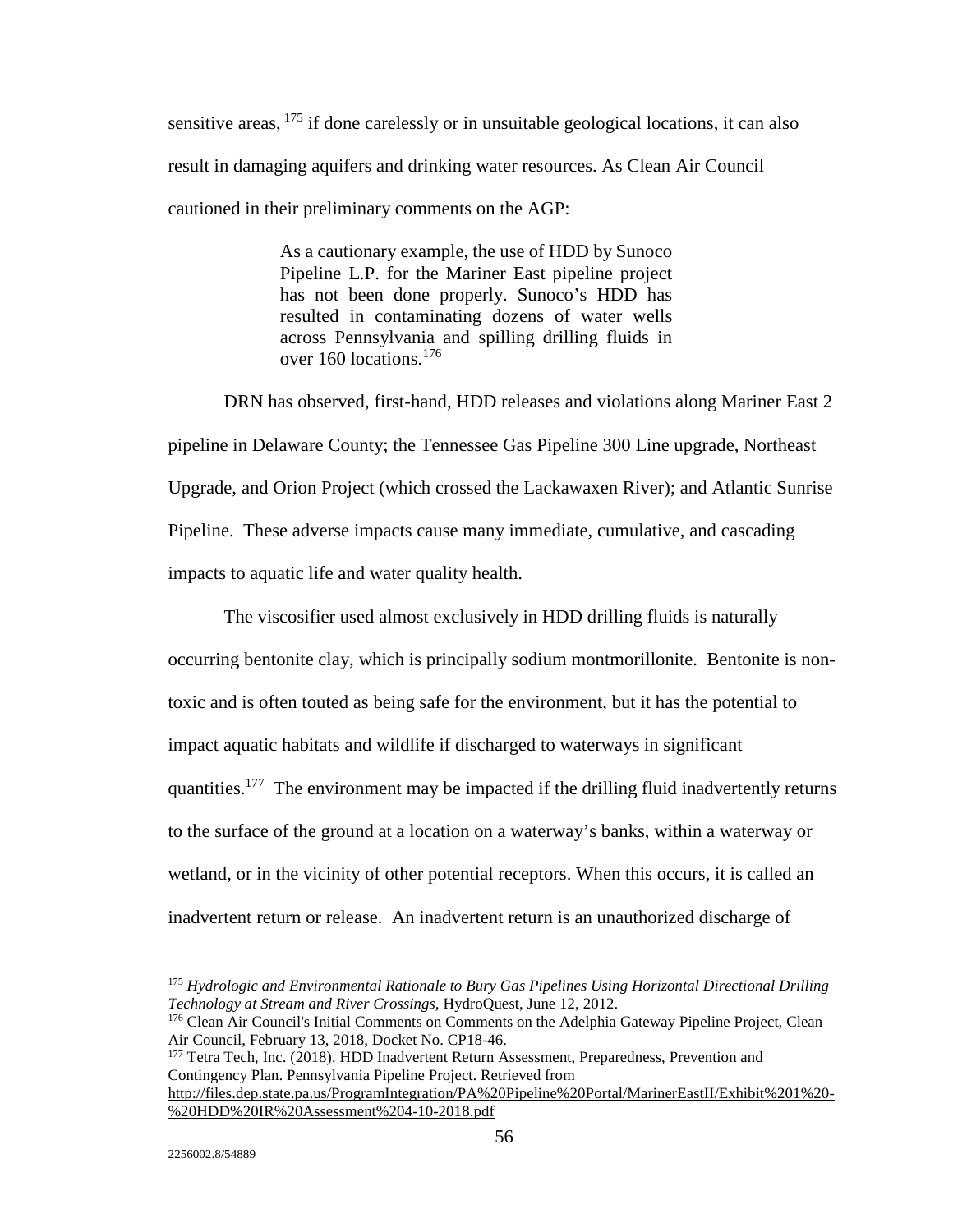sensitive areas, [175] if done carelessly or in unsuitable geological locations, it can also result in damaging aquifers and drinking water resources. As Clean Air Council cautioned in their preliminary comments on the AGP:

> As a cautionary example, the use of HDD by Sunoco Pipeline L.P. for the Mariner East pipeline project has not been done properly. Sunoco's HDD has resulted in contaminating dozens of water wells across Pennsylvania and spilling drilling fluids in over 160 locations.[176]

DRN has observed, first-hand, HDD releases and violations along Mariner East 2 pipeline in Delaware County; the Tennessee Gas Pipeline 300 Line upgrade, Northeast Upgrade, and Orion Project (which crossed the Lackawaxen River); and Atlantic Sunrise Pipeline. These adverse impacts cause many immediate, cumulative, and cascading impacts to aquatic life and water quality health.

The viscosifier used almost exclusively in HDD drilling fluids is naturally occurring bentonite clay, which is principally sodium montmorillonite. Bentonite is non-toxic and is often touted as being safe for the environment, but it has the potential to impact aquatic habitats and wildlife if discharged to waterways in significant quantities.[177] The environment may be impacted if the drilling fluid inadvertently returns to the surface of the ground at a location on a waterway's banks, within a waterway or wetland, or in the vicinity of other potential receptors. When this occurs, it is called an inadvertent return or release. An inadvertent return is an unauthorized discharge of

---

[175] *Hydrologic and Environmental Rationale to Bury Gas Pipelines Using Horizontal Directional Drilling Technology at Stream and River Crossings*, HydroQuest, June 12, 2012.

[176] Clean Air Council's Initial Comments on Comments on the Adelphia Gateway Pipeline Project, Clean Air Council, February 13, 2018, Docket No. CP18-46.

[177] Tetra Tech, Inc. (2018). HDD Inadvertent Return Assessment, Preparedness, Prevention and Contingency Plan. Pennsylvania Pipeline Project. Retrieved from http://files.dep.state.pa.us/ProgramIntegration/PA%20Pipeline%20Portal/MarinerEastII/Exhibit%201%20-%20HDD%20IR%20Assessment%204-10-2018.pdf

2256002.8/54889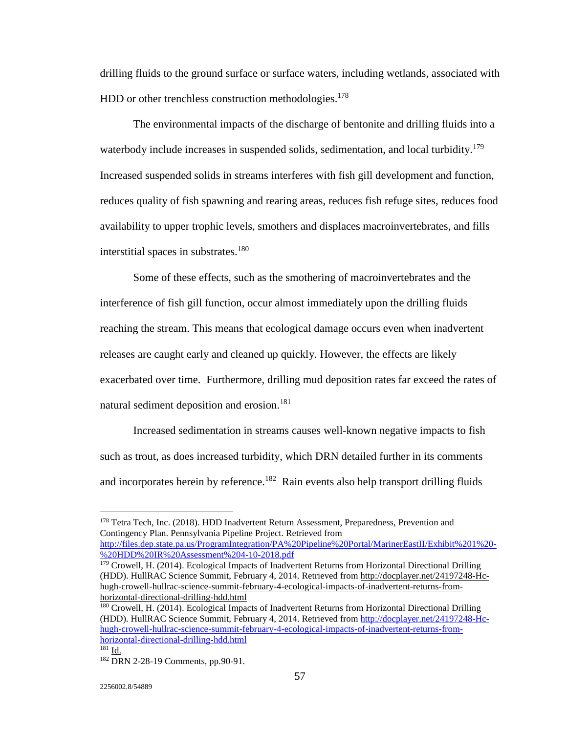drilling fluids to the ground surface or surface waters, including wetlands, associated with HDD or other trenchless construction methodologies.[178]

The environmental impacts of the discharge of bentonite and drilling fluids into a waterbody include increases in suspended solids, sedimentation, and local turbidity.[179] Increased suspended solids in streams interferes with fish gill development and function, reduces quality of fish spawning and rearing areas, reduces fish refuge sites, reduces food availability to upper trophic levels, smothers and displaces macroinvertebrates, and fills interstitial spaces in substrates.[180]

Some of these effects, such as the smothering of macroinvertebrates and the interference of fish gill function, occur almost immediately upon the drilling fluids reaching the stream. This means that ecological damage occurs even when inadvertent releases are caught early and cleaned up quickly. However, the effects are likely exacerbated over time. Furthermore, drilling mud deposition rates far exceed the rates of natural sediment deposition and erosion.[181]

Increased sedimentation in streams causes well-known negative impacts to fish such as trout, as does increased turbidity, which DRN detailed further in its comments and incorporates herein by reference.[182] Rain events also help transport drilling fluids

---

[178] Tetra Tech, Inc. (2018). HDD Inadvertent Return Assessment, Preparedness, Prevention and Contingency Plan. Pennsylvania Pipeline Project. Retrieved from http://files.dep.state.pa.us/ProgramIntegration/PA%20Pipeline%20Portal/MarinerEastII/Exhibit%201%20-%20HDD%20IR%20Assessment%204-10-2018.pdf

[179] Crowell, H. (2014). Ecological Impacts of Inadvertent Returns from Horizontal Directional Drilling (HDD). HullRAC Science Summit, February 4, 2014. Retrieved from http://docplayer.net/24197248-Hc-hugh-crowell-hullrac-science-summit-february-4-ecological-impacts-of-inadvertent-returns-from-horizontal-directional-drilling-hdd.html

[180] Crowell, H. (2014). Ecological Impacts of Inadvertent Returns from Horizontal Directional Drilling (HDD). HullRAC Science Summit, February 4, 2014. Retrieved from http://docplayer.net/24197248-Hc-hugh-crowell-hullrac-science-summit-february-4-ecological-impacts-of-inadvertent-returns-from-horizontal-directional-drilling-hdd.html

[181] Id.

[182] DRN 2-28-19 Comments, pp.90-91.

2256002.8/54889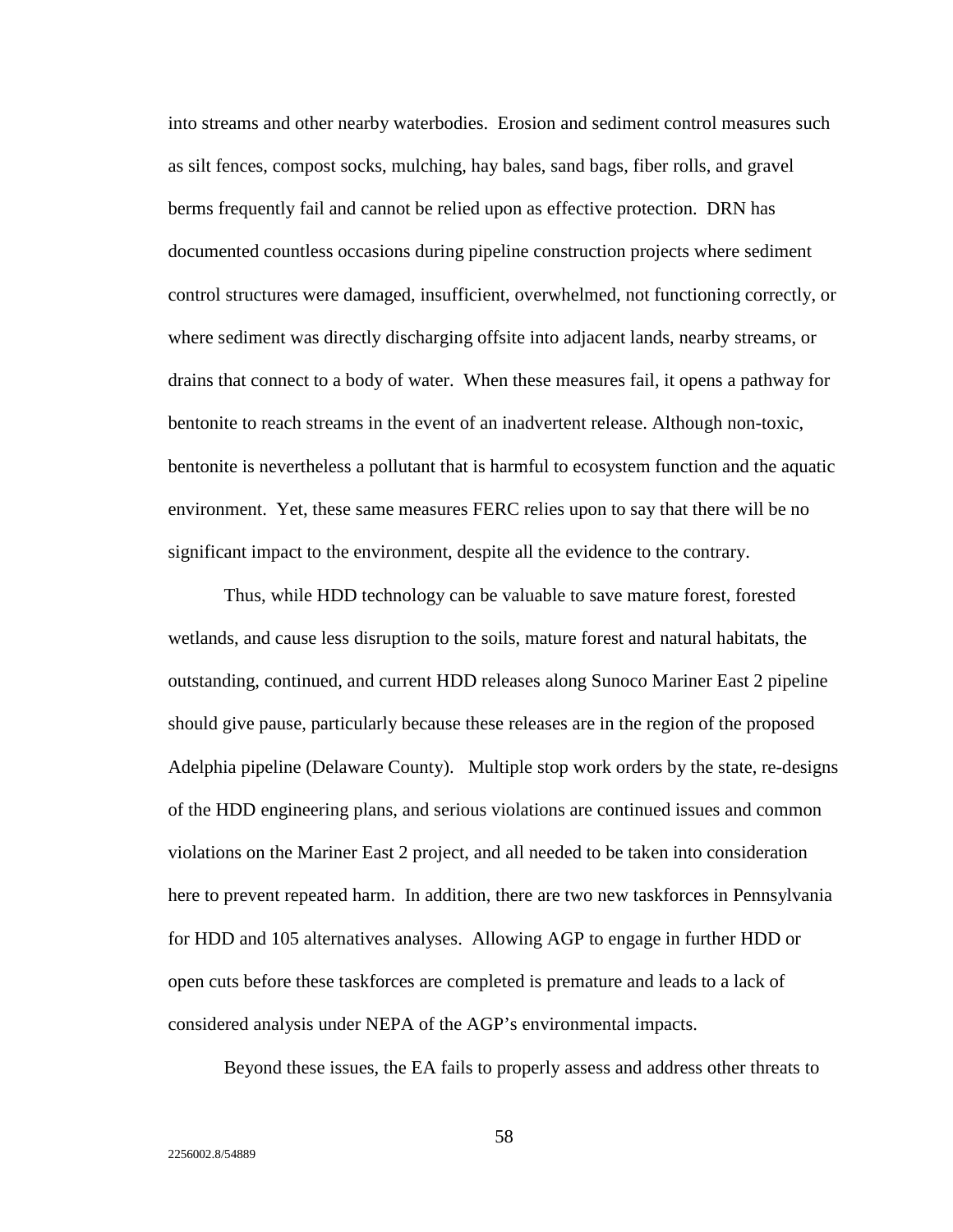into streams and other nearby waterbodies. Erosion and sediment control measures such as silt fences, compost socks, mulching, hay bales, sand bags, fiber rolls, and gravel berms frequently fail and cannot be relied upon as effective protection. DRN has documented countless occasions during pipeline construction projects where sediment control structures were damaged, insufficient, overwhelmed, not functioning correctly, or where sediment was directly discharging offsite into adjacent lands, nearby streams, or drains that connect to a body of water. When these measures fail, it opens a pathway for bentonite to reach streams in the event of an inadvertent release. Although non-toxic, bentonite is nevertheless a pollutant that is harmful to ecosystem function and the aquatic environment. Yet, these same measures FERC relies upon to say that there will be no significant impact to the environment, despite all the evidence to the contrary.

Thus, while HDD technology can be valuable to save mature forest, forested wetlands, and cause less disruption to the soils, mature forest and natural habitats, the outstanding, continued, and current HDD releases along Sunoco Mariner East 2 pipeline should give pause, particularly because these releases are in the region of the proposed Adelphia pipeline (Delaware County). Multiple stop work orders by the state, re-designs of the HDD engineering plans, and serious violations are continued issues and common violations on the Mariner East 2 project, and all needed to be taken into consideration here to prevent repeated harm. In addition, there are two new taskforces in Pennsylvania for HDD and 105 alternatives analyses. Allowing AGP to engage in further HDD or open cuts before these taskforces are completed is premature and leads to a lack of considered analysis under NEPA of the AGP's environmental impacts.

Beyond these issues, the EA fails to properly assess and address other threats to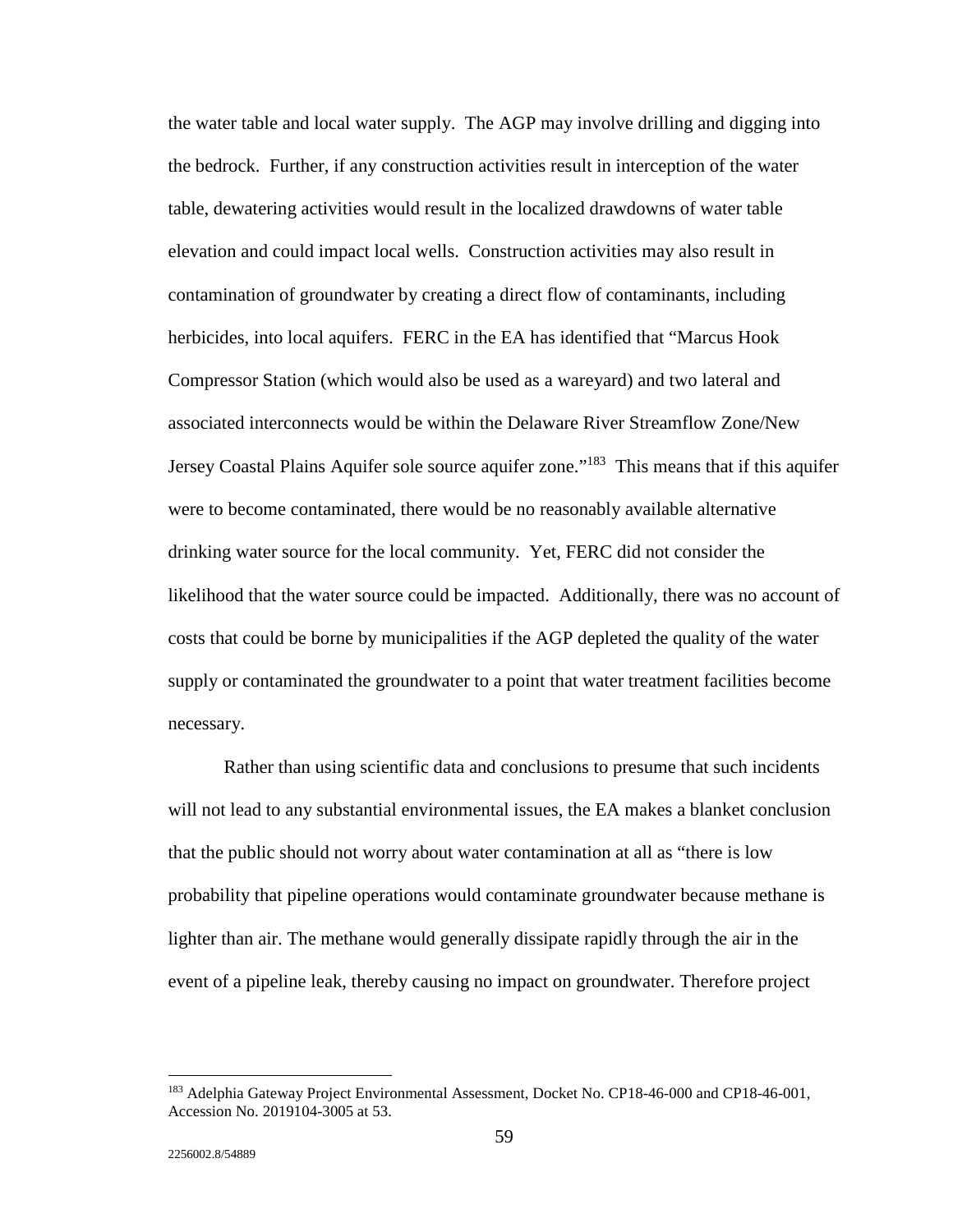the water table and local water supply. The AGP may involve drilling and digging into the bedrock. Further, if any construction activities result in interception of the water table, dewatering activities would result in the localized drawdowns of water table elevation and could impact local wells. Construction activities may also result in contamination of groundwater by creating a direct flow of contaminants, including herbicides, into local aquifers. FERC in the EA has identified that "Marcus Hook Compressor Station (which would also be used as a wareyard) and two lateral and associated interconnects would be within the Delaware River Streamflow Zone/New Jersey Coastal Plains Aquifer sole source aquifer zone."[183] This means that if this aquifer were to become contaminated, there would be no reasonably available alternative drinking water source for the local community. Yet, FERC did not consider the likelihood that the water source could be impacted. Additionally, there was no account of costs that could be borne by municipalities if the AGP depleted the quality of the water supply or contaminated the groundwater to a point that water treatment facilities become necessary.

Rather than using scientific data and conclusions to presume that such incidents will not lead to any substantial environmental issues, the EA makes a blanket conclusion that the public should not worry about water contamination at all as "there is low probability that pipeline operations would contaminate groundwater because methane is lighter than air. The methane would generally dissipate rapidly through the air in the event of a pipeline leak, thereby causing no impact on groundwater. Therefore project

---

[183] Adelphia Gateway Project Environmental Assessment, Docket No. CP18-46-000 and CP18-46-001, Accession No. 2019104-3005 at 53.

2256002.8/54889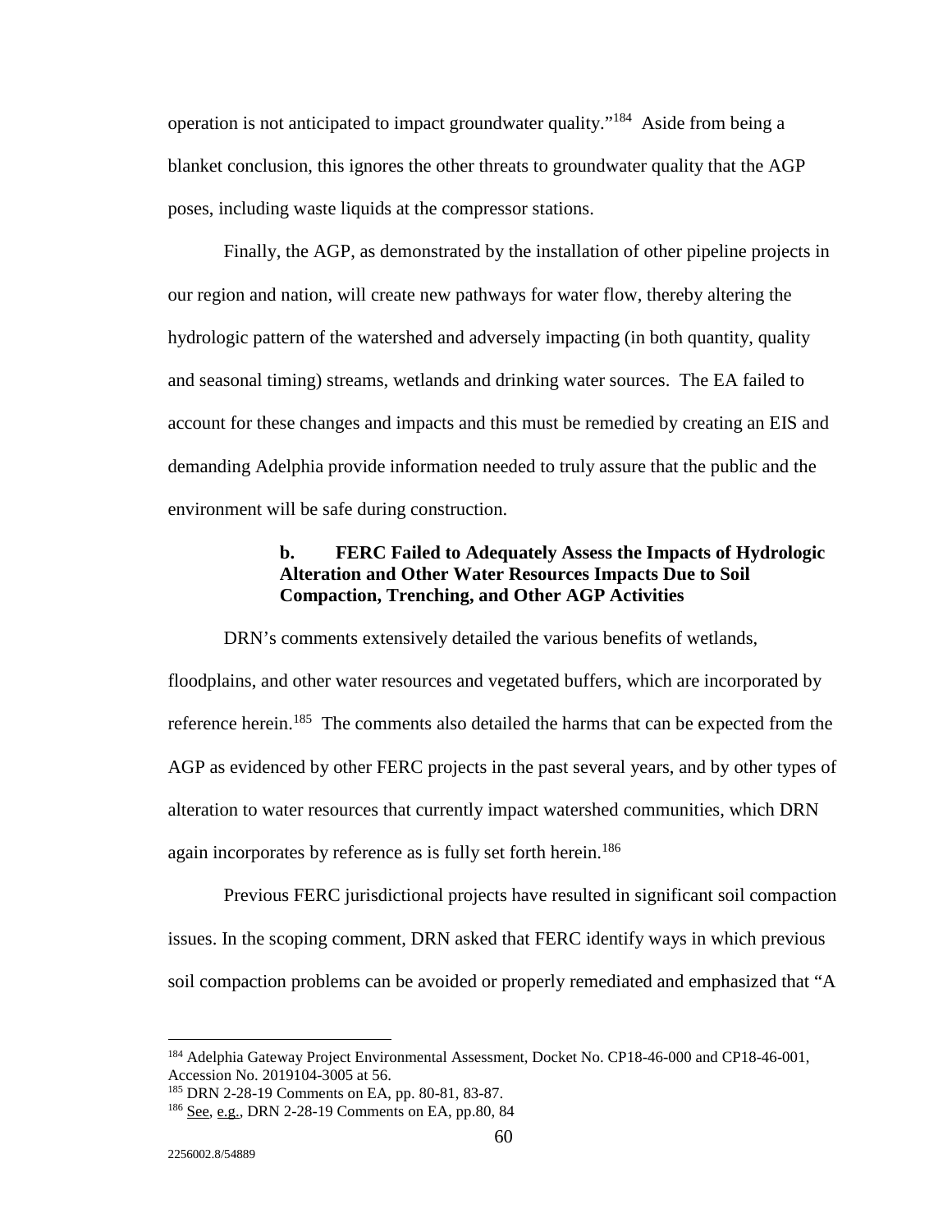operation is not anticipated to impact groundwater quality."[184] Aside from being a blanket conclusion, this ignores the other threats to groundwater quality that the AGP poses, including waste liquids at the compressor stations.

Finally, the AGP, as demonstrated by the installation of other pipeline projects in our region and nation, will create new pathways for water flow, thereby altering the hydrologic pattern of the watershed and adversely impacting (in both quantity, quality and seasonal timing) streams, wetlands and drinking water sources. The EA failed to account for these changes and impacts and this must be remedied by creating an EIS and demanding Adelphia provide information needed to truly assure that the public and the environment will be safe during construction.

### b. FERC Failed to Adequately Assess the Impacts of Hydrologic Alteration and Other Water Resources Impacts Due to Soil Compaction, Trenching, and Other AGP Activities

DRN's comments extensively detailed the various benefits of wetlands, floodplains, and other water resources and vegetated buffers, which are incorporated by reference herein.[185] The comments also detailed the harms that can be expected from the AGP as evidenced by other FERC projects in the past several years, and by other types of alteration to water resources that currently impact watershed communities, which DRN again incorporates by reference as is fully set forth herein.[186]

Previous FERC jurisdictional projects have resulted in significant soil compaction issues. In the scoping comment, DRN asked that FERC identify ways in which previous soil compaction problems can be avoided or properly remediated and emphasized that "A

---

[184] Adelphia Gateway Project Environmental Assessment, Docket No. CP18-46-000 and CP18-46-001, Accession No. 2019104-3005 at 56.

[185] DRN 2-28-19 Comments on EA, pp. 80-81, 83-87.

[186] See, e.g., DRN 2-28-19 Comments on EA, pp.80, 84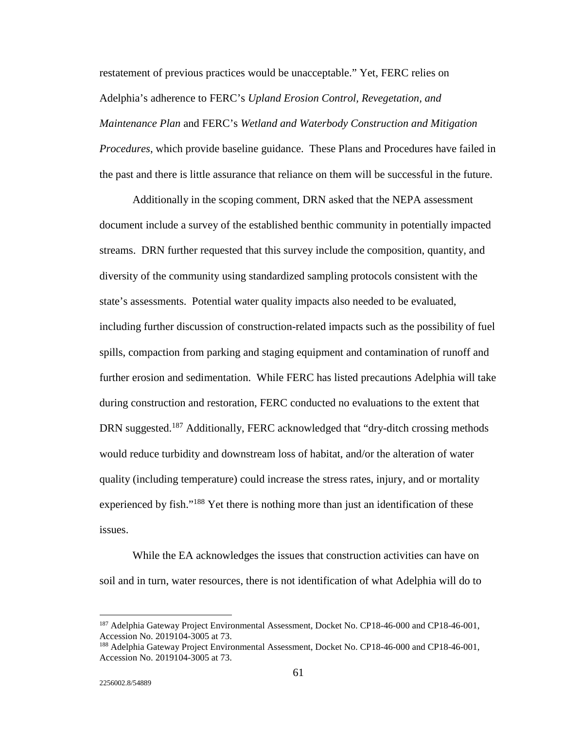restatement of previous practices would be unacceptable." Yet, FERC relies on Adelphia's adherence to FERC's *Upland Erosion Control, Revegetation, and Maintenance Plan* and FERC's *Wetland and Waterbody Construction and Mitigation Procedures*, which provide baseline guidance. These Plans and Procedures have failed in the past and there is little assurance that reliance on them will be successful in the future.

Additionally in the scoping comment, DRN asked that the NEPA assessment document include a survey of the established benthic community in potentially impacted streams. DRN further requested that this survey include the composition, quantity, and diversity of the community using standardized sampling protocols consistent with the state's assessments. Potential water quality impacts also needed to be evaluated, including further discussion of construction-related impacts such as the possibility of fuel spills, compaction from parking and staging equipment and contamination of runoff and further erosion and sedimentation. While FERC has listed precautions Adelphia will take during construction and restoration, FERC conducted no evaluations to the extent that DRN suggested.[187] Additionally, FERC acknowledged that "dry-ditch crossing methods would reduce turbidity and downstream loss of habitat, and/or the alteration of water quality (including temperature) could increase the stress rates, injury, and or mortality experienced by fish."[188] Yet there is nothing more than just an identification of these issues.

While the EA acknowledges the issues that construction activities can have on soil and in turn, water resources, there is not identification of what Adelphia will do to

---

[187] Adelphia Gateway Project Environmental Assessment, Docket No. CP18-46-000 and CP18-46-001, Accession No. 2019104-3005 at 73.

[188] Adelphia Gateway Project Environmental Assessment, Docket No. CP18-46-000 and CP18-46-001, Accession No. 2019104-3005 at 73.

2256002.8/54889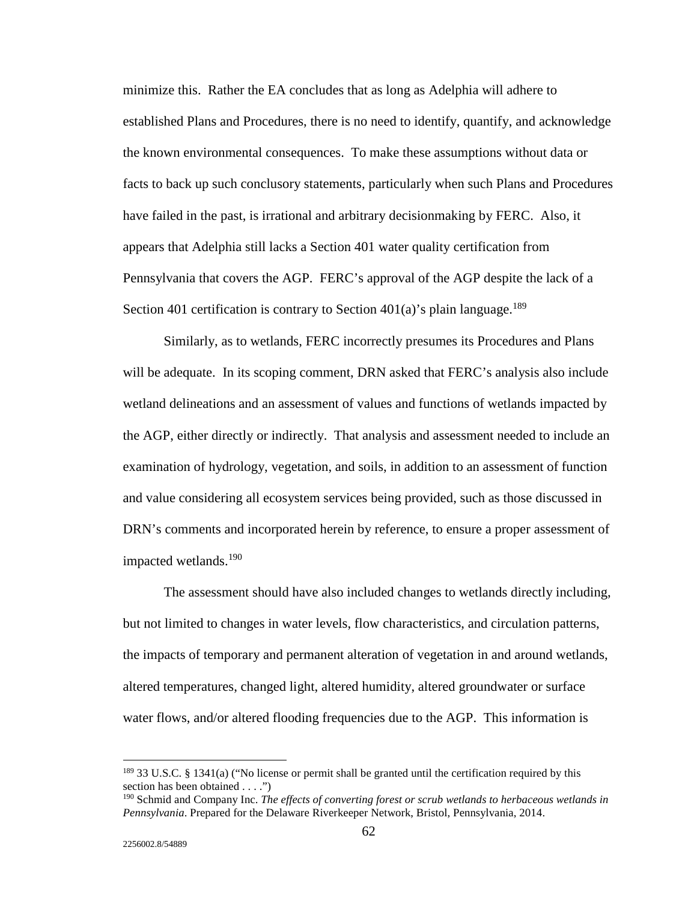minimize this. Rather the EA concludes that as long as Adelphia will adhere to established Plans and Procedures, there is no need to identify, quantify, and acknowledge the known environmental consequences. To make these assumptions without data or facts to back up such conclusory statements, particularly when such Plans and Procedures have failed in the past, is irrational and arbitrary decisionmaking by FERC. Also, it appears that Adelphia still lacks a Section 401 water quality certification from Pennsylvania that covers the AGP. FERC's approval of the AGP despite the lack of a Section 401 certification is contrary to Section 401(a)'s plain language.[189]

Similarly, as to wetlands, FERC incorrectly presumes its Procedures and Plans will be adequate. In its scoping comment, DRN asked that FERC's analysis also include wetland delineations and an assessment of values and functions of wetlands impacted by the AGP, either directly or indirectly. That analysis and assessment needed to include an examination of hydrology, vegetation, and soils, in addition to an assessment of function and value considering all ecosystem services being provided, such as those discussed in DRN's comments and incorporated herein by reference, to ensure a proper assessment of impacted wetlands.[190]

The assessment should have also included changes to wetlands directly including, but not limited to changes in water levels, flow characteristics, and circulation patterns, the impacts of temporary and permanent alteration of vegetation in and around wetlands, altered temperatures, changed light, altered humidity, altered groundwater or surface water flows, and/or altered flooding frequencies due to the AGP. This information is

---

[189] 33 U.S.C. § 1341(a) ("No license or permit shall be granted until the certification required by this section has been obtained . . . .")

[190] Schmid and Company Inc. *The effects of converting forest or scrub wetlands to herbaceous wetlands in Pennsylvania*. Prepared for the Delaware Riverkeeper Network, Bristol, Pennsylvania, 2014.

2256002.8/54889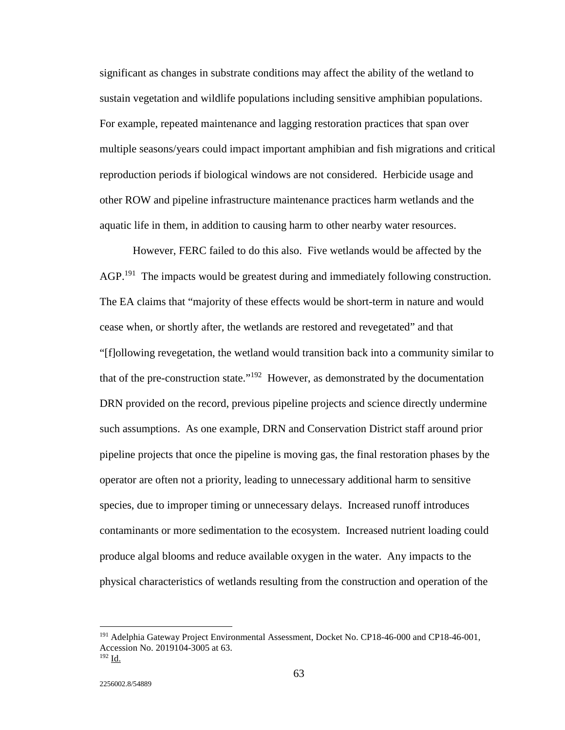significant as changes in substrate conditions may affect the ability of the wetland to sustain vegetation and wildlife populations including sensitive amphibian populations. For example, repeated maintenance and lagging restoration practices that span over multiple seasons/years could impact important amphibian and fish migrations and critical reproduction periods if biological windows are not considered. Herbicide usage and other ROW and pipeline infrastructure maintenance practices harm wetlands and the aquatic life in them, in addition to causing harm to other nearby water resources.

However, FERC failed to do this also. Five wetlands would be affected by the AGP.[191] The impacts would be greatest during and immediately following construction. The EA claims that "majority of these effects would be short-term in nature and would cease when, or shortly after, the wetlands are restored and revegetated" and that "[f]ollowing revegetation, the wetland would transition back into a community similar to that of the pre-construction state."[192] However, as demonstrated by the documentation DRN provided on the record, previous pipeline projects and science directly undermine such assumptions. As one example, DRN and Conservation District staff around prior pipeline projects that once the pipeline is moving gas, the final restoration phases by the operator are often not a priority, leading to unnecessary additional harm to sensitive species, due to improper timing or unnecessary delays. Increased runoff introduces contaminants or more sedimentation to the ecosystem. Increased nutrient loading could produce algal blooms and reduce available oxygen in the water. Any impacts to the physical characteristics of wetlands resulting from the construction and operation of the

---

[191] Adelphia Gateway Project Environmental Assessment, Docket No. CP18-46-000 and CP18-46-001, Accession No. 2019104-3005 at 63.

[192] Id.

2256002.8/54889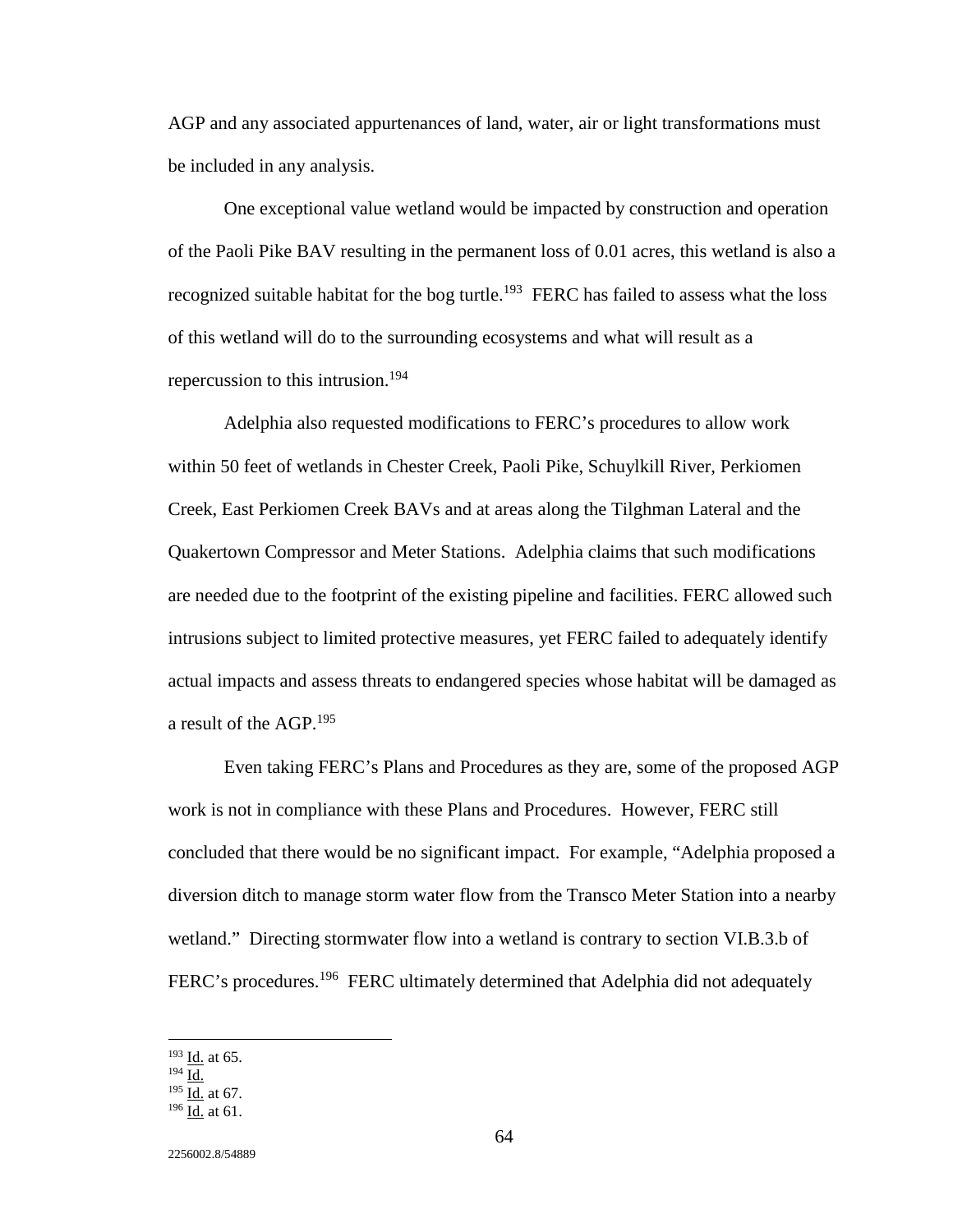AGP and any associated appurtenances of land, water, air or light transformations must be included in any analysis.

One exceptional value wetland would be impacted by construction and operation of the Paoli Pike BAV resulting in the permanent loss of 0.01 acres, this wetland is also a recognized suitable habitat for the bog turtle.[193] FERC has failed to assess what the loss of this wetland will do to the surrounding ecosystems and what will result as a repercussion to this intrusion.[194]

Adelphia also requested modifications to FERC's procedures to allow work within 50 feet of wetlands in Chester Creek, Paoli Pike, Schuylkill River, Perkiomen Creek, East Perkiomen Creek BAVs and at areas along the Tilghman Lateral and the Quakertown Compressor and Meter Stations. Adelphia claims that such modifications are needed due to the footprint of the existing pipeline and facilities. FERC allowed such intrusions subject to limited protective measures, yet FERC failed to adequately identify actual impacts and assess threats to endangered species whose habitat will be damaged as a result of the AGP.[195]

Even taking FERC's Plans and Procedures as they are, some of the proposed AGP work is not in compliance with these Plans and Procedures. However, FERC still concluded that there would be no significant impact. For example, "Adelphia proposed a diversion ditch to manage storm water flow from the Transco Meter Station into a nearby wetland." Directing stormwater flow into a wetland is contrary to section VI.B.3.b of FERC's procedures.[196] FERC ultimately determined that Adelphia did not adequately

---

[193] Id. at 65.
[194] Id.
[195] Id. at 67.
[196] Id. at 61.

2256002.8/54889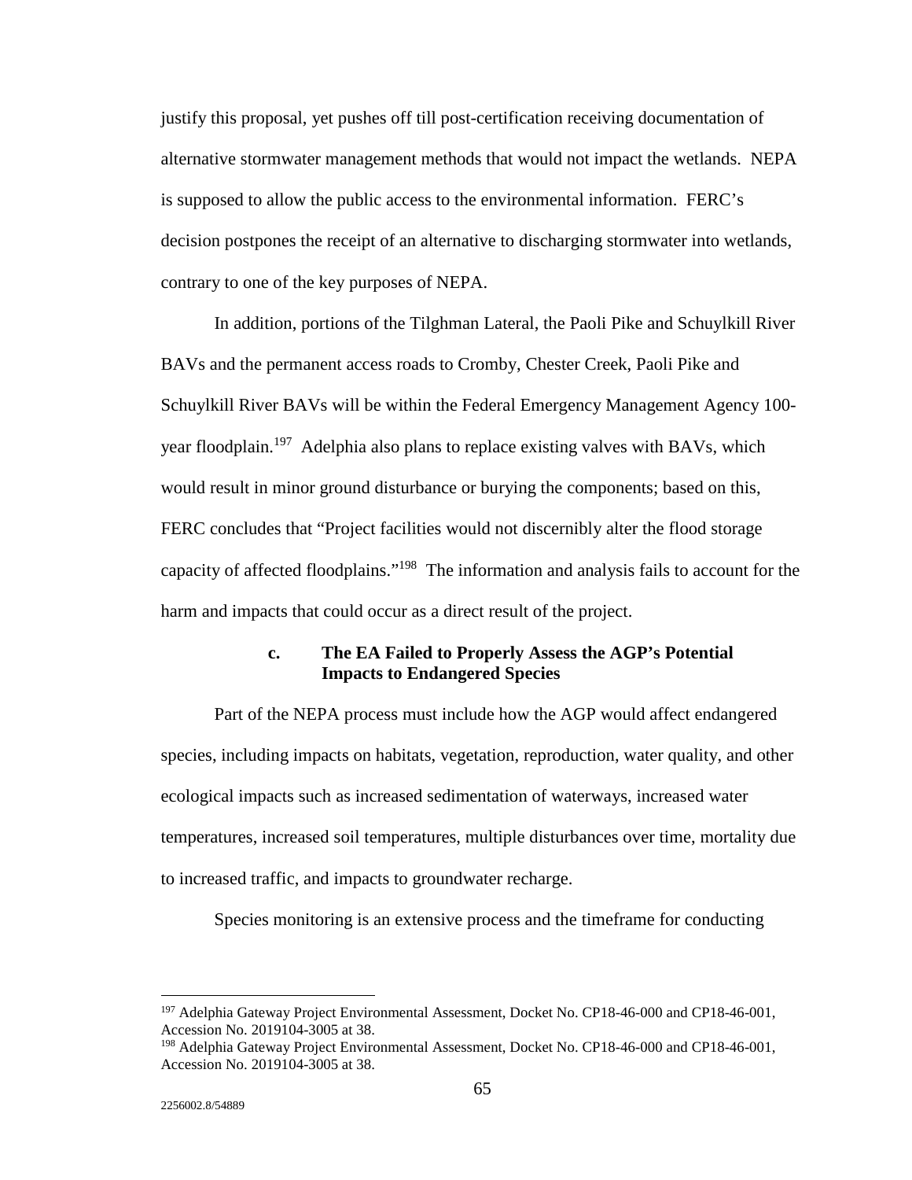justify this proposal, yet pushes off till post-certification receiving documentation of alternative stormwater management methods that would not impact the wetlands. NEPA is supposed to allow the public access to the environmental information. FERC's decision postpones the receipt of an alternative to discharging stormwater into wetlands, contrary to one of the key purposes of NEPA.

In addition, portions of the Tilghman Lateral, the Paoli Pike and Schuylkill River BAVs and the permanent access roads to Cromby, Chester Creek, Paoli Pike and Schuylkill River BAVs will be within the Federal Emergency Management Agency 100-year floodplain.[197] Adelphia also plans to replace existing valves with BAVs, which would result in minor ground disturbance or burying the components; based on this, FERC concludes that "Project facilities would not discernibly alter the flood storage capacity of affected floodplains."[198] The information and analysis fails to account for the harm and impacts that could occur as a direct result of the project.

#### c. The EA Failed to Properly Assess the AGP's Potential Impacts to Endangered Species

Part of the NEPA process must include how the AGP would affect endangered species, including impacts on habitats, vegetation, reproduction, water quality, and other ecological impacts such as increased sedimentation of waterways, increased water temperatures, increased soil temperatures, multiple disturbances over time, mortality due to increased traffic, and impacts to groundwater recharge.

Species monitoring is an extensive process and the timeframe for conducting

---

[197] Adelphia Gateway Project Environmental Assessment, Docket No. CP18-46-000 and CP18-46-001, Accession No. 2019104-3005 at 38.

[198] Adelphia Gateway Project Environmental Assessment, Docket No. CP18-46-000 and CP18-46-001, Accession No. 2019104-3005 at 38.

2256002.8/54889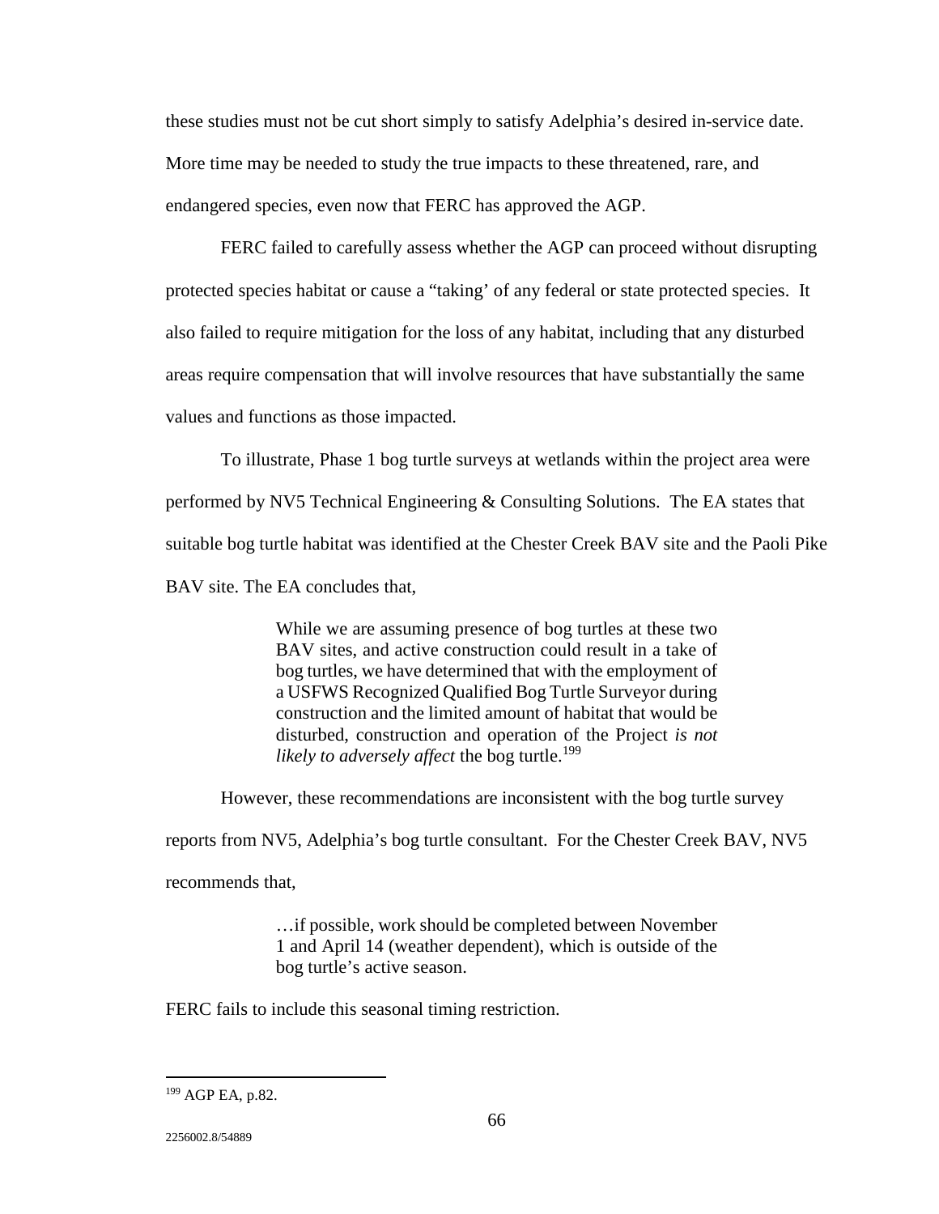these studies must not be cut short simply to satisfy Adelphia's desired in-service date. More time may be needed to study the true impacts to these threatened, rare, and endangered species, even now that FERC has approved the AGP.

FERC failed to carefully assess whether the AGP can proceed without disrupting protected species habitat or cause a "taking' of any federal or state protected species. It also failed to require mitigation for the loss of any habitat, including that any disturbed areas require compensation that will involve resources that have substantially the same values and functions as those impacted.

To illustrate, Phase 1 bog turtle surveys at wetlands within the project area were performed by NV5 Technical Engineering & Consulting Solutions. The EA states that suitable bog turtle habitat was identified at the Chester Creek BAV site and the Paoli Pike BAV site. The EA concludes that,

> While we are assuming presence of bog turtles at these two BAV sites, and active construction could result in a take of bog turtles, we have determined that with the employment of a USFWS Recognized Qualified Bog Turtle Surveyor during construction and the limited amount of habitat that would be disturbed, construction and operation of the Project *is not likely to adversely affect* the bog turtle.[199]

However, these recommendations are inconsistent with the bog turtle survey reports from NV5, Adelphia's bog turtle consultant. For the Chester Creek BAV, NV5 recommends that,

> …if possible, work should be completed between November 1 and April 14 (weather dependent), which is outside of the bog turtle's active season.

FERC fails to include this seasonal timing restriction.

---

[199] AGP EA, p.82.

2256002.8/54889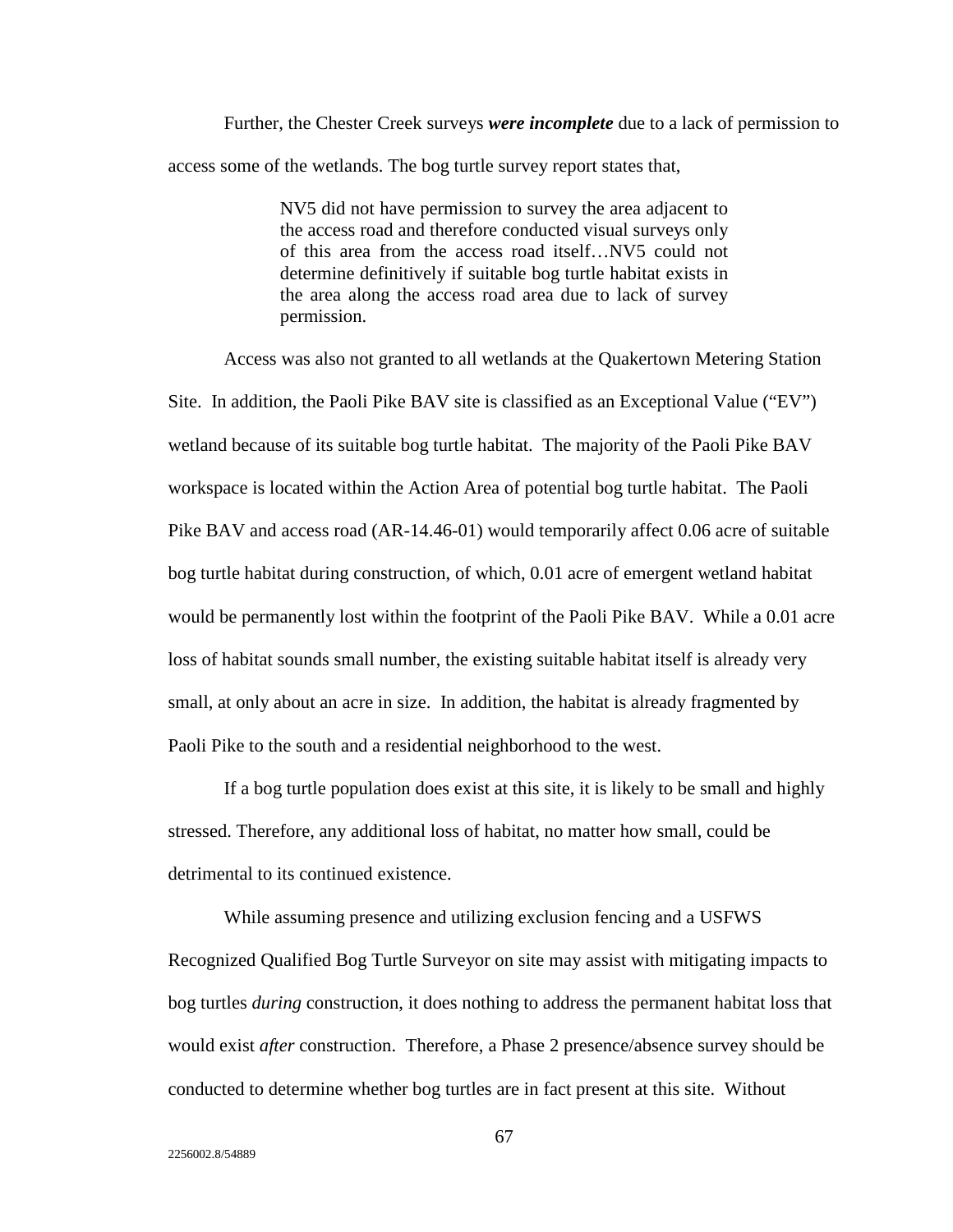Further, the Chester Creek surveys ***were incomplete*** due to a lack of permission to access some of the wetlands. The bog turtle survey report states that,

> NV5 did not have permission to survey the area adjacent to the access road and therefore conducted visual surveys only of this area from the access road itself…NV5 could not determine definitively if suitable bog turtle habitat exists in the area along the access road area due to lack of survey permission.

Access was also not granted to all wetlands at the Quakertown Metering Station Site. In addition, the Paoli Pike BAV site is classified as an Exceptional Value ("EV") wetland because of its suitable bog turtle habitat. The majority of the Paoli Pike BAV workspace is located within the Action Area of potential bog turtle habitat. The Paoli Pike BAV and access road (AR-14.46-01) would temporarily affect 0.06 acre of suitable bog turtle habitat during construction, of which, 0.01 acre of emergent wetland habitat would be permanently lost within the footprint of the Paoli Pike BAV. While a 0.01 acre loss of habitat sounds small number, the existing suitable habitat itself is already very small, at only about an acre in size. In addition, the habitat is already fragmented by Paoli Pike to the south and a residential neighborhood to the west.

If a bog turtle population does exist at this site, it is likely to be small and highly stressed. Therefore, any additional loss of habitat, no matter how small, could be detrimental to its continued existence.

While assuming presence and utilizing exclusion fencing and a USFWS Recognized Qualified Bog Turtle Surveyor on site may assist with mitigating impacts to bog turtles *during* construction, it does nothing to address the permanent habitat loss that would exist *after* construction. Therefore, a Phase 2 presence/absence survey should be conducted to determine whether bog turtles are in fact present at this site. Without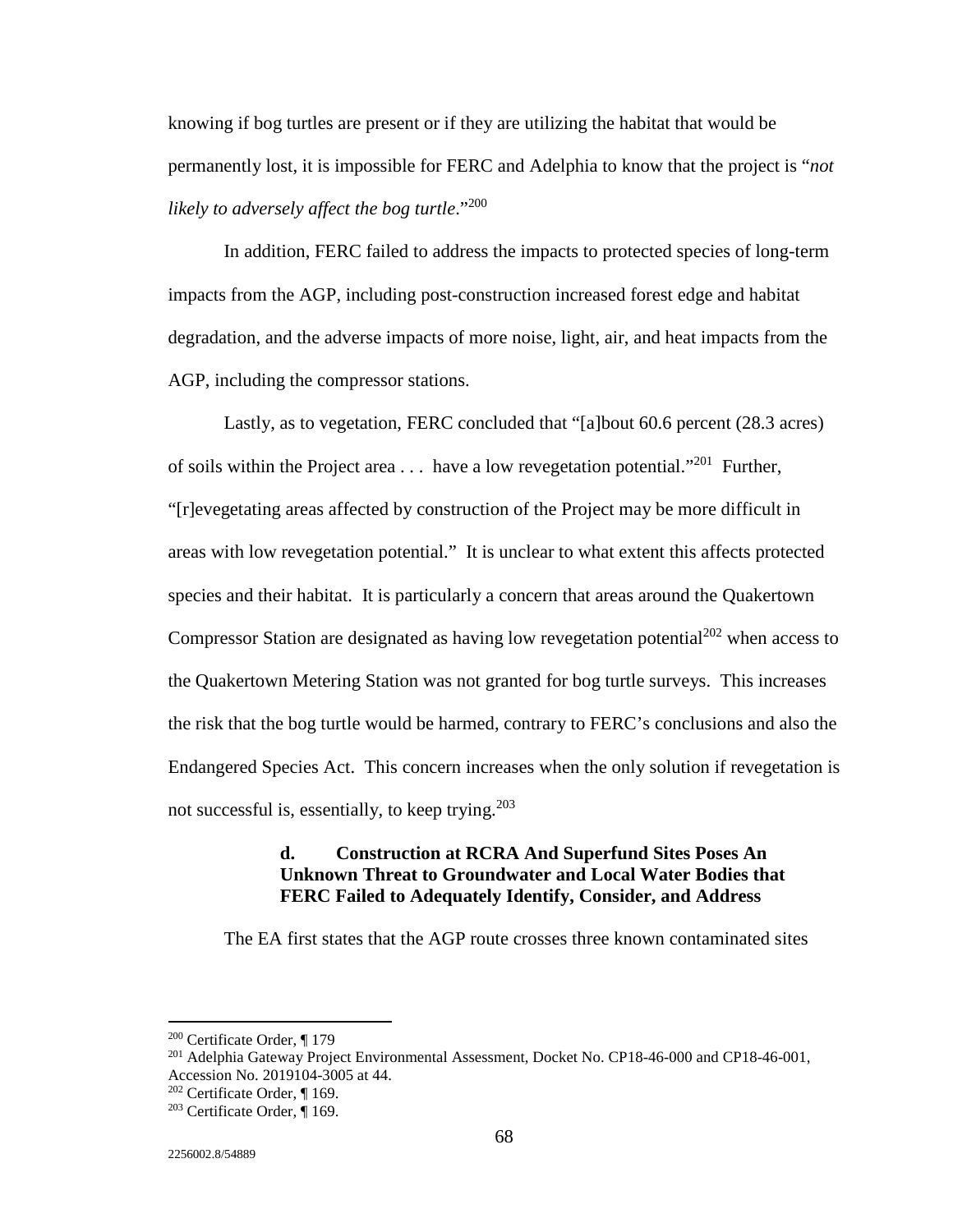knowing if bog turtles are present or if they are utilizing the habitat that would be permanently lost, it is impossible for FERC and Adelphia to know that the project is "*not likely to adversely affect the bog turtle*."[200]

In addition, FERC failed to address the impacts to protected species of long-term impacts from the AGP, including post-construction increased forest edge and habitat degradation, and the adverse impacts of more noise, light, air, and heat impacts from the AGP, including the compressor stations.

Lastly, as to vegetation, FERC concluded that "[a]bout 60.6 percent (28.3 acres) of soils within the Project area . . . have a low revegetation potential."[201] Further, "[r]evegetating areas affected by construction of the Project may be more difficult in areas with low revegetation potential." It is unclear to what extent this affects protected species and their habitat. It is particularly a concern that areas around the Quakertown Compressor Station are designated as having low revegetation potential[202] when access to the Quakertown Metering Station was not granted for bog turtle surveys. This increases the risk that the bog turtle would be harmed, contrary to FERC's conclusions and also the Endangered Species Act. This concern increases when the only solution if revegetation is not successful is, essentially, to keep trying.[203]

#### d. Construction at RCRA And Superfund Sites Poses An Unknown Threat to Groundwater and Local Water Bodies that FERC Failed to Adequately Identify, Consider, and Address

The EA first states that the AGP route crosses three known contaminated sites

---

[200] Certificate Order, ¶ 179

[201] Adelphia Gateway Project Environmental Assessment, Docket No. CP18-46-000 and CP18-46-001, Accession No. 2019104-3005 at 44.

[202] Certificate Order, ¶ 169.

[203] Certificate Order, ¶ 169.

2256002.8/54889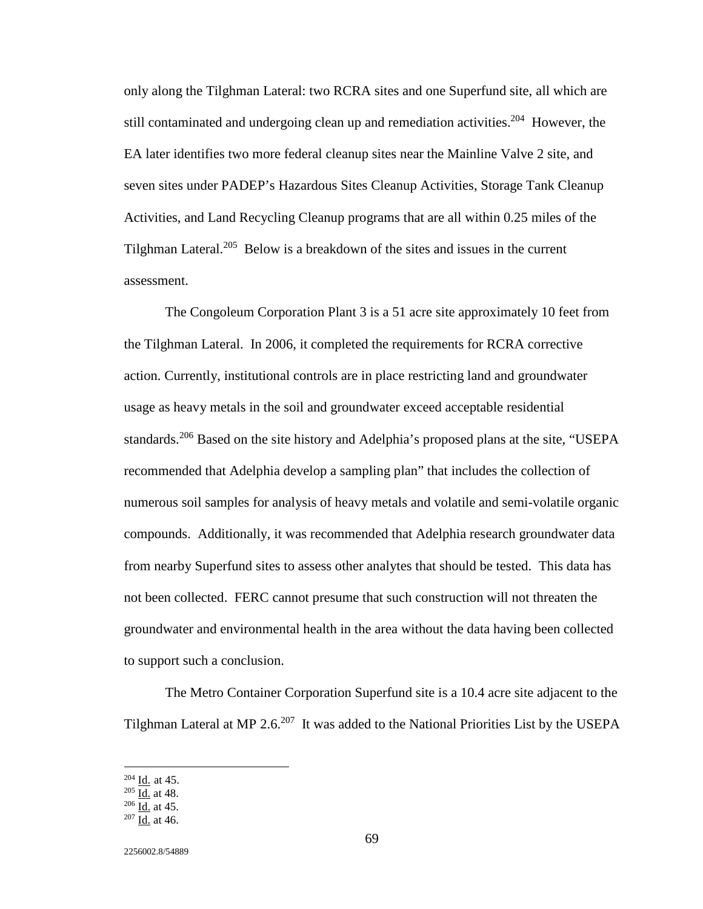only along the Tilghman Lateral: two RCRA sites and one Superfund site, all which are still contaminated and undergoing clean up and remediation activities.[204] However, the EA later identifies two more federal cleanup sites near the Mainline Valve 2 site, and seven sites under PADEP's Hazardous Sites Cleanup Activities, Storage Tank Cleanup Activities, and Land Recycling Cleanup programs that are all within 0.25 miles of the Tilghman Lateral.[205] Below is a breakdown of the sites and issues in the current assessment.

The Congoleum Corporation Plant 3 is a 51 acre site approximately 10 feet from the Tilghman Lateral. In 2006, it completed the requirements for RCRA corrective action. Currently, institutional controls are in place restricting land and groundwater usage as heavy metals in the soil and groundwater exceed acceptable residential standards.[206] Based on the site history and Adelphia's proposed plans at the site, "USEPA recommended that Adelphia develop a sampling plan" that includes the collection of numerous soil samples for analysis of heavy metals and volatile and semi-volatile organic compounds. Additionally, it was recommended that Adelphia research groundwater data from nearby Superfund sites to assess other analytes that should be tested. This data has not been collected. FERC cannot presume that such construction will not threaten the groundwater and environmental health in the area without the data having been collected to support such a conclusion.

The Metro Container Corporation Superfund site is a 10.4 acre site adjacent to the Tilghman Lateral at MP 2.6.[207] It was added to the National Priorities List by the USEPA

---

[204] Id. at 45.
[205] Id. at 48.
[206] Id. at 45.
[207] Id. at 46.

2256002.8/54889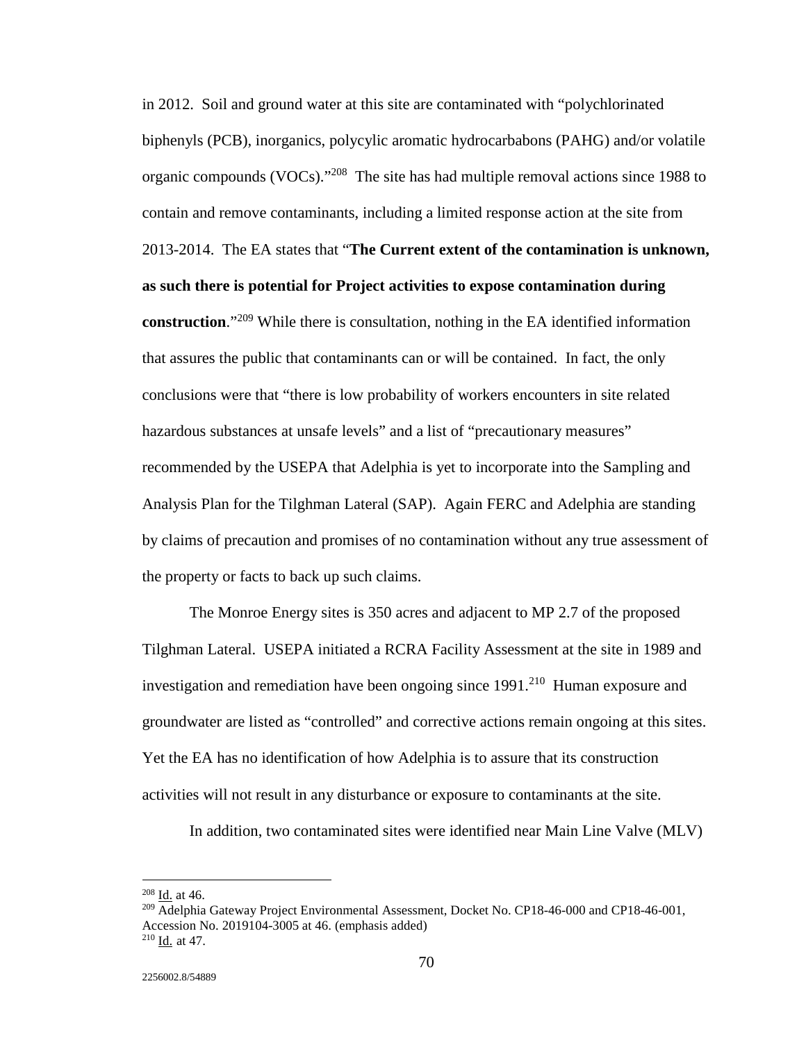in 2012. Soil and ground water at this site are contaminated with "polychlorinated biphenyls (PCB), inorganics, polycylic aromatic hydrocarbabons (PAHG) and/or volatile organic compounds (VOCs)."[208] The site has had multiple removal actions since 1988 to contain and remove contaminants, including a limited response action at the site from 2013-2014. The EA states that "**The Current extent of the contamination is unknown, as such there is potential for Project activities to expose contamination during construction**."[209] While there is consultation, nothing in the EA identified information that assures the public that contaminants can or will be contained. In fact, the only conclusions were that "there is low probability of workers encounters in site related hazardous substances at unsafe levels" and a list of "precautionary measures" recommended by the USEPA that Adelphia is yet to incorporate into the Sampling and Analysis Plan for the Tilghman Lateral (SAP). Again FERC and Adelphia are standing by claims of precaution and promises of no contamination without any true assessment of the property or facts to back up such claims.

The Monroe Energy sites is 350 acres and adjacent to MP 2.7 of the proposed Tilghman Lateral. USEPA initiated a RCRA Facility Assessment at the site in 1989 and investigation and remediation have been ongoing since 1991.[210] Human exposure and groundwater are listed as "controlled" and corrective actions remain ongoing at this sites. Yet the EA has no identification of how Adelphia is to assure that its construction activities will not result in any disturbance or exposure to contaminants at the site.

In addition, two contaminated sites were identified near Main Line Valve (MLV)

---

[208] Id. at 46.

[209] Adelphia Gateway Project Environmental Assessment, Docket No. CP18-46-000 and CP18-46-001, Accession No. 2019104-3005 at 46. (emphasis added)

[210] Id. at 47.

2256002.8/54889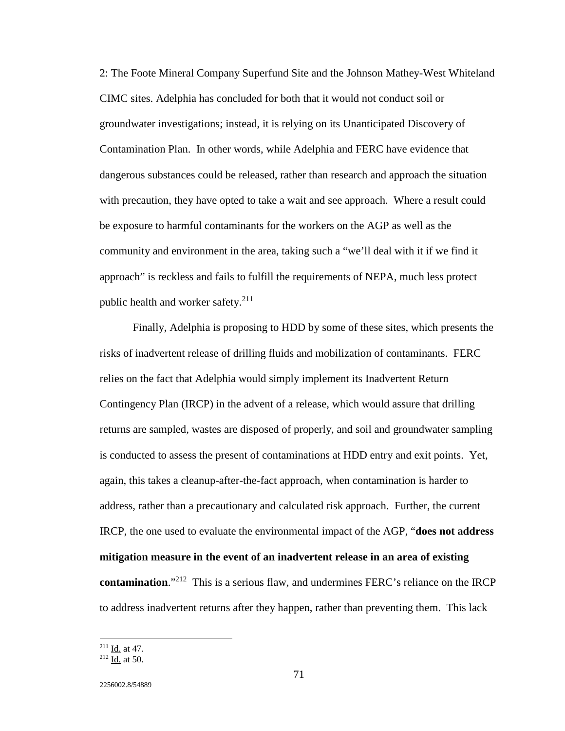2: The Foote Mineral Company Superfund Site and the Johnson Mathey-West Whiteland CIMC sites. Adelphia has concluded for both that it would not conduct soil or groundwater investigations; instead, it is relying on its Unanticipated Discovery of Contamination Plan. In other words, while Adelphia and FERC have evidence that dangerous substances could be released, rather than research and approach the situation with precaution, they have opted to take a wait and see approach. Where a result could be exposure to harmful contaminants for the workers on the AGP as well as the community and environment in the area, taking such a "we'll deal with it if we find it approach" is reckless and fails to fulfill the requirements of NEPA, much less protect public health and worker safety.[211]

Finally, Adelphia is proposing to HDD by some of these sites, which presents the risks of inadvertent release of drilling fluids and mobilization of contaminants. FERC relies on the fact that Adelphia would simply implement its Inadvertent Return Contingency Plan (IRCP) in the advent of a release, which would assure that drilling returns are sampled, wastes are disposed of properly, and soil and groundwater sampling is conducted to assess the present of contaminations at HDD entry and exit points. Yet, again, this takes a cleanup-after-the-fact approach, when contamination is harder to address, rather than a precautionary and calculated risk approach. Further, the current IRCP, the one used to evaluate the environmental impact of the AGP, "**does not address mitigation measure in the event of an inadvertent release in an area of existing contamination**."[212] This is a serious flaw, and undermines FERC's reliance on the IRCP to address inadvertent returns after they happen, rather than preventing them. This lack

[211] Id. at 47.
[212] Id. at 50.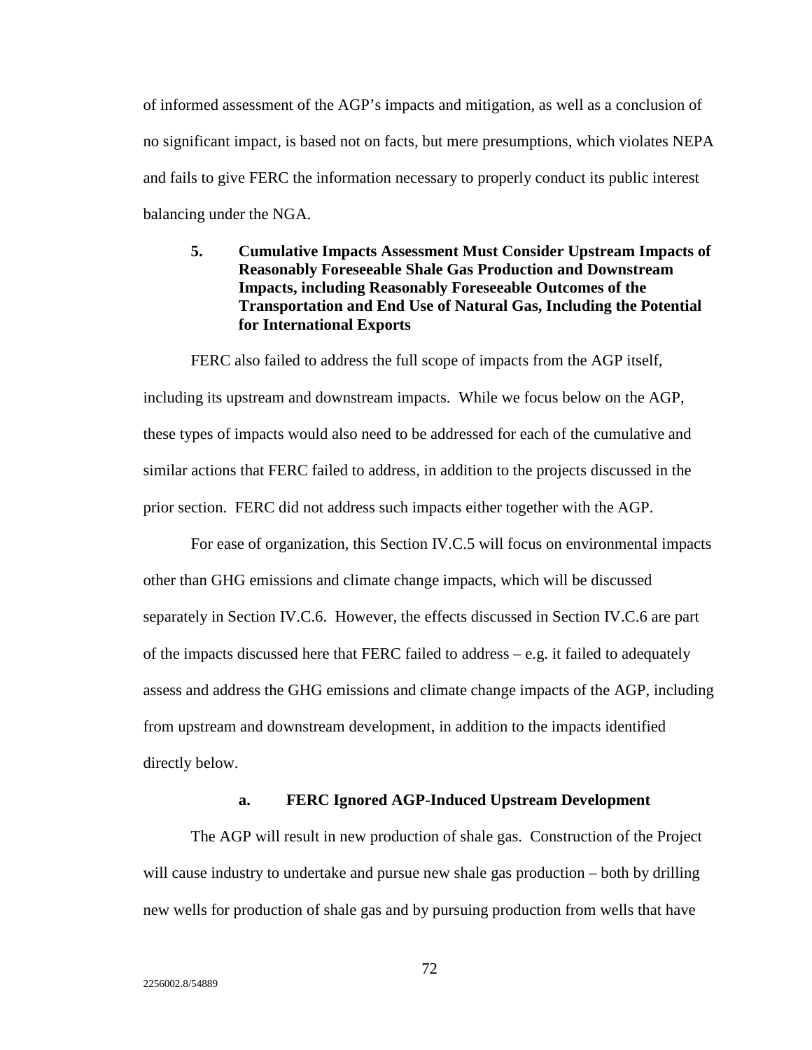of informed assessment of the AGP's impacts and mitigation, as well as a conclusion of no significant impact, is based not on facts, but mere presumptions, which violates NEPA and fails to give FERC the information necessary to properly conduct its public interest balancing under the NGA.

### 5. Cumulative Impacts Assessment Must Consider Upstream Impacts of Reasonably Foreseeable Shale Gas Production and Downstream Impacts, including Reasonably Foreseeable Outcomes of the Transportation and End Use of Natural Gas, Including the Potential for International Exports

FERC also failed to address the full scope of impacts from the AGP itself, including its upstream and downstream impacts. While we focus below on the AGP, these types of impacts would also need to be addressed for each of the cumulative and similar actions that FERC failed to address, in addition to the projects discussed in the prior section. FERC did not address such impacts either together with the AGP.

For ease of organization, this Section IV.C.5 will focus on environmental impacts other than GHG emissions and climate change impacts, which will be discussed separately in Section IV.C.6. However, the effects discussed in Section IV.C.6 are part of the impacts discussed here that FERC failed to address – e.g. it failed to adequately assess and address the GHG emissions and climate change impacts of the AGP, including from upstream and downstream development, in addition to the impacts identified directly below.

#### a. FERC Ignored AGP-Induced Upstream Development

The AGP will result in new production of shale gas. Construction of the Project will cause industry to undertake and pursue new shale gas production – both by drilling new wells for production of shale gas and by pursuing production from wells that have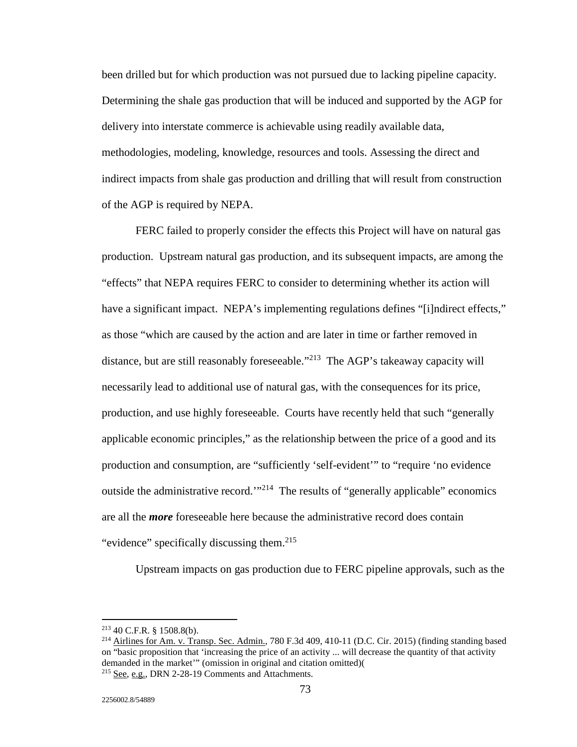been drilled but for which production was not pursued due to lacking pipeline capacity. Determining the shale gas production that will be induced and supported by the AGP for delivery into interstate commerce is achievable using readily available data, methodologies, modeling, knowledge, resources and tools. Assessing the direct and indirect impacts from shale gas production and drilling that will result from construction of the AGP is required by NEPA.

FERC failed to properly consider the effects this Project will have on natural gas production. Upstream natural gas production, and its subsequent impacts, are among the "effects" that NEPA requires FERC to consider to determining whether its action will have a significant impact. NEPA's implementing regulations defines "[i]ndirect effects," as those "which are caused by the action and are later in time or farther removed in distance, but are still reasonably foreseeable."[213] The AGP's takeaway capacity will necessarily lead to additional use of natural gas, with the consequences for its price, production, and use highly foreseeable. Courts have recently held that such "generally applicable economic principles," as the relationship between the price of a good and its production and consumption, are "sufficiently 'self-evident'" to "require 'no evidence outside the administrative record.'"[214] The results of "generally applicable" economics are all the ***more*** foreseeable here because the administrative record does contain "evidence" specifically discussing them.[215]

Upstream impacts on gas production due to FERC pipeline approvals, such as the

---

[213] 40 C.F.R. § 1508.8(b).

[214] Airlines for Am. v. Transp. Sec. Admin., 780 F.3d 409, 410-11 (D.C. Cir. 2015) (finding standing based on "basic proposition that 'increasing the price of an activity ... will decrease the quantity of that activity demanded in the market'" (omission in original and citation omitted)(

[215] See, e.g., DRN 2-28-19 Comments and Attachments.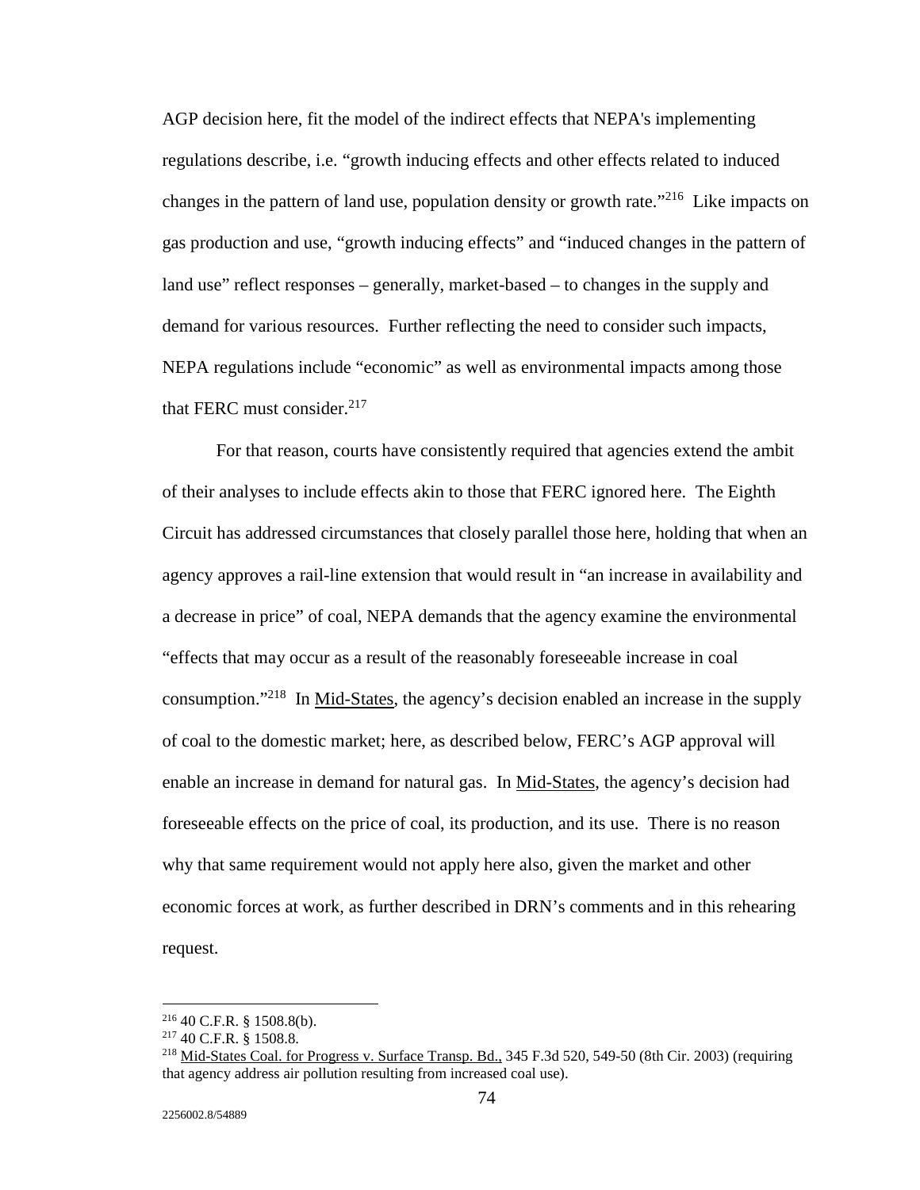AGP decision here, fit the model of the indirect effects that NEPA's implementing regulations describe, i.e. "growth inducing effects and other effects related to induced changes in the pattern of land use, population density or growth rate."[216] Like impacts on gas production and use, "growth inducing effects" and "induced changes in the pattern of land use" reflect responses – generally, market-based – to changes in the supply and demand for various resources. Further reflecting the need to consider such impacts, NEPA regulations include "economic" as well as environmental impacts among those that FERC must consider.[217]

For that reason, courts have consistently required that agencies extend the ambit of their analyses to include effects akin to those that FERC ignored here. The Eighth Circuit has addressed circumstances that closely parallel those here, holding that when an agency approves a rail-line extension that would result in "an increase in availability and a decrease in price" of coal, NEPA demands that the agency examine the environmental "effects that may occur as a result of the reasonably foreseeable increase in coal consumption."[218] In Mid-States, the agency's decision enabled an increase in the supply of coal to the domestic market; here, as described below, FERC's AGP approval will enable an increase in demand for natural gas. In Mid-States, the agency's decision had foreseeable effects on the price of coal, its production, and its use. There is no reason why that same requirement would not apply here also, given the market and other economic forces at work, as further described in DRN's comments and in this rehearing request.

---

[216] 40 C.F.R. § 1508.8(b).

[217] 40 C.F.R. § 1508.8.

[218] Mid-States Coal. for Progress v. Surface Transp. Bd., 345 F.3d 520, 549-50 (8th Cir. 2003) (requiring that agency address air pollution resulting from increased coal use).

2256002.8/54889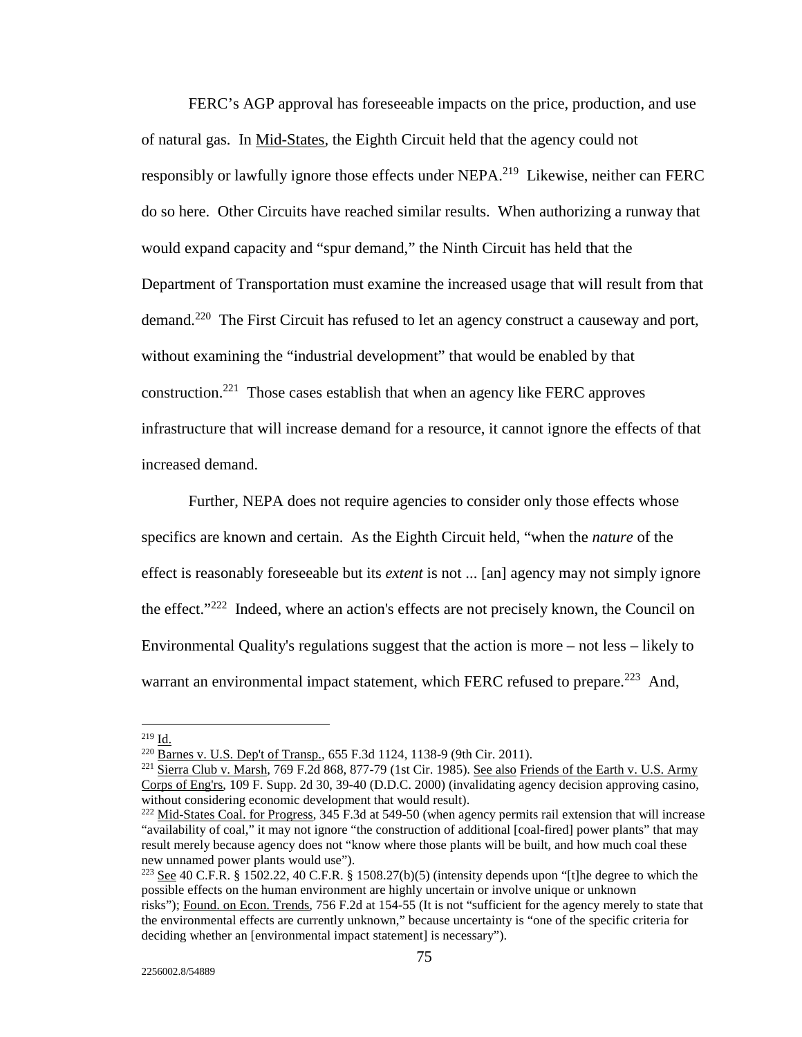FERC's AGP approval has foreseeable impacts on the price, production, and use of natural gas. In Mid-States, the Eighth Circuit held that the agency could not responsibly or lawfully ignore those effects under NEPA.[219] Likewise, neither can FERC do so here. Other Circuits have reached similar results. When authorizing a runway that would expand capacity and "spur demand," the Ninth Circuit has held that the Department of Transportation must examine the increased usage that will result from that demand.[220] The First Circuit has refused to let an agency construct a causeway and port, without examining the "industrial development" that would be enabled by that construction.[221] Those cases establish that when an agency like FERC approves infrastructure that will increase demand for a resource, it cannot ignore the effects of that increased demand.

Further, NEPA does not require agencies to consider only those effects whose specifics are known and certain. As the Eighth Circuit held, "when the *nature* of the effect is reasonably foreseeable but its *extent* is not ... [an] agency may not simply ignore the effect."[222] Indeed, where an action's effects are not precisely known, the Council on Environmental Quality's regulations suggest that the action is more – not less – likely to warrant an environmental impact statement, which FERC refused to prepare.[223] And,

---

[219] Id.

[220] Barnes v. U.S. Dep't of Transp., 655 F.3d 1124, 1138-9 (9th Cir. 2011).

[221] Sierra Club v. Marsh, 769 F.2d 868, 877-79 (1st Cir. 1985). See also Friends of the Earth v. U.S. Army Corps of Eng'rs, 109 F. Supp. 2d 30, 39-40 (D.D.C. 2000) (invalidating agency decision approving casino, without considering economic development that would result).

[222] Mid-States Coal. for Progress, 345 F.3d at 549-50 (when agency permits rail extension that will increase "availability of coal," it may not ignore "the construction of additional [coal-fired] power plants" that may result merely because agency does not "know where those plants will be built, and how much coal these new unnamed power plants would use").

[223] See 40 C.F.R. § 1502.22, 40 C.F.R. § 1508.27(b)(5) (intensity depends upon "[t]he degree to which the possible effects on the human environment are highly uncertain or involve unique or unknown risks"); Found. on Econ. Trends, 756 F.2d at 154-55 (It is not "sufficient for the agency merely to state that the environmental effects are currently unknown," because uncertainty is "one of the specific criteria for deciding whether an [environmental impact statement] is necessary").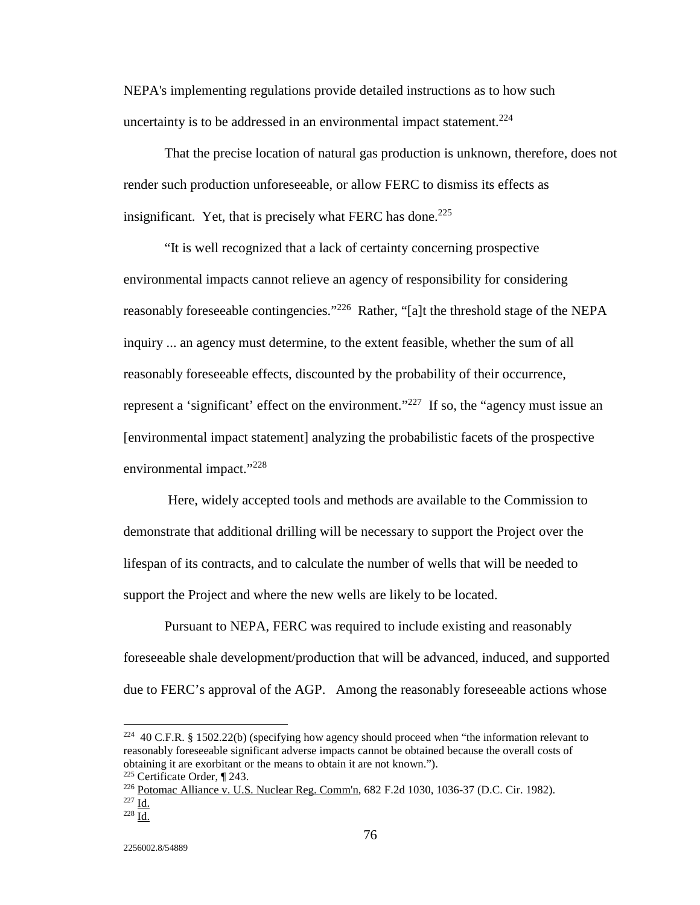NEPA's implementing regulations provide detailed instructions as to how such uncertainty is to be addressed in an environmental impact statement.[224]

That the precise location of natural gas production is unknown, therefore, does not render such production unforeseeable, or allow FERC to dismiss its effects as insignificant. Yet, that is precisely what FERC has done.[225]

"It is well recognized that a lack of certainty concerning prospective environmental impacts cannot relieve an agency of responsibility for considering reasonably foreseeable contingencies."[226] Rather, "[a]t the threshold stage of the NEPA inquiry ... an agency must determine, to the extent feasible, whether the sum of all reasonably foreseeable effects, discounted by the probability of their occurrence, represent a 'significant' effect on the environment."[227] If so, the "agency must issue an [environmental impact statement] analyzing the probabilistic facets of the prospective environmental impact."[228]

Here, widely accepted tools and methods are available to the Commission to demonstrate that additional drilling will be necessary to support the Project over the lifespan of its contracts, and to calculate the number of wells that will be needed to support the Project and where the new wells are likely to be located.

Pursuant to NEPA, FERC was required to include existing and reasonably foreseeable shale development/production that will be advanced, induced, and supported due to FERC's approval of the AGP. Among the reasonably foreseeable actions whose

---

[224] 40 C.F.R. § 1502.22(b) (specifying how agency should proceed when "the information relevant to reasonably foreseeable significant adverse impacts cannot be obtained because the overall costs of obtaining it are exorbitant or the means to obtain it are not known.").

[225] Certificate Order, ¶ 243.

[226] Potomac Alliance v. U.S. Nuclear Reg. Comm'n, 682 F.2d 1030, 1036-37 (D.C. Cir. 1982).

[227] Id.

[228] Id.

2256002.8/54889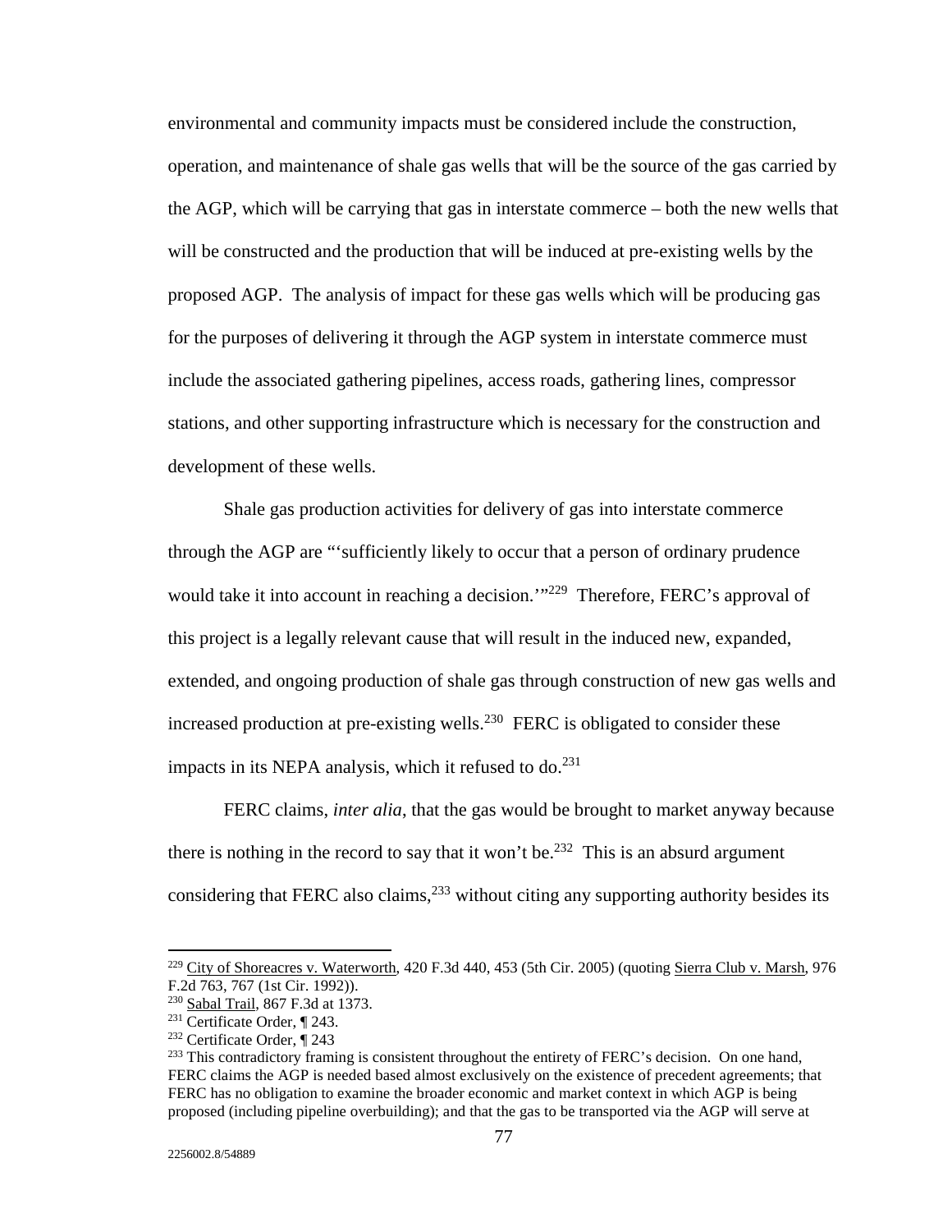environmental and community impacts must be considered include the construction, operation, and maintenance of shale gas wells that will be the source of the gas carried by the AGP, which will be carrying that gas in interstate commerce – both the new wells that will be constructed and the production that will be induced at pre-existing wells by the proposed AGP. The analysis of impact for these gas wells which will be producing gas for the purposes of delivering it through the AGP system in interstate commerce must include the associated gathering pipelines, access roads, gathering lines, compressor stations, and other supporting infrastructure which is necessary for the construction and development of these wells.

Shale gas production activities for delivery of gas into interstate commerce through the AGP are "'sufficiently likely to occur that a person of ordinary prudence would take it into account in reaching a decision.'"[229] Therefore, FERC's approval of this project is a legally relevant cause that will result in the induced new, expanded, extended, and ongoing production of shale gas through construction of new gas wells and increased production at pre-existing wells.[230] FERC is obligated to consider these impacts in its NEPA analysis, which it refused to do.[231]

FERC claims, *inter alia*, that the gas would be brought to market anyway because there is nothing in the record to say that it won't be.[232] This is an absurd argument considering that FERC also claims,[233] without citing any supporting authority besides its

---

[229] City of Shoreacres v. Waterworth, 420 F.3d 440, 453 (5th Cir. 2005) (quoting Sierra Club v. Marsh, 976 F.2d 763, 767 (1st Cir. 1992)).

[230] Sabal Trail, 867 F.3d at 1373.

[231] Certificate Order, ¶ 243.

[232] Certificate Order, ¶ 243

[233] This contradictory framing is consistent throughout the entirety of FERC's decision. On one hand, FERC claims the AGP is needed based almost exclusively on the existence of precedent agreements; that FERC has no obligation to examine the broader economic and market context in which AGP is being proposed (including pipeline overbuilding); and that the gas to be transported via the AGP will serve at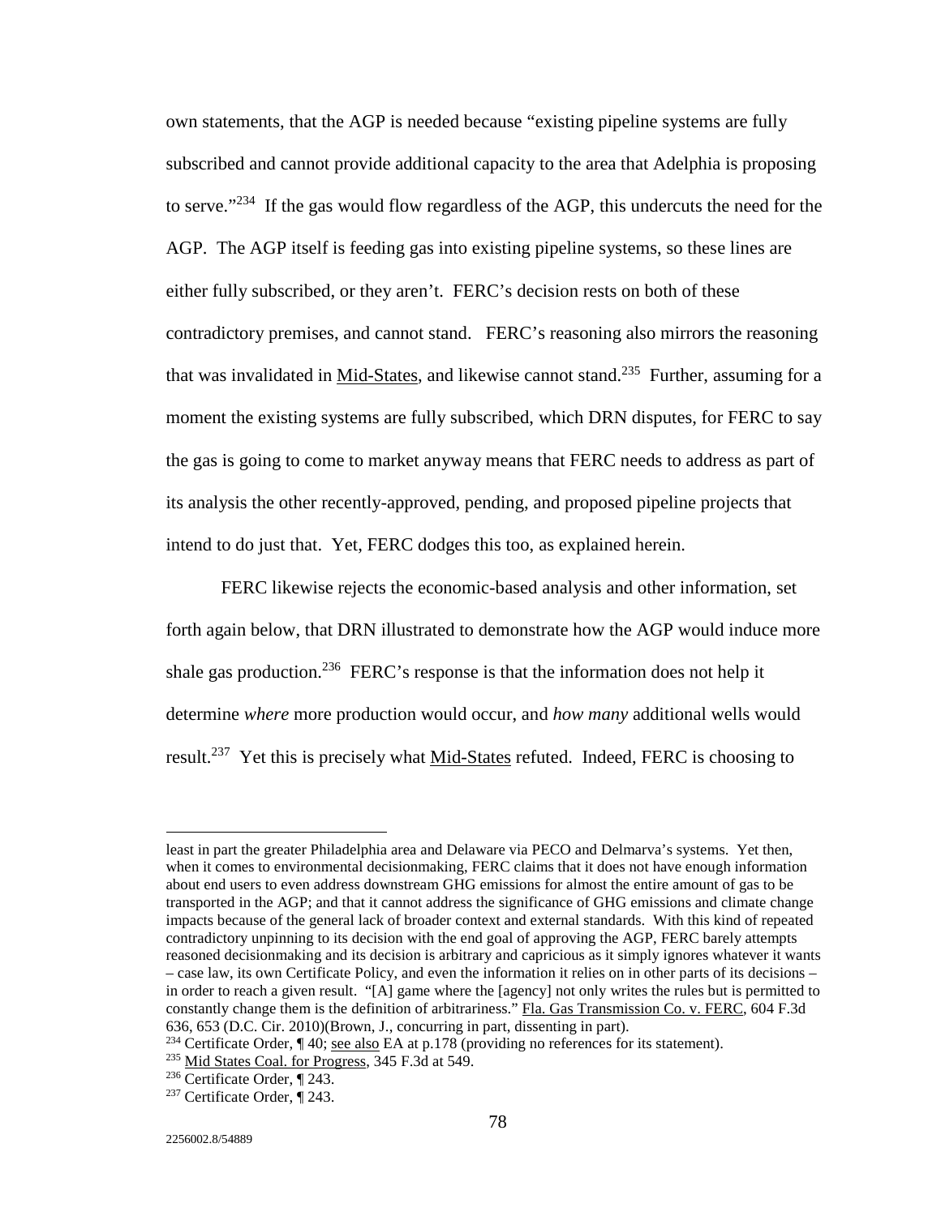own statements, that the AGP is needed because "existing pipeline systems are fully subscribed and cannot provide additional capacity to the area that Adelphia is proposing to serve."[234] If the gas would flow regardless of the AGP, this undercuts the need for the AGP. The AGP itself is feeding gas into existing pipeline systems, so these lines are either fully subscribed, or they aren't. FERC's decision rests on both of these contradictory premises, and cannot stand. FERC's reasoning also mirrors the reasoning that was invalidated in Mid-States, and likewise cannot stand.[235] Further, assuming for a moment the existing systems are fully subscribed, which DRN disputes, for FERC to say the gas is going to come to market anyway means that FERC needs to address as part of its analysis the other recently-approved, pending, and proposed pipeline projects that intend to do just that. Yet, FERC dodges this too, as explained herein.

FERC likewise rejects the economic-based analysis and other information, set forth again below, that DRN illustrated to demonstrate how the AGP would induce more shale gas production.[236] FERC's response is that the information does not help it determine *where* more production would occur, and *how many* additional wells would result.[237] Yet this is precisely what Mid-States refuted. Indeed, FERC is choosing to

---

least in part the greater Philadelphia area and Delaware via PECO and Delmarva's systems. Yet then, when it comes to environmental decisionmaking, FERC claims that it does not have enough information about end users to even address downstream GHG emissions for almost the entire amount of gas to be transported in the AGP; and that it cannot address the significance of GHG emissions and climate change impacts because of the general lack of broader context and external standards. With this kind of repeated contradictory unpinning to its decision with the end goal of approving the AGP, FERC barely attempts reasoned decisionmaking and its decision is arbitrary and capricious as it simply ignores whatever it wants – case law, its own Certificate Policy, and even the information it relies on in other parts of its decisions – in order to reach a given result. "[A] game where the [agency] not only writes the rules but is permitted to constantly change them is the definition of arbitrariness." Fla. Gas Transmission Co. v. FERC, 604 F.3d 636, 653 (D.C. Cir. 2010)(Brown, J., concurring in part, dissenting in part).

[234] Certificate Order, ¶ 40; see also EA at p.178 (providing no references for its statement).

[235] Mid States Coal. for Progress, 345 F.3d at 549.

[236] Certificate Order, ¶ 243.

[237] Certificate Order, ¶ 243.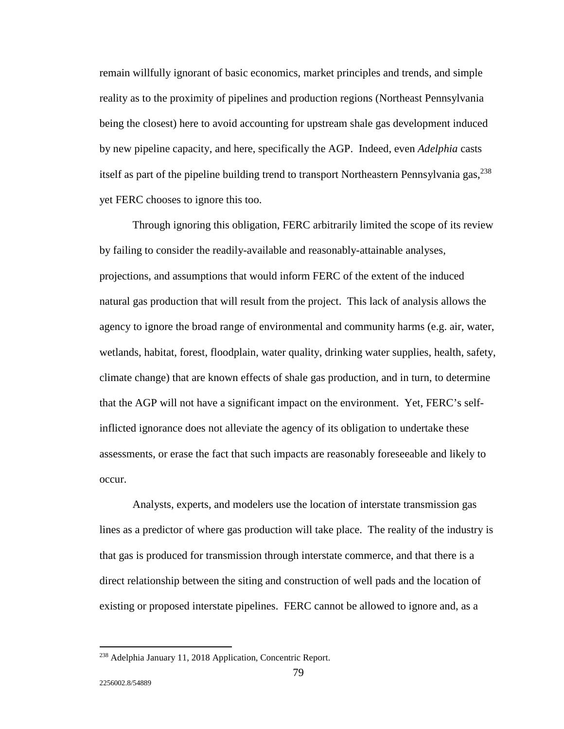remain willfully ignorant of basic economics, market principles and trends, and simple reality as to the proximity of pipelines and production regions (Northeast Pennsylvania being the closest) here to avoid accounting for upstream shale gas development induced by new pipeline capacity, and here, specifically the AGP. Indeed, even *Adelphia* casts itself as part of the pipeline building trend to transport Northeastern Pennsylvania gas,[238] yet FERC chooses to ignore this too.

Through ignoring this obligation, FERC arbitrarily limited the scope of its review by failing to consider the readily-available and reasonably-attainable analyses, projections, and assumptions that would inform FERC of the extent of the induced natural gas production that will result from the project. This lack of analysis allows the agency to ignore the broad range of environmental and community harms (e.g. air, water, wetlands, habitat, forest, floodplain, water quality, drinking water supplies, health, safety, climate change) that are known effects of shale gas production, and in turn, to determine that the AGP will not have a significant impact on the environment. Yet, FERC's self-inflicted ignorance does not alleviate the agency of its obligation to undertake these assessments, or erase the fact that such impacts are reasonably foreseeable and likely to occur.

Analysts, experts, and modelers use the location of interstate transmission gas lines as a predictor of where gas production will take place. The reality of the industry is that gas is produced for transmission through interstate commerce, and that there is a direct relationship between the siting and construction of well pads and the location of existing or proposed interstate pipelines. FERC cannot be allowed to ignore and, as a

[238] Adelphia January 11, 2018 Application, Concentric Report.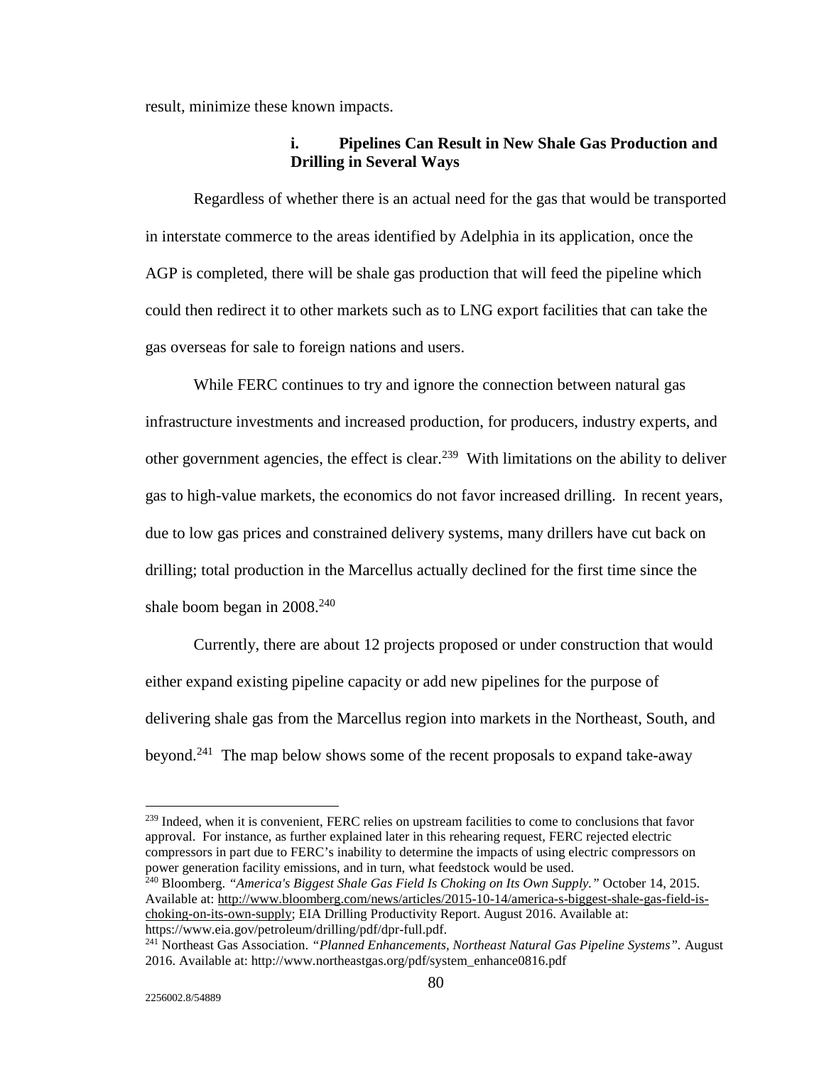result, minimize these known impacts.

#### i. Pipelines Can Result in New Shale Gas Production and Drilling in Several Ways

Regardless of whether there is an actual need for the gas that would be transported in interstate commerce to the areas identified by Adelphia in its application, once the AGP is completed, there will be shale gas production that will feed the pipeline which could then redirect it to other markets such as to LNG export facilities that can take the gas overseas for sale to foreign nations and users.

While FERC continues to try and ignore the connection between natural gas infrastructure investments and increased production, for producers, industry experts, and other government agencies, the effect is clear.[239] With limitations on the ability to deliver gas to high-value markets, the economics do not favor increased drilling. In recent years, due to low gas prices and constrained delivery systems, many drillers have cut back on drilling; total production in the Marcellus actually declined for the first time since the shale boom began in 2008.[240]

Currently, there are about 12 projects proposed or under construction that would either expand existing pipeline capacity or add new pipelines for the purpose of delivering shale gas from the Marcellus region into markets in the Northeast, South, and beyond.[241] The map below shows some of the recent proposals to expand take-away

---

[239] Indeed, when it is convenient, FERC relies on upstream facilities to come to conclusions that favor approval. For instance, as further explained later in this rehearing request, FERC rejected electric compressors in part due to FERC's inability to determine the impacts of using electric compressors on power generation facility emissions, and in turn, what feedstock would be used.

[240] Bloomberg. *"America's Biggest Shale Gas Field Is Choking on Its Own Supply."* October 14, 2015. Available at: http://www.bloomberg.com/news/articles/2015-10-14/america-s-biggest-shale-gas-field-is-choking-on-its-own-supply; EIA Drilling Productivity Report. August 2016. Available at: https://www.eia.gov/petroleum/drilling/pdf/dpr-full.pdf.

[241] Northeast Gas Association. *"Planned Enhancements, Northeast Natural Gas Pipeline Systems".* August 2016. Available at: http://www.northeastgas.org/pdf/system_enhance0816.pdf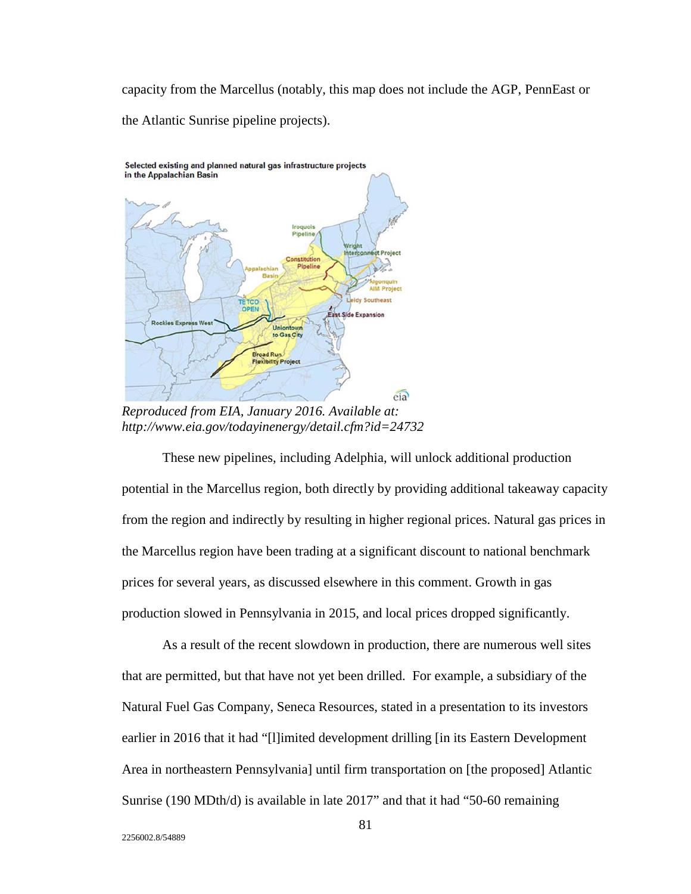capacity from the Marcellus (notably, this map does not include the AGP, PennEast or the Atlantic Sunrise pipeline projects).

Selected existing and planned natural gas infrastructure projects in the Appalachian Basin

*Reproduced from EIA, January 2016. Available at: http://www.eia.gov/todayinenergy/detail.cfm?id=24732*

These new pipelines, including Adelphia, will unlock additional production potential in the Marcellus region, both directly by providing additional takeaway capacity from the region and indirectly by resulting in higher regional prices. Natural gas prices in the Marcellus region have been trading at a significant discount to national benchmark prices for several years, as discussed elsewhere in this comment. Growth in gas production slowed in Pennsylvania in 2015, and local prices dropped significantly.

As a result of the recent slowdown in production, there are numerous well sites that are permitted, but that have not yet been drilled. For example, a subsidiary of the Natural Fuel Gas Company, Seneca Resources, stated in a presentation to its investors earlier in 2016 that it had "[l]imited development drilling [in its Eastern Development Area in northeastern Pennsylvania] until firm transportation on [the proposed] Atlantic Sunrise (190 MDth/d) is available in late 2017" and that it had "50-60 remaining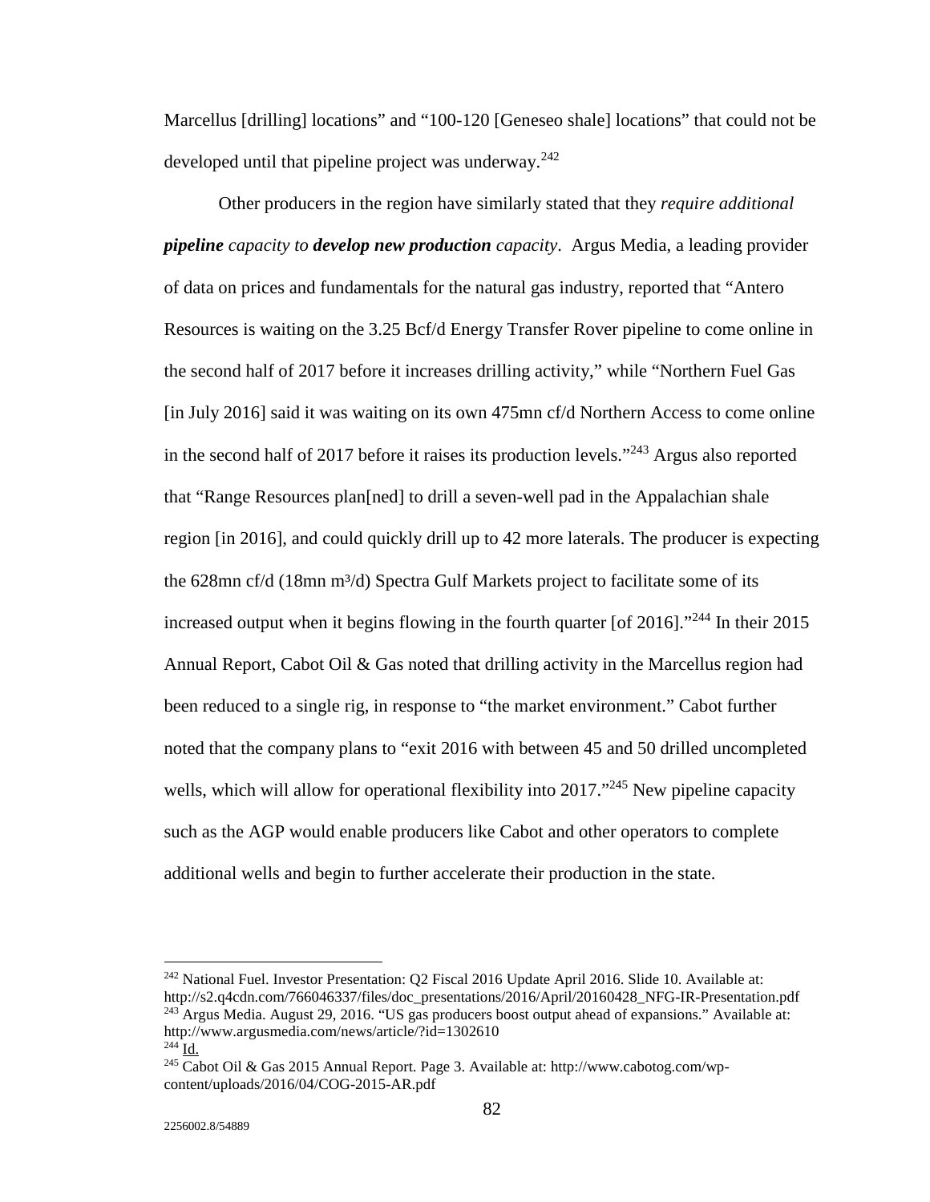Marcellus [drilling] locations" and "100-120 [Geneseo shale] locations" that could not be developed until that pipeline project was underway.[242]

Other producers in the region have similarly stated that they *require additional* ***pipeline*** *capacity to* ***develop new production*** *capacity*. Argus Media, a leading provider of data on prices and fundamentals for the natural gas industry, reported that "Antero Resources is waiting on the 3.25 Bcf/d Energy Transfer Rover pipeline to come online in the second half of 2017 before it increases drilling activity," while "Northern Fuel Gas [in July 2016] said it was waiting on its own 475mn cf/d Northern Access to come online in the second half of 2017 before it raises its production levels."[243] Argus also reported that "Range Resources plan[ned] to drill a seven-well pad in the Appalachian shale region [in 2016], and could quickly drill up to 42 more laterals. The producer is expecting the 628mn cf/d (18mn m³/d) Spectra Gulf Markets project to facilitate some of its increased output when it begins flowing in the fourth quarter [of 2016]."[244] In their 2015 Annual Report, Cabot Oil & Gas noted that drilling activity in the Marcellus region had been reduced to a single rig, in response to "the market environment." Cabot further noted that the company plans to "exit 2016 with between 45 and 50 drilled uncompleted wells, which will allow for operational flexibility into 2017."[245] New pipeline capacity such as the AGP would enable producers like Cabot and other operators to complete additional wells and begin to further accelerate their production in the state.

---

[242] National Fuel. Investor Presentation: Q2 Fiscal 2016 Update April 2016. Slide 10. Available at: http://s2.q4cdn.com/766046337/files/doc_presentations/2016/April/20160428_NFG-IR-Presentation.pdf

[243] Argus Media. August 29, 2016. "US gas producers boost output ahead of expansions." Available at: http://www.argusmedia.com/news/article/?id=1302610

[244] Id.

[245] Cabot Oil & Gas 2015 Annual Report. Page 3. Available at: http://www.cabotog.com/wp-content/uploads/2016/04/COG-2015-AR.pdf

2256002.8/54889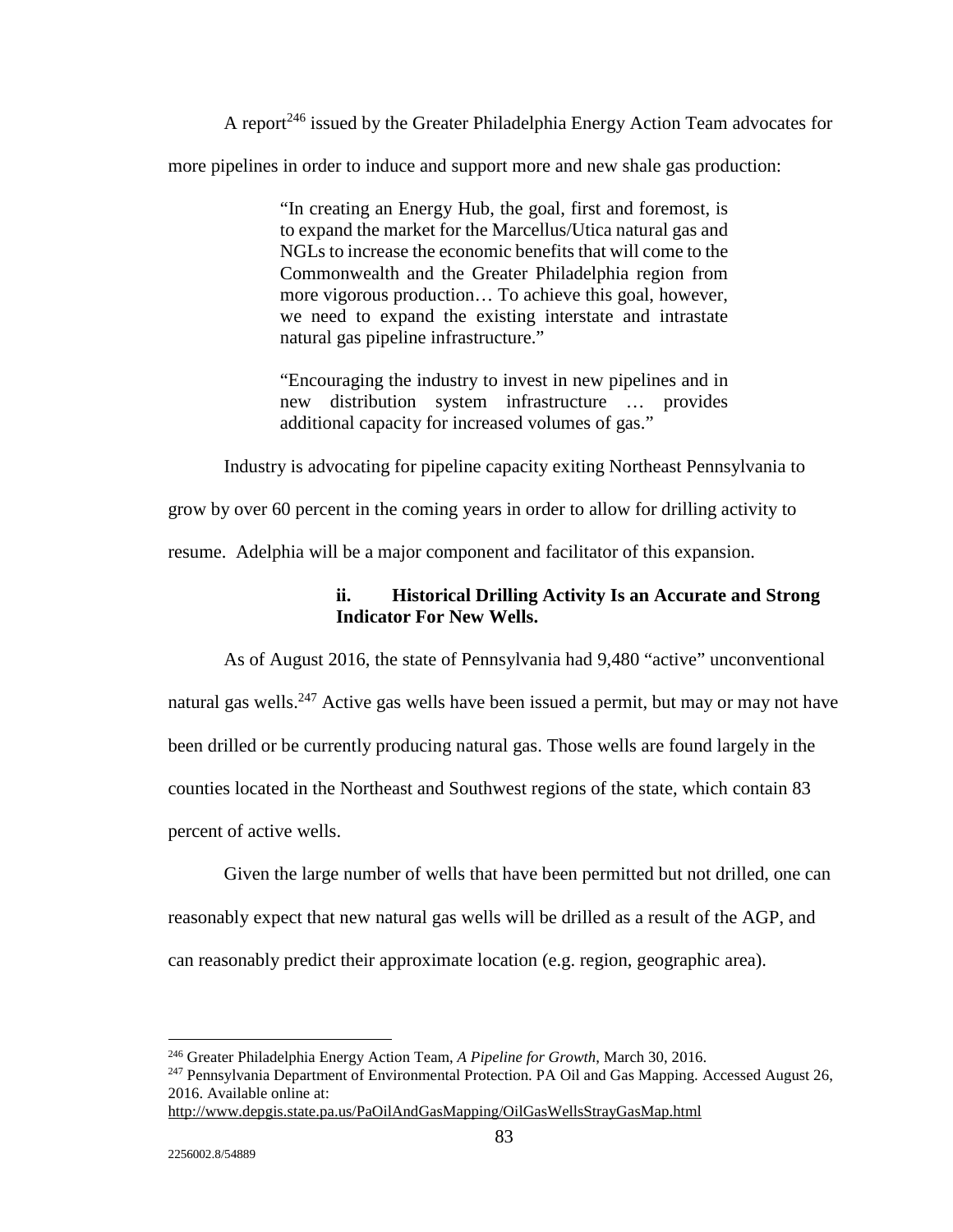A report[246] issued by the Greater Philadelphia Energy Action Team advocates for more pipelines in order to induce and support more and new shale gas production:

> "In creating an Energy Hub, the goal, first and foremost, is to expand the market for the Marcellus/Utica natural gas and NGLs to increase the economic benefits that will come to the Commonwealth and the Greater Philadelphia region from more vigorous production… To achieve this goal, however, we need to expand the existing interstate and intrastate natural gas pipeline infrastructure."
>
> "Encouraging the industry to invest in new pipelines and in new distribution system infrastructure … provides additional capacity for increased volumes of gas."

Industry is advocating for pipeline capacity exiting Northeast Pennsylvania to grow by over 60 percent in the coming years in order to allow for drilling activity to resume. Adelphia will be a major component and facilitator of this expansion.

#### ii. Historical Drilling Activity Is an Accurate and Strong Indicator For New Wells.

As of August 2016, the state of Pennsylvania had 9,480 "active" unconventional natural gas wells.[247] Active gas wells have been issued a permit, but may or may not have been drilled or be currently producing natural gas. Those wells are found largely in the counties located in the Northeast and Southwest regions of the state, which contain 83 percent of active wells.

Given the large number of wells that have been permitted but not drilled, one can reasonably expect that new natural gas wells will be drilled as a result of the AGP, and can reasonably predict their approximate location (e.g. region, geographic area).

---

[246] Greater Philadelphia Energy Action Team, *A Pipeline for Growth*, March 30, 2016.

[247] Pennsylvania Department of Environmental Protection. PA Oil and Gas Mapping. Accessed August 26, 2016. Available online at: http://www.depgis.state.pa.us/PaOilAndGasMapping/OilGasWellsStrayGasMap.html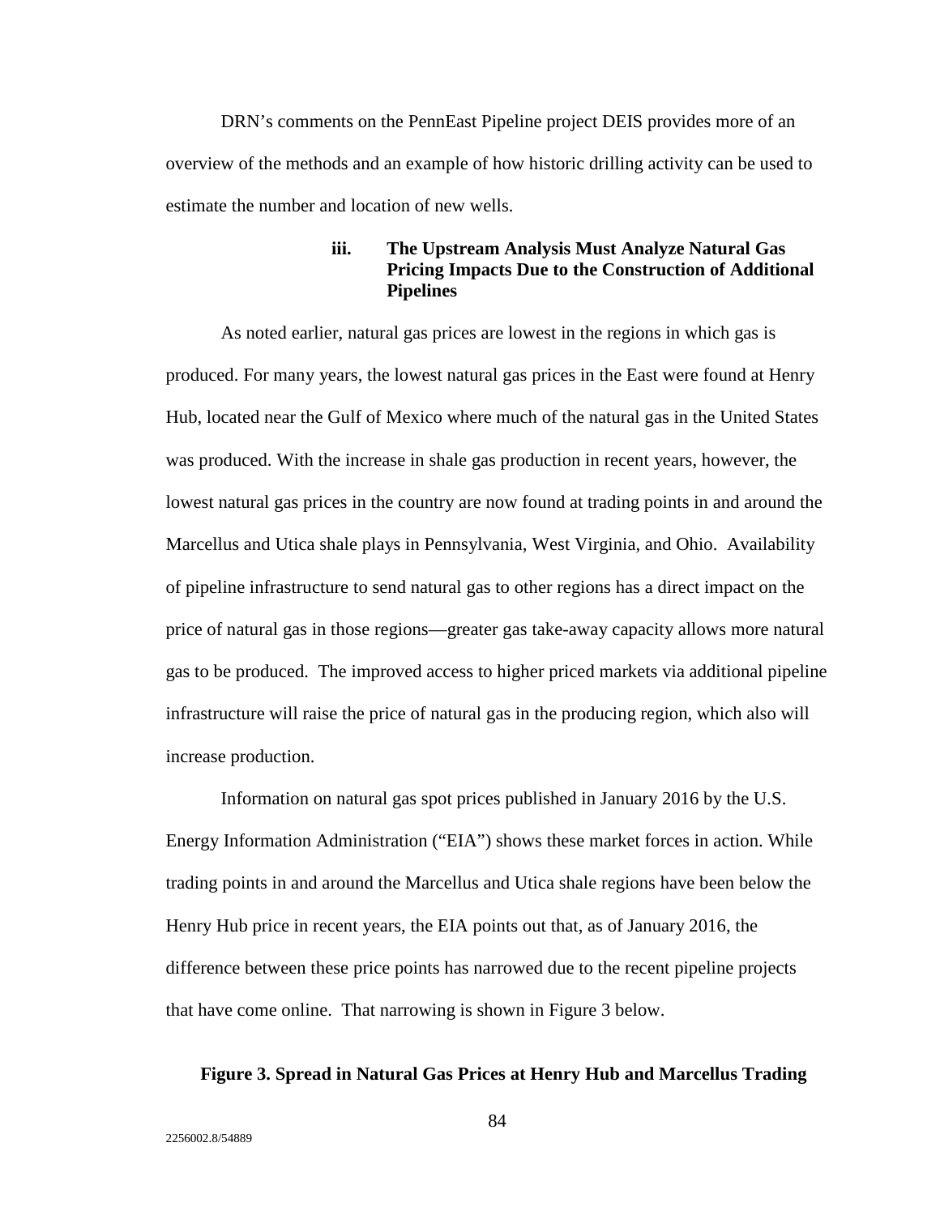DRN's comments on the PennEast Pipeline project DEIS provides more of an overview of the methods and an example of how historic drilling activity can be used to estimate the number and location of new wells.

#### iii. The Upstream Analysis Must Analyze Natural Gas Pricing Impacts Due to the Construction of Additional Pipelines

As noted earlier, natural gas prices are lowest in the regions in which gas is produced. For many years, the lowest natural gas prices in the East were found at Henry Hub, located near the Gulf of Mexico where much of the natural gas in the United States was produced. With the increase in shale gas production in recent years, however, the lowest natural gas prices in the country are now found at trading points in and around the Marcellus and Utica shale plays in Pennsylvania, West Virginia, and Ohio. Availability of pipeline infrastructure to send natural gas to other regions has a direct impact on the price of natural gas in those regions—greater gas take-away capacity allows more natural gas to be produced. The improved access to higher priced markets via additional pipeline infrastructure will raise the price of natural gas in the producing region, which also will increase production.

Information on natural gas spot prices published in January 2016 by the U.S. Energy Information Administration ("EIA") shows these market forces in action. While trading points in and around the Marcellus and Utica shale regions have been below the Henry Hub price in recent years, the EIA points out that, as of January 2016, the difference between these price points has narrowed due to the recent pipeline projects that have come online. That narrowing is shown in Figure 3 below.

**Figure 3. Spread in Natural Gas Prices at Henry Hub and Marcellus Trading**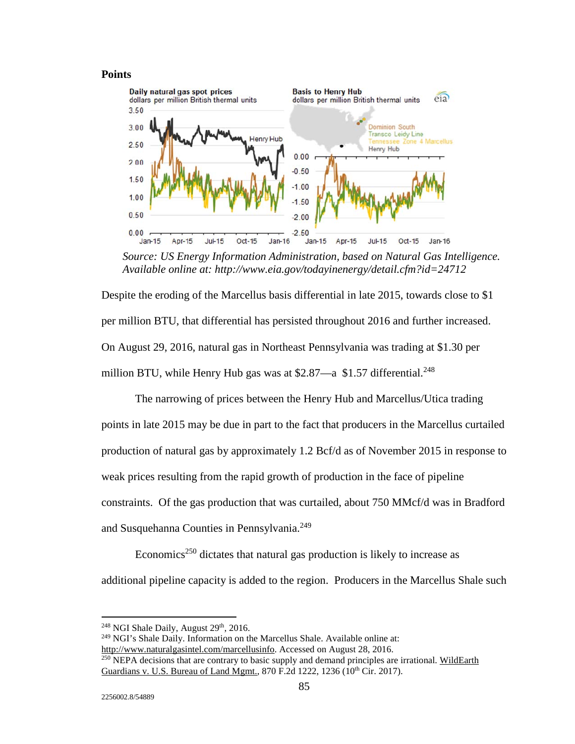**Points**

*Source: US Energy Information Administration, based on Natural Gas Intelligence. Available online at: http://www.eia.gov/todayinenergy/detail.cfm?id=24712*

Despite the eroding of the Marcellus basis differential in late 2015, towards close to $1 per million BTU, that differential has persisted throughout 2016 and further increased. On August 29, 2016, natural gas in Northeast Pennsylvania was trading at $1.30 per million BTU, while Henry Hub gas was at $2.87—a $1.57 differential.[248]

The narrowing of prices between the Henry Hub and Marcellus/Utica trading points in late 2015 may be due in part to the fact that producers in the Marcellus curtailed production of natural gas by approximately 1.2 Bcf/d as of November 2015 in response to weak prices resulting from the rapid growth of production in the face of pipeline constraints. Of the gas production that was curtailed, about 750 MMcf/d was in Bradford and Susquehanna Counties in Pennsylvania.[249]

Economics[250] dictates that natural gas production is likely to increase as additional pipeline capacity is added to the region. Producers in the Marcellus Shale such

---

[248] NGI Shale Daily, August 29th, 2016.

[249] NGI's Shale Daily. Information on the Marcellus Shale. Available online at: http://www.naturalgasintel.com/marcellusinfo. Accessed on August 28, 2016.

[250] NEPA decisions that are contrary to basic supply and demand principles are irrational. WildEarth Guardians v. U.S. Bureau of Land Mgmt., 870 F.2d 1222, 1236 (10th Cir. 2017).

2256002.8/54889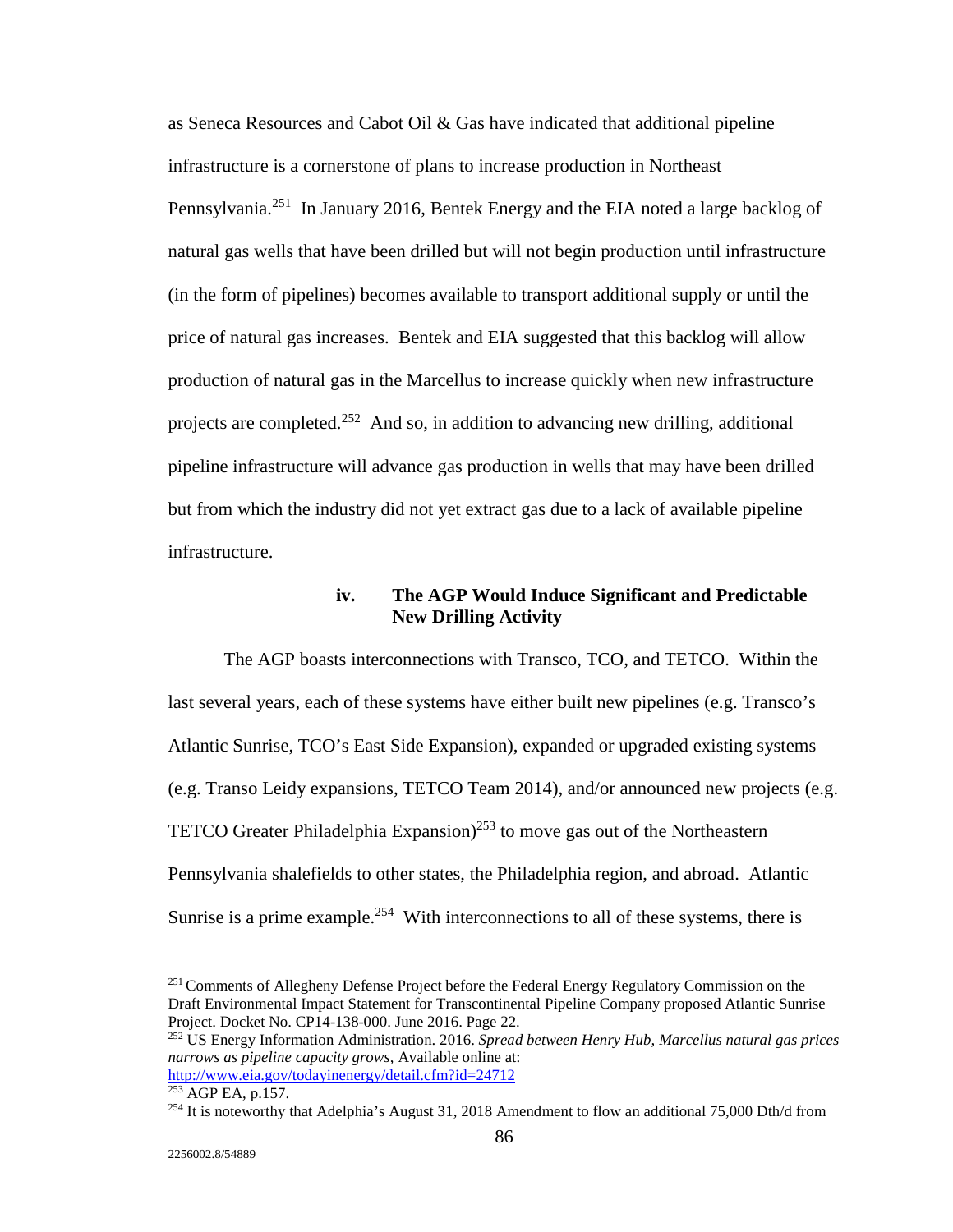as Seneca Resources and Cabot Oil & Gas have indicated that additional pipeline infrastructure is a cornerstone of plans to increase production in Northeast Pennsylvania.[251] In January 2016, Bentek Energy and the EIA noted a large backlog of natural gas wells that have been drilled but will not begin production until infrastructure (in the form of pipelines) becomes available to transport additional supply or until the price of natural gas increases. Bentek and EIA suggested that this backlog will allow production of natural gas in the Marcellus to increase quickly when new infrastructure projects are completed.[252] And so, in addition to advancing new drilling, additional pipeline infrastructure will advance gas production in wells that may have been drilled but from which the industry did not yet extract gas due to a lack of available pipeline infrastructure.

#### iv. The AGP Would Induce Significant and Predictable New Drilling Activity

The AGP boasts interconnections with Transco, TCO, and TETCO. Within the last several years, each of these systems have either built new pipelines (e.g. Transco's Atlantic Sunrise, TCO's East Side Expansion), expanded or upgraded existing systems (e.g. Transo Leidy expansions, TETCO Team 2014), and/or announced new projects (e.g. TETCO Greater Philadelphia Expansion)[253] to move gas out of the Northeastern Pennsylvania shalefields to other states, the Philadelphia region, and abroad. Atlantic Sunrise is a prime example.[254] With interconnections to all of these systems, there is

---

[251] Comments of Allegheny Defense Project before the Federal Energy Regulatory Commission on the Draft Environmental Impact Statement for Transcontinental Pipeline Company proposed Atlantic Sunrise Project. Docket No. CP14-138-000. June 2016. Page 22.

[252] US Energy Information Administration. 2016. *Spread between Henry Hub, Marcellus natural gas prices narrows as pipeline capacity grows*, Available online at: http://www.eia.gov/todayinenergy/detail.cfm?id=24712

[253] AGP EA, p.157.

[254] It is noteworthy that Adelphia's August 31, 2018 Amendment to flow an additional 75,000 Dth/d from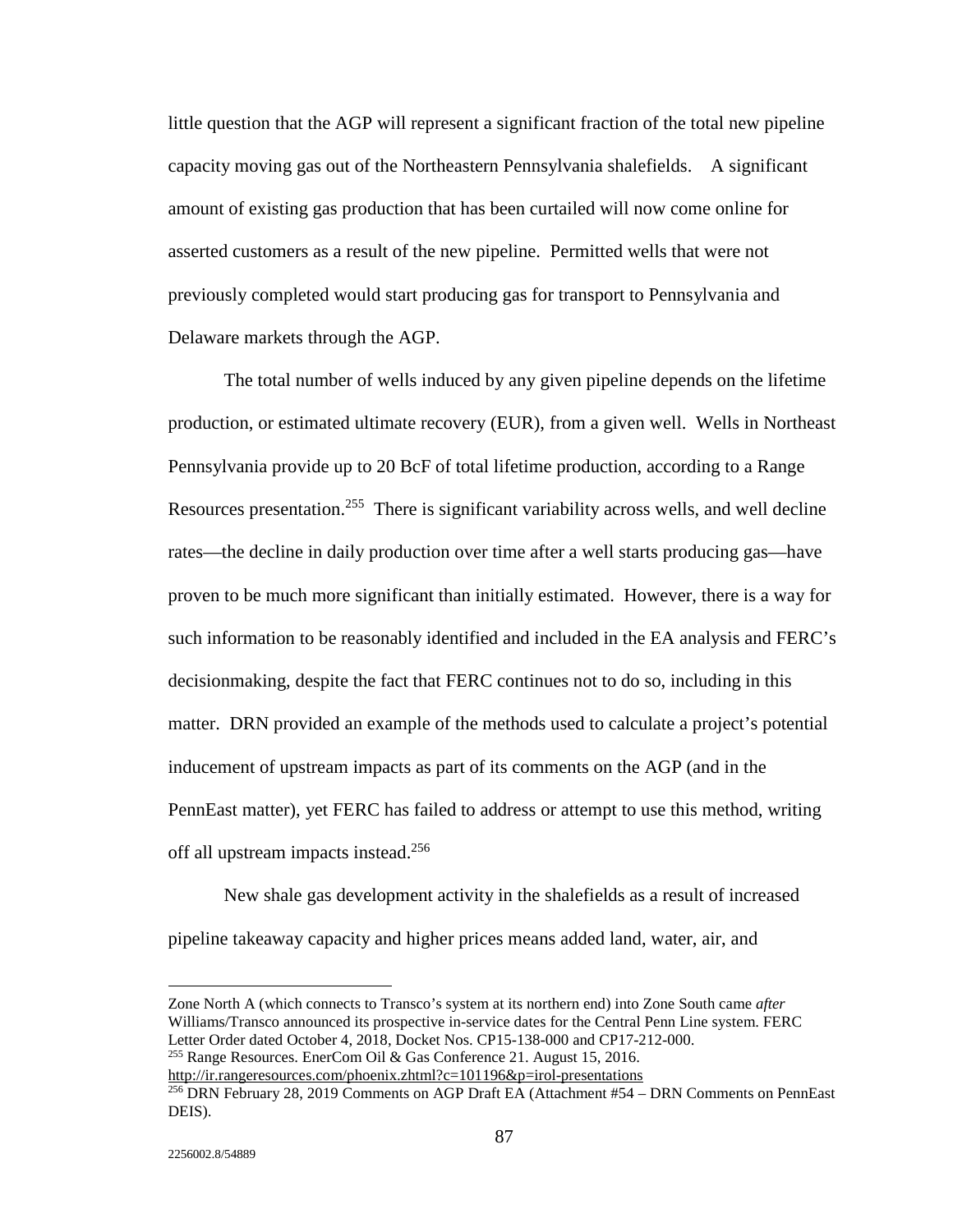little question that the AGP will represent a significant fraction of the total new pipeline capacity moving gas out of the Northeastern Pennsylvania shalefields. A significant amount of existing gas production that has been curtailed will now come online for asserted customers as a result of the new pipeline. Permitted wells that were not previously completed would start producing gas for transport to Pennsylvania and Delaware markets through the AGP.

The total number of wells induced by any given pipeline depends on the lifetime production, or estimated ultimate recovery (EUR), from a given well. Wells in Northeast Pennsylvania provide up to 20 BcF of total lifetime production, according to a Range Resources presentation.[255] There is significant variability across wells, and well decline rates—the decline in daily production over time after a well starts producing gas—have proven to be much more significant than initially estimated. However, there is a way for such information to be reasonably identified and included in the EA analysis and FERC's decisionmaking, despite the fact that FERC continues not to do so, including in this matter. DRN provided an example of the methods used to calculate a project's potential inducement of upstream impacts as part of its comments on the AGP (and in the PennEast matter), yet FERC has failed to address or attempt to use this method, writing off all upstream impacts instead.[256]

New shale gas development activity in the shalefields as a result of increased pipeline takeaway capacity and higher prices means added land, water, air, and

---

Zone North A (which connects to Transco's system at its northern end) into Zone South came *after* Williams/Transco announced its prospective in-service dates for the Central Penn Line system. FERC Letter Order dated October 4, 2018, Docket Nos. CP15-138-000 and CP17-212-000.

[255] Range Resources. EnerCom Oil & Gas Conference 21. August 15, 2016. http://ir.rangeresources.com/phoenix.zhtml?c=101196&p=irol-presentations

[256] DRN February 28, 2019 Comments on AGP Draft EA (Attachment #54 – DRN Comments on PennEast DEIS).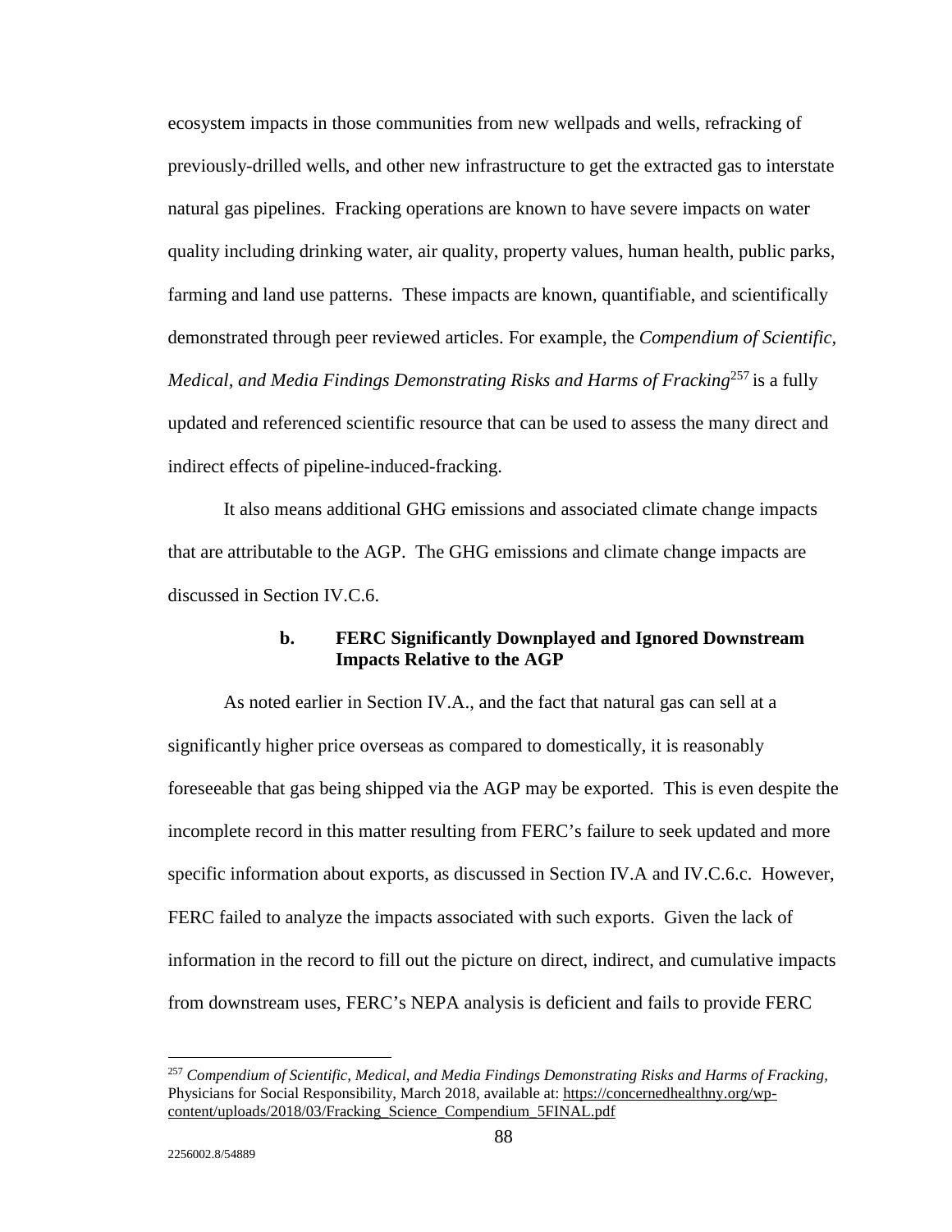ecosystem impacts in those communities from new wellpads and wells, refracking of previously-drilled wells, and other new infrastructure to get the extracted gas to interstate natural gas pipelines. Fracking operations are known to have severe impacts on water quality including drinking water, air quality, property values, human health, public parks, farming and land use patterns. These impacts are known, quantifiable, and scientifically demonstrated through peer reviewed articles. For example, the *Compendium of Scientific, Medical, and Media Findings Demonstrating Risks and Harms of Fracking*[257] is a fully updated and referenced scientific resource that can be used to assess the many direct and indirect effects of pipeline-induced-fracking.

It also means additional GHG emissions and associated climate change impacts that are attributable to the AGP. The GHG emissions and climate change impacts are discussed in Section IV.C.6.

#### b. FERC Significantly Downplayed and Ignored Downstream Impacts Relative to the AGP

As noted earlier in Section IV.A., and the fact that natural gas can sell at a significantly higher price overseas as compared to domestically, it is reasonably foreseeable that gas being shipped via the AGP may be exported. This is even despite the incomplete record in this matter resulting from FERC's failure to seek updated and more specific information about exports, as discussed in Section IV.A and IV.C.6.c. However, FERC failed to analyze the impacts associated with such exports. Given the lack of information in the record to fill out the picture on direct, indirect, and cumulative impacts from downstream uses, FERC's NEPA analysis is deficient and fails to provide FERC

---

[257] *Compendium of Scientific, Medical, and Media Findings Demonstrating Risks and Harms of Fracking*, Physicians for Social Responsibility, March 2018, available at: https://concernedhealthny.org/wp-content/uploads/2018/03/Fracking_Science_Compendium_5FINAL.pdf

2256002.8/54889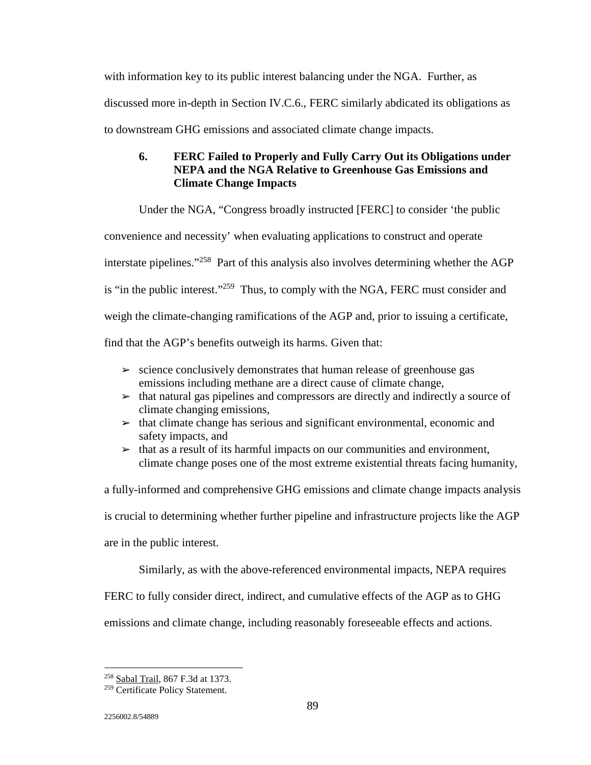with information key to its public interest balancing under the NGA. Further, as discussed more in-depth in Section IV.C.6., FERC similarly abdicated its obligations as to downstream GHG emissions and associated climate change impacts.

### 6. FERC Failed to Properly and Fully Carry Out its Obligations under NEPA and the NGA Relative to Greenhouse Gas Emissions and Climate Change Impacts

Under the NGA, "Congress broadly instructed [FERC] to consider 'the public convenience and necessity' when evaluating applications to construct and operate interstate pipelines."[258] Part of this analysis also involves determining whether the AGP is "in the public interest."[259] Thus, to comply with the NGA, FERC must consider and weigh the climate-changing ramifications of the AGP and, prior to issuing a certificate, find that the AGP's benefits outweigh its harms. Given that:

- ➢ science conclusively demonstrates that human release of greenhouse gas emissions including methane are a direct cause of climate change,
- ➢ that natural gas pipelines and compressors are directly and indirectly a source of climate changing emissions,
- ➢ that climate change has serious and significant environmental, economic and safety impacts, and
- ➢ that as a result of its harmful impacts on our communities and environment, climate change poses one of the most extreme existential threats facing humanity,

a fully-informed and comprehensive GHG emissions and climate change impacts analysis is crucial to determining whether further pipeline and infrastructure projects like the AGP are in the public interest.

Similarly, as with the above-referenced environmental impacts, NEPA requires FERC to fully consider direct, indirect, and cumulative effects of the AGP as to GHG emissions and climate change, including reasonably foreseeable effects and actions.

---

[258] Sabal Trail, 867 F.3d at 1373.

[259] Certificate Policy Statement.

2256002.8/54889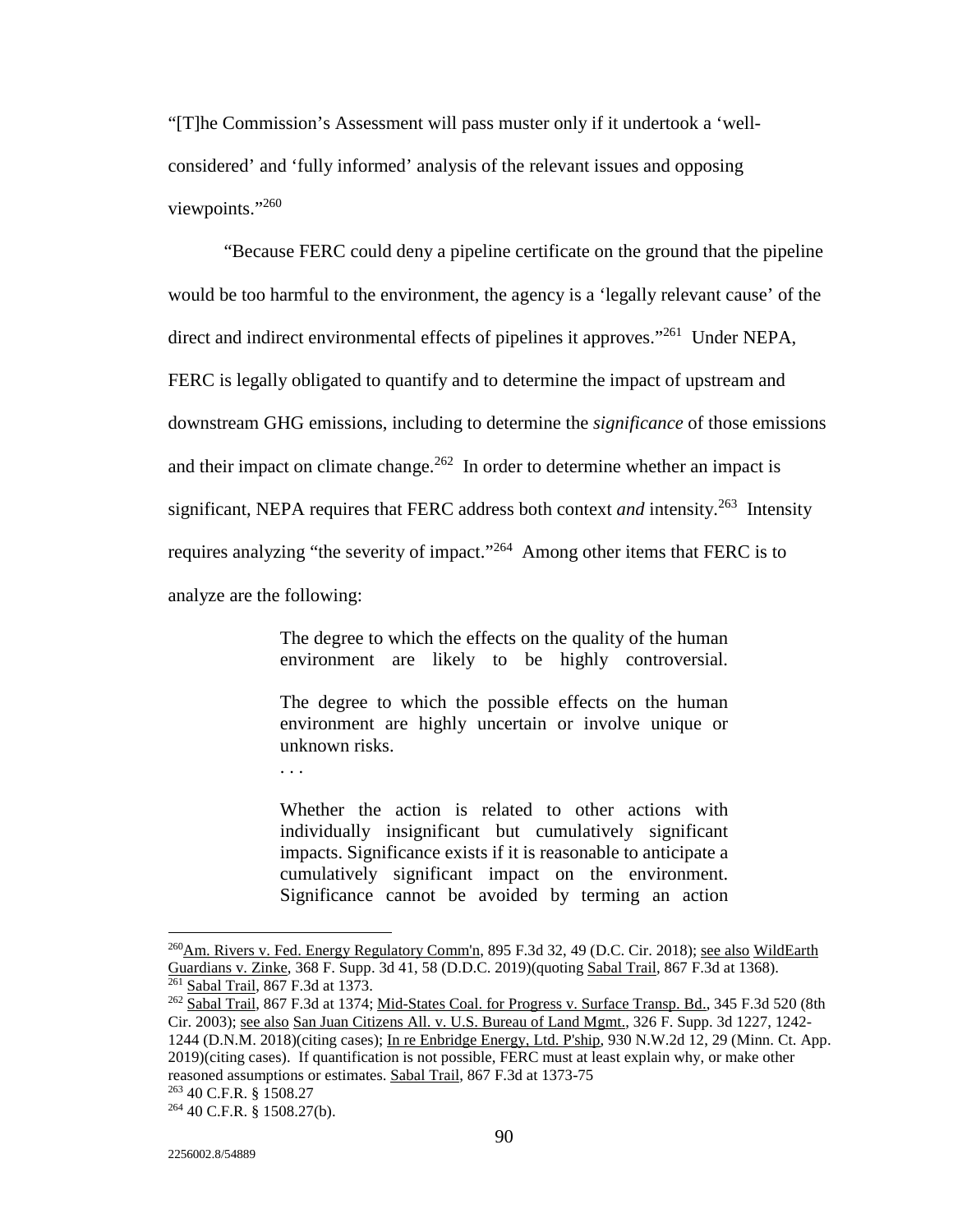"[T]he Commission's Assessment will pass muster only if it undertook a 'well-considered' and 'fully informed' analysis of the relevant issues and opposing viewpoints."[260]

"Because FERC could deny a pipeline certificate on the ground that the pipeline would be too harmful to the environment, the agency is a 'legally relevant cause' of the direct and indirect environmental effects of pipelines it approves."[261] Under NEPA, FERC is legally obligated to quantify and to determine the impact of upstream and downstream GHG emissions, including to determine the *significance* of those emissions and their impact on climate change.[262] In order to determine whether an impact is significant, NEPA requires that FERC address both context *and* intensity.[263] Intensity requires analyzing "the severity of impact."[264] Among other items that FERC is to analyze are the following:

> The degree to which the effects on the quality of the human environment are likely to be highly controversial.
>
> The degree to which the possible effects on the human environment are highly uncertain or involve unique or unknown risks.
>
> . . .
>
> Whether the action is related to other actions with individually insignificant but cumulatively significant impacts. Significance exists if it is reasonable to anticipate a cumulatively significant impact on the environment. Significance cannot be avoided by terming an action

---

[260] Am. Rivers v. Fed. Energy Regulatory Comm'n, 895 F.3d 32, 49 (D.C. Cir. 2018); see also WildEarth Guardians v. Zinke, 368 F. Supp. 3d 41, 58 (D.D.C. 2019)(quoting Sabal Trail, 867 F.3d at 1368).

[261] Sabal Trail, 867 F.3d at 1373.

[262] Sabal Trail, 867 F.3d at 1374; Mid-States Coal. for Progress v. Surface Transp. Bd., 345 F.3d 520 (8th Cir. 2003); see also San Juan Citizens All. v. U.S. Bureau of Land Mgmt., 326 F. Supp. 3d 1227, 1242-1244 (D.N.M. 2018)(citing cases); In re Enbridge Energy, Ltd. P'ship, 930 N.W.2d 12, 29 (Minn. Ct. App. 2019)(citing cases). If quantification is not possible, FERC must at least explain why, or make other reasoned assumptions or estimates. Sabal Trail, 867 F.3d at 1373-75

[263] 40 C.F.R. § 1508.27

[264] 40 C.F.R. § 1508.27(b).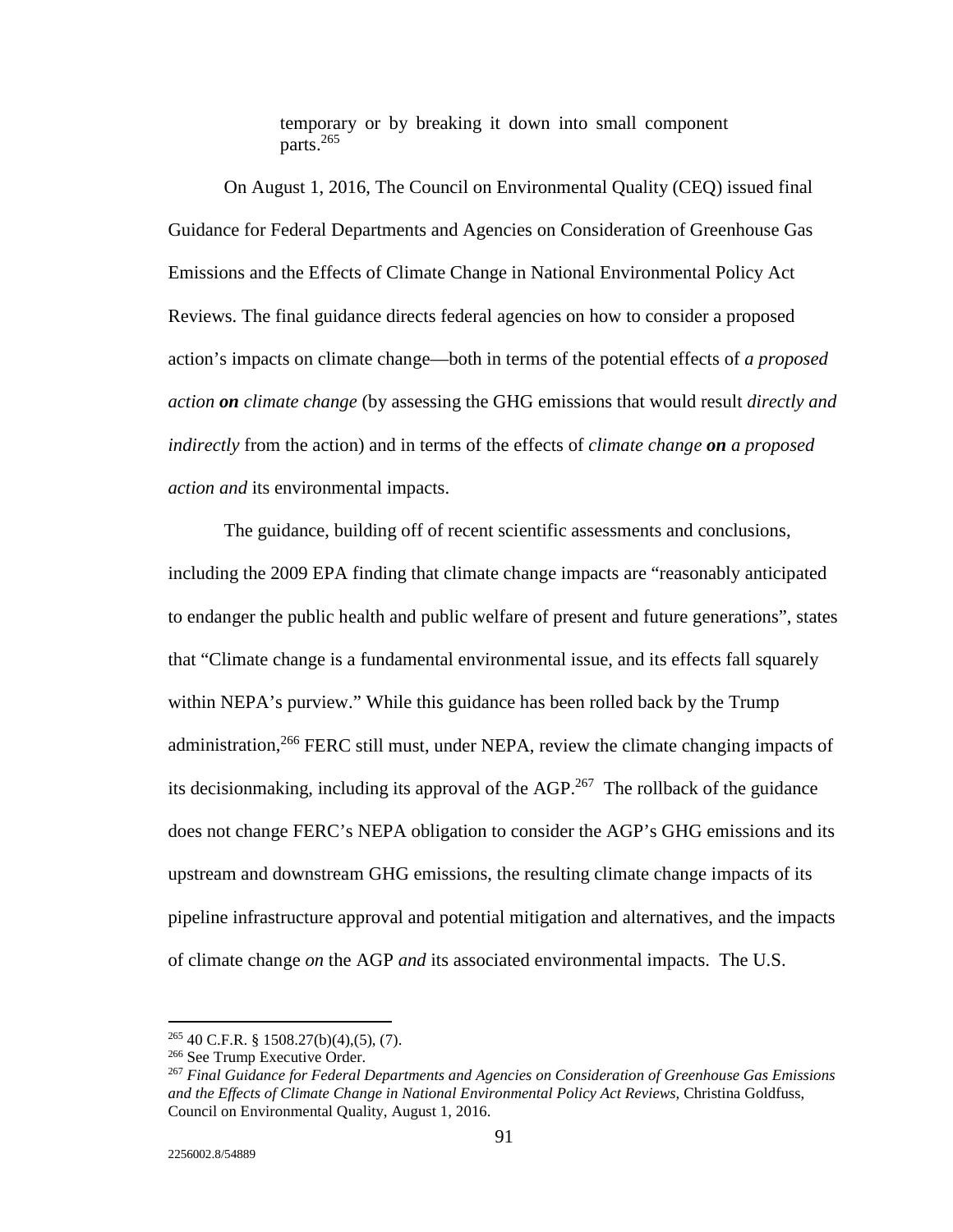> temporary or by breaking it down into small component parts.[265]

On August 1, 2016, The Council on Environmental Quality (CEQ) issued final Guidance for Federal Departments and Agencies on Consideration of Greenhouse Gas Emissions and the Effects of Climate Change in National Environmental Policy Act Reviews. The final guidance directs federal agencies on how to consider a proposed action's impacts on climate change—both in terms of the potential effects of *a proposed action **on** climate change* (by assessing the GHG emissions that would result *directly and indirectly* from the action) and in terms of the effects of *climate change **on** a proposed action and* its environmental impacts.

The guidance, building off of recent scientific assessments and conclusions, including the 2009 EPA finding that climate change impacts are "reasonably anticipated to endanger the public health and public welfare of present and future generations", states that "Climate change is a fundamental environmental issue, and its effects fall squarely within NEPA's purview." While this guidance has been rolled back by the Trump administration,[266] FERC still must, under NEPA, review the climate changing impacts of its decisionmaking, including its approval of the AGP.[267] The rollback of the guidance does not change FERC's NEPA obligation to consider the AGP's GHG emissions and its upstream and downstream GHG emissions, the resulting climate change impacts of its pipeline infrastructure approval and potential mitigation and alternatives, and the impacts of climate change *on* the AGP *and* its associated environmental impacts. The U.S.

---

[265] 40 C.F.R. § 1508.27(b)(4),(5), (7).

[266] See Trump Executive Order.

[267] *Final Guidance for Federal Departments and Agencies on Consideration of Greenhouse Gas Emissions and the Effects of Climate Change in National Environmental Policy Act Reviews*, Christina Goldfuss, Council on Environmental Quality, August 1, 2016.

2256002.8/54889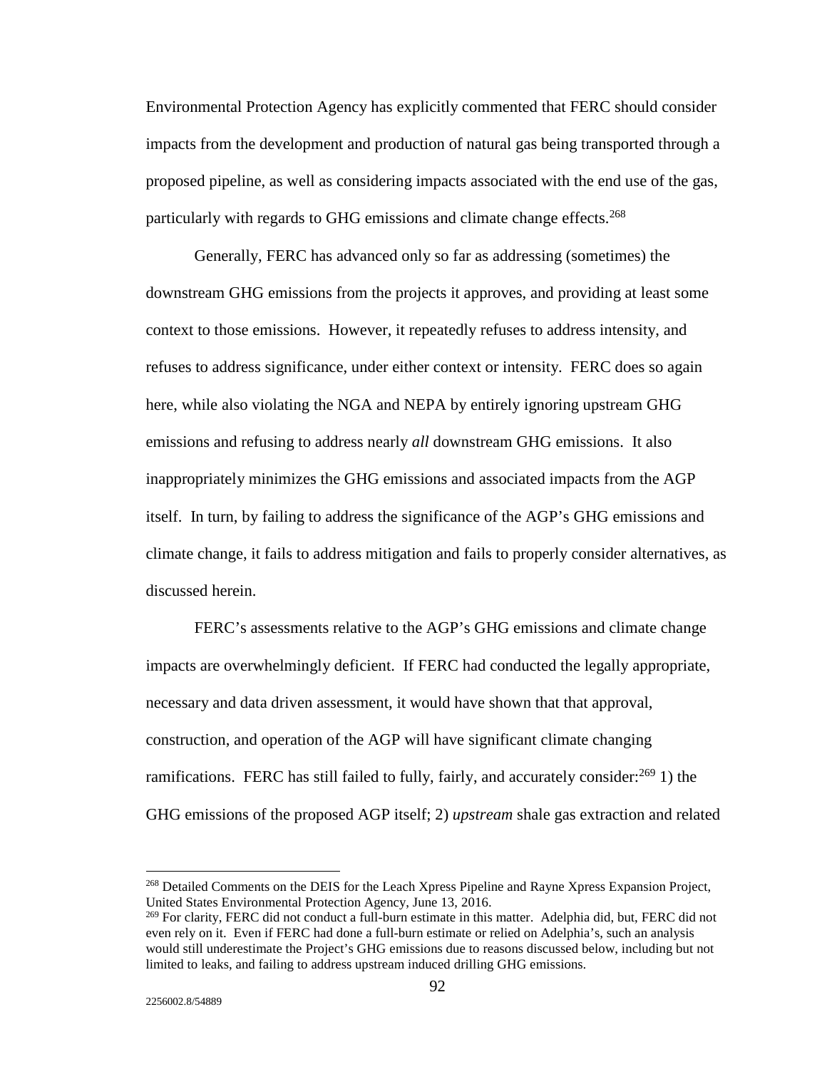Environmental Protection Agency has explicitly commented that FERC should consider impacts from the development and production of natural gas being transported through a proposed pipeline, as well as considering impacts associated with the end use of the gas, particularly with regards to GHG emissions and climate change effects.[268]

Generally, FERC has advanced only so far as addressing (sometimes) the downstream GHG emissions from the projects it approves, and providing at least some context to those emissions. However, it repeatedly refuses to address intensity, and refuses to address significance, under either context or intensity. FERC does so again here, while also violating the NGA and NEPA by entirely ignoring upstream GHG emissions and refusing to address nearly *all* downstream GHG emissions. It also inappropriately minimizes the GHG emissions and associated impacts from the AGP itself. In turn, by failing to address the significance of the AGP's GHG emissions and climate change, it fails to address mitigation and fails to properly consider alternatives, as discussed herein.

FERC's assessments relative to the AGP's GHG emissions and climate change impacts are overwhelmingly deficient. If FERC had conducted the legally appropriate, necessary and data driven assessment, it would have shown that that approval, construction, and operation of the AGP will have significant climate changing ramifications. FERC has still failed to fully, fairly, and accurately consider:[269] 1) the GHG emissions of the proposed AGP itself; 2) *upstream* shale gas extraction and related

---

[268] Detailed Comments on the DEIS for the Leach Xpress Pipeline and Rayne Xpress Expansion Project, United States Environmental Protection Agency, June 13, 2016.

[269] For clarity, FERC did not conduct a full-burn estimate in this matter. Adelphia did, but, FERC did not even rely on it. Even if FERC had done a full-burn estimate or relied on Adelphia's, such an analysis would still underestimate the Project's GHG emissions due to reasons discussed below, including but not limited to leaks, and failing to address upstream induced drilling GHG emissions.

2256002.8/54889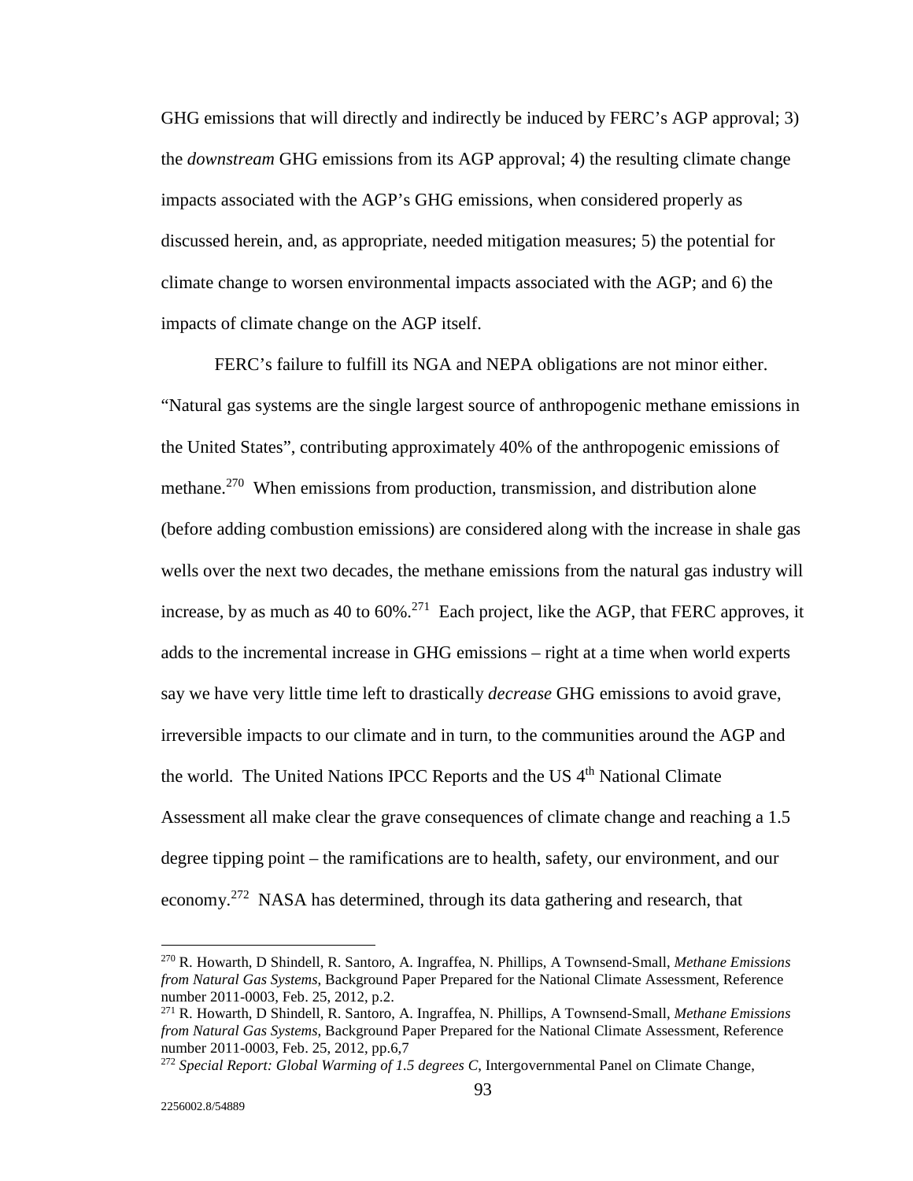GHG emissions that will directly and indirectly be induced by FERC's AGP approval; 3) the *downstream* GHG emissions from its AGP approval; 4) the resulting climate change impacts associated with the AGP's GHG emissions, when considered properly as discussed herein, and, as appropriate, needed mitigation measures; 5) the potential for climate change to worsen environmental impacts associated with the AGP; and 6) the impacts of climate change on the AGP itself.

FERC's failure to fulfill its NGA and NEPA obligations are not minor either. "Natural gas systems are the single largest source of anthropogenic methane emissions in the United States", contributing approximately 40% of the anthropogenic emissions of methane.[270] When emissions from production, transmission, and distribution alone (before adding combustion emissions) are considered along with the increase in shale gas wells over the next two decades, the methane emissions from the natural gas industry will increase, by as much as 40 to 60%.[271] Each project, like the AGP, that FERC approves, it adds to the incremental increase in GHG emissions – right at a time when world experts say we have very little time left to drastically *decrease* GHG emissions to avoid grave, irreversible impacts to our climate and in turn, to the communities around the AGP and the world. The United Nations IPCC Reports and the US 4th National Climate Assessment all make clear the grave consequences of climate change and reaching a 1.5 degree tipping point – the ramifications are to health, safety, our environment, and our economy.[272] NASA has determined, through its data gathering and research, that

---

[270] R. Howarth, D Shindell, R. Santoro, A. Ingraffea, N. Phillips, A Townsend-Small, *Methane Emissions from Natural Gas Systems*, Background Paper Prepared for the National Climate Assessment, Reference number 2011-0003, Feb. 25, 2012, p.2.

[271] R. Howarth, D Shindell, R. Santoro, A. Ingraffea, N. Phillips, A Townsend-Small, *Methane Emissions from Natural Gas Systems*, Background Paper Prepared for the National Climate Assessment, Reference number 2011-0003, Feb. 25, 2012, pp.6,7

[272] *Special Report: Global Warming of 1.5 degrees C*, Intergovernmental Panel on Climate Change,

2256002.8/54889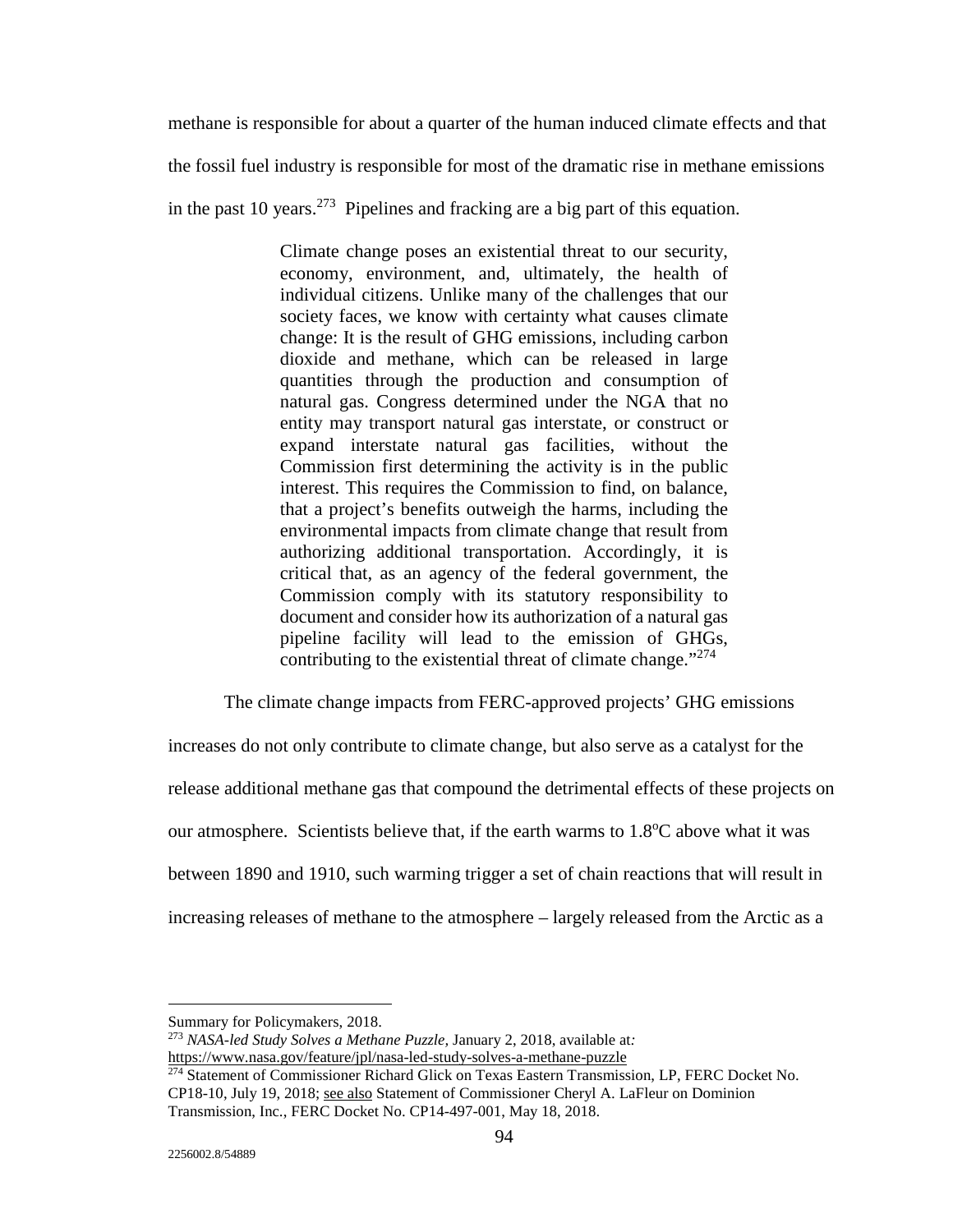methane is responsible for about a quarter of the human induced climate effects and that the fossil fuel industry is responsible for most of the dramatic rise in methane emissions in the past 10 years.[273] Pipelines and fracking are a big part of this equation.

> Climate change poses an existential threat to our security, economy, environment, and, ultimately, the health of individual citizens. Unlike many of the challenges that our society faces, we know with certainty what causes climate change: It is the result of GHG emissions, including carbon dioxide and methane, which can be released in large quantities through the production and consumption of natural gas. Congress determined under the NGA that no entity may transport natural gas interstate, or construct or expand interstate natural gas facilities, without the Commission first determining the activity is in the public interest. This requires the Commission to find, on balance, that a project's benefits outweigh the harms, including the environmental impacts from climate change that result from authorizing additional transportation. Accordingly, it is critical that, as an agency of the federal government, the Commission comply with its statutory responsibility to document and consider how its authorization of a natural gas pipeline facility will lead to the emission of GHGs, contributing to the existential threat of climate change."[274]

The climate change impacts from FERC-approved projects' GHG emissions increases do not only contribute to climate change, but also serve as a catalyst for the release additional methane gas that compound the detrimental effects of these projects on our atmosphere. Scientists believe that, if the earth warms to 1.8°C above what it was between 1890 and 1910, such warming trigger a set of chain reactions that will result in increasing releases of methane to the atmosphere – largely released from the Arctic as a

---

Summary for Policymakers, 2018.

[273] *NASA-led Study Solves a Methane Puzzle*, January 2, 2018, available at*:* https://www.nasa.gov/feature/jpl/nasa-led-study-solves-a-methane-puzzle

[274] Statement of Commissioner Richard Glick on Texas Eastern Transmission, LP, FERC Docket No. CP18-10, July 19, 2018; see also Statement of Commissioner Cheryl A. LaFleur on Dominion Transmission, Inc., FERC Docket No. CP14-497-001, May 18, 2018.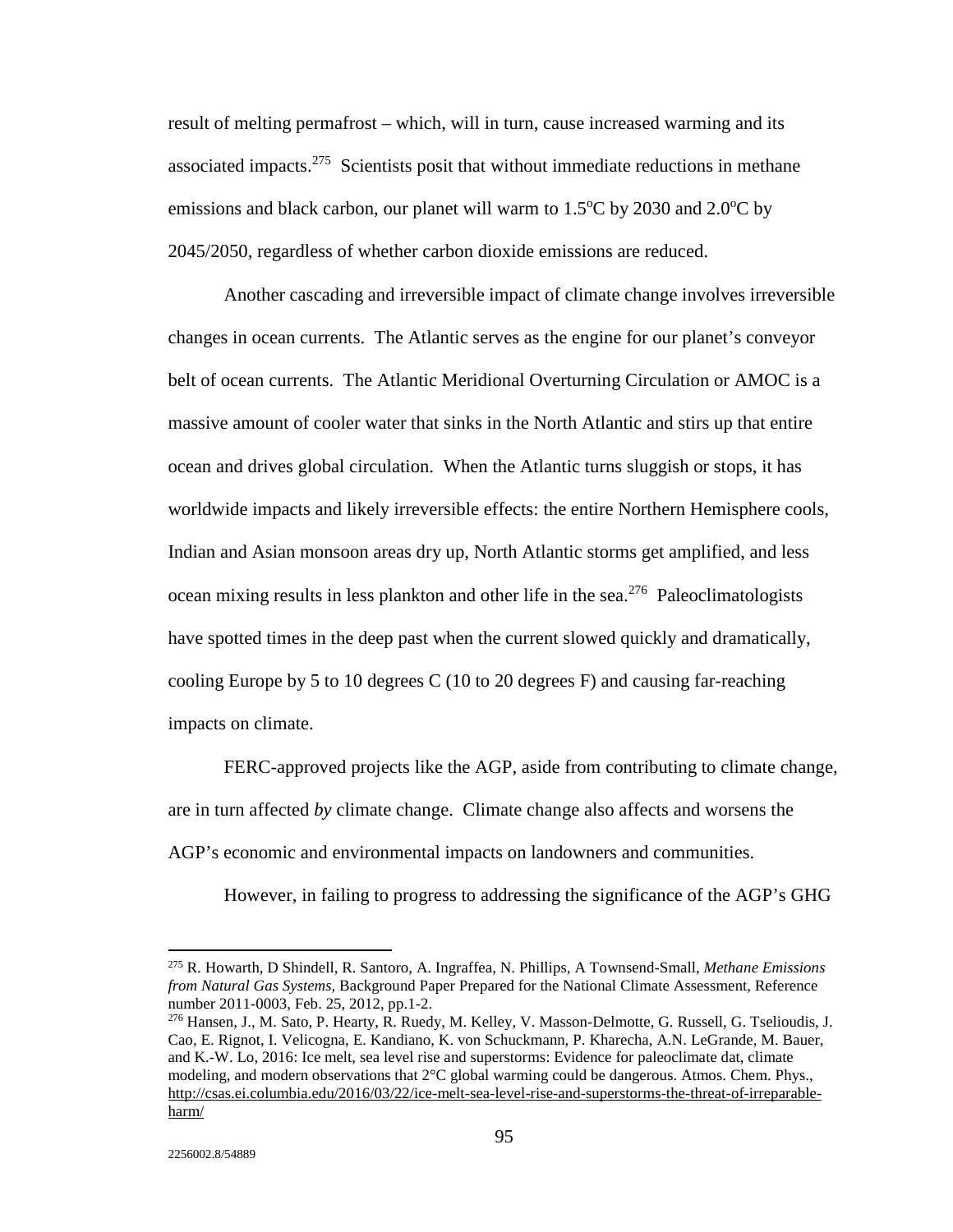result of melting permafrost – which, will in turn, cause increased warming and its associated impacts.[275] Scientists posit that without immediate reductions in methane emissions and black carbon, our planet will warm to 1.5$^{o}$C by 2030 and 2.0$^{o}$C by 2045/2050, regardless of whether carbon dioxide emissions are reduced.

Another cascading and irreversible impact of climate change involves irreversible changes in ocean currents. The Atlantic serves as the engine for our planet's conveyor belt of ocean currents. The Atlantic Meridional Overturning Circulation or AMOC is a massive amount of cooler water that sinks in the North Atlantic and stirs up that entire ocean and drives global circulation. When the Atlantic turns sluggish or stops, it has worldwide impacts and likely irreversible effects: the entire Northern Hemisphere cools, Indian and Asian monsoon areas dry up, North Atlantic storms get amplified, and less ocean mixing results in less plankton and other life in the sea.[276] Paleoclimatologists have spotted times in the deep past when the current slowed quickly and dramatically, cooling Europe by 5 to 10 degrees C (10 to 20 degrees F) and causing far-reaching impacts on climate.

FERC-approved projects like the AGP, aside from contributing to climate change, are in turn affected *by* climate change. Climate change also affects and worsens the AGP's economic and environmental impacts on landowners and communities.

However, in failing to progress to addressing the significance of the AGP's GHG

---

[275] R. Howarth, D Shindell, R. Santoro, A. Ingraffea, N. Phillips, A Townsend-Small, *Methane Emissions from Natural Gas Systems*, Background Paper Prepared for the National Climate Assessment, Reference number 2011-0003, Feb. 25, 2012, pp.1-2.

[276] Hansen, J., M. Sato, P. Hearty, R. Ruedy, M. Kelley, V. Masson-Delmotte, G. Russell, G. Tselioudis, J. Cao, E. Rignot, I. Velicogna, E. Kandiano, K. von Schuckmann, P. Kharecha, A.N. LeGrande, M. Bauer, and K.-W. Lo, 2016: Ice melt, sea level rise and superstorms: Evidence for paleoclimate dat, climate modeling, and modern observations that 2°C global warming could be dangerous. Atmos. Chem. Phys., http://csas.ei.columbia.edu/2016/03/22/ice-melt-sea-level-rise-and-superstorms-the-threat-of-irreparable-harm/

2256002.8/54889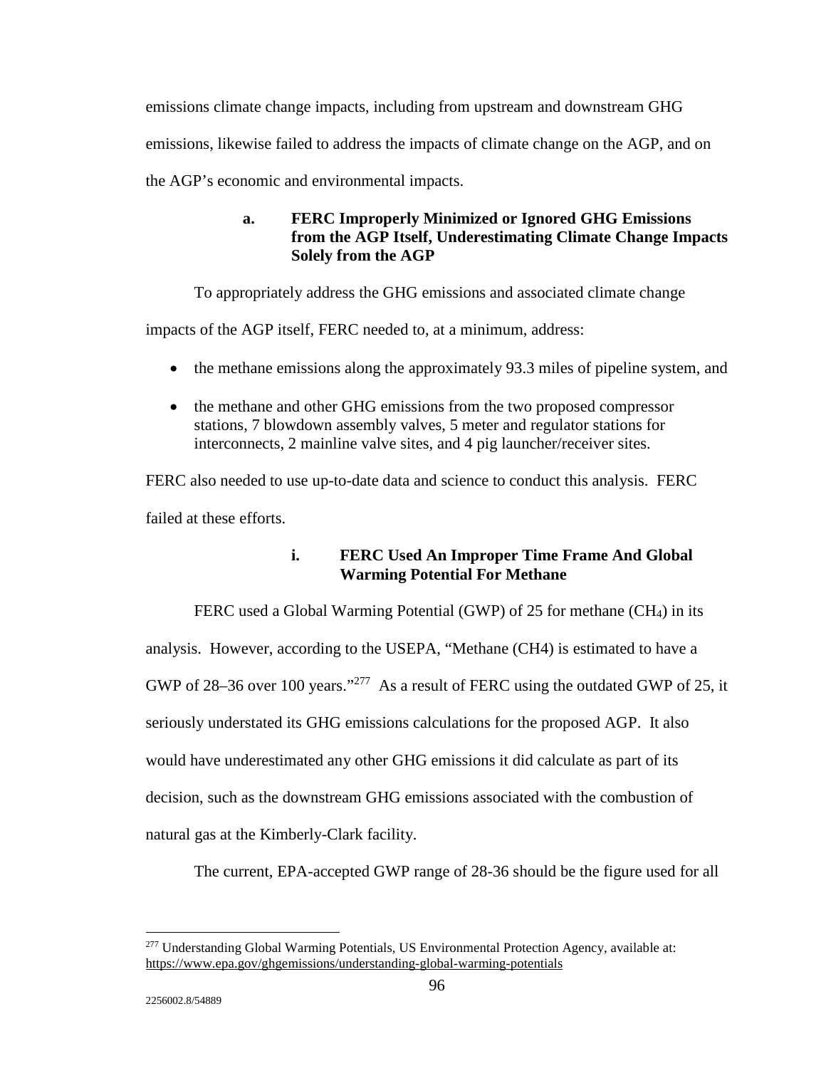emissions climate change impacts, including from upstream and downstream GHG emissions, likewise failed to address the impacts of climate change on the AGP, and on the AGP's economic and environmental impacts.

### a. FERC Improperly Minimized or Ignored GHG Emissions from the AGP Itself, Underestimating Climate Change Impacts Solely from the AGP

To appropriately address the GHG emissions and associated climate change impacts of the AGP itself, FERC needed to, at a minimum, address:

- the methane emissions along the approximately 93.3 miles of pipeline system, and
- the methane and other GHG emissions from the two proposed compressor stations, 7 blowdown assembly valves, 5 meter and regulator stations for interconnects, 2 mainline valve sites, and 4 pig launcher/receiver sites.

FERC also needed to use up-to-date data and science to conduct this analysis. FERC failed at these efforts.

#### i. FERC Used An Improper Time Frame And Global Warming Potential For Methane

FERC used a Global Warming Potential (GWP) of 25 for methane ($CH_4$) in its analysis. However, according to the USEPA, "Methane (CH4) is estimated to have a GWP of 28–36 over 100 years."[277] As a result of FERC using the outdated GWP of 25, it seriously understated its GHG emissions calculations for the proposed AGP. It also would have underestimated any other GHG emissions it did calculate as part of its decision, such as the downstream GHG emissions associated with the combustion of natural gas at the Kimberly-Clark facility.

The current, EPA-accepted GWP range of 28-36 should be the figure used for all

[277] Understanding Global Warming Potentials, US Environmental Protection Agency, available at: https://www.epa.gov/ghgemissions/understanding-global-warming-potentials

2256002.8/54889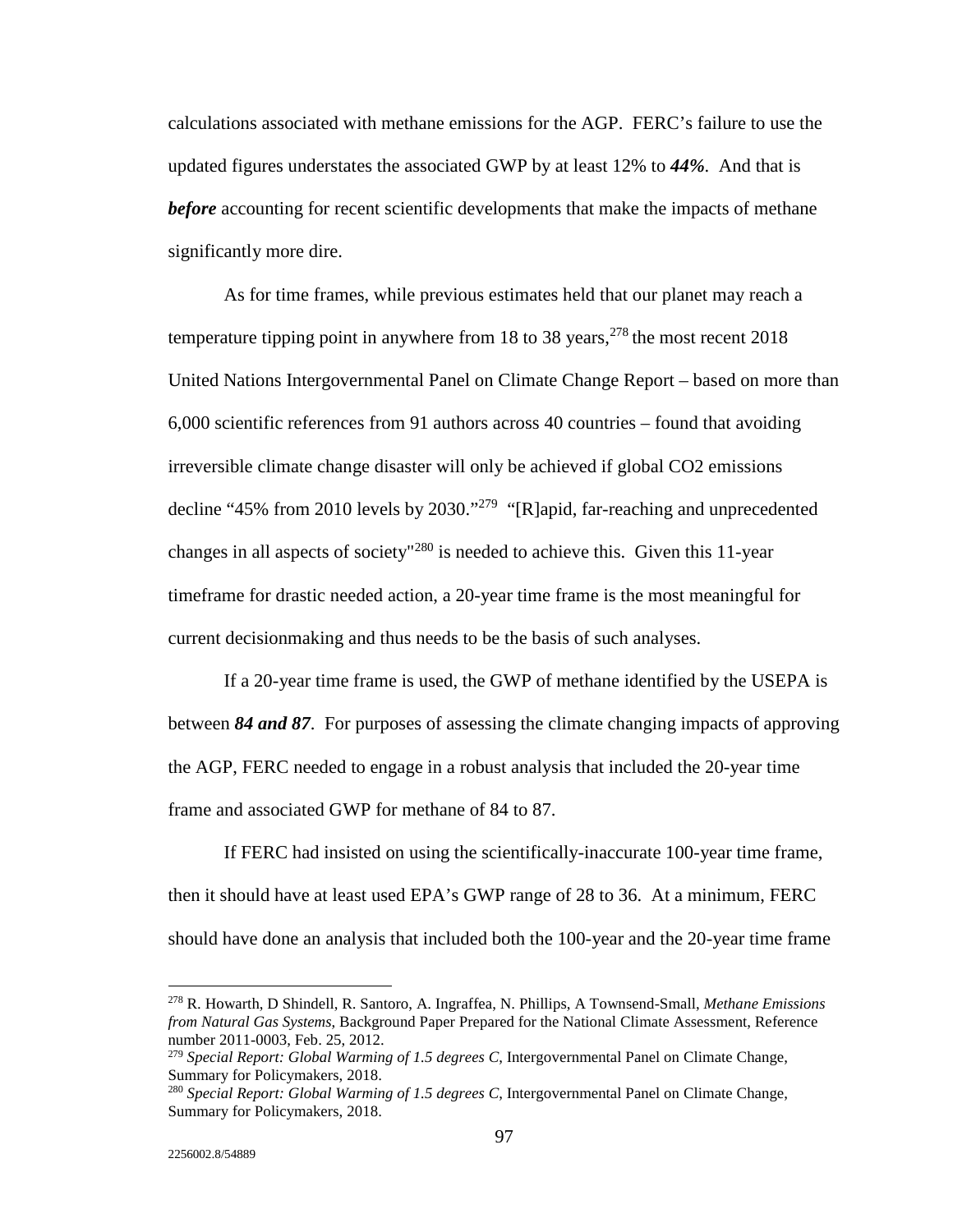calculations associated with methane emissions for the AGP. FERC's failure to use the updated figures understates the associated GWP by at least 12% to ***44%***. And that is ***before*** accounting for recent scientific developments that make the impacts of methane significantly more dire.

As for time frames, while previous estimates held that our planet may reach a temperature tipping point in anywhere from 18 to 38 years,[278] the most recent 2018 United Nations Intergovernmental Panel on Climate Change Report – based on more than 6,000 scientific references from 91 authors across 40 countries – found that avoiding irreversible climate change disaster will only be achieved if global CO2 emissions decline "45% from 2010 levels by 2030."[279] "[R]apid, far-reaching and unprecedented changes in all aspects of society"[280] is needed to achieve this. Given this 11-year timeframe for drastic needed action, a 20-year time frame is the most meaningful for current decisionmaking and thus needs to be the basis of such analyses.

If a 20-year time frame is used, the GWP of methane identified by the USEPA is between ***84 and 87***. For purposes of assessing the climate changing impacts of approving the AGP, FERC needed to engage in a robust analysis that included the 20-year time frame and associated GWP for methane of 84 to 87.

If FERC had insisted on using the scientifically-inaccurate 100-year time frame, then it should have at least used EPA's GWP range of 28 to 36. At a minimum, FERC should have done an analysis that included both the 100-year and the 20-year time frame

---

[278] R. Howarth, D Shindell, R. Santoro, A. Ingraffea, N. Phillips, A Townsend-Small, *Methane Emissions from Natural Gas Systems*, Background Paper Prepared for the National Climate Assessment, Reference number 2011-0003, Feb. 25, 2012.

[279] *Special Report: Global Warming of 1.5 degrees C*, Intergovernmental Panel on Climate Change, Summary for Policymakers, 2018.

[280] *Special Report: Global Warming of 1.5 degrees C*, Intergovernmental Panel on Climate Change, Summary for Policymakers, 2018.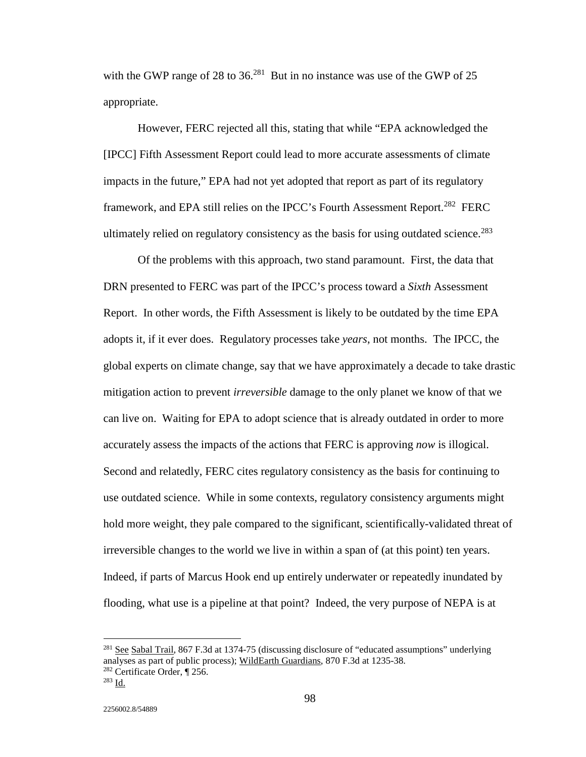with the GWP range of 28 to 36.[281] But in no instance was use of the GWP of 25 appropriate.

However, FERC rejected all this, stating that while "EPA acknowledged the [IPCC] Fifth Assessment Report could lead to more accurate assessments of climate impacts in the future," EPA had not yet adopted that report as part of its regulatory framework, and EPA still relies on the IPCC's Fourth Assessment Report.[282] FERC ultimately relied on regulatory consistency as the basis for using outdated science.[283]

Of the problems with this approach, two stand paramount. First, the data that DRN presented to FERC was part of the IPCC's process toward a *Sixth* Assessment Report. In other words, the Fifth Assessment is likely to be outdated by the time EPA adopts it, if it ever does. Regulatory processes take *years*, not months. The IPCC, the global experts on climate change, say that we have approximately a decade to take drastic mitigation action to prevent *irreversible* damage to the only planet we know of that we can live on. Waiting for EPA to adopt science that is already outdated in order to more accurately assess the impacts of the actions that FERC is approving *now* is illogical. Second and relatedly, FERC cites regulatory consistency as the basis for continuing to use outdated science. While in some contexts, regulatory consistency arguments might hold more weight, they pale compared to the significant, scientifically-validated threat of irreversible changes to the world we live in within a span of (at this point) ten years. Indeed, if parts of Marcus Hook end up entirely underwater or repeatedly inundated by flooding, what use is a pipeline at that point? Indeed, the very purpose of NEPA is at

---

[281] See Sabal Trail, 867 F.3d at 1374-75 (discussing disclosure of "educated assumptions" underlying analyses as part of public process); WildEarth Guardians, 870 F.3d at 1235-38.

[282] Certificate Order, ¶ 256.

[283] Id.

2256002.8/54889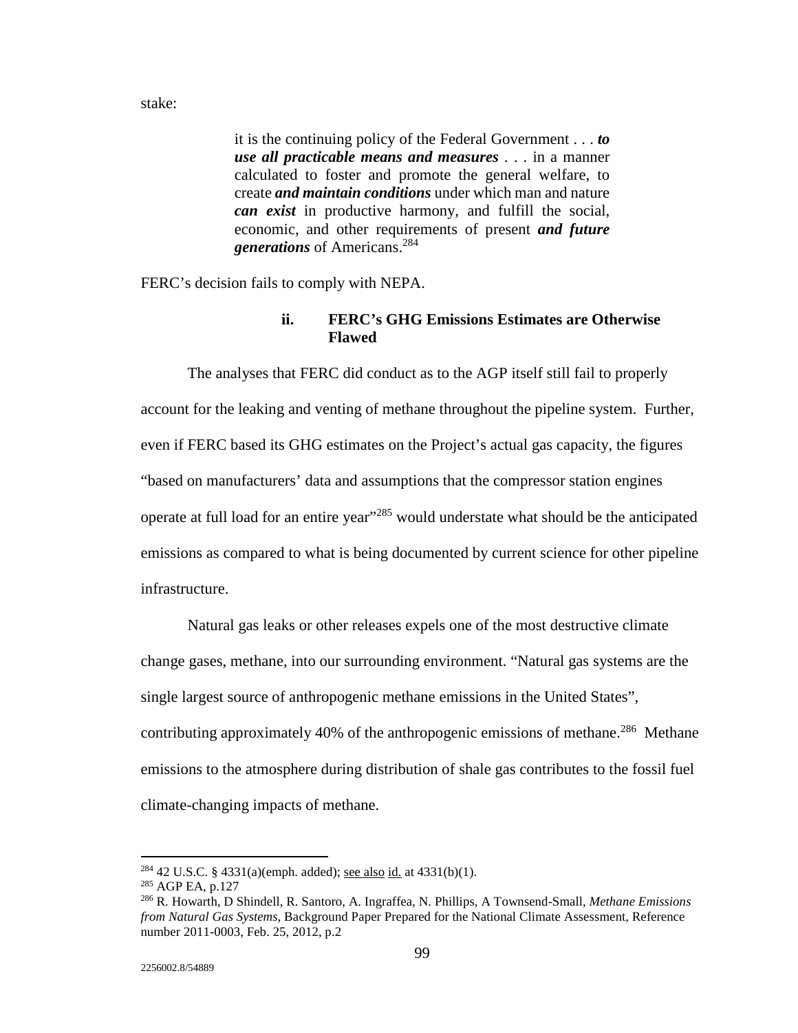stake:

> it is the continuing policy of the Federal Government . . . ***to use all practicable means and measures*** . . . in a manner calculated to foster and promote the general welfare, to create ***and maintain conditions*** under which man and nature ***can exist*** in productive harmony, and fulfill the social, economic, and other requirements of present ***and future generations*** of Americans.[284]

FERC's decision fails to comply with NEPA.

### ii. FERC's GHG Emissions Estimates are Otherwise Flawed

The analyses that FERC did conduct as to the AGP itself still fail to properly account for the leaking and venting of methane throughout the pipeline system. Further, even if FERC based its GHG estimates on the Project's actual gas capacity, the figures "based on manufacturers' data and assumptions that the compressor station engines operate at full load for an entire year"[285] would understate what should be the anticipated emissions as compared to what is being documented by current science for other pipeline infrastructure.

Natural gas leaks or other releases expels one of the most destructive climate change gases, methane, into our surrounding environment. "Natural gas systems are the single largest source of anthropogenic methane emissions in the United States", contributing approximately 40% of the anthropogenic emissions of methane.[286] Methane emissions to the atmosphere during distribution of shale gas contributes to the fossil fuel climate-changing impacts of methane.

---

[284] 42 U.S.C. § 4331(a)(emph. added); see also id. at 4331(b)(1).

[285] AGP EA, p.127

[286] R. Howarth, D Shindell, R. Santoro, A. Ingraffea, N. Phillips, A Townsend-Small, *Methane Emissions from Natural Gas Systems*, Background Paper Prepared for the National Climate Assessment, Reference number 2011-0003, Feb. 25, 2012, p.2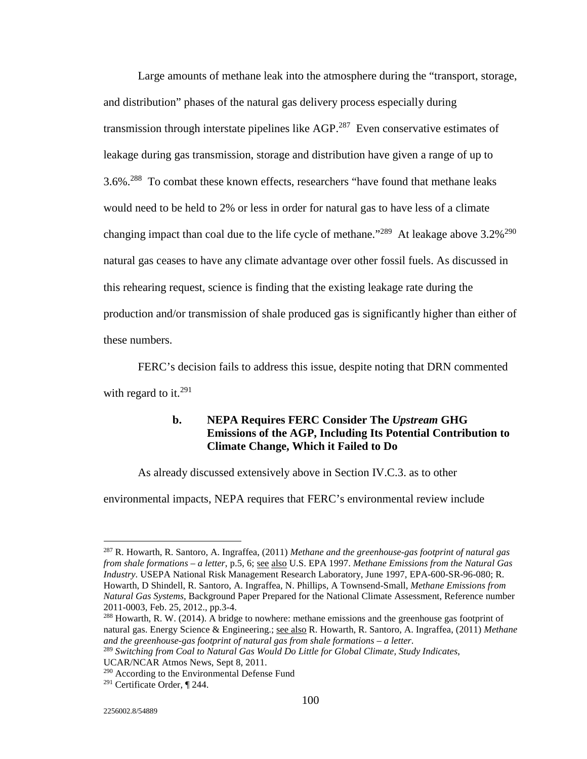Large amounts of methane leak into the atmosphere during the "transport, storage, and distribution" phases of the natural gas delivery process especially during transmission through interstate pipelines like AGP.[287] Even conservative estimates of leakage during gas transmission, storage and distribution have given a range of up to 3.6%.[288] To combat these known effects, researchers "have found that methane leaks would need to be held to 2% or less in order for natural gas to have less of a climate changing impact than coal due to the life cycle of methane."[289] At leakage above 3.2%[290] natural gas ceases to have any climate advantage over other fossil fuels. As discussed in this rehearing request, science is finding that the existing leakage rate during the production and/or transmission of shale produced gas is significantly higher than either of these numbers.

FERC's decision fails to address this issue, despite noting that DRN commented with regard to it.[291]

### b. NEPA Requires FERC Consider The *Upstream* GHG Emissions of the AGP, Including Its Potential Contribution to Climate Change, Which it Failed to Do

As already discussed extensively above in Section IV.C.3. as to other environmental impacts, NEPA requires that FERC's environmental review include

---

[287] R. Howarth, R. Santoro, A. Ingraffea, (2011) *Methane and the greenhouse-gas footprint of natural gas from shale formations – a letter*, p.5, 6; see also U.S. EPA 1997. *Methane Emissions from the Natural Gas Industry*. USEPA National Risk Management Research Laboratory, June 1997, EPA-600-SR-96-080; R. Howarth, D Shindell, R. Santoro, A. Ingraffea, N. Phillips, A Townsend-Small, *Methane Emissions from Natural Gas Systems*, Background Paper Prepared for the National Climate Assessment, Reference number 2011-0003, Feb. 25, 2012., pp.3-4.

[288] Howarth, R. W. (2014). A bridge to nowhere: methane emissions and the greenhouse gas footprint of natural gas. Energy Science & Engineering.; see also R. Howarth, R. Santoro, A. Ingraffea, (2011) *Methane and the greenhouse-gas footprint of natural gas from shale formations – a letter*.

[289] *Switching from Coal to Natural Gas Would Do Little for Global Climate, Study Indicates*, UCAR/NCAR Atmos News, Sept 8, 2011.

[290] According to the Environmental Defense Fund

[291] Certificate Order, ¶ 244.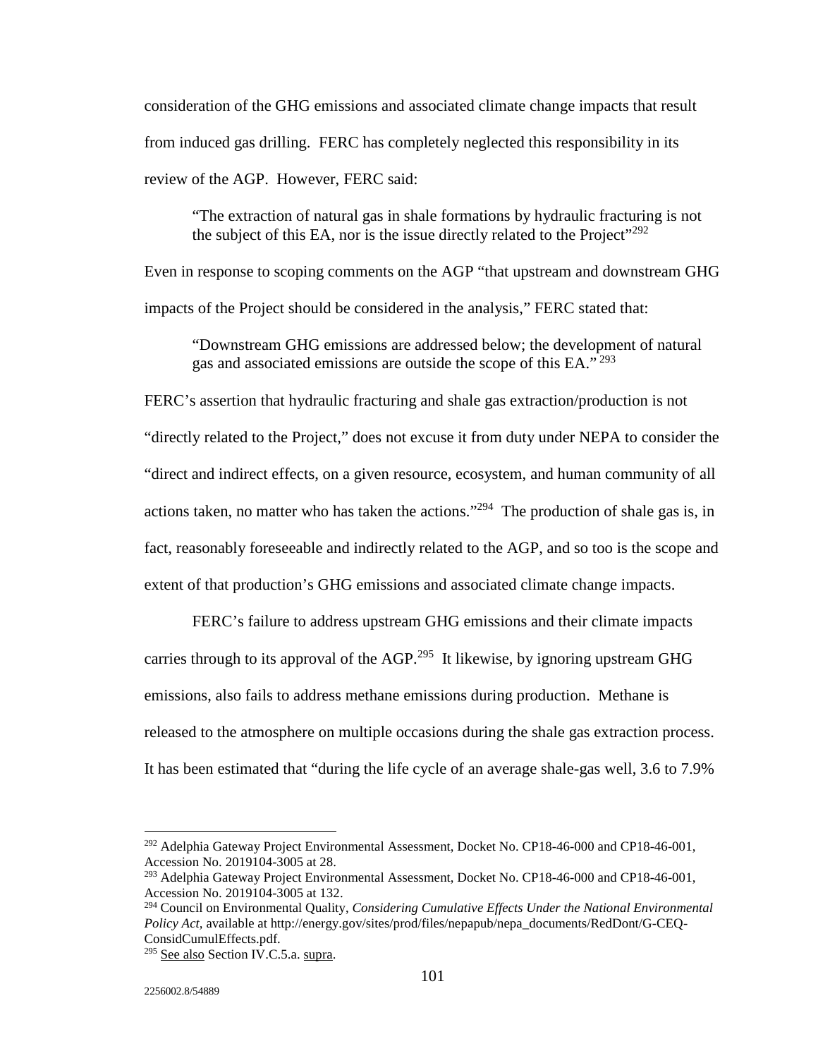consideration of the GHG emissions and associated climate change impacts that result from induced gas drilling. FERC has completely neglected this responsibility in its review of the AGP. However, FERC said:

> "The extraction of natural gas in shale formations by hydraulic fracturing is not the subject of this EA, nor is the issue directly related to the Project"[292]

Even in response to scoping comments on the AGP "that upstream and downstream GHG impacts of the Project should be considered in the analysis," FERC stated that:

> "Downstream GHG emissions are addressed below; the development of natural gas and associated emissions are outside the scope of this EA." [293]

FERC's assertion that hydraulic fracturing and shale gas extraction/production is not "directly related to the Project," does not excuse it from duty under NEPA to consider the "direct and indirect effects, on a given resource, ecosystem, and human community of all actions taken, no matter who has taken the actions."[294] The production of shale gas is, in fact, reasonably foreseeable and indirectly related to the AGP, and so too is the scope and extent of that production's GHG emissions and associated climate change impacts.

FERC's failure to address upstream GHG emissions and their climate impacts carries through to its approval of the AGP.[295] It likewise, by ignoring upstream GHG emissions, also fails to address methane emissions during production. Methane is released to the atmosphere on multiple occasions during the shale gas extraction process. It has been estimated that "during the life cycle of an average shale-gas well, 3.6 to 7.9%

---

[292] Adelphia Gateway Project Environmental Assessment, Docket No. CP18-46-000 and CP18-46-001, Accession No. 2019104-3005 at 28.

[293] Adelphia Gateway Project Environmental Assessment, Docket No. CP18-46-000 and CP18-46-001, Accession No. 2019104-3005 at 132.

[294] Council on Environmental Quality, *Considering Cumulative Effects Under the National Environmental Policy Act*, available at http://energy.gov/sites/prod/files/nepapub/nepa_documents/RedDont/G-CEQ-ConsidCumulEffects.pdf.

[295] See also Section IV.C.5.a. supra.

2256002.8/54889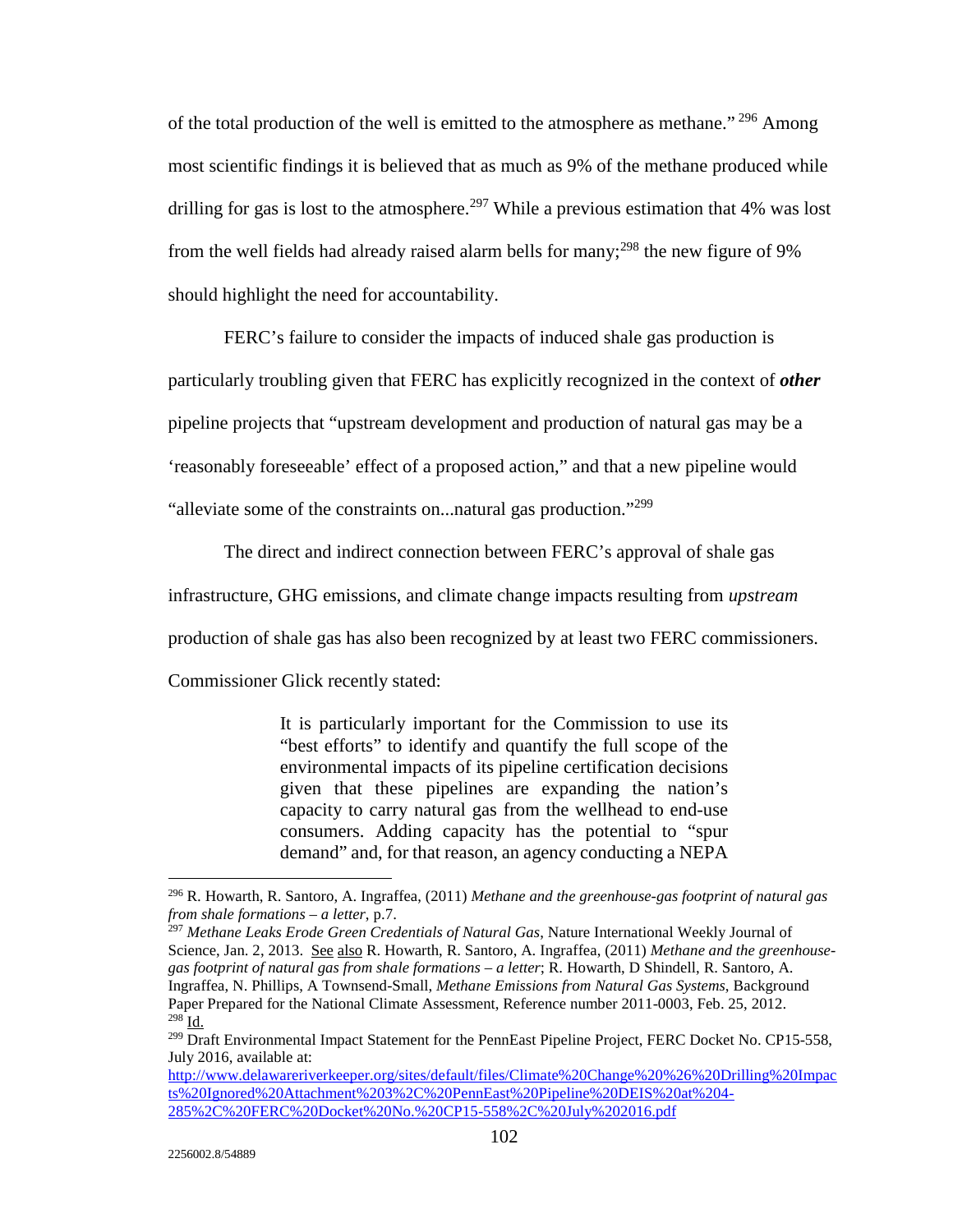of the total production of the well is emitted to the atmosphere as methane." [296] Among most scientific findings it is believed that as much as 9% of the methane produced while drilling for gas is lost to the atmosphere.[297] While a previous estimation that 4% was lost from the well fields had already raised alarm bells for many;[298] the new figure of 9% should highlight the need for accountability.

FERC's failure to consider the impacts of induced shale gas production is particularly troubling given that FERC has explicitly recognized in the context of ***other*** pipeline projects that "upstream development and production of natural gas may be a 'reasonably foreseeable' effect of a proposed action," and that a new pipeline would "alleviate some of the constraints on...natural gas production."[299]

The direct and indirect connection between FERC's approval of shale gas infrastructure, GHG emissions, and climate change impacts resulting from *upstream* production of shale gas has also been recognized by at least two FERC commissioners. Commissioner Glick recently stated:

> It is particularly important for the Commission to use its "best efforts" to identify and quantify the full scope of the environmental impacts of its pipeline certification decisions given that these pipelines are expanding the nation's capacity to carry natural gas from the wellhead to end-use consumers. Adding capacity has the potential to "spur demand" and, for that reason, an agency conducting a NEPA

---

[296] R. Howarth, R. Santoro, A. Ingraffea, (2011) *Methane and the greenhouse-gas footprint of natural gas from shale formations – a letter*, p.7.

[297] *Methane Leaks Erode Green Credentials of Natural Gas,* Nature International Weekly Journal of Science, Jan. 2, 2013. See also R. Howarth, R. Santoro, A. Ingraffea, (2011) *Methane and the greenhouse-gas footprint of natural gas from shale formations – a letter*; R. Howarth, D Shindell, R. Santoro, A. Ingraffea, N. Phillips, A Townsend-Small, *Methane Emissions from Natural Gas Systems*, Background Paper Prepared for the National Climate Assessment, Reference number 2011-0003, Feb. 25, 2012.

[298] Id.

[299] Draft Environmental Impact Statement for the PennEast Pipeline Project, FERC Docket No. CP15-558, July 2016, available at: http://www.delawareriverkeeper.org/sites/default/files/Climate%20Change%20%26%20Drilling%20Impacts%20Ignored%20Attachment%203%2C%20PennEast%20Pipeline%20DEIS%20at%204-285%2C%20FERC%20Docket%20No.%20CP15-558%2C%20July%202016.pdf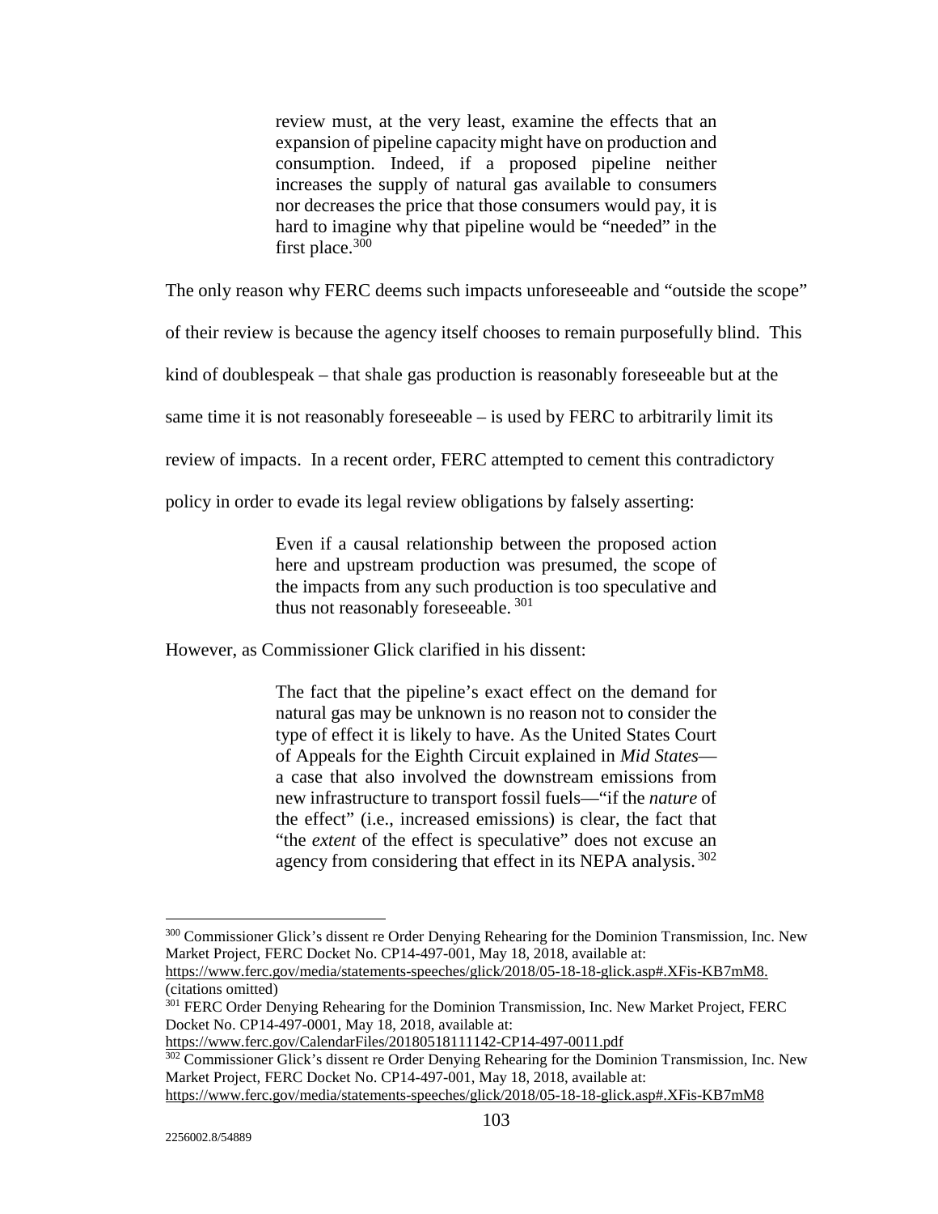> review must, at the very least, examine the effects that an expansion of pipeline capacity might have on production and consumption. Indeed, if a proposed pipeline neither increases the supply of natural gas available to consumers nor decreases the price that those consumers would pay, it is hard to imagine why that pipeline would be "needed" in the first place.[300]

The only reason why FERC deems such impacts unforeseeable and "outside the scope" of their review is because the agency itself chooses to remain purposefully blind. This kind of doublespeak – that shale gas production is reasonably foreseeable but at the same time it is not reasonably foreseeable – is used by FERC to arbitrarily limit its review of impacts. In a recent order, FERC attempted to cement this contradictory policy in order to evade its legal review obligations by falsely asserting:

> Even if a causal relationship between the proposed action here and upstream production was presumed, the scope of the impacts from any such production is too speculative and thus not reasonably foreseeable.[301]

However, as Commissioner Glick clarified in his dissent:

> The fact that the pipeline's exact effect on the demand for natural gas may be unknown is no reason not to consider the type of effect it is likely to have. As the United States Court of Appeals for the Eighth Circuit explained in *Mid States*—a case that also involved the downstream emissions from new infrastructure to transport fossil fuels—"if the *nature* of the effect" (i.e., increased emissions) is clear, the fact that "the *extent* of the effect is speculative" does not excuse an agency from considering that effect in its NEPA analysis.[302]

---

[300] Commissioner Glick's dissent re Order Denying Rehearing for the Dominion Transmission, Inc. New Market Project, FERC Docket No. CP14-497-001, May 18, 2018, available at: https://www.ferc.gov/media/statements-speeches/glick/2018/05-18-18-glick.asp#.XFis-KB7mM8. (citations omitted)

[301] FERC Order Denying Rehearing for the Dominion Transmission, Inc. New Market Project, FERC Docket No. CP14-497-0001, May 18, 2018, available at: https://www.ferc.gov/CalendarFiles/20180518111142-CP14-497-0011.pdf

[302] Commissioner Glick's dissent re Order Denying Rehearing for the Dominion Transmission, Inc. New Market Project, FERC Docket No. CP14-497-001, May 18, 2018, available at: https://www.ferc.gov/media/statements-speeches/glick/2018/05-18-18-glick.asp#.XFis-KB7mM8

2256002.8/54889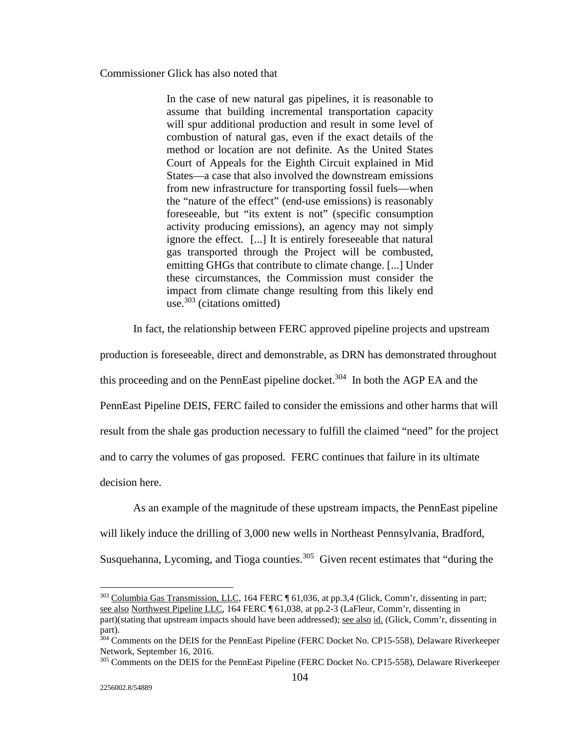Commissioner Glick has also noted that

> In the case of new natural gas pipelines, it is reasonable to assume that building incremental transportation capacity will spur additional production and result in some level of combustion of natural gas, even if the exact details of the method or location are not definite. As the United States Court of Appeals for the Eighth Circuit explained in Mid States—a case that also involved the downstream emissions from new infrastructure for transporting fossil fuels—when the "nature of the effect" (end-use emissions) is reasonably foreseeable, but "its extent is not" (specific consumption activity producing emissions), an agency may not simply ignore the effect. [...] It is entirely foreseeable that natural gas transported through the Project will be combusted, emitting GHGs that contribute to climate change. [...] Under these circumstances, the Commission must consider the impact from climate change resulting from this likely end use.[303] (citations omitted)

In fact, the relationship between FERC approved pipeline projects and upstream production is foreseeable, direct and demonstrable, as DRN has demonstrated throughout this proceeding and on the PennEast pipeline docket.[304] In both the AGP EA and the PennEast Pipeline DEIS, FERC failed to consider the emissions and other harms that will result from the shale gas production necessary to fulfill the claimed "need" for the project and to carry the volumes of gas proposed. FERC continues that failure in its ultimate decision here.

As an example of the magnitude of these upstream impacts, the PennEast pipeline will likely induce the drilling of 3,000 new wells in Northeast Pennsylvania, Bradford, Susquehanna, Lycoming, and Tioga counties.[305] Given recent estimates that "during the

---

[303] Columbia Gas Transmission, LLC, 164 FERC ¶ 61,036, at pp.3,4 (Glick, Comm'r, dissenting in part; see also Northwest Pipeline LLC, 164 FERC ¶ 61,038, at pp.2-3 (LaFleur, Comm'r, dissenting in part)(stating that upstream impacts should have been addressed); see also id. (Glick, Comm'r, dissenting in part).

[304] Comments on the DEIS for the PennEast Pipeline (FERC Docket No. CP15-558), Delaware Riverkeeper Network, September 16, 2016.

[305] Comments on the DEIS for the PennEast Pipeline (FERC Docket No. CP15-558), Delaware Riverkeeper

2256002.8/54889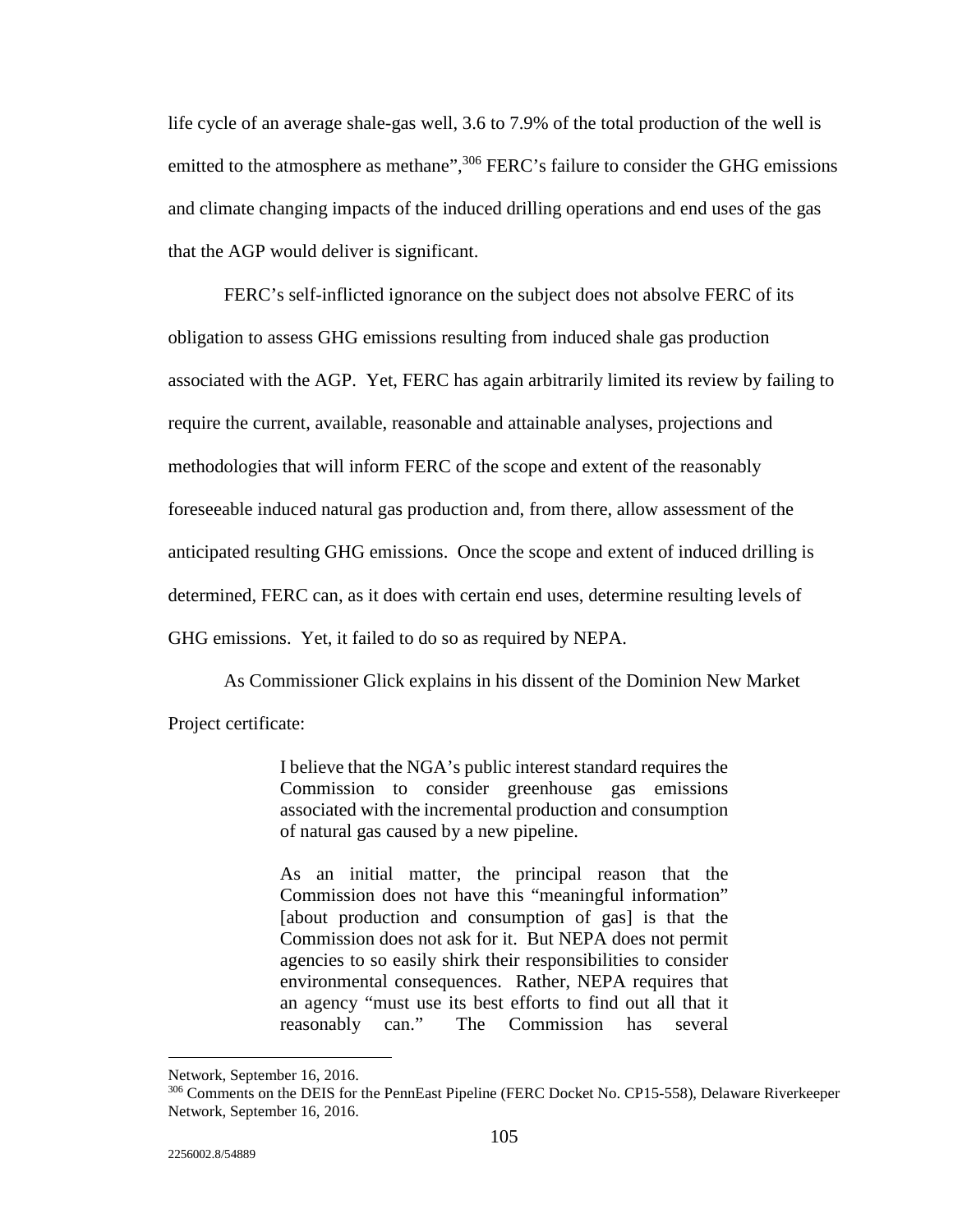life cycle of an average shale-gas well, 3.6 to 7.9% of the total production of the well is emitted to the atmosphere as methane",[306] FERC's failure to consider the GHG emissions and climate changing impacts of the induced drilling operations and end uses of the gas that the AGP would deliver is significant.

FERC's self-inflicted ignorance on the subject does not absolve FERC of its obligation to assess GHG emissions resulting from induced shale gas production associated with the AGP. Yet, FERC has again arbitrarily limited its review by failing to require the current, available, reasonable and attainable analyses, projections and methodologies that will inform FERC of the scope and extent of the reasonably foreseeable induced natural gas production and, from there, allow assessment of the anticipated resulting GHG emissions. Once the scope and extent of induced drilling is determined, FERC can, as it does with certain end uses, determine resulting levels of GHG emissions. Yet, it failed to do so as required by NEPA.

As Commissioner Glick explains in his dissent of the Dominion New Market Project certificate:

> I believe that the NGA's public interest standard requires the Commission to consider greenhouse gas emissions associated with the incremental production and consumption of natural gas caused by a new pipeline.
>
> As an initial matter, the principal reason that the Commission does not have this "meaningful information" [about production and consumption of gas] is that the Commission does not ask for it. But NEPA does not permit agencies to so easily shirk their responsibilities to consider environmental consequences. Rather, NEPA requires that an agency "must use its best efforts to find out all that it reasonably can." The Commission has several

---

Network, September 16, 2016.

[306] Comments on the DEIS for the PennEast Pipeline (FERC Docket No. CP15-558), Delaware Riverkeeper Network, September 16, 2016.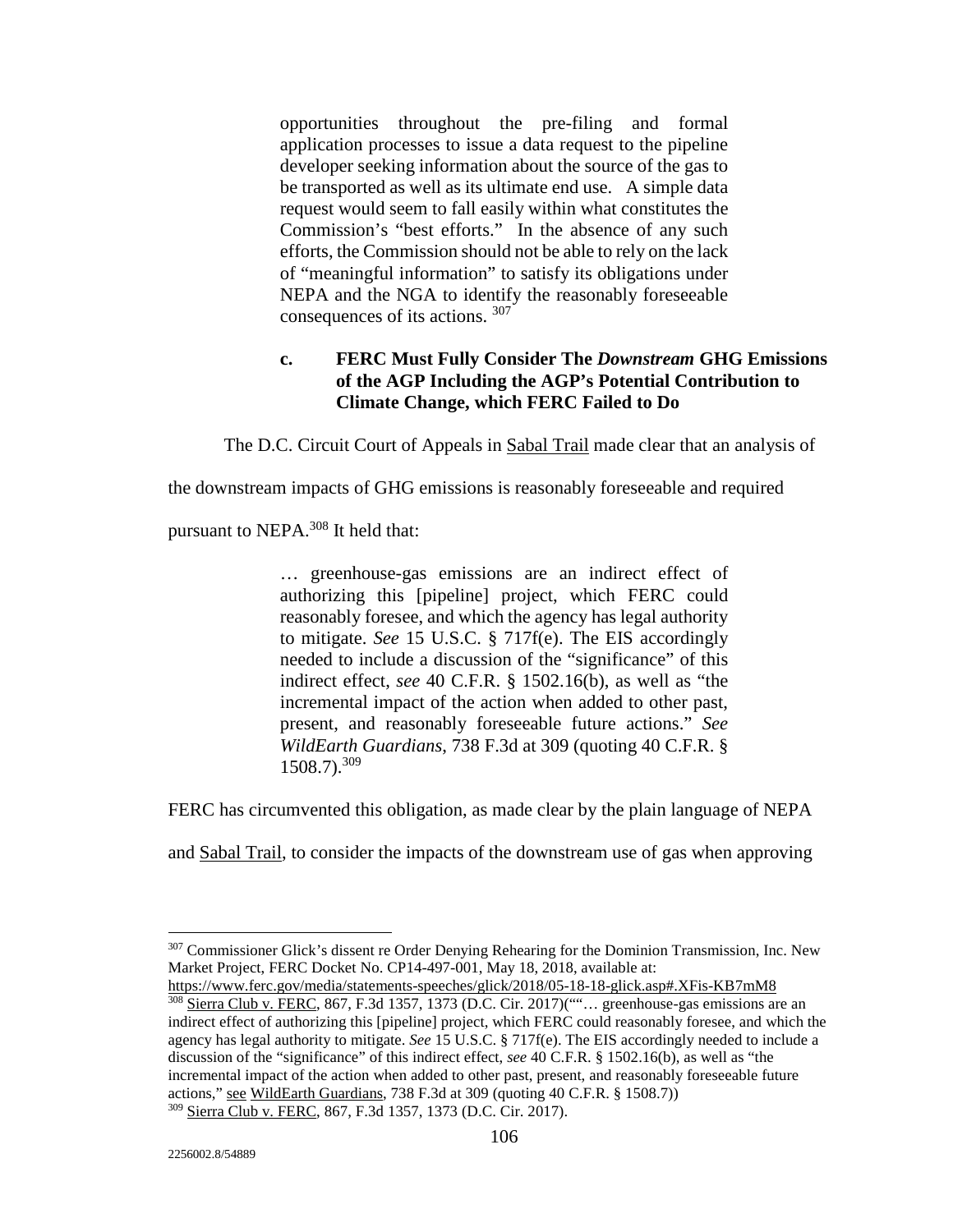> opportunities throughout the pre-filing and formal application processes to issue a data request to the pipeline developer seeking information about the source of the gas to be transported as well as its ultimate end use. A simple data request would seem to fall easily within what constitutes the Commission's "best efforts." In the absence of any such efforts, the Commission should not be able to rely on the lack of "meaningful information" to satisfy its obligations under NEPA and the NGA to identify the reasonably foreseeable consequences of its actions. [307]

#### c. FERC Must Fully Consider The *Downstream* GHG Emissions of the AGP Including the AGP's Potential Contribution to Climate Change, which FERC Failed to Do

The D.C. Circuit Court of Appeals in Sabal Trail made clear that an analysis of the downstream impacts of GHG emissions is reasonably foreseeable and required pursuant to NEPA.[308] It held that:

> … greenhouse-gas emissions are an indirect effect of authorizing this [pipeline] project, which FERC could reasonably foresee, and which the agency has legal authority to mitigate. *See* 15 U.S.C. § 717f(e). The EIS accordingly needed to include a discussion of the "significance" of this indirect effect, *see* 40 C.F.R. § 1502.16(b), as well as "the incremental impact of the action when added to other past, present, and reasonably foreseeable future actions." *See WildEarth Guardians*, 738 F.3d at 309 (quoting 40 C.F.R. § 1508.7).[309]

FERC has circumvented this obligation, as made clear by the plain language of NEPA and Sabal Trail, to consider the impacts of the downstream use of gas when approving

---

[307] Commissioner Glick's dissent re Order Denying Rehearing for the Dominion Transmission, Inc. New Market Project, FERC Docket No. CP14-497-001, May 18, 2018, available at: https://www.ferc.gov/media/statements-speeches/glick/2018/05-18-18-glick.asp#.XFis-KB7mM8

[308] Sierra Club v. FERC, 867, F.3d 1357, 1373 (D.C. Cir. 2017)("“… greenhouse-gas emissions are an indirect effect of authorizing this [pipeline] project, which FERC could reasonably foresee, and which the agency has legal authority to mitigate. *See* 15 U.S.C. § 717f(e). The EIS accordingly needed to include a discussion of the "significance" of this indirect effect, *see* 40 C.F.R. § 1502.16(b), as well as "the incremental impact of the action when added to other past, present, and reasonably foreseeable future actions," see WildEarth Guardians, 738 F.3d at 309 (quoting 40 C.F.R. § 1508.7))

[309] Sierra Club v. FERC, 867, F.3d 1357, 1373 (D.C. Cir. 2017).

2256002.8/54889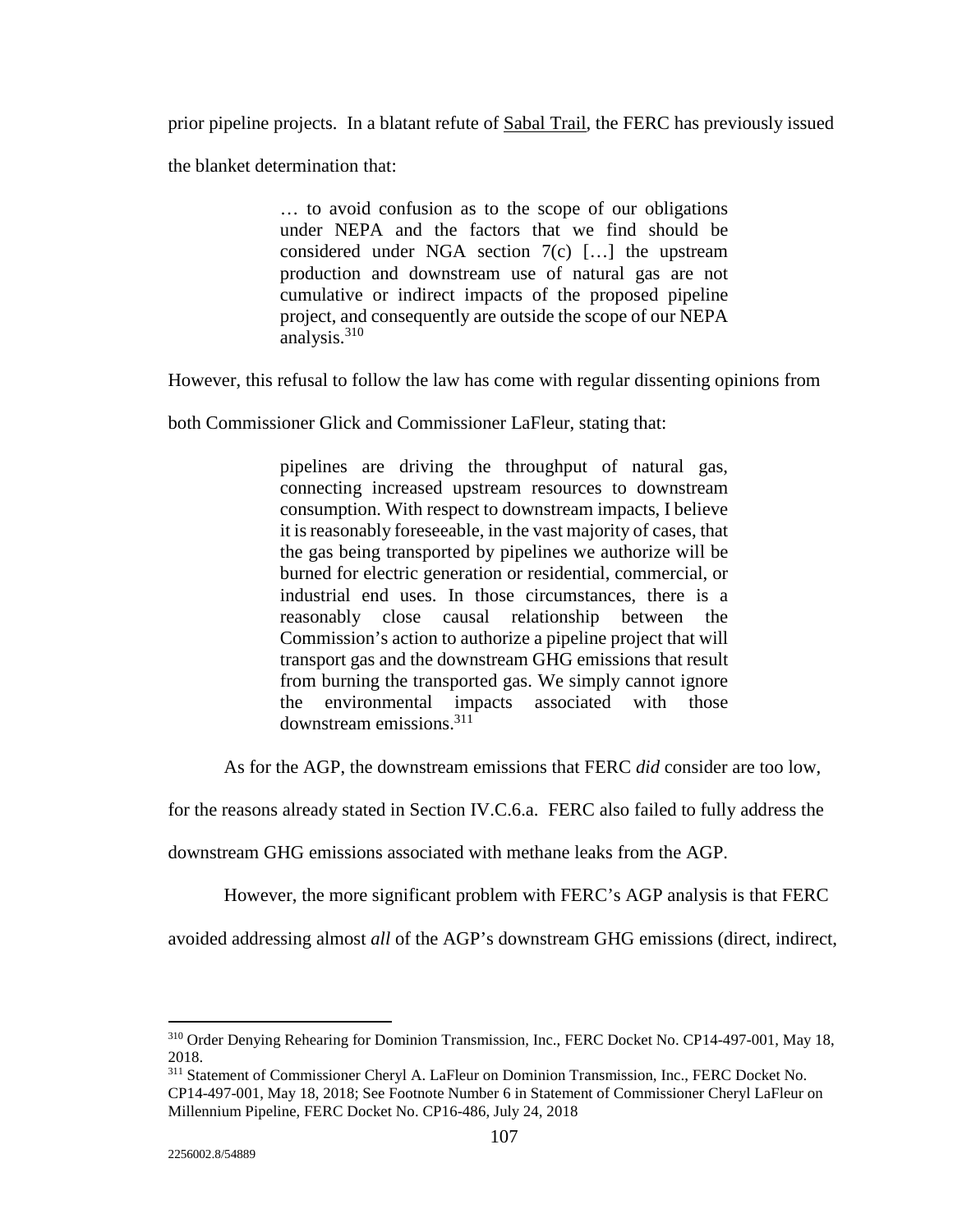prior pipeline projects. In a blatant refute of Sabal Trail, the FERC has previously issued the blanket determination that:

> … to avoid confusion as to the scope of our obligations under NEPA and the factors that we find should be considered under NGA section 7(c) […] the upstream production and downstream use of natural gas are not cumulative or indirect impacts of the proposed pipeline project, and consequently are outside the scope of our NEPA analysis.[310]

However, this refusal to follow the law has come with regular dissenting opinions from both Commissioner Glick and Commissioner LaFleur, stating that:

> pipelines are driving the throughput of natural gas, connecting increased upstream resources to downstream consumption. With respect to downstream impacts, I believe it is reasonably foreseeable, in the vast majority of cases, that the gas being transported by pipelines we authorize will be burned for electric generation or residential, commercial, or industrial end uses. In those circumstances, there is a reasonably close causal relationship between the Commission's action to authorize a pipeline project that will transport gas and the downstream GHG emissions that result from burning the transported gas. We simply cannot ignore the environmental impacts associated with those downstream emissions.[311]

As for the AGP, the downstream emissions that FERC *did* consider are too low, for the reasons already stated in Section IV.C.6.a. FERC also failed to fully address the downstream GHG emissions associated with methane leaks from the AGP.

However, the more significant problem with FERC's AGP analysis is that FERC avoided addressing almost *all* of the AGP's downstream GHG emissions (direct, indirect,

---

[310] Order Denying Rehearing for Dominion Transmission, Inc., FERC Docket No. CP14-497-001, May 18, 2018.

[311] Statement of Commissioner Cheryl A. LaFleur on Dominion Transmission, Inc., FERC Docket No. CP14-497-001, May 18, 2018; See Footnote Number 6 in Statement of Commissioner Cheryl LaFleur on Millennium Pipeline, FERC Docket No. CP16-486, July 24, 2018

2256002.8/54889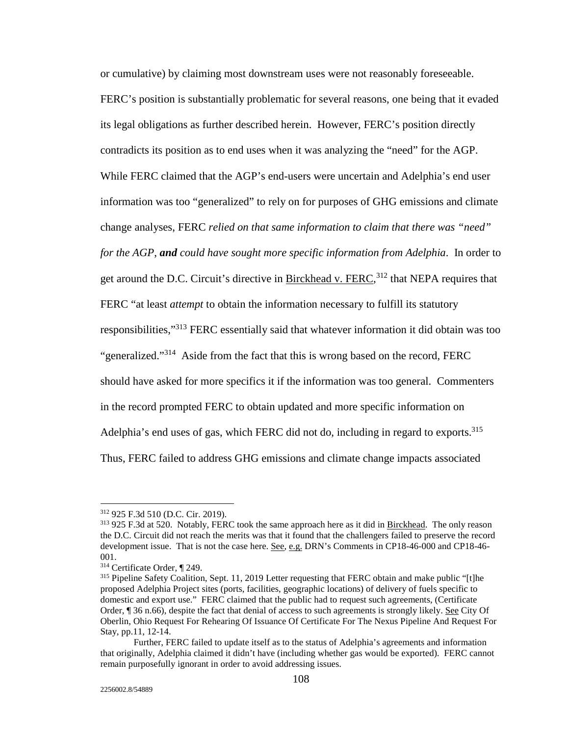or cumulative) by claiming most downstream uses were not reasonably foreseeable. FERC's position is substantially problematic for several reasons, one being that it evaded its legal obligations as further described herein. However, FERC's position directly contradicts its position as to end uses when it was analyzing the "need" for the AGP. While FERC claimed that the AGP's end-users were uncertain and Adelphia's end user information was too "generalized" to rely on for purposes of GHG emissions and climate change analyses, FERC *relied on that same information to claim that there was "need" for the AGP*, ***and*** *could have sought more specific information from Adelphia*. In order to get around the D.C. Circuit's directive in Birckhead v. FERC,[312] that NEPA requires that FERC "at least *attempt* to obtain the information necessary to fulfill its statutory responsibilities,"[313] FERC essentially said that whatever information it did obtain was too "generalized."[314] Aside from the fact that this is wrong based on the record, FERC should have asked for more specifics it if the information was too general. Commenters in the record prompted FERC to obtain updated and more specific information on Adelphia's end uses of gas, which FERC did not do, including in regard to exports.[315] Thus, FERC failed to address GHG emissions and climate change impacts associated

---

[312] 925 F.3d 510 (D.C. Cir. 2019).

[313] 925 F.3d at 520. Notably, FERC took the same approach here as it did in Birckhead. The only reason the D.C. Circuit did not reach the merits was that it found that the challengers failed to preserve the record development issue. That is not the case here. See, e.g. DRN's Comments in CP18-46-000 and CP18-46-001.

[314] Certificate Order, ¶ 249.

[315] Pipeline Safety Coalition, Sept. 11, 2019 Letter requesting that FERC obtain and make public "[t]he proposed Adelphia Project sites (ports, facilities, geographic locations) of delivery of fuels specific to domestic and export use." FERC claimed that the public had to request such agreements, (Certificate Order, ¶ 36 n.66), despite the fact that denial of access to such agreements is strongly likely. See City Of Oberlin, Ohio Request For Rehearing Of Issuance Of Certificate For The Nexus Pipeline And Request For Stay, pp.11, 12-14.

Further, FERC failed to update itself as to the status of Adelphia's agreements and information that originally, Adelphia claimed it didn't have (including whether gas would be exported). FERC cannot remain purposefully ignorant in order to avoid addressing issues.

2256002.8/54889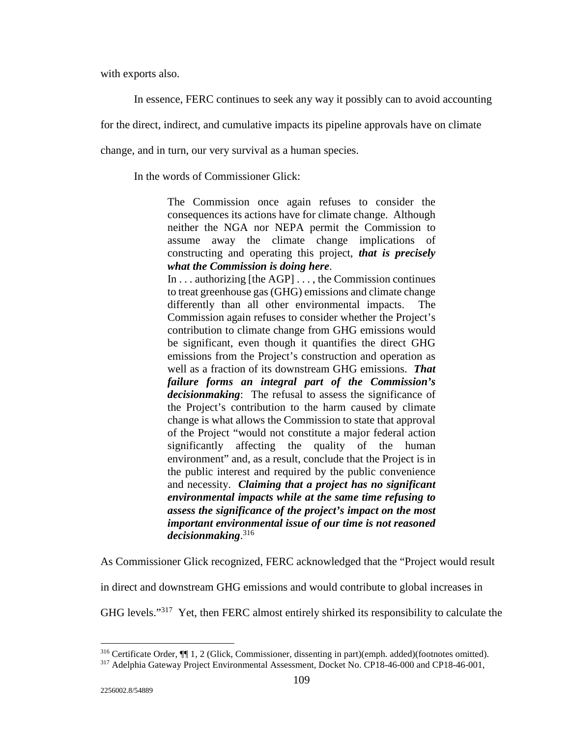with exports also.

In essence, FERC continues to seek any way it possibly can to avoid accounting for the direct, indirect, and cumulative impacts its pipeline approvals have on climate change, and in turn, our very survival as a human species.

In the words of Commissioner Glick:

> The Commission once again refuses to consider the consequences its actions have for climate change. Although neither the NGA nor NEPA permit the Commission to assume away the climate change implications of constructing and operating this project, ***that is precisely what the Commission is doing here***.
>
> In . . . authorizing [the AGP] . . . , the Commission continues to treat greenhouse gas (GHG) emissions and climate change differently than all other environmental impacts. The Commission again refuses to consider whether the Project's contribution to climate change from GHG emissions would be significant, even though it quantifies the direct GHG emissions from the Project's construction and operation as well as a fraction of its downstream GHG emissions. ***That failure forms an integral part of the Commission's decisionmaking***: The refusal to assess the significance of the Project's contribution to the harm caused by climate change is what allows the Commission to state that approval of the Project "would not constitute a major federal action significantly affecting the quality of the human environment" and, as a result, conclude that the Project is in the public interest and required by the public convenience and necessity. ***Claiming that a project has no significant environmental impacts while at the same time refusing to assess the significance of the project's impact on the most important environmental issue of our time is not reasoned decisionmaking***.[316]

As Commissioner Glick recognized, FERC acknowledged that the "Project would result in direct and downstream GHG emissions and would contribute to global increases in GHG levels."[317] Yet, then FERC almost entirely shirked its responsibility to calculate the

---

[316] Certificate Order, ¶¶ 1, 2 (Glick, Commissioner, dissenting in part)(emph. added)(footnotes omitted).

[317] Adelphia Gateway Project Environmental Assessment, Docket No. CP18-46-000 and CP18-46-001,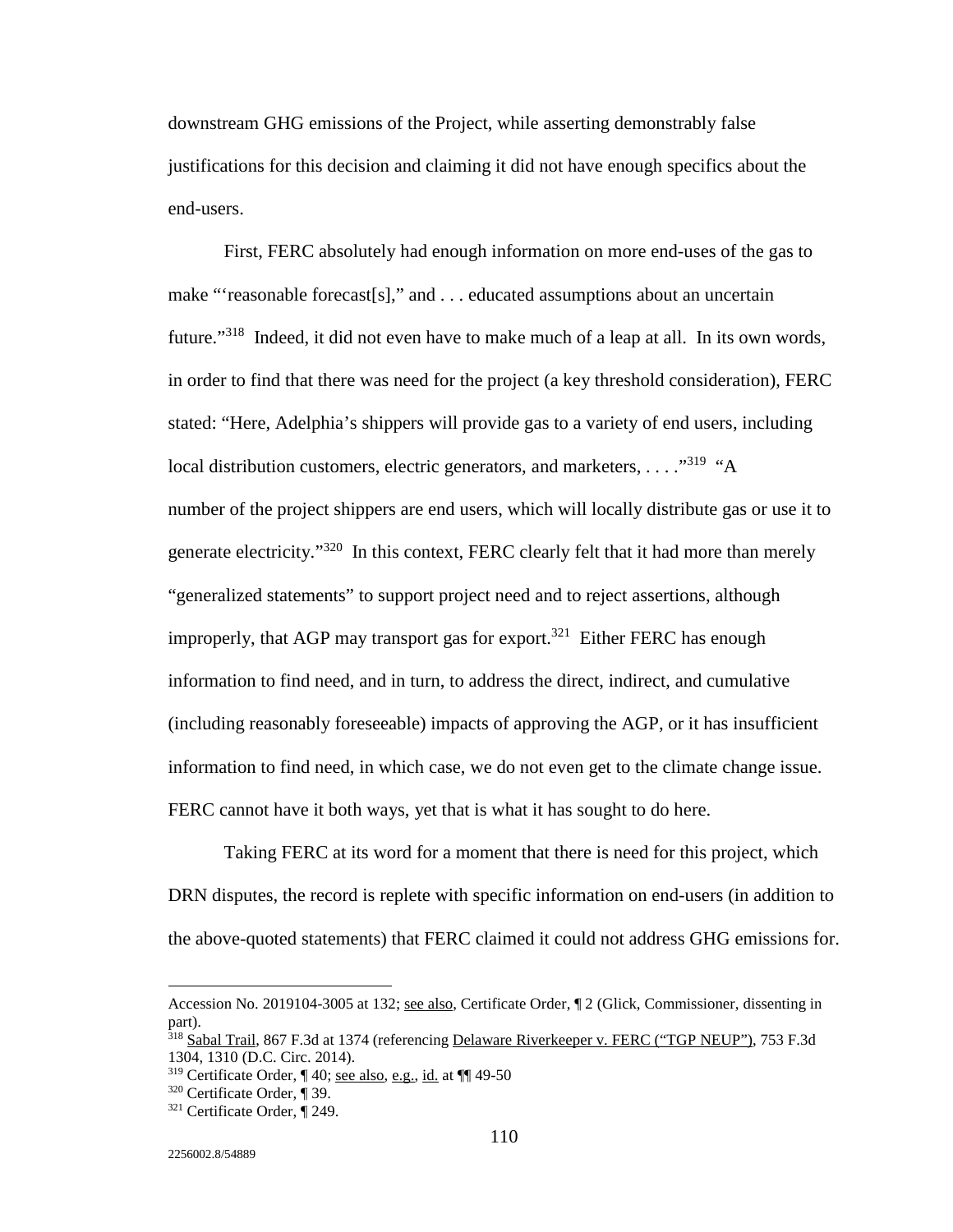downstream GHG emissions of the Project, while asserting demonstrably false justifications for this decision and claiming it did not have enough specifics about the end-users.

First, FERC absolutely had enough information on more end-uses of the gas to make "'reasonable forecast[s]," and . . . educated assumptions about an uncertain future."[318] Indeed, it did not even have to make much of a leap at all. In its own words, in order to find that there was need for the project (a key threshold consideration), FERC stated: "Here, Adelphia's shippers will provide gas to a variety of end users, including local distribution customers, electric generators, and marketers, . . . ."[319] "A number of the project shippers are end users, which will locally distribute gas or use it to generate electricity."[320] In this context, FERC clearly felt that it had more than merely "generalized statements" to support project need and to reject assertions, although improperly, that AGP may transport gas for export.[321] Either FERC has enough information to find need, and in turn, to address the direct, indirect, and cumulative (including reasonably foreseeable) impacts of approving the AGP, or it has insufficient information to find need, in which case, we do not even get to the climate change issue. FERC cannot have it both ways, yet that is what it has sought to do here.

Taking FERC at its word for a moment that there is need for this project, which DRN disputes, the record is replete with specific information on end-users (in addition to the above-quoted statements) that FERC claimed it could not address GHG emissions for.

---

Accession No. 2019104-3005 at 132; see also, Certificate Order, ¶ 2 (Glick, Commissioner, dissenting in part).

[318] Sabal Trail, 867 F.3d at 1374 (referencing Delaware Riverkeeper v. FERC ("TGP NEUP"), 753 F.3d 1304, 1310 (D.C. Circ. 2014).

[319] Certificate Order, ¶ 40; see also, e.g., id. at ¶¶ 49-50

[320] Certificate Order, ¶ 39.

[321] Certificate Order, ¶ 249.

2256002.8/54889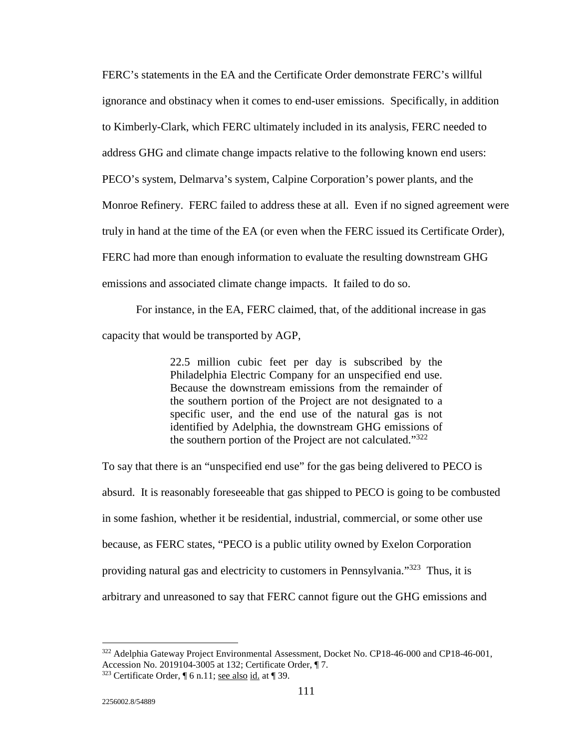FERC's statements in the EA and the Certificate Order demonstrate FERC's willful ignorance and obstinacy when it comes to end-user emissions. Specifically, in addition to Kimberly-Clark, which FERC ultimately included in its analysis, FERC needed to address GHG and climate change impacts relative to the following known end users: PECO's system, Delmarva's system, Calpine Corporation's power plants, and the Monroe Refinery. FERC failed to address these at all. Even if no signed agreement were truly in hand at the time of the EA (or even when the FERC issued its Certificate Order), FERC had more than enough information to evaluate the resulting downstream GHG emissions and associated climate change impacts. It failed to do so.

For instance, in the EA, FERC claimed, that, of the additional increase in gas capacity that would be transported by AGP,

> 22.5 million cubic feet per day is subscribed by the Philadelphia Electric Company for an unspecified end use. Because the downstream emissions from the remainder of the southern portion of the Project are not designated to a specific user, and the end use of the natural gas is not identified by Adelphia, the downstream GHG emissions of the southern portion of the Project are not calculated."[322]

To say that there is an "unspecified end use" for the gas being delivered to PECO is absurd. It is reasonably foreseeable that gas shipped to PECO is going to be combusted in some fashion, whether it be residential, industrial, commercial, or some other use because, as FERC states, "PECO is a public utility owned by Exelon Corporation providing natural gas and electricity to customers in Pennsylvania."[323] Thus, it is arbitrary and unreasoned to say that FERC cannot figure out the GHG emissions and

---

[322] Adelphia Gateway Project Environmental Assessment, Docket No. CP18-46-000 and CP18-46-001, Accession No. 2019104-3005 at 132; Certificate Order, ¶ 7.

[323] Certificate Order, ¶ 6 n.11; see also id. at ¶ 39.

2256002.8/54889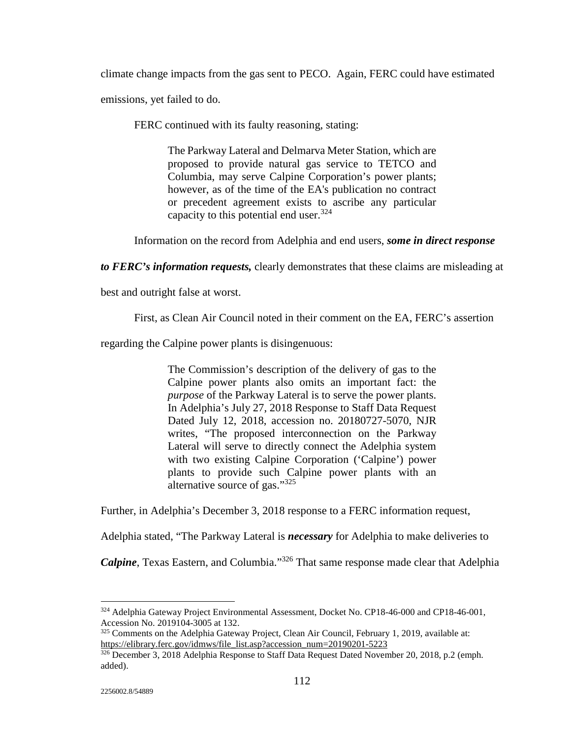climate change impacts from the gas sent to PECO. Again, FERC could have estimated emissions, yet failed to do.

FERC continued with its faulty reasoning, stating:

> The Parkway Lateral and Delmarva Meter Station, which are proposed to provide natural gas service to TETCO and Columbia, may serve Calpine Corporation's power plants; however, as of the time of the EA's publication no contract or precedent agreement exists to ascribe any particular capacity to this potential end user.[324]

Information on the record from Adelphia and end users, ***some in direct response to FERC's information requests,*** clearly demonstrates that these claims are misleading at best and outright false at worst.

First, as Clean Air Council noted in their comment on the EA, FERC's assertion regarding the Calpine power plants is disingenuous:

> The Commission's description of the delivery of gas to the Calpine power plants also omits an important fact: the *purpose* of the Parkway Lateral is to serve the power plants. In Adelphia's July 27, 2018 Response to Staff Data Request Dated July 12, 2018, accession no. 20180727-5070, NJR writes, "The proposed interconnection on the Parkway Lateral will serve to directly connect the Adelphia system with two existing Calpine Corporation ('Calpine') power plants to provide such Calpine power plants with an alternative source of gas."[325]

Further, in Adelphia's December 3, 2018 response to a FERC information request, Adelphia stated, "The Parkway Lateral is ***necessary*** for Adelphia to make deliveries to ***Calpine***, Texas Eastern, and Columbia."[326] That same response made clear that Adelphia

---

[324] Adelphia Gateway Project Environmental Assessment, Docket No. CP18-46-000 and CP18-46-001, Accession No. 2019104-3005 at 132.

[325] Comments on the Adelphia Gateway Project, Clean Air Council, February 1, 2019, available at: https://elibrary.ferc.gov/idmws/file_list.asp?accession_num=20190201-5223

[326] December 3, 2018 Adelphia Response to Staff Data Request Dated November 20, 2018, p.2 (emph. added).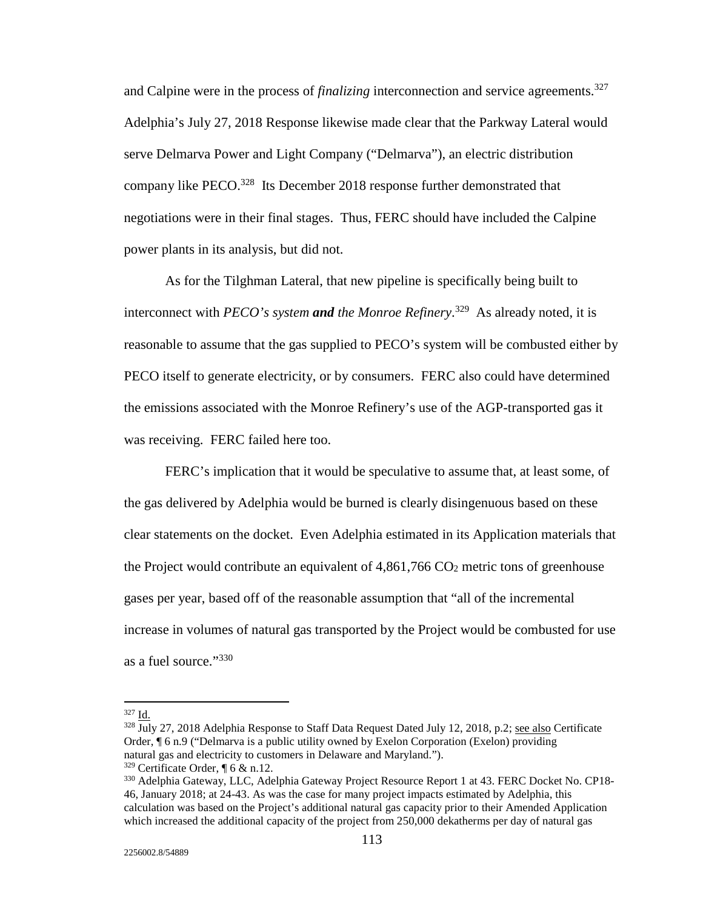and Calpine were in the process of *finalizing* interconnection and service agreements.[327] Adelphia's July 27, 2018 Response likewise made clear that the Parkway Lateral would serve Delmarva Power and Light Company ("Delmarva"), an electric distribution company like PECO.[328] Its December 2018 response further demonstrated that negotiations were in their final stages. Thus, FERC should have included the Calpine power plants in its analysis, but did not.

As for the Tilghman Lateral, that new pipeline is specifically being built to interconnect with *PECO's system **and** the Monroe Refinery*.[329] As already noted, it is reasonable to assume that the gas supplied to PECO's system will be combusted either by PECO itself to generate electricity, or by consumers. FERC also could have determined the emissions associated with the Monroe Refinery's use of the AGP-transported gas it was receiving. FERC failed here too.

FERC's implication that it would be speculative to assume that, at least some, of the gas delivered by Adelphia would be burned is clearly disingenuous based on these clear statements on the docket. Even Adelphia estimated in its Application materials that the Project would contribute an equivalent of 4,861,766 $CO_2$ metric tons of greenhouse gases per year, based off of the reasonable assumption that "all of the incremental increase in volumes of natural gas transported by the Project would be combusted for use as a fuel source."[330]

---

[327] Id.

[328] July 27, 2018 Adelphia Response to Staff Data Request Dated July 12, 2018, p.2; see also Certificate Order, ¶ 6 n.9 ("Delmarva is a public utility owned by Exelon Corporation (Exelon) providing natural gas and electricity to customers in Delaware and Maryland.").

[329] Certificate Order, ¶ 6 & n.12.

[330] Adelphia Gateway, LLC, Adelphia Gateway Project Resource Report 1 at 43. FERC Docket No. CP18-46, January 2018; at 24-43. As was the case for many project impacts estimated by Adelphia, this calculation was based on the Project's additional natural gas capacity prior to their Amended Application which increased the additional capacity of the project from 250,000 dekatherms per day of natural gas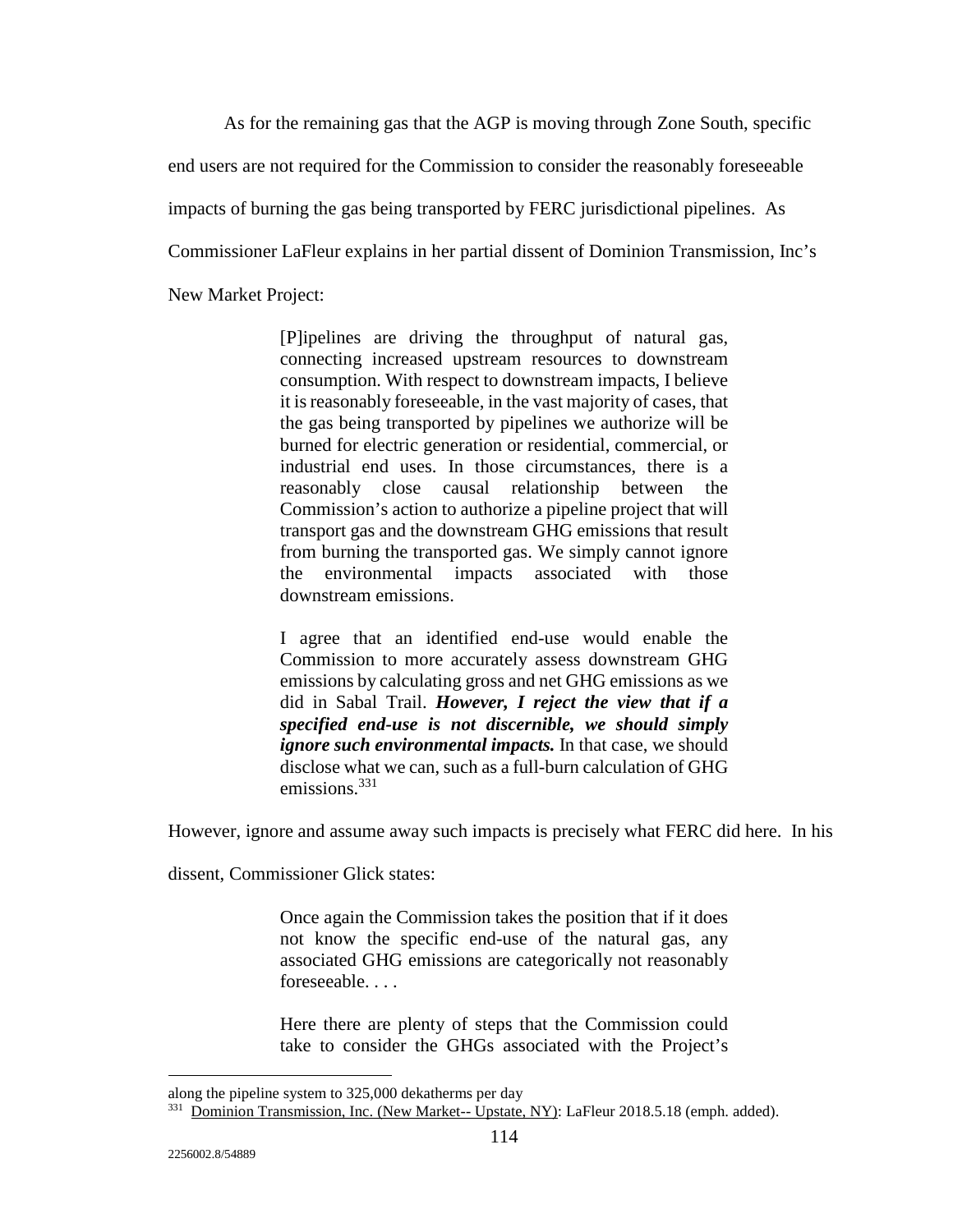As for the remaining gas that the AGP is moving through Zone South, specific end users are not required for the Commission to consider the reasonably foreseeable impacts of burning the gas being transported by FERC jurisdictional pipelines. As Commissioner LaFleur explains in her partial dissent of Dominion Transmission, Inc's New Market Project:

> [P]ipelines are driving the throughput of natural gas, connecting increased upstream resources to downstream consumption. With respect to downstream impacts, I believe it is reasonably foreseeable, in the vast majority of cases, that the gas being transported by pipelines we authorize will be burned for electric generation or residential, commercial, or industrial end uses. In those circumstances, there is a reasonably close causal relationship between the Commission's action to authorize a pipeline project that will transport gas and the downstream GHG emissions that result from burning the transported gas. We simply cannot ignore the environmental impacts associated with those downstream emissions.
>
> I agree that an identified end-use would enable the Commission to more accurately assess downstream GHG emissions by calculating gross and net GHG emissions as we did in Sabal Trail. ***However, I reject the view that if a specified end-use is not discernible, we should simply ignore such environmental impacts.*** In that case, we should disclose what we can, such as a full-burn calculation of GHG emissions.[331]

However, ignore and assume away such impacts is precisely what FERC did here. In his dissent, Commissioner Glick states:

> Once again the Commission takes the position that if it does not know the specific end-use of the natural gas, any associated GHG emissions are categorically not reasonably foreseeable. . . .
>
> Here there are plenty of steps that the Commission could take to consider the GHGs associated with the Project's

---

along the pipeline system to 325,000 dekatherms per day

[331] Dominion Transmission, Inc. (New Market-- Upstate, NY): LaFleur 2018.5.18 (emph. added).

2256002.8/54889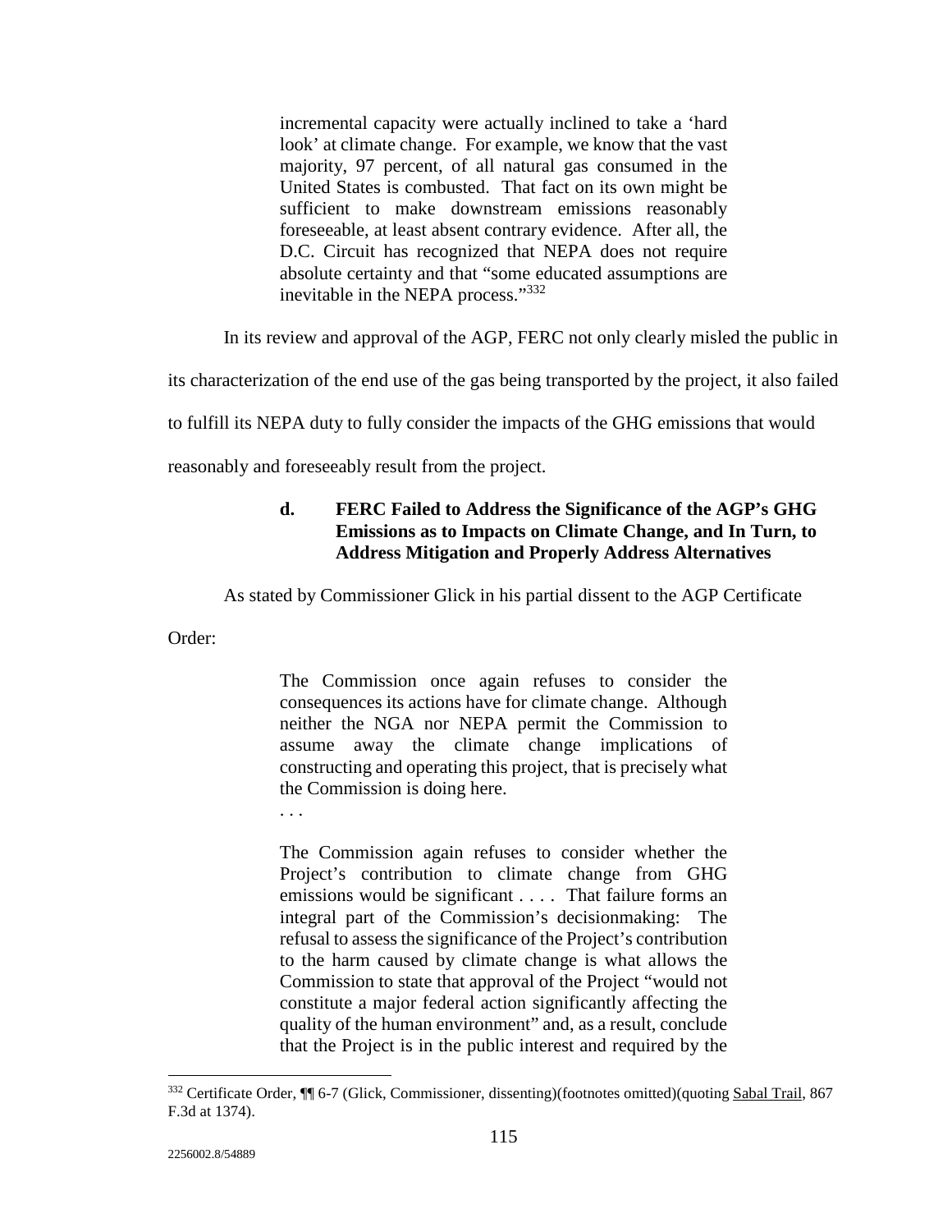> incremental capacity were actually inclined to take a 'hard look' at climate change. For example, we know that the vast majority, 97 percent, of all natural gas consumed in the United States is combusted. That fact on its own might be sufficient to make downstream emissions reasonably foreseeable, at least absent contrary evidence. After all, the D.C. Circuit has recognized that NEPA does not require absolute certainty and that "some educated assumptions are inevitable in the NEPA process."[332]

In its review and approval of the AGP, FERC not only clearly misled the public in its characterization of the end use of the gas being transported by the project, it also failed to fulfill its NEPA duty to fully consider the impacts of the GHG emissions that would reasonably and foreseeably result from the project.

#### d. FERC Failed to Address the Significance of the AGP's GHG Emissions as to Impacts on Climate Change, and In Turn, to Address Mitigation and Properly Address Alternatives

As stated by Commissioner Glick in his partial dissent to the AGP Certificate Order:

> The Commission once again refuses to consider the consequences its actions have for climate change. Although neither the NGA nor NEPA permit the Commission to assume away the climate change implications of constructing and operating this project, that is precisely what the Commission is doing here.
>
> . . .
>
> The Commission again refuses to consider whether the Project's contribution to climate change from GHG emissions would be significant . . . . That failure forms an integral part of the Commission's decisionmaking: The refusal to assess the significance of the Project's contribution to the harm caused by climate change is what allows the Commission to state that approval of the Project "would not constitute a major federal action significantly affecting the quality of the human environment" and, as a result, conclude that the Project is in the public interest and required by the

---

[332] Certificate Order, ¶¶ 6-7 (Glick, Commissioner, dissenting)(footnotes omitted)(quoting Sabal Trail, 867 F.3d at 1374).

2256002.8/54889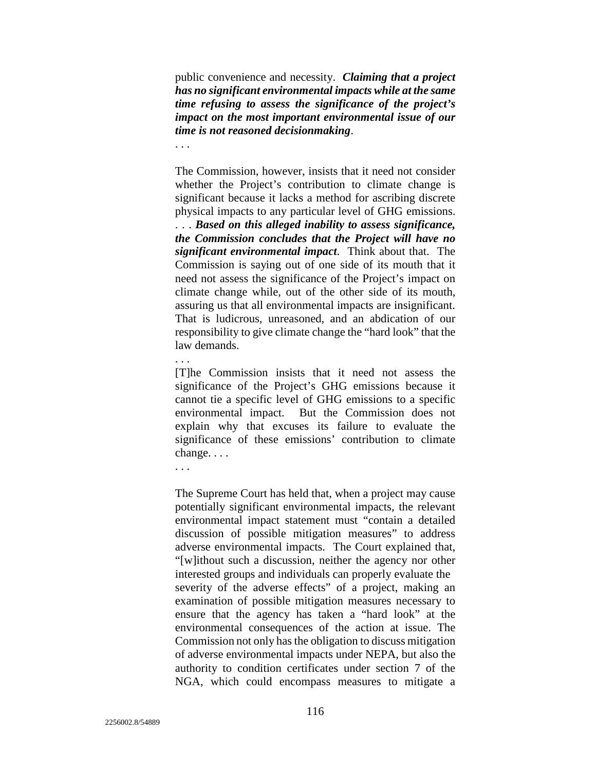public convenience and necessity. ***Claiming that a project has no significant environmental impacts while at the same time refusing to assess the significance of the project's impact on the most important environmental issue of our time is not reasoned decisionmaking***.

. . .

The Commission, however, insists that it need not consider whether the Project's contribution to climate change is significant because it lacks a method for ascribing discrete physical impacts to any particular level of GHG emissions. . . . ***Based on this alleged inability to assess significance, the Commission concludes that the Project will have no significant environmental impact***. Think about that. The Commission is saying out of one side of its mouth that it need not assess the significance of the Project's impact on climate change while, out of the other side of its mouth, assuring us that all environmental impacts are insignificant. That is ludicrous, unreasoned, and an abdication of our responsibility to give climate change the "hard look" that the law demands.

. . .

[T]he Commission insists that it need not assess the significance of the Project's GHG emissions because it cannot tie a specific level of GHG emissions to a specific environmental impact. But the Commission does not explain why that excuses its failure to evaluate the significance of these emissions' contribution to climate change. . . .

. . .

The Supreme Court has held that, when a project may cause potentially significant environmental impacts, the relevant environmental impact statement must "contain a detailed discussion of possible mitigation measures" to address adverse environmental impacts. The Court explained that, "[w]ithout such a discussion, neither the agency nor other interested groups and individuals can properly evaluate the severity of the adverse effects" of a project, making an examination of possible mitigation measures necessary to ensure that the agency has taken a "hard look" at the environmental consequences of the action at issue. The Commission not only has the obligation to discuss mitigation of adverse environmental impacts under NEPA, but also the authority to condition certificates under section 7 of the NGA, which could encompass measures to mitigate a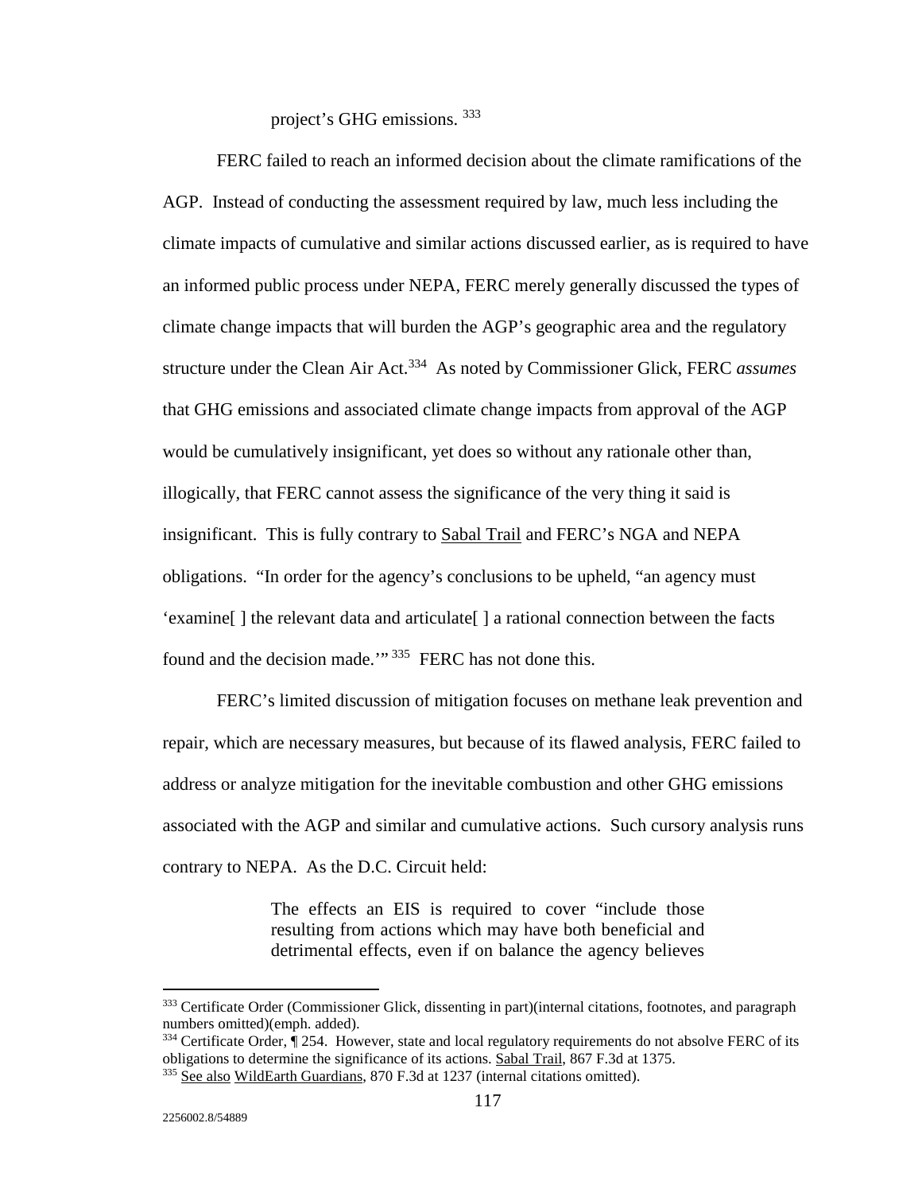project's GHG emissions.[333]

FERC failed to reach an informed decision about the climate ramifications of the AGP. Instead of conducting the assessment required by law, much less including the climate impacts of cumulative and similar actions discussed earlier, as is required to have an informed public process under NEPA, FERC merely generally discussed the types of climate change impacts that will burden the AGP's geographic area and the regulatory structure under the Clean Air Act.[334] As noted by Commissioner Glick, FERC *assumes* that GHG emissions and associated climate change impacts from approval of the AGP would be cumulatively insignificant, yet does so without any rationale other than, illogically, that FERC cannot assess the significance of the very thing it said is insignificant. This is fully contrary to Sabal Trail and FERC's NGA and NEPA obligations. "In order for the agency's conclusions to be upheld, "an agency must 'examine[ ] the relevant data and articulate[ ] a rational connection between the facts found and the decision made.'"[335] FERC has not done this.

FERC's limited discussion of mitigation focuses on methane leak prevention and repair, which are necessary measures, but because of its flawed analysis, FERC failed to address or analyze mitigation for the inevitable combustion and other GHG emissions associated with the AGP and similar and cumulative actions. Such cursory analysis runs contrary to NEPA. As the D.C. Circuit held:

> The effects an EIS is required to cover "include those resulting from actions which may have both beneficial and detrimental effects, even if on balance the agency believes

---

[333] Certificate Order (Commissioner Glick, dissenting in part)(internal citations, footnotes, and paragraph numbers omitted)(emph. added).

[334] Certificate Order, ¶ 254. However, state and local regulatory requirements do not absolve FERC of its obligations to determine the significance of its actions. Sabal Trail, 867 F.3d at 1375.

[335] See also WildEarth Guardians, 870 F.3d at 1237 (internal citations omitted).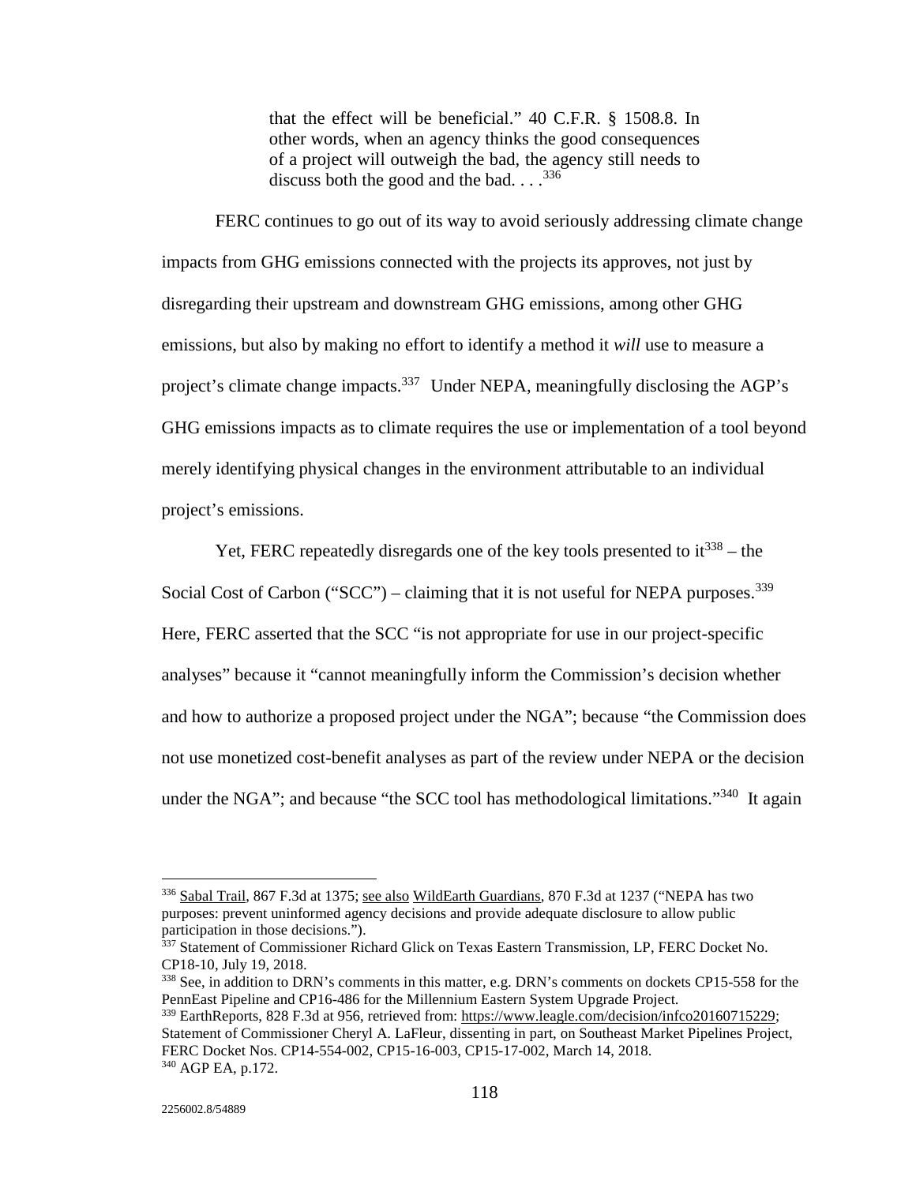> that the effect will be beneficial." 40 C.F.R. § 1508.8. In other words, when an agency thinks the good consequences of a project will outweigh the bad, the agency still needs to discuss both the good and the bad. . . .[336]

FERC continues to go out of its way to avoid seriously addressing climate change impacts from GHG emissions connected with the projects its approves, not just by disregarding their upstream and downstream GHG emissions, among other GHG emissions, but also by making no effort to identify a method it *will* use to measure a project's climate change impacts.[337] Under NEPA, meaningfully disclosing the AGP's GHG emissions impacts as to climate requires the use or implementation of a tool beyond merely identifying physical changes in the environment attributable to an individual project's emissions.

Yet, FERC repeatedly disregards one of the key tools presented to it[338] – the Social Cost of Carbon ("SCC") – claiming that it is not useful for NEPA purposes.[339] Here, FERC asserted that the SCC "is not appropriate for use in our project-specific analyses" because it "cannot meaningfully inform the Commission's decision whether and how to authorize a proposed project under the NGA"; because "the Commission does not use monetized cost-benefit analyses as part of the review under NEPA or the decision under the NGA"; and because "the SCC tool has methodological limitations."[340] It again

---

[336] Sabal Trail, 867 F.3d at 1375; see also WildEarth Guardians, 870 F.3d at 1237 ("NEPA has two purposes: prevent uninformed agency decisions and provide adequate disclosure to allow public participation in those decisions.").

[337] Statement of Commissioner Richard Glick on Texas Eastern Transmission, LP, FERC Docket No. CP18-10, July 19, 2018.

[338] See, in addition to DRN's comments in this matter, e.g. DRN's comments on dockets CP15-558 for the PennEast Pipeline and CP16-486 for the Millennium Eastern System Upgrade Project.

[339] EarthReports, 828 F.3d at 956, retrieved from: https://www.leagle.com/decision/infco20160715229; Statement of Commissioner Cheryl A. LaFleur, dissenting in part, on Southeast Market Pipelines Project, FERC Docket Nos. CP14-554-002, CP15-16-003, CP15-17-002, March 14, 2018.

[340] AGP EA, p.172.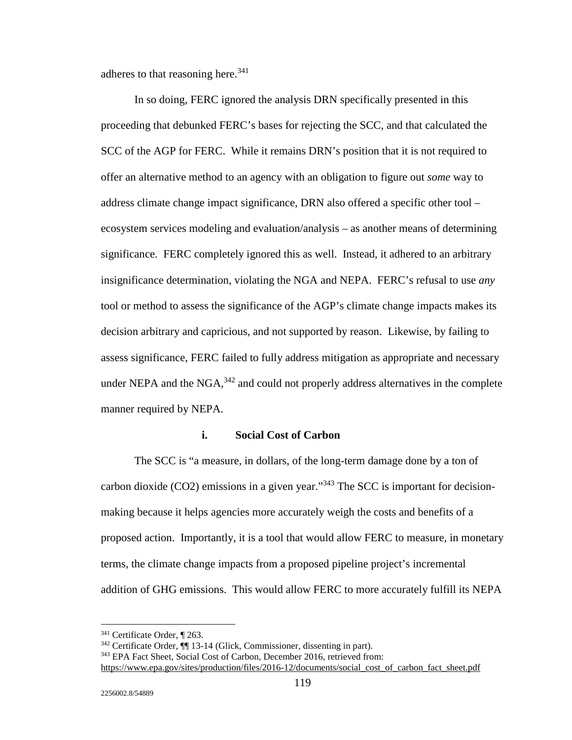adheres to that reasoning here.[341]

In so doing, FERC ignored the analysis DRN specifically presented in this proceeding that debunked FERC's bases for rejecting the SCC, and that calculated the SCC of the AGP for FERC. While it remains DRN's position that it is not required to offer an alternative method to an agency with an obligation to figure out *some* way to address climate change impact significance, DRN also offered a specific other tool – ecosystem services modeling and evaluation/analysis – as another means of determining significance. FERC completely ignored this as well. Instead, it adhered to an arbitrary insignificance determination, violating the NGA and NEPA. FERC's refusal to use *any* tool or method to assess the significance of the AGP's climate change impacts makes its decision arbitrary and capricious, and not supported by reason. Likewise, by failing to assess significance, FERC failed to fully address mitigation as appropriate and necessary under NEPA and the NGA,[342] and could not properly address alternatives in the complete manner required by NEPA.

#### i. Social Cost of Carbon

The SCC is "a measure, in dollars, of the long-term damage done by a ton of carbon dioxide ($CO_2$) emissions in a given year."[343] The SCC is important for decision-making because it helps agencies more accurately weigh the costs and benefits of a proposed action. Importantly, it is a tool that would allow FERC to measure, in monetary terms, the climate change impacts from a proposed pipeline project's incremental addition of GHG emissions. This would allow FERC to more accurately fulfill its NEPA

---

[341] Certificate Order, ¶ 263.

[342] Certificate Order, ¶¶ 13-14 (Glick, Commissioner, dissenting in part).

[343] EPA Fact Sheet, Social Cost of Carbon, December 2016, retrieved from: https://www.epa.gov/sites/production/files/2016-12/documents/social_cost_of_carbon_fact_sheet.pdf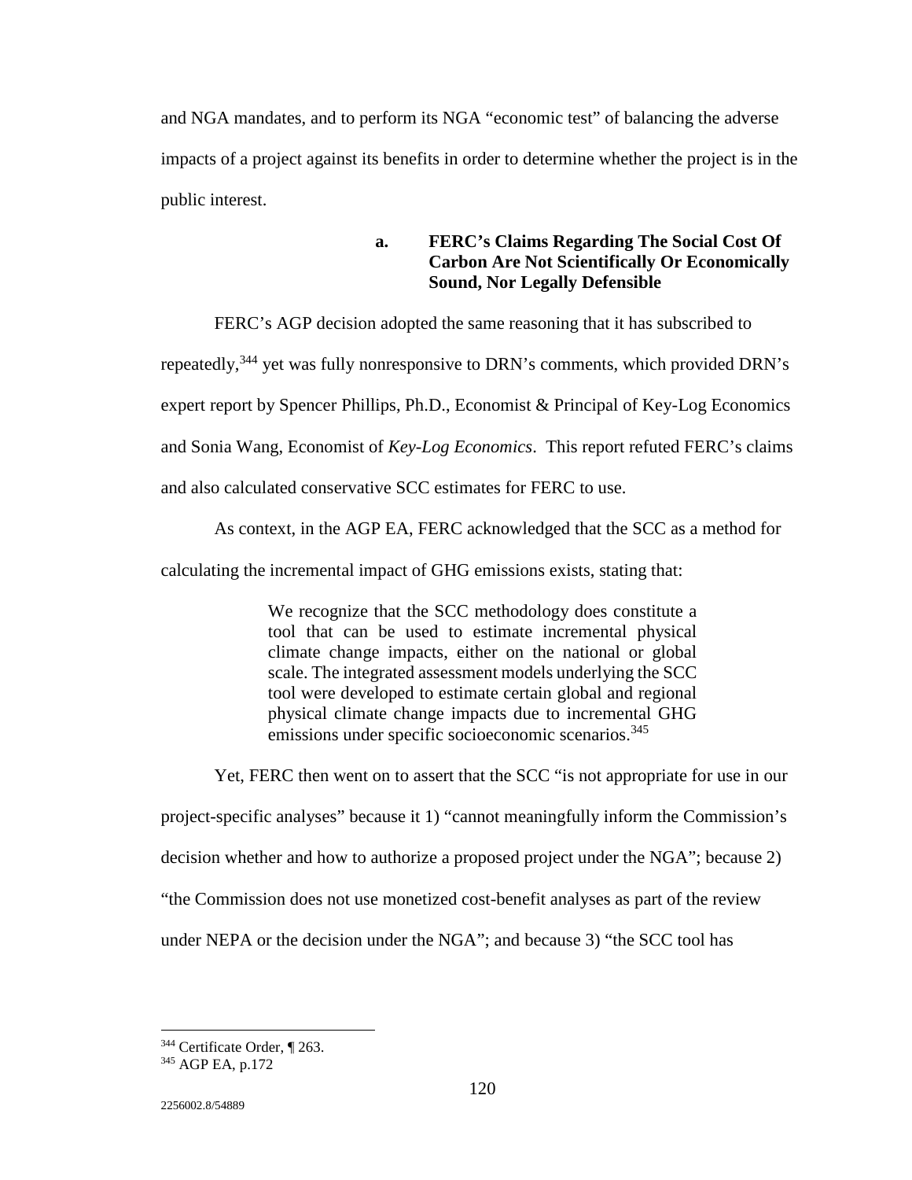and NGA mandates, and to perform its NGA "economic test" of balancing the adverse impacts of a project against its benefits in order to determine whether the project is in the public interest.

#### a. FERC's Claims Regarding The Social Cost Of Carbon Are Not Scientifically Or Economically Sound, Nor Legally Defensible

FERC's AGP decision adopted the same reasoning that it has subscribed to repeatedly,[344] yet was fully nonresponsive to DRN's comments, which provided DRN's expert report by Spencer Phillips, Ph.D., Economist & Principal of Key-Log Economics and Sonia Wang, Economist of *Key-Log Economics*. This report refuted FERC's claims and also calculated conservative SCC estimates for FERC to use.

As context, in the AGP EA, FERC acknowledged that the SCC as a method for calculating the incremental impact of GHG emissions exists, stating that:

> We recognize that the SCC methodology does constitute a tool that can be used to estimate incremental physical climate change impacts, either on the national or global scale. The integrated assessment models underlying the SCC tool were developed to estimate certain global and regional physical climate change impacts due to incremental GHG emissions under specific socioeconomic scenarios.[345]

Yet, FERC then went on to assert that the SCC "is not appropriate for use in our project-specific analyses" because it 1) "cannot meaningfully inform the Commission's decision whether and how to authorize a proposed project under the NGA"; because 2) "the Commission does not use monetized cost-benefit analyses as part of the review under NEPA or the decision under the NGA"; and because 3) "the SCC tool has

---

[344] Certificate Order, ¶ 263.

[345] AGP EA, p.172

2256002.8/54889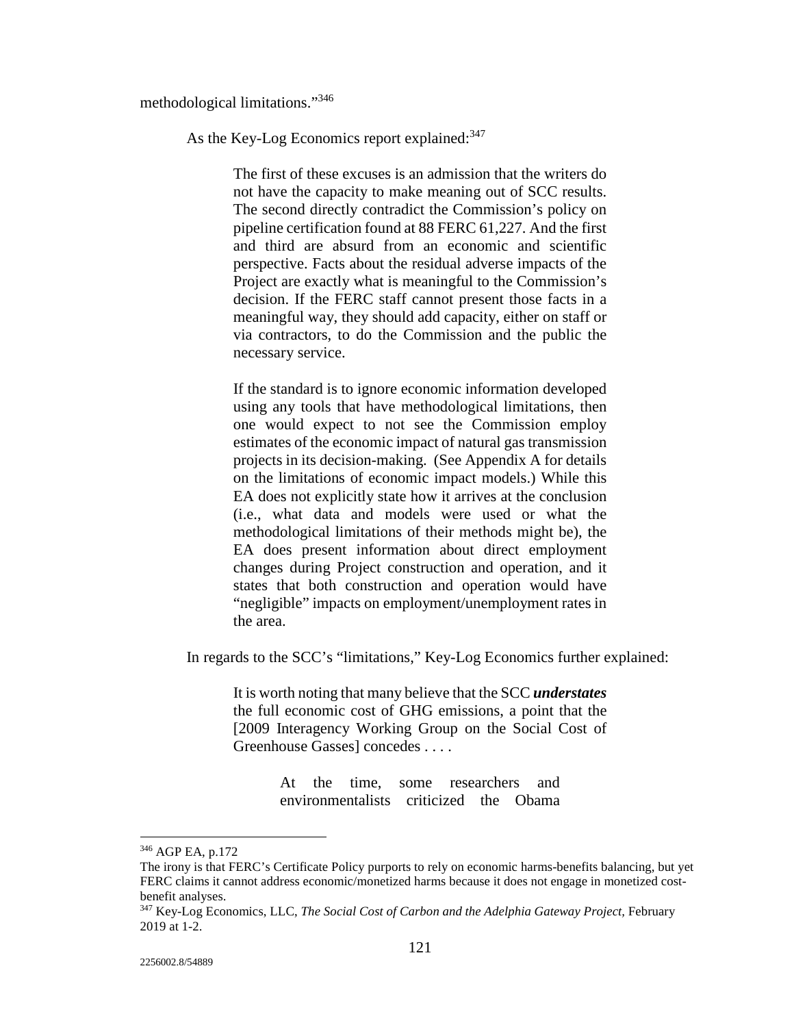methodological limitations."[346]

As the Key-Log Economics report explained:[347]

> The first of these excuses is an admission that the writers do not have the capacity to make meaning out of SCC results. The second directly contradict the Commission's policy on pipeline certification found at 88 FERC 61,227. And the first and third are absurd from an economic and scientific perspective. Facts about the residual adverse impacts of the Project are exactly what is meaningful to the Commission's decision. If the FERC staff cannot present those facts in a meaningful way, they should add capacity, either on staff or via contractors, to do the Commission and the public the necessary service.
>
> If the standard is to ignore economic information developed using any tools that have methodological limitations, then one would expect to not see the Commission employ estimates of the economic impact of natural gas transmission projects in its decision-making. (See Appendix A for details on the limitations of economic impact models.) While this EA does not explicitly state how it arrives at the conclusion (i.e., what data and models were used or what the methodological limitations of their methods might be), the EA does present information about direct employment changes during Project construction and operation, and it states that both construction and operation would have "negligible" impacts on employment/unemployment rates in the area.

In regards to the SCC's "limitations," Key-Log Economics further explained:

> It is worth noting that many believe that the SCC ***understates*** the full economic cost of GHG emissions, a point that the [2009 Interagency Working Group on the Social Cost of Greenhouse Gasses] concedes . . . .
>
> > At the time, some researchers and environmentalists criticized the Obama

---

[346] AGP EA, p.172

The irony is that FERC's Certificate Policy purports to rely on economic harms-benefits balancing, but yet FERC claims it cannot address economic/monetized harms because it does not engage in monetized cost-benefit analyses.

[347] Key-Log Economics, LLC, *The Social Cost of Carbon and the Adelphia Gateway Project*, February 2019 at 1-2.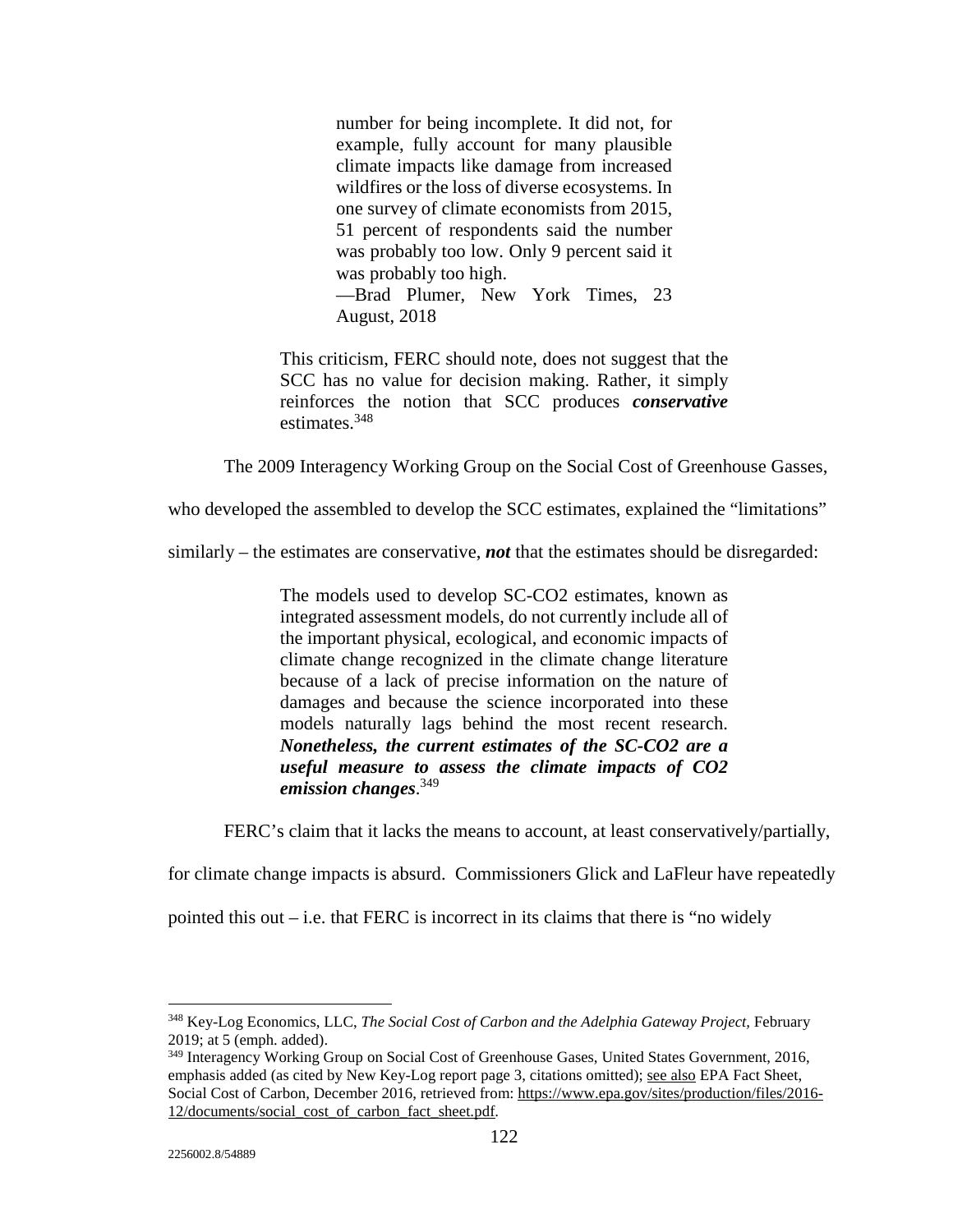> number for being incomplete. It did not, for example, fully account for many plausible climate impacts like damage from increased wildfires or the loss of diverse ecosystems. In one survey of climate economists from 2015, 51 percent of respondents said the number was probably too low. Only 9 percent said it was probably too high.
> —Brad Plumer, New York Times, 23 August, 2018

> This criticism, FERC should note, does not suggest that the SCC has no value for decision making. Rather, it simply reinforces the notion that SCC produces ***conservative*** estimates.[348]

The 2009 Interagency Working Group on the Social Cost of Greenhouse Gasses, who developed the assembled to develop the SCC estimates, explained the "limitations" similarly – the estimates are conservative, ***not*** that the estimates should be disregarded:

> The models used to develop SC-CO2 estimates, known as integrated assessment models, do not currently include all of the important physical, ecological, and economic impacts of climate change recognized in the climate change literature because of a lack of precise information on the nature of damages and because the science incorporated into these models naturally lags behind the most recent research. ***Nonetheless, the current estimates of the SC-CO2 are a useful measure to assess the climate impacts of CO2 emission changes***.[349]

FERC's claim that it lacks the means to account, at least conservatively/partially, for climate change impacts is absurd. Commissioners Glick and LaFleur have repeatedly pointed this out – i.e. that FERC is incorrect in its claims that there is "no widely

---

[348] Key-Log Economics, LLC, *The Social Cost of Carbon and the Adelphia Gateway Project,* February 2019; at 5 (emph. added).

[349] Interagency Working Group on Social Cost of Greenhouse Gases, United States Government, 2016, emphasis added (as cited by New Key-Log report page 3, citations omitted); see also EPA Fact Sheet, Social Cost of Carbon, December 2016, retrieved from: https://www.epa.gov/sites/production/files/2016-12/documents/social_cost_of_carbon_fact_sheet.pdf.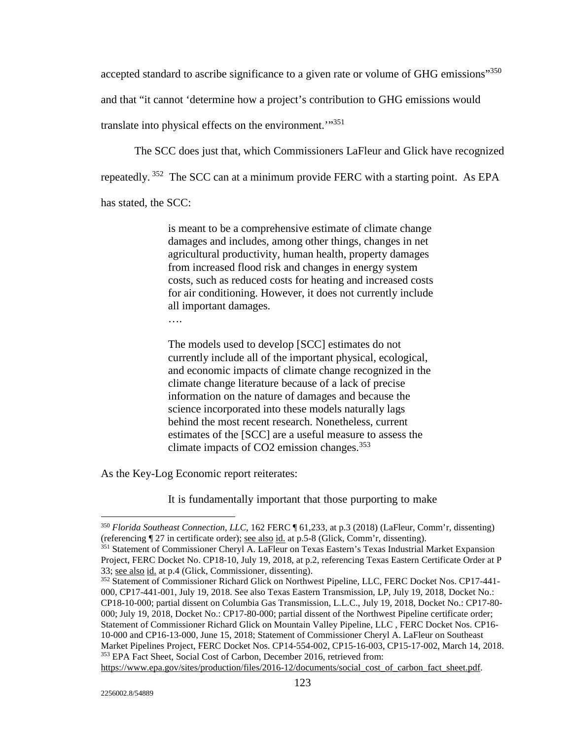accepted standard to ascribe significance to a given rate or volume of GHG emissions"[350] and that "it cannot 'determine how a project's contribution to GHG emissions would translate into physical effects on the environment.'"[351]

The SCC does just that, which Commissioners LaFleur and Glick have recognized repeatedly.[352] The SCC can at a minimum provide FERC with a starting point. As EPA has stated, the SCC:

> is meant to be a comprehensive estimate of climate change damages and includes, among other things, changes in net agricultural productivity, human health, property damages from increased flood risk and changes in energy system costs, such as reduced costs for heating and increased costs for air conditioning. However, it does not currently include all important damages.
>
> ….
>
> The models used to develop [SCC] estimates do not currently include all of the important physical, ecological, and economic impacts of climate change recognized in the climate change literature because of a lack of precise information on the nature of damages and because the science incorporated into these models naturally lags behind the most recent research. Nonetheless, current estimates of the [SCC] are a useful measure to assess the climate impacts of CO2 emission changes.[353]

As the Key-Log Economic report reiterates:

> It is fundamentally important that those purporting to make

---

[350] *Florida Southeast Connection, LLC*, 162 FERC ¶ 61,233, at p.3 (2018) (LaFleur, Comm'r, dissenting) (referencing ¶ 27 in certificate order); see also id. at p.5-8 (Glick, Comm'r, dissenting).

[351] Statement of Commissioner Cheryl A. LaFleur on Texas Eastern's Texas Industrial Market Expansion Project, FERC Docket No. CP18-10, July 19, 2018, at p.2, referencing Texas Eastern Certificate Order at P 33; see also id. at p.4 (Glick, Commissioner, dissenting).

[352] Statement of Commissioner Richard Glick on Northwest Pipeline, LLC, FERC Docket Nos. CP17-441-000, CP17-441-001, July 19, 2018. See also Texas Eastern Transmission, LP, July 19, 2018, Docket No.: CP18-10-000; partial dissent on Columbia Gas Transmission, L.L.C., July 19, 2018, Docket No.: CP17-80-000; July 19, 2018, Docket No.: CP17-80-000; partial dissent of the Northwest Pipeline certificate order; Statement of Commissioner Richard Glick on Mountain Valley Pipeline, LLC , FERC Docket Nos. CP16-10-000 and CP16-13-000, June 15, 2018; Statement of Commissioner Cheryl A. LaFleur on Southeast Market Pipelines Project, FERC Docket Nos. CP14-554-002, CP15-16-003, CP15-17-002, March 14, 2018.

[353] EPA Fact Sheet, Social Cost of Carbon, December 2016, retrieved from: https://www.epa.gov/sites/production/files/2016-12/documents/social_cost_of_carbon_fact_sheet.pdf.

2256002.8/54889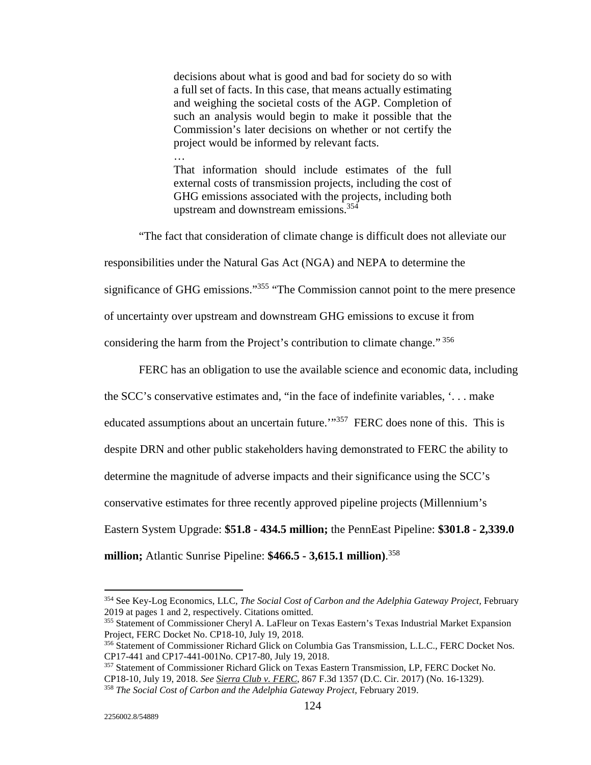> decisions about what is good and bad for society do so with a full set of facts. In this case, that means actually estimating and weighing the societal costs of the AGP. Completion of such an analysis would begin to make it possible that the Commission's later decisions on whether or not certify the project would be informed by relevant facts.
>
> …
>
> That information should include estimates of the full external costs of transmission projects, including the cost of GHG emissions associated with the projects, including both upstream and downstream emissions.[354]

"The fact that consideration of climate change is difficult does not alleviate our responsibilities under the Natural Gas Act (NGA) and NEPA to determine the significance of GHG emissions."[355] "The Commission cannot point to the mere presence of uncertainty over upstream and downstream GHG emissions to excuse it from considering the harm from the Project's contribution to climate change." [356]

FERC has an obligation to use the available science and economic data, including the SCC's conservative estimates and, "in the face of indefinite variables, '. . . make educated assumptions about an uncertain future.'"[357] FERC does none of this. This is despite DRN and other public stakeholders having demonstrated to FERC the ability to determine the magnitude of adverse impacts and their significance using the SCC's conservative estimates for three recently approved pipeline projects (Millennium's Eastern System Upgrade: **$51.8 - 434.5 million;** the PennEast Pipeline: **$301.8 - 2,339.0 million;** Atlantic Sunrise Pipeline: **$466.5 - 3,615.1 million)**.[358]

---

[354] See Key-Log Economics, LLC, *The Social Cost of Carbon and the Adelphia Gateway Project,* February 2019 at pages 1 and 2, respectively. Citations omitted.

[355] Statement of Commissioner Cheryl A. LaFleur on Texas Eastern's Texas Industrial Market Expansion Project, FERC Docket No. CP18-10, July 19, 2018.

[356] Statement of Commissioner Richard Glick on Columbia Gas Transmission, L.L.C., FERC Docket Nos. CP17-441 and CP17-441-001No. CP17-80, July 19, 2018.

[357] Statement of Commissioner Richard Glick on Texas Eastern Transmission, LP, FERC Docket No. CP18-10, July 19, 2018. *See* Sierra Club v. FERC, 867 F.3d 1357 (D.C. Cir. 2017) (No. 16-1329).

[358] *The Social Cost of Carbon and the Adelphia Gateway Project*, February 2019.

2256002.8/54889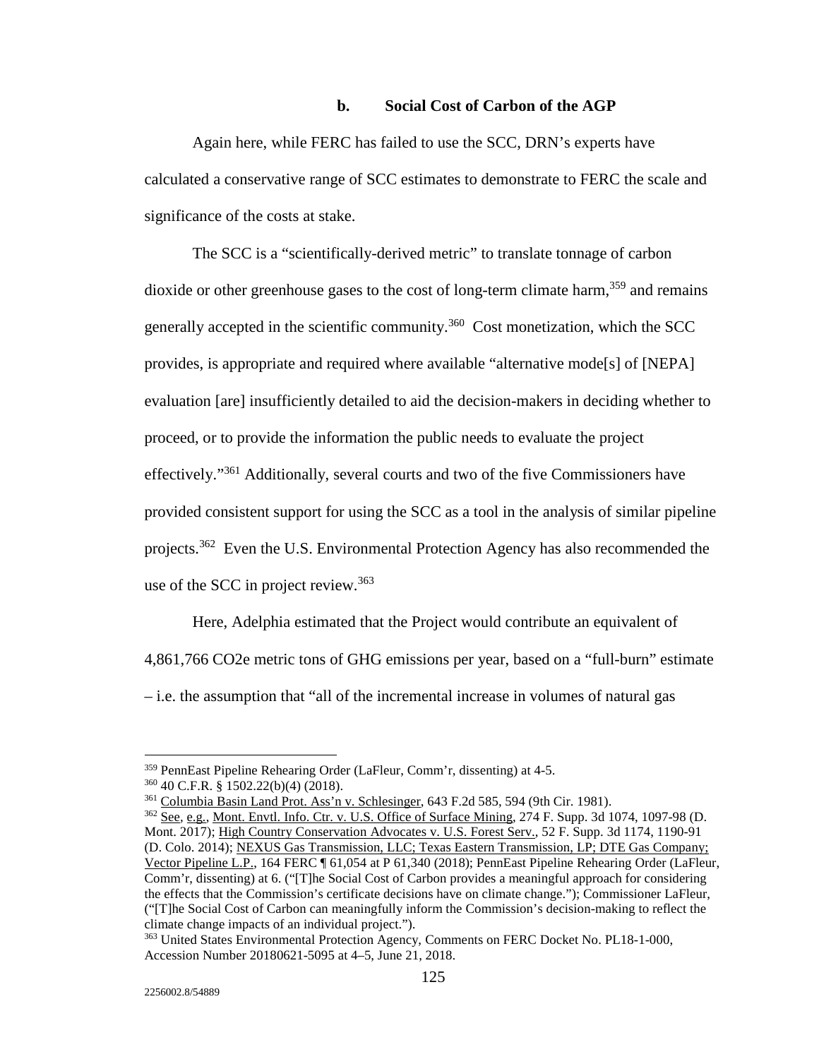### b. Social Cost of Carbon of the AGP

Again here, while FERC has failed to use the SCC, DRN's experts have calculated a conservative range of SCC estimates to demonstrate to FERC the scale and significance of the costs at stake.

The SCC is a "scientifically-derived metric" to translate tonnage of carbon dioxide or other greenhouse gases to the cost of long-term climate harm,[359] and remains generally accepted in the scientific community.[360] Cost monetization, which the SCC provides, is appropriate and required where available "alternative mode[s] of [NEPA] evaluation [are] insufficiently detailed to aid the decision-makers in deciding whether to proceed, or to provide the information the public needs to evaluate the project effectively."[361] Additionally, several courts and two of the five Commissioners have provided consistent support for using the SCC as a tool in the analysis of similar pipeline projects.[362] Even the U.S. Environmental Protection Agency has also recommended the use of the SCC in project review.[363]

Here, Adelphia estimated that the Project would contribute an equivalent of 4,861,766 CO2e metric tons of GHG emissions per year, based on a "full-burn" estimate – i.e. the assumption that "all of the incremental increase in volumes of natural gas

---

[359] PennEast Pipeline Rehearing Order (LaFleur, Comm'r, dissenting) at 4-5.

[360] 40 C.F.R. § 1502.22(b)(4) (2018).

[361] Columbia Basin Land Prot. Ass'n v. Schlesinger, 643 F.2d 585, 594 (9th Cir. 1981).

[362] See, e.g., Mont. Envtl. Info. Ctr. v. U.S. Office of Surface Mining, 274 F. Supp. 3d 1074, 1097-98 (D. Mont. 2017); High Country Conservation Advocates v. U.S. Forest Serv., 52 F. Supp. 3d 1174, 1190-91 (D. Colo. 2014); NEXUS Gas Transmission, LLC; Texas Eastern Transmission, LP; DTE Gas Company; Vector Pipeline L.P., 164 FERC ¶ 61,054 at P 61,340 (2018); PennEast Pipeline Rehearing Order (LaFleur, Comm'r, dissenting) at 6. ("[T]he Social Cost of Carbon provides a meaningful approach for considering the effects that the Commission's certificate decisions have on climate change."); Commissioner LaFleur, ("[T]he Social Cost of Carbon can meaningfully inform the Commission's decision-making to reflect the climate change impacts of an individual project.").

[363] United States Environmental Protection Agency, Comments on FERC Docket No. PL18-1-000, Accession Number 20180621-5095 at 4–5, June 21, 2018.

2256002.8/54889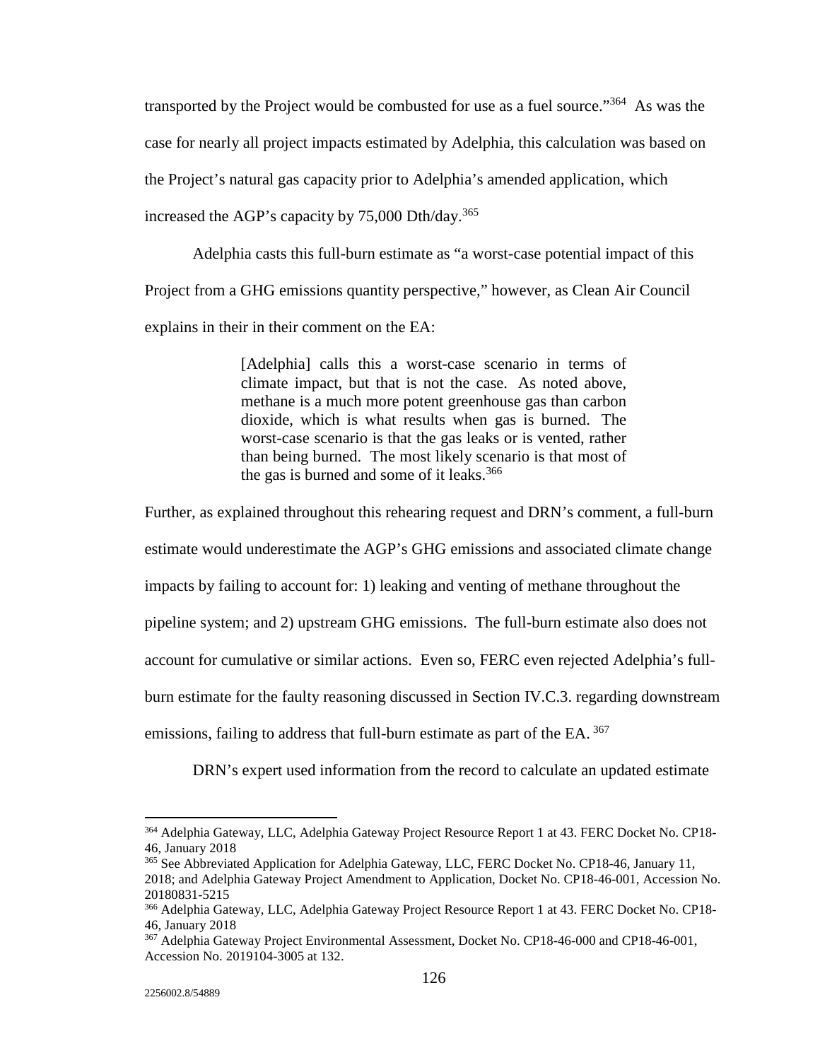transported by the Project would be combusted for use as a fuel source."[364] As was the case for nearly all project impacts estimated by Adelphia, this calculation was based on the Project's natural gas capacity prior to Adelphia's amended application, which increased the AGP's capacity by 75,000 Dth/day.[365]

Adelphia casts this full-burn estimate as "a worst-case potential impact of this Project from a GHG emissions quantity perspective," however, as Clean Air Council explains in their in their comment on the EA:

> [Adelphia] calls this a worst-case scenario in terms of climate impact, but that is not the case. As noted above, methane is a much more potent greenhouse gas than carbon dioxide, which is what results when gas is burned. The worst-case scenario is that the gas leaks or is vented, rather than being burned. The most likely scenario is that most of the gas is burned and some of it leaks.[366]

Further, as explained throughout this rehearing request and DRN's comment, a full-burn estimate would underestimate the AGP's GHG emissions and associated climate change impacts by failing to account for: 1) leaking and venting of methane throughout the pipeline system; and 2) upstream GHG emissions. The full-burn estimate also does not account for cumulative or similar actions. Even so, FERC even rejected Adelphia's full-burn estimate for the faulty reasoning discussed in Section IV.C.3. regarding downstream emissions, failing to address that full-burn estimate as part of the EA. [367]

DRN's expert used information from the record to calculate an updated estimate

---

[364] Adelphia Gateway, LLC, Adelphia Gateway Project Resource Report 1 at 43. FERC Docket No. CP18-46, January 2018

[365] See Abbreviated Application for Adelphia Gateway, LLC, FERC Docket No. CP18-46, January 11, 2018; and Adelphia Gateway Project Amendment to Application, Docket No. CP18-46-001, Accession No. 20180831-5215

[366] Adelphia Gateway, LLC, Adelphia Gateway Project Resource Report 1 at 43. FERC Docket No. CP18-46, January 2018

[367] Adelphia Gateway Project Environmental Assessment, Docket No. CP18-46-000 and CP18-46-001, Accession No. 2019104-3005 at 132.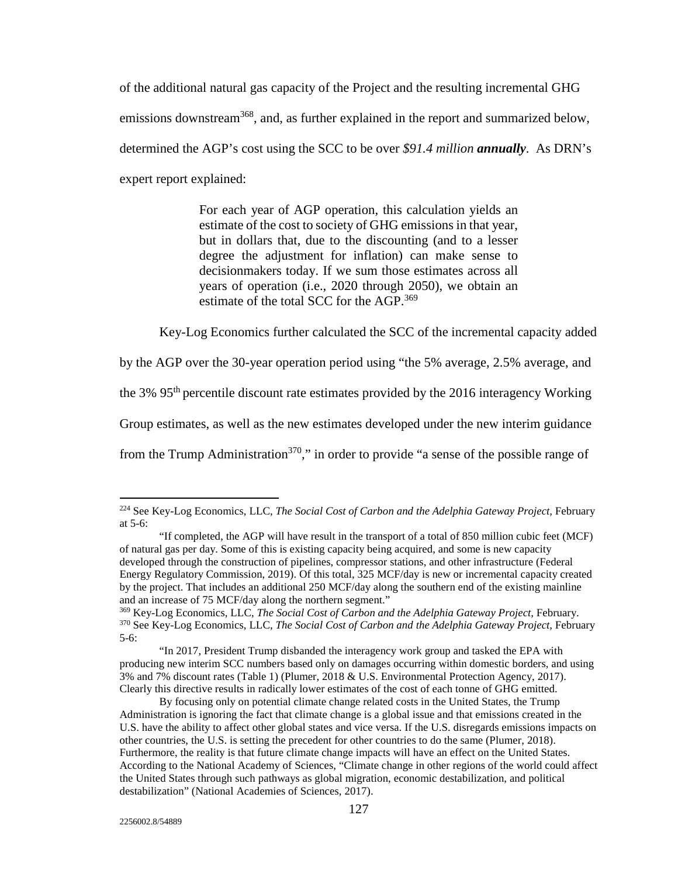of the additional natural gas capacity of the Project and the resulting incremental GHG emissions downstream[368], and, as further explained in the report and summarized below, determined the AGP's cost using the SCC to be over *$91.4 million* ***annually***. As DRN's expert report explained:

> For each year of AGP operation, this calculation yields an estimate of the cost to society of GHG emissions in that year, but in dollars that, due to the discounting (and to a lesser degree the adjustment for inflation) can make sense to decisionmakers today. If we sum those estimates across all years of operation (i.e., 2020 through 2050), we obtain an estimate of the total SCC for the AGP.[369]

Key-Log Economics further calculated the SCC of the incremental capacity added by the AGP over the 30-year operation period using "the 5% average, 2.5% average, and the 3% 95th percentile discount rate estimates provided by the 2016 interagency Working Group estimates, as well as the new estimates developed under the new interim guidance from the Trump Administration[370]," in order to provide "a sense of the possible range of

---

[224] See Key-Log Economics, LLC, *The Social Cost of Carbon and the Adelphia Gateway Project,* February at 5-6:

"If completed, the AGP will have result in the transport of a total of 850 million cubic feet (MCF) of natural gas per day. Some of this is existing capacity being acquired, and some is new capacity developed through the construction of pipelines, compressor stations, and other infrastructure (Federal Energy Regulatory Commission, 2019). Of this total, 325 MCF/day is new or incremental capacity created by the project. That includes an additional 250 MCF/day along the southern end of the existing mainline and an increase of 75 MCF/day along the northern segment."

[369] Key-Log Economics, LLC, *The Social Cost of Carbon and the Adelphia Gateway Project,* February.

[370] See Key-Log Economics, LLC, *The Social Cost of Carbon and the Adelphia Gateway Project,* February 5-6:

"In 2017, President Trump disbanded the interagency work group and tasked the EPA with producing new interim SCC numbers based only on damages occurring within domestic borders, and using 3% and 7% discount rates (Table 1) (Plumer, 2018 & U.S. Environmental Protection Agency, 2017). Clearly this directive results in radically lower estimates of the cost of each tonne of GHG emitted.

By focusing only on potential climate change related costs in the United States, the Trump Administration is ignoring the fact that climate change is a global issue and that emissions created in the U.S. have the ability to affect other global states and vice versa. If the U.S. disregards emissions impacts on other countries, the U.S. is setting the precedent for other countries to do the same (Plumer, 2018). Furthermore, the reality is that future climate change impacts will have an effect on the United States. According to the National Academy of Sciences, "Climate change in other regions of the world could affect the United States through such pathways as global migration, economic destabilization, and political destabilization" (National Academies of Sciences, 2017).

2256002.8/54889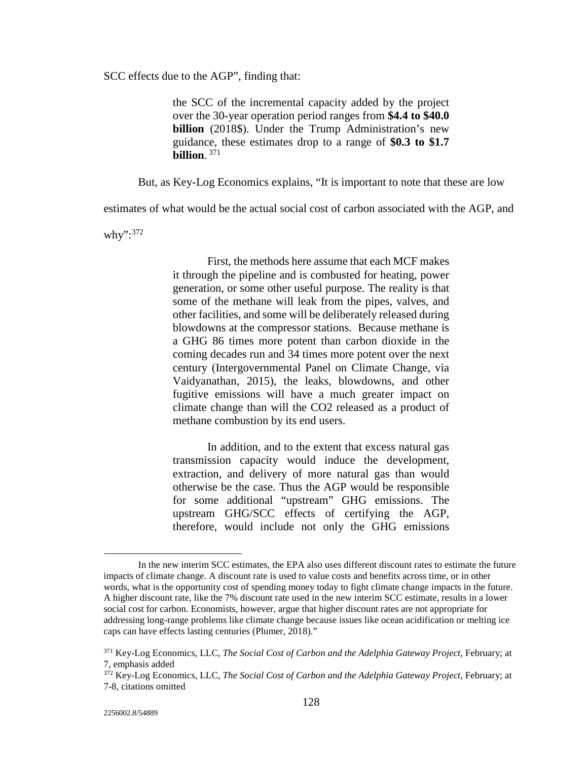SCC effects due to the AGP", finding that:

> the SCC of the incremental capacity added by the project over the 30-year operation period ranges from **$4.4 to $40.0 billion** (2018$). Under the Trump Administration's new guidance, these estimates drop to a range of **$0.3 to $1.7 billion**. [371]

But, as Key-Log Economics explains, "It is important to note that these are low estimates of what would be the actual social cost of carbon associated with the AGP, and why":[372]

> First, the methods here assume that each MCF makes it through the pipeline and is combusted for heating, power generation, or some other useful purpose. The reality is that some of the methane will leak from the pipes, valves, and other facilities, and some will be deliberately released during blowdowns at the compressor stations. Because methane is a GHG 86 times more potent than carbon dioxide in the coming decades run and 34 times more potent over the next century (Intergovernmental Panel on Climate Change, via Vaidyanathan, 2015), the leaks, blowdowns, and other fugitive emissions will have a much greater impact on climate change than will the CO2 released as a product of methane combustion by its end users.
>
> In addition, and to the extent that excess natural gas transmission capacity would induce the development, extraction, and delivery of more natural gas than would otherwise be the case. Thus the AGP would be responsible for some additional "upstream" GHG emissions. The upstream GHG/SCC effects of certifying the AGP, therefore, would include not only the GHG emissions

---

In the new interim SCC estimates, the EPA also uses different discount rates to estimate the future impacts of climate change. A discount rate is used to value costs and benefits across time, or in other words, what is the opportunity cost of spending money today to fight climate change impacts in the future. A higher discount rate, like the 7% discount rate used in the new interim SCC estimate, results in a lower social cost for carbon. Economists, however, argue that higher discount rates are not appropriate for addressing long-range problems like climate change because issues like ocean acidification or melting ice caps can have effects lasting centuries (Plumer, 2018)."

[371] Key-Log Economics, LLC, *The Social Cost of Carbon and the Adelphia Gateway Project,* February; at 7, emphasis added

[372] Key-Log Economics, LLC, *The Social Cost of Carbon and the Adelphia Gateway Project,* February; at 7-8, citations omitted

2256002.8/54889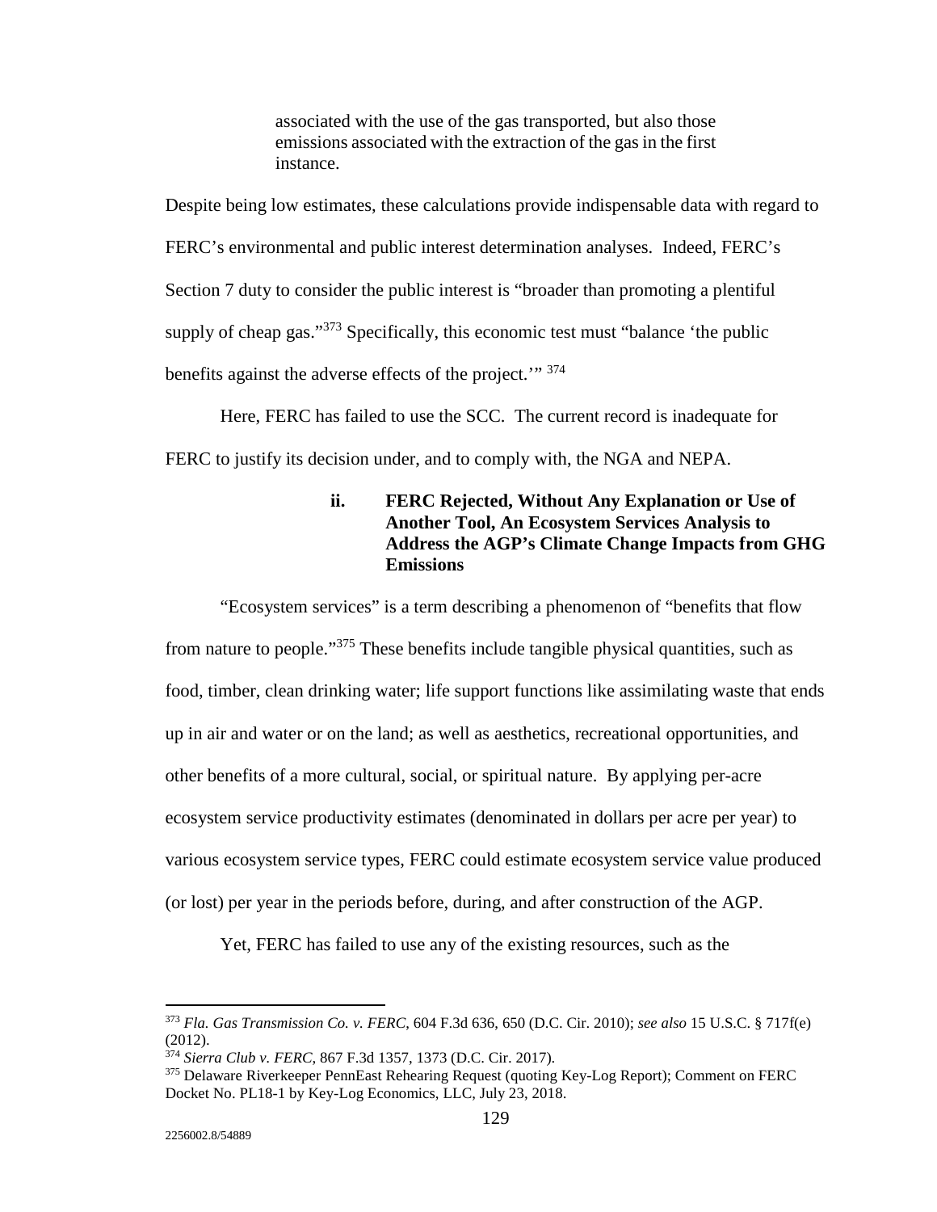> associated with the use of the gas transported, but also those emissions associated with the extraction of the gas in the first instance.

Despite being low estimates, these calculations provide indispensable data with regard to FERC's environmental and public interest determination analyses. Indeed, FERC's Section 7 duty to consider the public interest is "broader than promoting a plentiful supply of cheap gas."[373] Specifically, this economic test must "balance 'the public benefits against the adverse effects of the project.'" [374]

Here, FERC has failed to use the SCC. The current record is inadequate for FERC to justify its decision under, and to comply with, the NGA and NEPA.

#### ii. FERC Rejected, Without Any Explanation or Use of Another Tool, An Ecosystem Services Analysis to Address the AGP's Climate Change Impacts from GHG Emissions

"Ecosystem services" is a term describing a phenomenon of "benefits that flow from nature to people."[375] These benefits include tangible physical quantities, such as food, timber, clean drinking water; life support functions like assimilating waste that ends up in air and water or on the land; as well as aesthetics, recreational opportunities, and other benefits of a more cultural, social, or spiritual nature. By applying per-acre ecosystem service productivity estimates (denominated in dollars per acre per year) to various ecosystem service types, FERC could estimate ecosystem service value produced (or lost) per year in the periods before, during, and after construction of the AGP.

Yet, FERC has failed to use any of the existing resources, such as the

---

[373] *Fla. Gas Transmission Co. v. FERC*, 604 F.3d 636, 650 (D.C. Cir. 2010); *see also* 15 U.S.C. § 717f(e) (2012).

[374] *Sierra Club v. FERC*, 867 F.3d 1357, 1373 (D.C. Cir. 2017).

[375] Delaware Riverkeeper PennEast Rehearing Request (quoting Key-Log Report); Comment on FERC Docket No. PL18-1 by Key-Log Economics, LLC, July 23, 2018.

2256002.8/54889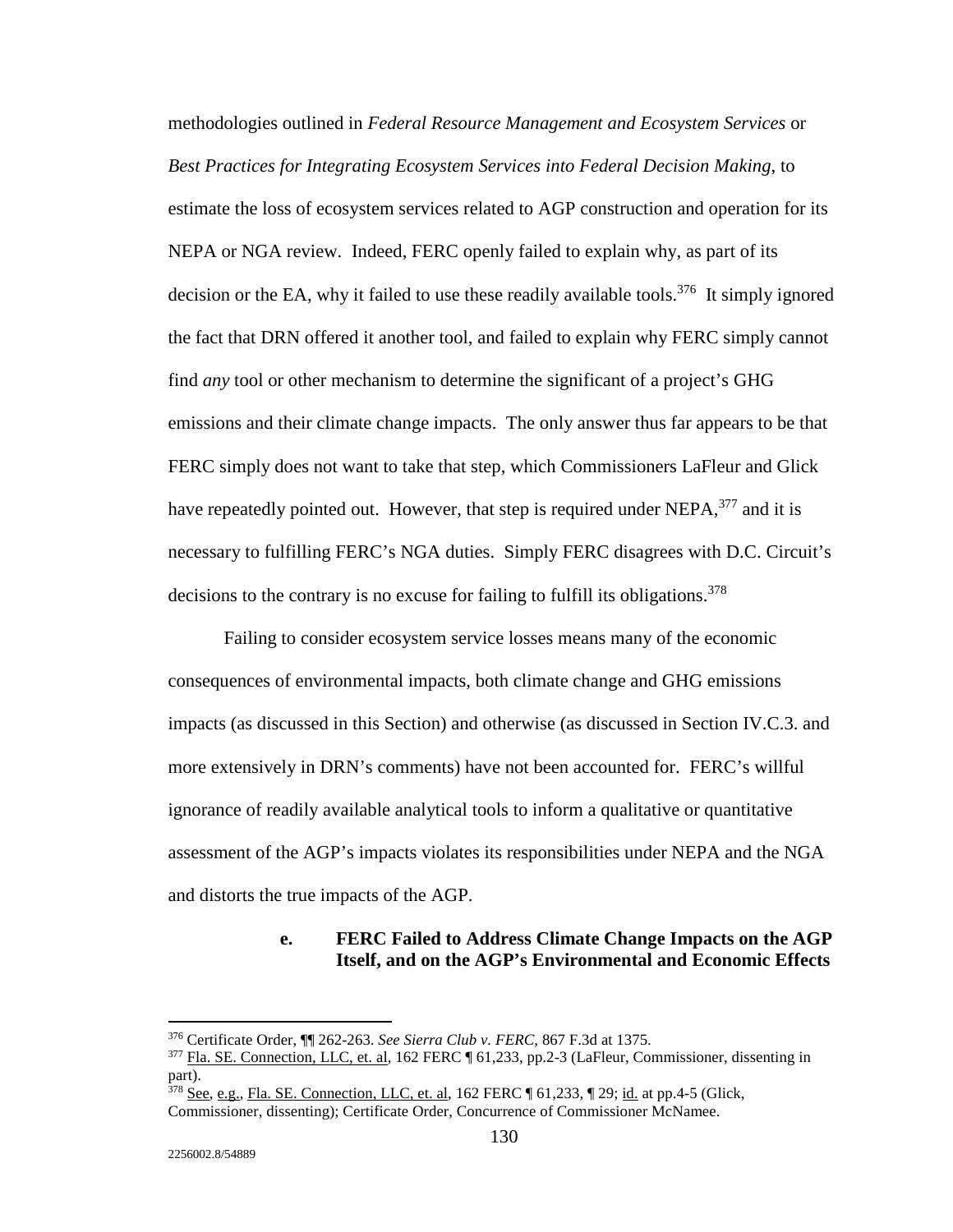methodologies outlined in *Federal Resource Management and Ecosystem Services* or *Best Practices for Integrating Ecosystem Services into Federal Decision Making*, to estimate the loss of ecosystem services related to AGP construction and operation for its NEPA or NGA review. Indeed, FERC openly failed to explain why, as part of its decision or the EA, why it failed to use these readily available tools.[376] It simply ignored the fact that DRN offered it another tool, and failed to explain why FERC simply cannot find *any* tool or other mechanism to determine the significant of a project's GHG emissions and their climate change impacts. The only answer thus far appears to be that FERC simply does not want to take that step, which Commissioners LaFleur and Glick have repeatedly pointed out. However, that step is required under NEPA,[377] and it is necessary to fulfilling FERC's NGA duties. Simply FERC disagrees with D.C. Circuit's decisions to the contrary is no excuse for failing to fulfill its obligations.[378]

Failing to consider ecosystem service losses means many of the economic consequences of environmental impacts, both climate change and GHG emissions impacts (as discussed in this Section) and otherwise (as discussed in Section IV.C.3. and more extensively in DRN's comments) have not been accounted for. FERC's willful ignorance of readily available analytical tools to inform a qualitative or quantitative assessment of the AGP's impacts violates its responsibilities under NEPA and the NGA and distorts the true impacts of the AGP.

#### e. FERC Failed to Address Climate Change Impacts on the AGP Itself, and on the AGP's Environmental and Economic Effects

---

[376] Certificate Order, ¶¶ 262-263. *See Sierra Club v. FERC*, 867 F.3d at 1375.

[377] Fla. SE. Connection, LLC, et. al, 162 FERC ¶ 61,233, pp.2-3 (LaFleur, Commissioner, dissenting in part).

[378] See, e.g., Fla. SE. Connection, LLC, et. al, 162 FERC ¶ 61,233, ¶ 29; id. at pp.4-5 (Glick, Commissioner, dissenting); Certificate Order, Concurrence of Commissioner McNamee.

2256002.8/54889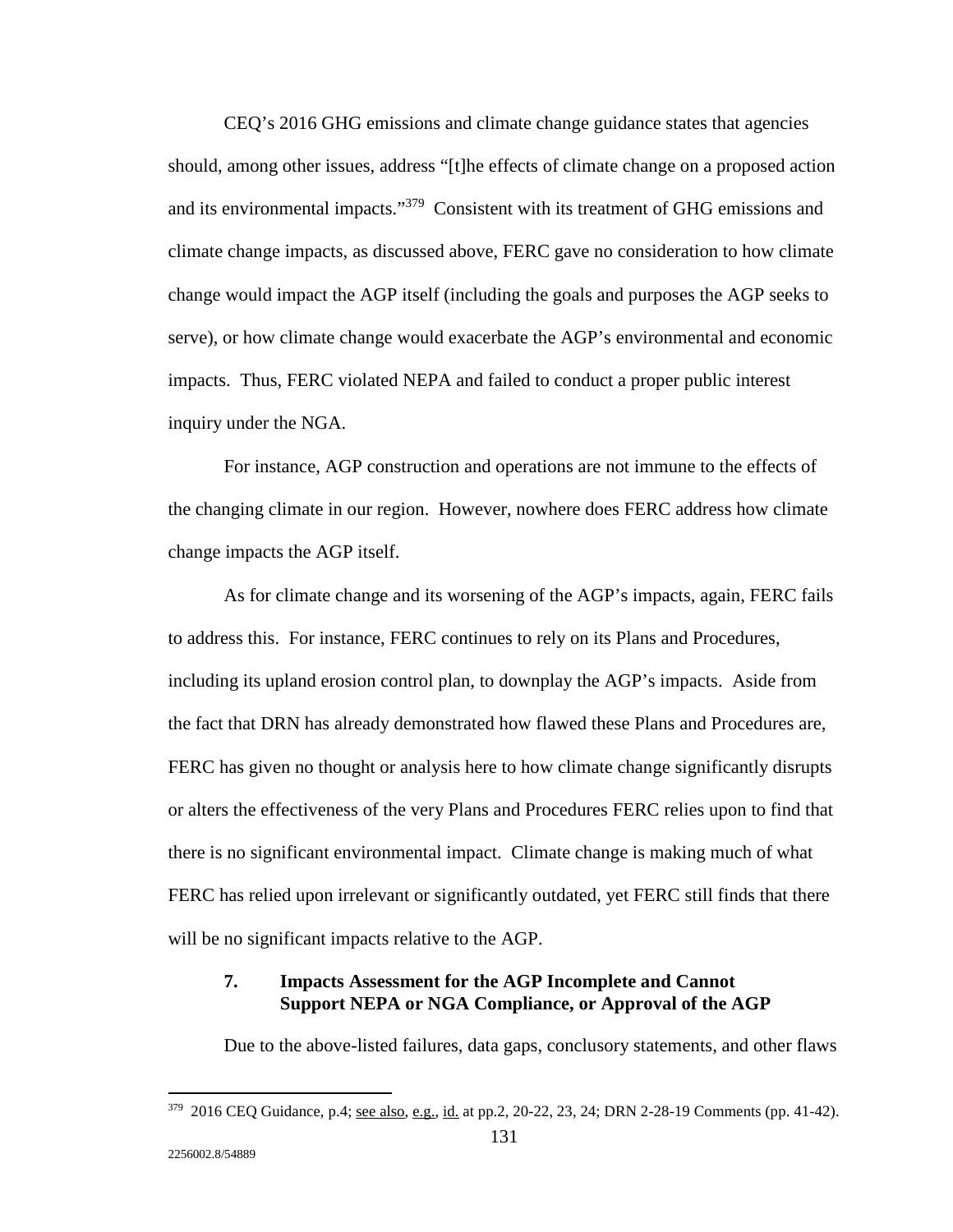CEQ's 2016 GHG emissions and climate change guidance states that agencies should, among other issues, address "[t]he effects of climate change on a proposed action and its environmental impacts."[379] Consistent with its treatment of GHG emissions and climate change impacts, as discussed above, FERC gave no consideration to how climate change would impact the AGP itself (including the goals and purposes the AGP seeks to serve), or how climate change would exacerbate the AGP's environmental and economic impacts. Thus, FERC violated NEPA and failed to conduct a proper public interest inquiry under the NGA.

For instance, AGP construction and operations are not immune to the effects of the changing climate in our region. However, nowhere does FERC address how climate change impacts the AGP itself.

As for climate change and its worsening of the AGP's impacts, again, FERC fails to address this. For instance, FERC continues to rely on its Plans and Procedures, including its upland erosion control plan, to downplay the AGP's impacts. Aside from the fact that DRN has already demonstrated how flawed these Plans and Procedures are, FERC has given no thought or analysis here to how climate change significantly disrupts or alters the effectiveness of the very Plans and Procedures FERC relies upon to find that there is no significant environmental impact. Climate change is making much of what FERC has relied upon irrelevant or significantly outdated, yet FERC still finds that there will be no significant impacts relative to the AGP.

### 7. Impacts Assessment for the AGP Incomplete and Cannot Support NEPA or NGA Compliance, or Approval of the AGP

Due to the above-listed failures, data gaps, conclusory statements, and other flaws

---

[379] 2016 CEQ Guidance, p.4; see also, e.g., id. at pp.2, 20-22, 23, 24; DRN 2-28-19 Comments (pp. 41-42).

2256002.8/54889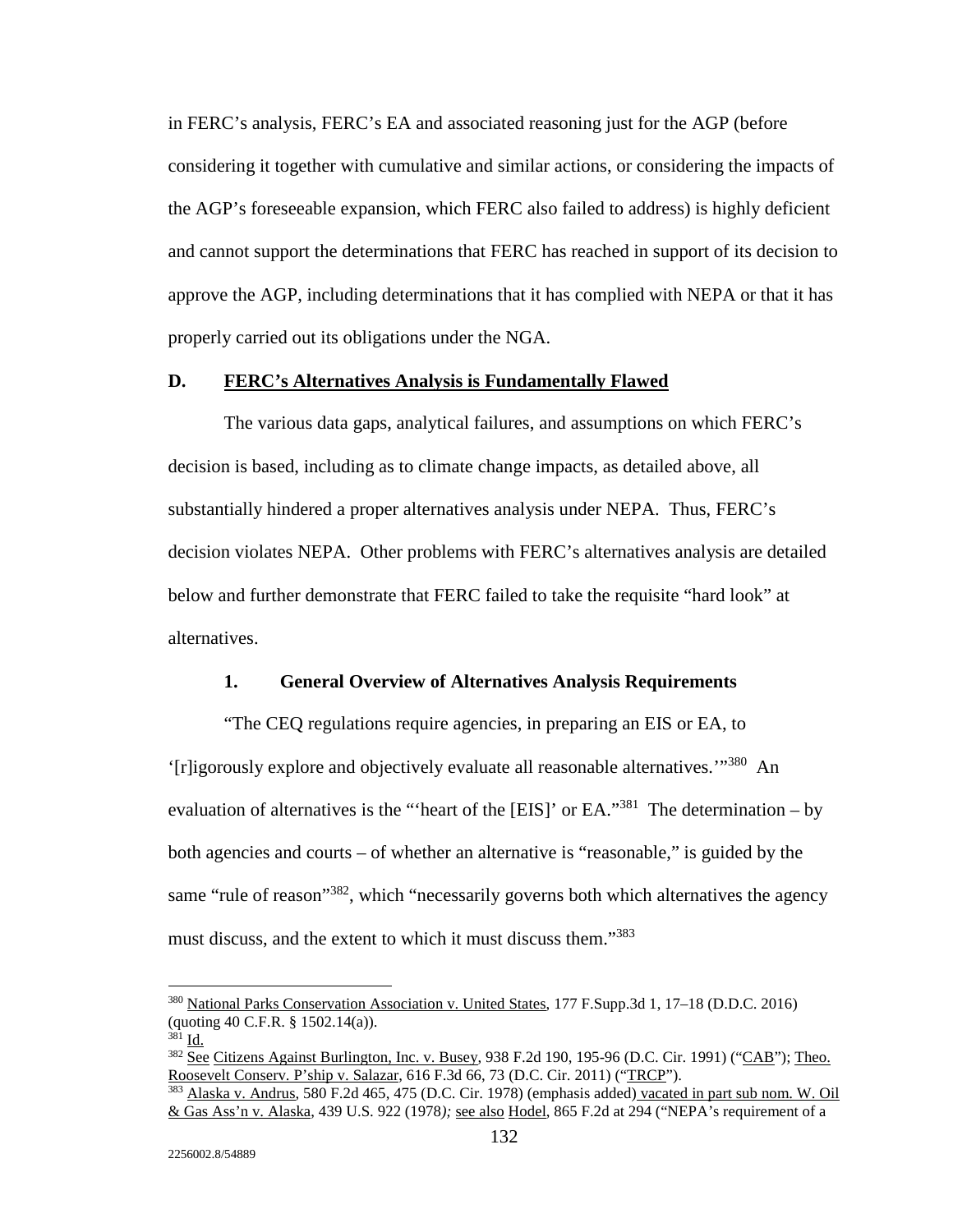in FERC's analysis, FERC's EA and associated reasoning just for the AGP (before considering it together with cumulative and similar actions, or considering the impacts of the AGP's foreseeable expansion, which FERC also failed to address) is highly deficient and cannot support the determinations that FERC has reached in support of its decision to approve the AGP, including determinations that it has complied with NEPA or that it has properly carried out its obligations under the NGA.

## D. FERC's Alternatives Analysis is Fundamentally Flawed

The various data gaps, analytical failures, and assumptions on which FERC's decision is based, including as to climate change impacts, as detailed above, all substantially hindered a proper alternatives analysis under NEPA. Thus, FERC's decision violates NEPA. Other problems with FERC's alternatives analysis are detailed below and further demonstrate that FERC failed to take the requisite "hard look" at alternatives.

### 1. General Overview of Alternatives Analysis Requirements

"The CEQ regulations require agencies, in preparing an EIS or EA, to '[r]igorously explore and objectively evaluate all reasonable alternatives.'"[380] An evaluation of alternatives is the "'heart of the [EIS]' or EA."[381] The determination – by both agencies and courts – of whether an alternative is "reasonable," is guided by the same "rule of reason"[382], which "necessarily governs both which alternatives the agency must discuss, and the extent to which it must discuss them."[383]

---

[380] National Parks Conservation Association v. United States, 177 F.Supp.3d 1, 17–18 (D.D.C. 2016) (quoting 40 C.F.R. § 1502.14(a)).

[381] Id.

[382] See Citizens Against Burlington, Inc. v. Busey, 938 F.2d 190, 195-96 (D.C. Cir. 1991) ("CAB"); Theo. Roosevelt Conserv. P'ship v. Salazar, 616 F.3d 66, 73 (D.C. Cir. 2011) ("TRCP").

[383] Alaska v. Andrus, 580 F.2d 465, 475 (D.C. Cir. 1978) (emphasis added) vacated in part sub nom. W. Oil & Gas Ass'n v. Alaska, 439 U.S. 922 (1978); see also Hodel, 865 F.2d at 294 ("NEPA's requirement of a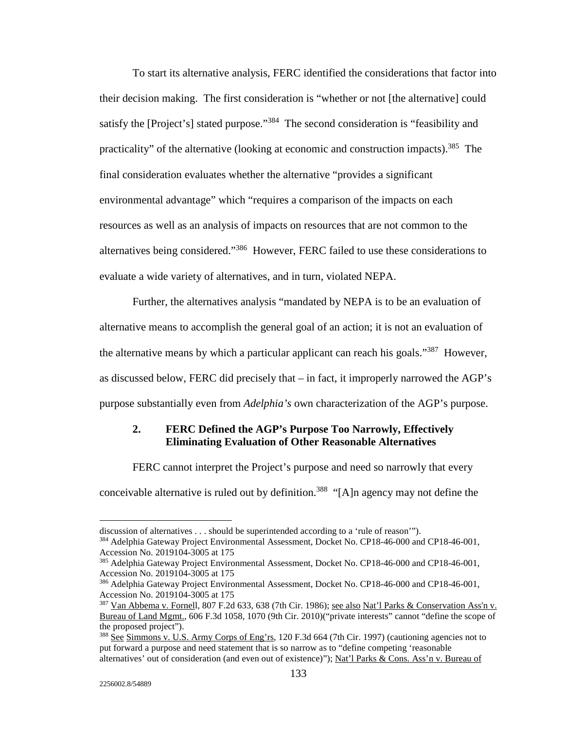To start its alternative analysis, FERC identified the considerations that factor into their decision making. The first consideration is "whether or not [the alternative] could satisfy the [Project's] stated purpose."[384] The second consideration is "feasibility and practicality" of the alternative (looking at economic and construction impacts).[385] The final consideration evaluates whether the alternative "provides a significant environmental advantage" which "requires a comparison of the impacts on each resources as well as an analysis of impacts on resources that are not common to the alternatives being considered."[386] However, FERC failed to use these considerations to evaluate a wide variety of alternatives, and in turn, violated NEPA.

Further, the alternatives analysis "mandated by NEPA is to be an evaluation of alternative means to accomplish the general goal of an action; it is not an evaluation of the alternative means by which a particular applicant can reach his goals."[387] However, as discussed below, FERC did precisely that – in fact, it improperly narrowed the AGP's purpose substantially even from *Adelphia's* own characterization of the AGP's purpose.

### 2. FERC Defined the AGP's Purpose Too Narrowly, Effectively Eliminating Evaluation of Other Reasonable Alternatives

FERC cannot interpret the Project's purpose and need so narrowly that every conceivable alternative is ruled out by definition.[388] "[A]n agency may not define the

---

discussion of alternatives . . . should be superintended according to a 'rule of reason'").

[384] Adelphia Gateway Project Environmental Assessment, Docket No. CP18-46-000 and CP18-46-001, Accession No. 2019104-3005 at 175

[385] Adelphia Gateway Project Environmental Assessment, Docket No. CP18-46-000 and CP18-46-001, Accession No. 2019104-3005 at 175

[386] Adelphia Gateway Project Environmental Assessment, Docket No. CP18-46-000 and CP18-46-001, Accession No. 2019104-3005 at 175

[387] Van Abbema v. Fornell, 807 F.2d 633, 638 (7th Cir. 1986); see also Nat'l Parks & Conservation Ass'n v. Bureau of Land Mgmt., 606 F.3d 1058, 1070 (9th Cir. 2010)("private interests" cannot "define the scope of the proposed project").

[388] See Simmons v. U.S. Army Corps of Eng'rs, 120 F.3d 664 (7th Cir. 1997) (cautioning agencies not to put forward a purpose and need statement that is so narrow as to "define competing 'reasonable alternatives' out of consideration (and even out of existence)"); Nat'l Parks & Cons. Ass'n v. Bureau of

2256002.8/54889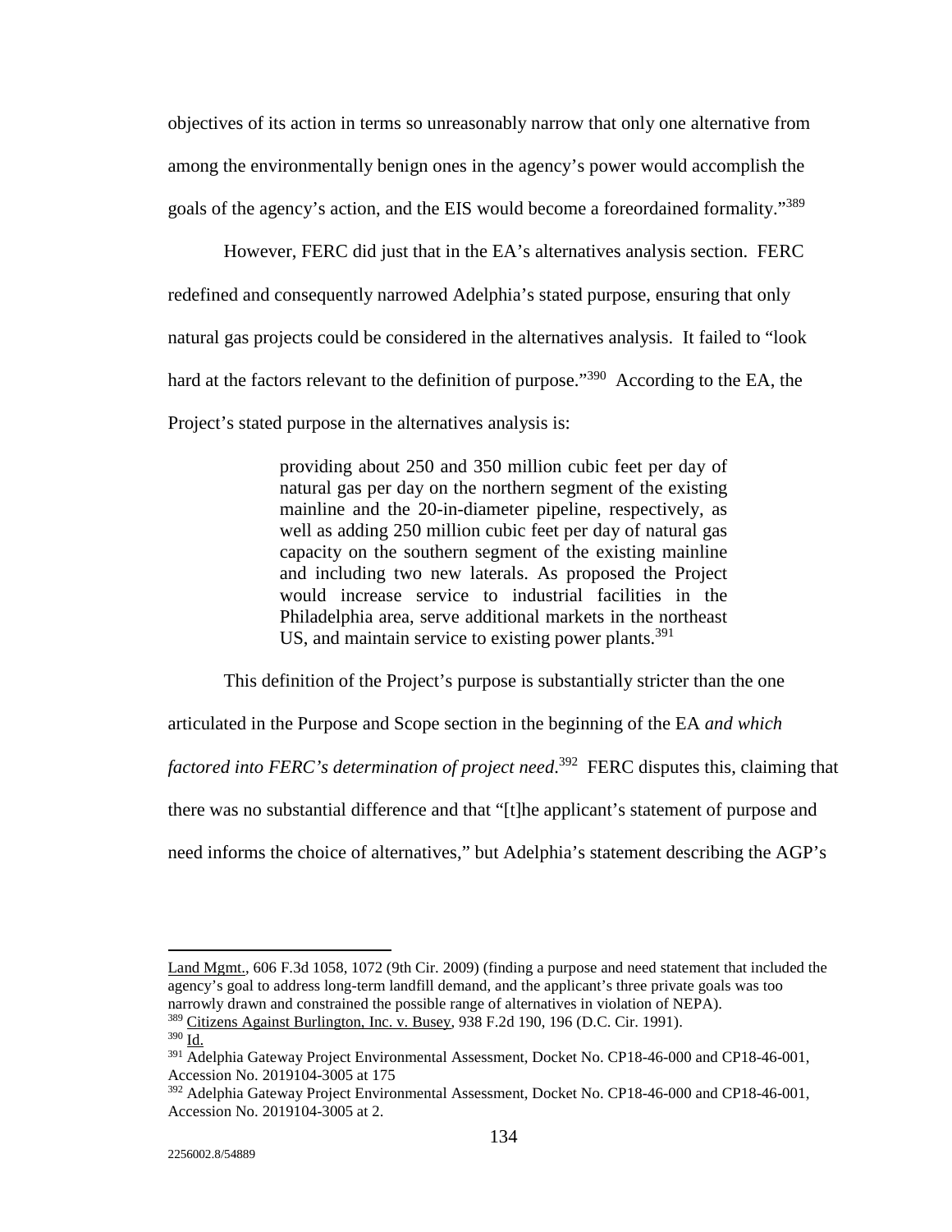objectives of its action in terms so unreasonably narrow that only one alternative from among the environmentally benign ones in the agency's power would accomplish the goals of the agency's action, and the EIS would become a foreordained formality."[389]

However, FERC did just that in the EA's alternatives analysis section. FERC redefined and consequently narrowed Adelphia's stated purpose, ensuring that only natural gas projects could be considered in the alternatives analysis. It failed to "look hard at the factors relevant to the definition of purpose."[390] According to the EA, the Project's stated purpose in the alternatives analysis is:

> providing about 250 and 350 million cubic feet per day of natural gas per day on the northern segment of the existing mainline and the 20-in-diameter pipeline, respectively, as well as adding 250 million cubic feet per day of natural gas capacity on the southern segment of the existing mainline and including two new laterals. As proposed the Project would increase service to industrial facilities in the Philadelphia area, serve additional markets in the northeast US, and maintain service to existing power plants.[391]

This definition of the Project's purpose is substantially stricter than the one articulated in the Purpose and Scope section in the beginning of the EA *and which factored into FERC's determination of project need*.[392] FERC disputes this, claiming that there was no substantial difference and that "[t]he applicant's statement of purpose and need informs the choice of alternatives," but Adelphia's statement describing the AGP's

---

Land Mgmt., 606 F.3d 1058, 1072 (9th Cir. 2009) (finding a purpose and need statement that included the agency's goal to address long-term landfill demand, and the applicant's three private goals was too narrowly drawn and constrained the possible range of alternatives in violation of NEPA).

[389] Citizens Against Burlington, Inc. v. Busey, 938 F.2d 190, 196 (D.C. Cir. 1991).

[390] Id.

[391] Adelphia Gateway Project Environmental Assessment, Docket No. CP18-46-000 and CP18-46-001, Accession No. 2019104-3005 at 175

[392] Adelphia Gateway Project Environmental Assessment, Docket No. CP18-46-000 and CP18-46-001, Accession No. 2019104-3005 at 2.

2256002.8/54889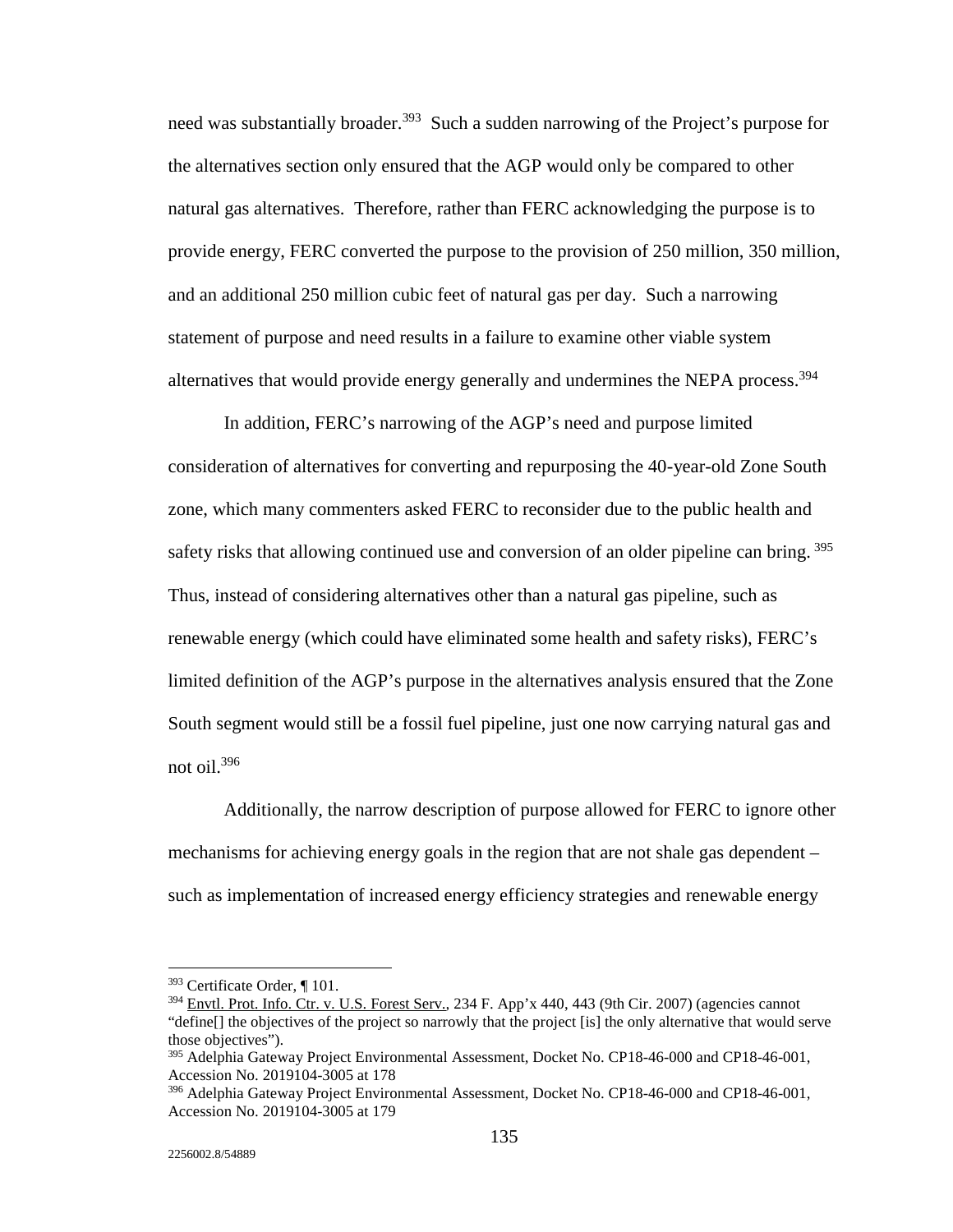need was substantially broader.[393] Such a sudden narrowing of the Project's purpose for the alternatives section only ensured that the AGP would only be compared to other natural gas alternatives. Therefore, rather than FERC acknowledging the purpose is to provide energy, FERC converted the purpose to the provision of 250 million, 350 million, and an additional 250 million cubic feet of natural gas per day. Such a narrowing statement of purpose and need results in a failure to examine other viable system alternatives that would provide energy generally and undermines the NEPA process.[394]

In addition, FERC's narrowing of the AGP's need and purpose limited consideration of alternatives for converting and repurposing the 40-year-old Zone South zone, which many commenters asked FERC to reconsider due to the public health and safety risks that allowing continued use and conversion of an older pipeline can bring.[395] Thus, instead of considering alternatives other than a natural gas pipeline, such as renewable energy (which could have eliminated some health and safety risks), FERC's limited definition of the AGP's purpose in the alternatives analysis ensured that the Zone South segment would still be a fossil fuel pipeline, just one now carrying natural gas and not oil.[396]

Additionally, the narrow description of purpose allowed for FERC to ignore other mechanisms for achieving energy goals in the region that are not shale gas dependent – such as implementation of increased energy efficiency strategies and renewable energy

---

[393] Certificate Order, ¶ 101.

[394] Envtl. Prot. Info. Ctr. v. U.S. Forest Serv., 234 F. App'x 440, 443 (9th Cir. 2007) (agencies cannot "define[] the objectives of the project so narrowly that the project [is] the only alternative that would serve those objectives").

[395] Adelphia Gateway Project Environmental Assessment, Docket No. CP18-46-000 and CP18-46-001, Accession No. 2019104-3005 at 178

[396] Adelphia Gateway Project Environmental Assessment, Docket No. CP18-46-000 and CP18-46-001, Accession No. 2019104-3005 at 179

2256002.8/54889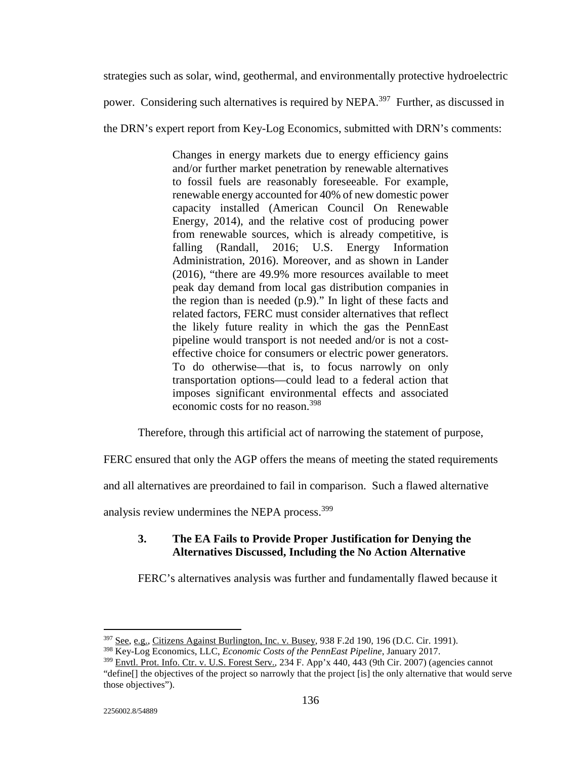strategies such as solar, wind, geothermal, and environmentally protective hydroelectric power. Considering such alternatives is required by NEPA.[397] Further, as discussed in the DRN's expert report from Key-Log Economics, submitted with DRN's comments:

> Changes in energy markets due to energy efficiency gains and/or further market penetration by renewable alternatives to fossil fuels are reasonably foreseeable. For example, renewable energy accounted for 40% of new domestic power capacity installed (American Council On Renewable Energy, 2014), and the relative cost of producing power from renewable sources, which is already competitive, is falling (Randall, 2016; U.S. Energy Information Administration, 2016). Moreover, and as shown in Lander (2016), "there are 49.9% more resources available to meet peak day demand from local gas distribution companies in the region than is needed (p.9)." In light of these facts and related factors, FERC must consider alternatives that reflect the likely future reality in which the gas the PennEast pipeline would transport is not needed and/or is not a cost-effective choice for consumers or electric power generators. To do otherwise—that is, to focus narrowly on only transportation options—could lead to a federal action that imposes significant environmental effects and associated economic costs for no reason.[398]

Therefore, through this artificial act of narrowing the statement of purpose, FERC ensured that only the AGP offers the means of meeting the stated requirements and all alternatives are preordained to fail in comparison. Such a flawed alternative analysis review undermines the NEPA process.[399]

### 3. The EA Fails to Provide Proper Justification for Denying the Alternatives Discussed, Including the No Action Alternative

FERC's alternatives analysis was further and fundamentally flawed because it

---

[397] See, e.g., Citizens Against Burlington, Inc. v. Busey, 938 F.2d 190, 196 (D.C. Cir. 1991).

[398] Key-Log Economics, LLC, *Economic Costs of the PennEast Pipeline*, January 2017.

[399] Envtl. Prot. Info. Ctr. v. U.S. Forest Serv., 234 F. App'x 440, 443 (9th Cir. 2007) (agencies cannot "define[] the objectives of the project so narrowly that the project [is] the only alternative that would serve those objectives").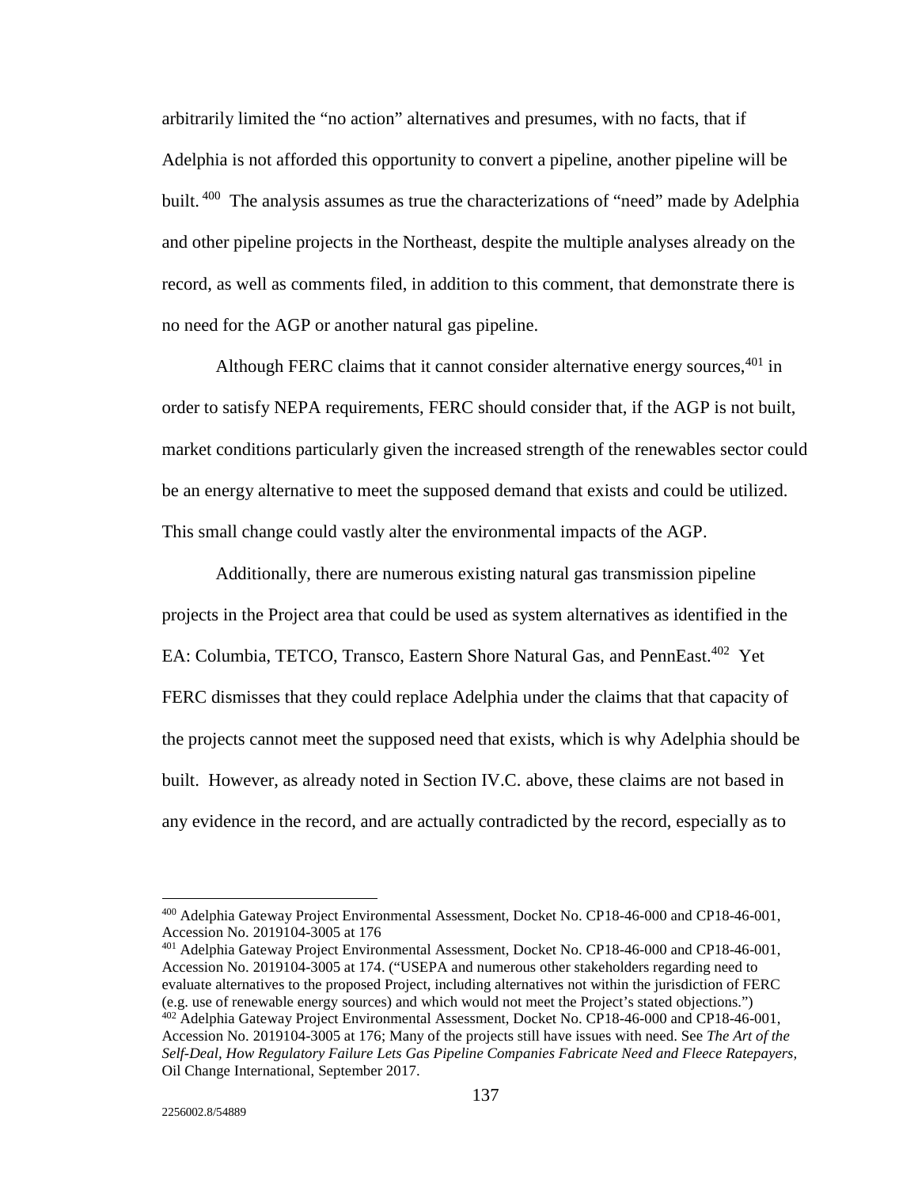arbitrarily limited the "no action" alternatives and presumes, with no facts, that if Adelphia is not afforded this opportunity to convert a pipeline, another pipeline will be built. [400] The analysis assumes as true the characterizations of "need" made by Adelphia and other pipeline projects in the Northeast, despite the multiple analyses already on the record, as well as comments filed, in addition to this comment, that demonstrate there is no need for the AGP or another natural gas pipeline.

Although FERC claims that it cannot consider alternative energy sources,[401] in order to satisfy NEPA requirements, FERC should consider that, if the AGP is not built, market conditions particularly given the increased strength of the renewables sector could be an energy alternative to meet the supposed demand that exists and could be utilized. This small change could vastly alter the environmental impacts of the AGP.

Additionally, there are numerous existing natural gas transmission pipeline projects in the Project area that could be used as system alternatives as identified in the EA: Columbia, TETCO, Transco, Eastern Shore Natural Gas, and PennEast.[402] Yet FERC dismisses that they could replace Adelphia under the claims that that capacity of the projects cannot meet the supposed need that exists, which is why Adelphia should be built. However, as already noted in Section IV.C. above, these claims are not based in any evidence in the record, and are actually contradicted by the record, especially as to

---

[400] Adelphia Gateway Project Environmental Assessment, Docket No. CP18-46-000 and CP18-46-001, Accession No. 2019104-3005 at 176

[401] Adelphia Gateway Project Environmental Assessment, Docket No. CP18-46-000 and CP18-46-001, Accession No. 2019104-3005 at 174. ("USEPA and numerous other stakeholders regarding need to evaluate alternatives to the proposed Project, including alternatives not within the jurisdiction of FERC (e.g. use of renewable energy sources) and which would not meet the Project's stated objections.")

[402] Adelphia Gateway Project Environmental Assessment, Docket No. CP18-46-000 and CP18-46-001, Accession No. 2019104-3005 at 176; Many of the projects still have issues with need. See *The Art of the Self-Deal, How Regulatory Failure Lets Gas Pipeline Companies Fabricate Need and Fleece Ratepayers,* Oil Change International, September 2017.

2256002.8/54889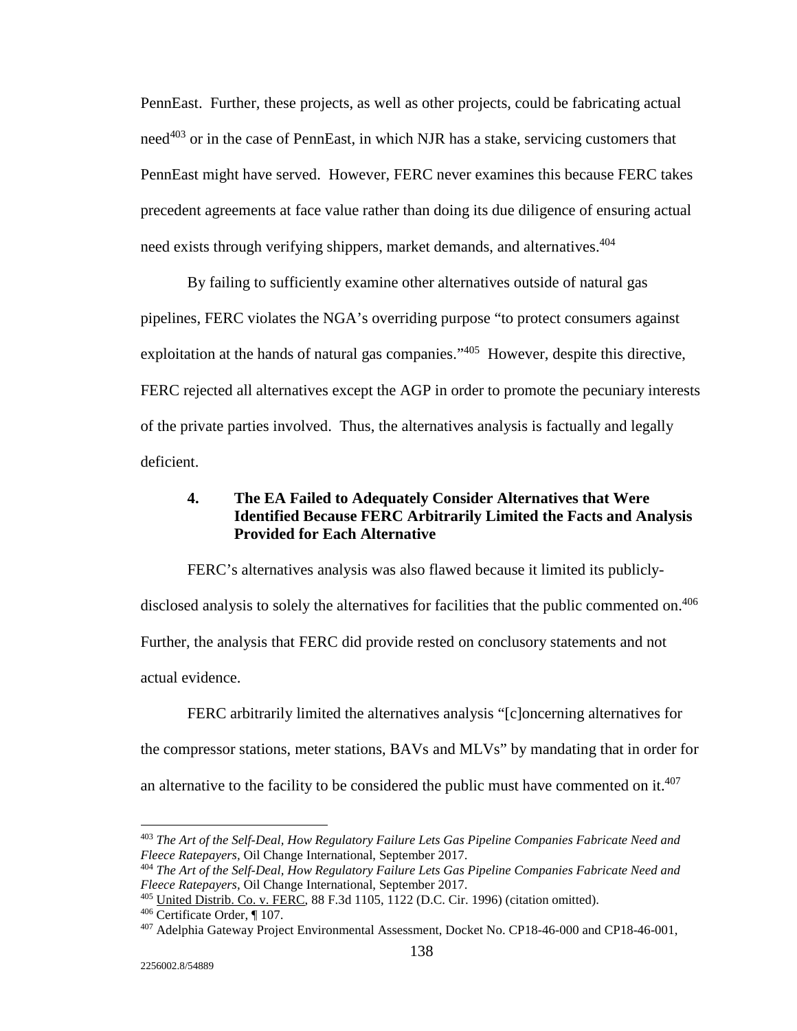PennEast. Further, these projects, as well as other projects, could be fabricating actual need[403] or in the case of PennEast, in which NJR has a stake, servicing customers that PennEast might have served. However, FERC never examines this because FERC takes precedent agreements at face value rather than doing its due diligence of ensuring actual need exists through verifying shippers, market demands, and alternatives.[404]

By failing to sufficiently examine other alternatives outside of natural gas pipelines, FERC violates the NGA's overriding purpose "to protect consumers against exploitation at the hands of natural gas companies."[405] However, despite this directive, FERC rejected all alternatives except the AGP in order to promote the pecuniary interests of the private parties involved. Thus, the alternatives analysis is factually and legally deficient.

### 4. The EA Failed to Adequately Consider Alternatives that Were Identified Because FERC Arbitrarily Limited the Facts and Analysis Provided for Each Alternative

FERC's alternatives analysis was also flawed because it limited its publicly-disclosed analysis to solely the alternatives for facilities that the public commented on.[406] Further, the analysis that FERC did provide rested on conclusory statements and not actual evidence.

FERC arbitrarily limited the alternatives analysis "[c]oncerning alternatives for the compressor stations, meter stations, BAVs and MLVs" by mandating that in order for an alternative to the facility to be considered the public must have commented on it.[407]

---

[403] *The Art of the Self-Deal, How Regulatory Failure Lets Gas Pipeline Companies Fabricate Need and Fleece Ratepayers*, Oil Change International, September 2017.

[404] *The Art of the Self-Deal, How Regulatory Failure Lets Gas Pipeline Companies Fabricate Need and Fleece Ratepayers*, Oil Change International, September 2017.

[405] United Distrib. Co. v. FERC, 88 F.3d 1105, 1122 (D.C. Cir. 1996) (citation omitted).

[406] Certificate Order, ¶ 107.

[407] Adelphia Gateway Project Environmental Assessment, Docket No. CP18-46-000 and CP18-46-001,

2256002.8/54889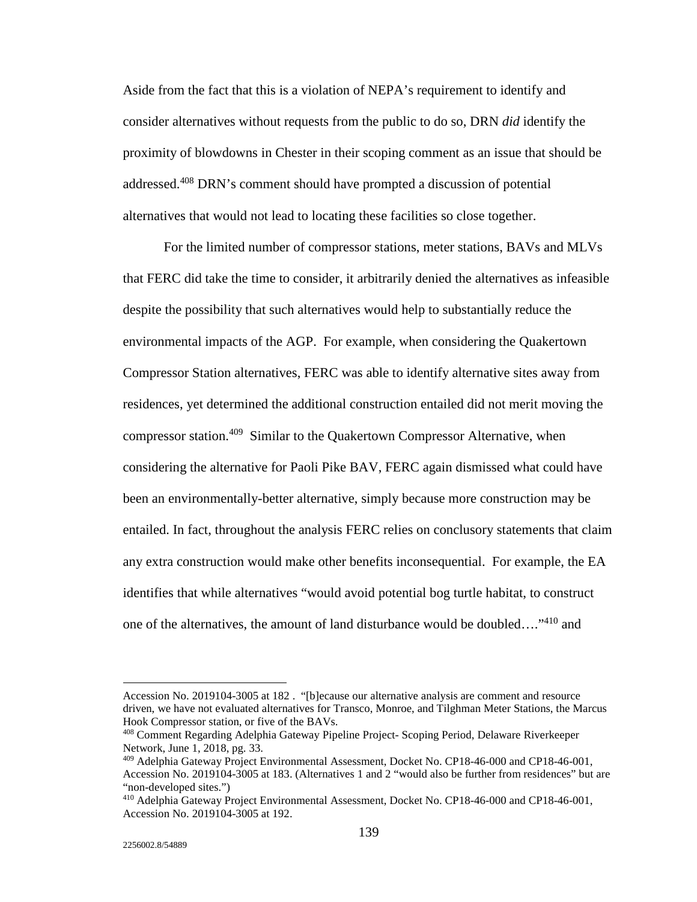Aside from the fact that this is a violation of NEPA's requirement to identify and consider alternatives without requests from the public to do so, DRN *did* identify the proximity of blowdowns in Chester in their scoping comment as an issue that should be addressed.[408] DRN's comment should have prompted a discussion of potential alternatives that would not lead to locating these facilities so close together.

For the limited number of compressor stations, meter stations, BAVs and MLVs that FERC did take the time to consider, it arbitrarily denied the alternatives as infeasible despite the possibility that such alternatives would help to substantially reduce the environmental impacts of the AGP. For example, when considering the Quakertown Compressor Station alternatives, FERC was able to identify alternative sites away from residences, yet determined the additional construction entailed did not merit moving the compressor station.[409] Similar to the Quakertown Compressor Alternative, when considering the alternative for Paoli Pike BAV, FERC again dismissed what could have been an environmentally-better alternative, simply because more construction may be entailed. In fact, throughout the analysis FERC relies on conclusory statements that claim any extra construction would make other benefits inconsequential. For example, the EA identifies that while alternatives "would avoid potential bog turtle habitat, to construct one of the alternatives, the amount of land disturbance would be doubled…."[410] and

---

Accession No. 2019104-3005 at 182 . "[b]ecause our alternative analysis are comment and resource driven, we have not evaluated alternatives for Transco, Monroe, and Tilghman Meter Stations, the Marcus Hook Compressor station, or five of the BAVs.

[408] Comment Regarding Adelphia Gateway Pipeline Project- Scoping Period, Delaware Riverkeeper Network, June 1, 2018, pg. 33.

[409] Adelphia Gateway Project Environmental Assessment, Docket No. CP18-46-000 and CP18-46-001, Accession No. 2019104-3005 at 183. (Alternatives 1 and 2 "would also be further from residences" but are "non-developed sites.")

[410] Adelphia Gateway Project Environmental Assessment, Docket No. CP18-46-000 and CP18-46-001, Accession No. 2019104-3005 at 192.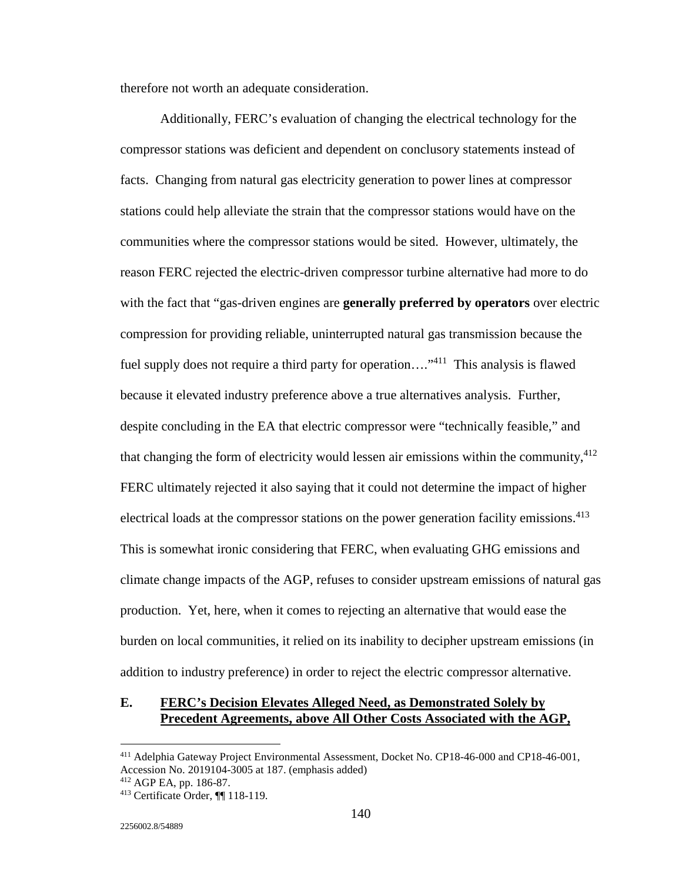therefore not worth an adequate consideration.

Additionally, FERC's evaluation of changing the electrical technology for the compressor stations was deficient and dependent on conclusory statements instead of facts. Changing from natural gas electricity generation to power lines at compressor stations could help alleviate the strain that the compressor stations would have on the communities where the compressor stations would be sited. However, ultimately, the reason FERC rejected the electric-driven compressor turbine alternative had more to do with the fact that "gas-driven engines are **generally preferred by operators** over electric compression for providing reliable, uninterrupted natural gas transmission because the fuel supply does not require a third party for operation…."[411] This analysis is flawed because it elevated industry preference above a true alternatives analysis. Further, despite concluding in the EA that electric compressor were "technically feasible," and that changing the form of electricity would lessen air emissions within the community,[412] FERC ultimately rejected it also saying that it could not determine the impact of higher electrical loads at the compressor stations on the power generation facility emissions.[413] This is somewhat ironic considering that FERC, when evaluating GHG emissions and climate change impacts of the AGP, refuses to consider upstream emissions of natural gas production. Yet, here, when it comes to rejecting an alternative that would ease the burden on local communities, it relied on its inability to decipher upstream emissions (in addition to industry preference) in order to reject the electric compressor alternative.

## E. <u>FERC's Decision Elevates Alleged Need, as Demonstrated Solely by Precedent Agreements, above All Other Costs Associated with the AGP,</u>

---

[411] Adelphia Gateway Project Environmental Assessment, Docket No. CP18-46-000 and CP18-46-001, Accession No. 2019104-3005 at 187. (emphasis added)

[412] AGP EA, pp. 186-87.

[413] Certificate Order, ¶¶ 118-119.

2256002.8/54889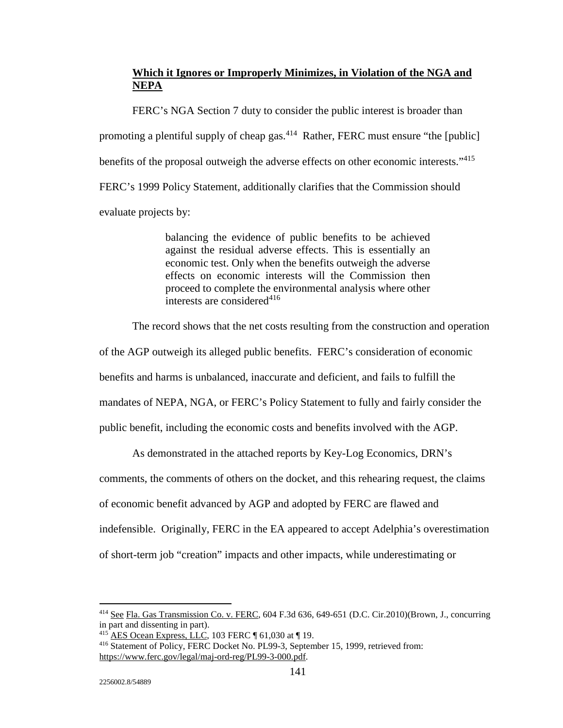**Which it Ignores or Improperly Minimizes, in Violation of the NGA and NEPA**

FERC's NGA Section 7 duty to consider the public interest is broader than promoting a plentiful supply of cheap gas.[414] Rather, FERC must ensure "the [public] benefits of the proposal outweigh the adverse effects on other economic interests."[415] FERC's 1999 Policy Statement, additionally clarifies that the Commission should evaluate projects by:

> balancing the evidence of public benefits to be achieved against the residual adverse effects. This is essentially an economic test. Only when the benefits outweigh the adverse effects on economic interests will the Commission then proceed to complete the environmental analysis where other interests are considered[416]

The record shows that the net costs resulting from the construction and operation of the AGP outweigh its alleged public benefits. FERC's consideration of economic benefits and harms is unbalanced, inaccurate and deficient, and fails to fulfill the mandates of NEPA, NGA, or FERC's Policy Statement to fully and fairly consider the public benefit, including the economic costs and benefits involved with the AGP.

As demonstrated in the attached reports by Key-Log Economics, DRN's comments, the comments of others on the docket, and this rehearing request, the claims of economic benefit advanced by AGP and adopted by FERC are flawed and indefensible. Originally, FERC in the EA appeared to accept Adelphia's overestimation of short-term job "creation" impacts and other impacts, while underestimating or

---

[414] See Fla. Gas Transmission Co. v. FERC, 604 F.3d 636, 649-651 (D.C. Cir.2010)(Brown, J., concurring in part and dissenting in part).

[415] AES Ocean Express, LLC, 103 FERC ¶ 61,030 at ¶ 19.

[416] Statement of Policy, FERC Docket No. PL99-3, September 15, 1999, retrieved from: https://www.ferc.gov/legal/maj-ord-reg/PL99-3-000.pdf.

2256002.8/54889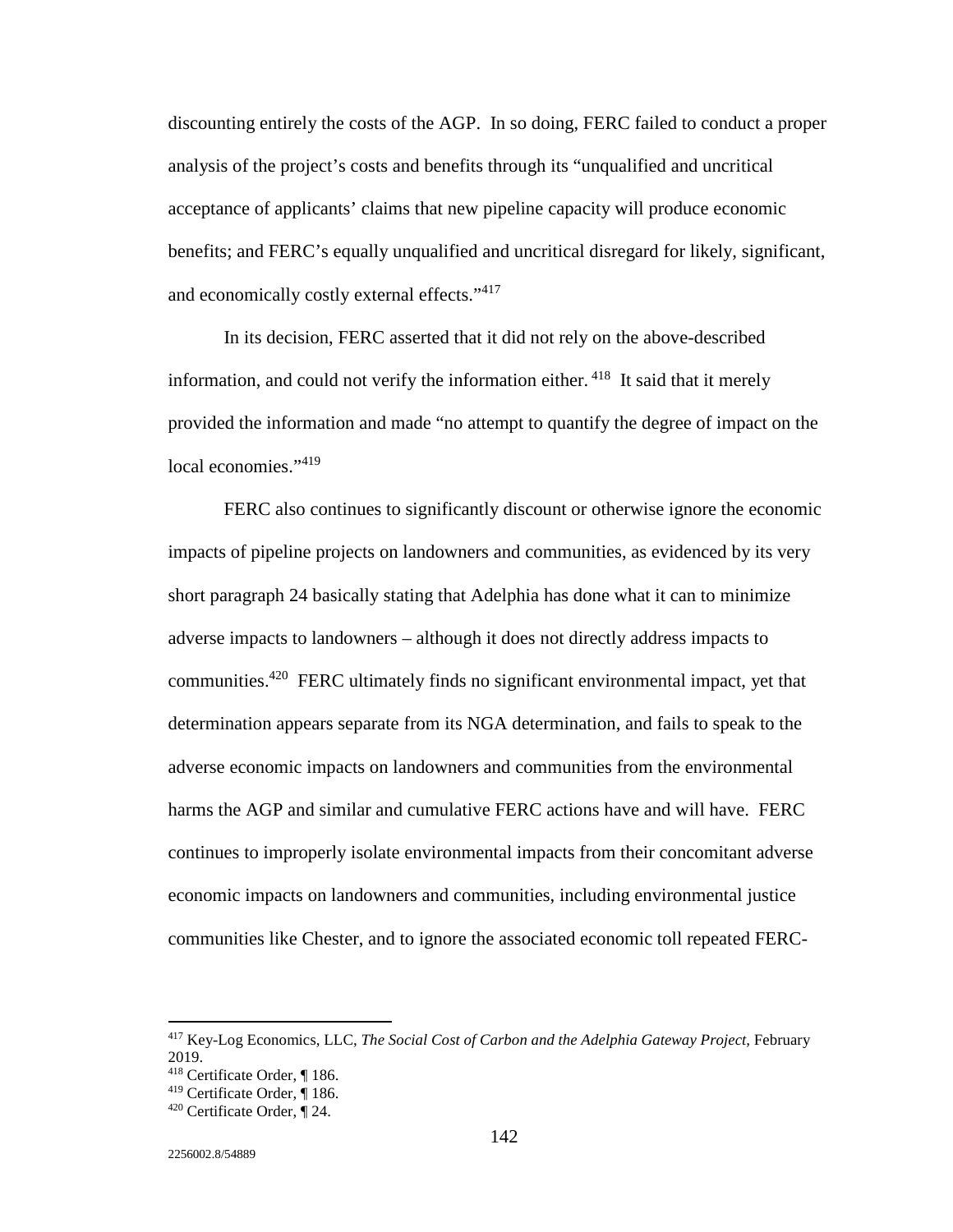discounting entirely the costs of the AGP. In so doing, FERC failed to conduct a proper analysis of the project's costs and benefits through its "unqualified and uncritical acceptance of applicants' claims that new pipeline capacity will produce economic benefits; and FERC's equally unqualified and uncritical disregard for likely, significant, and economically costly external effects."[417]

In its decision, FERC asserted that it did not rely on the above-described information, and could not verify the information either.[418] It said that it merely provided the information and made "no attempt to quantify the degree of impact on the local economies."[419]

FERC also continues to significantly discount or otherwise ignore the economic impacts of pipeline projects on landowners and communities, as evidenced by its very short paragraph 24 basically stating that Adelphia has done what it can to minimize adverse impacts to landowners – although it does not directly address impacts to communities.[420] FERC ultimately finds no significant environmental impact, yet that determination appears separate from its NGA determination, and fails to speak to the adverse economic impacts on landowners and communities from the environmental harms the AGP and similar and cumulative FERC actions have and will have. FERC continues to improperly isolate environmental impacts from their concomitant adverse economic impacts on landowners and communities, including environmental justice communities like Chester, and to ignore the associated economic toll repeated FERC-

---

[417] Key-Log Economics, LLC, *The Social Cost of Carbon and the Adelphia Gateway Project*, February 2019.

[418] Certificate Order, ¶ 186.

[419] Certificate Order, ¶ 186.

[420] Certificate Order, ¶ 24.

2256002.8/54889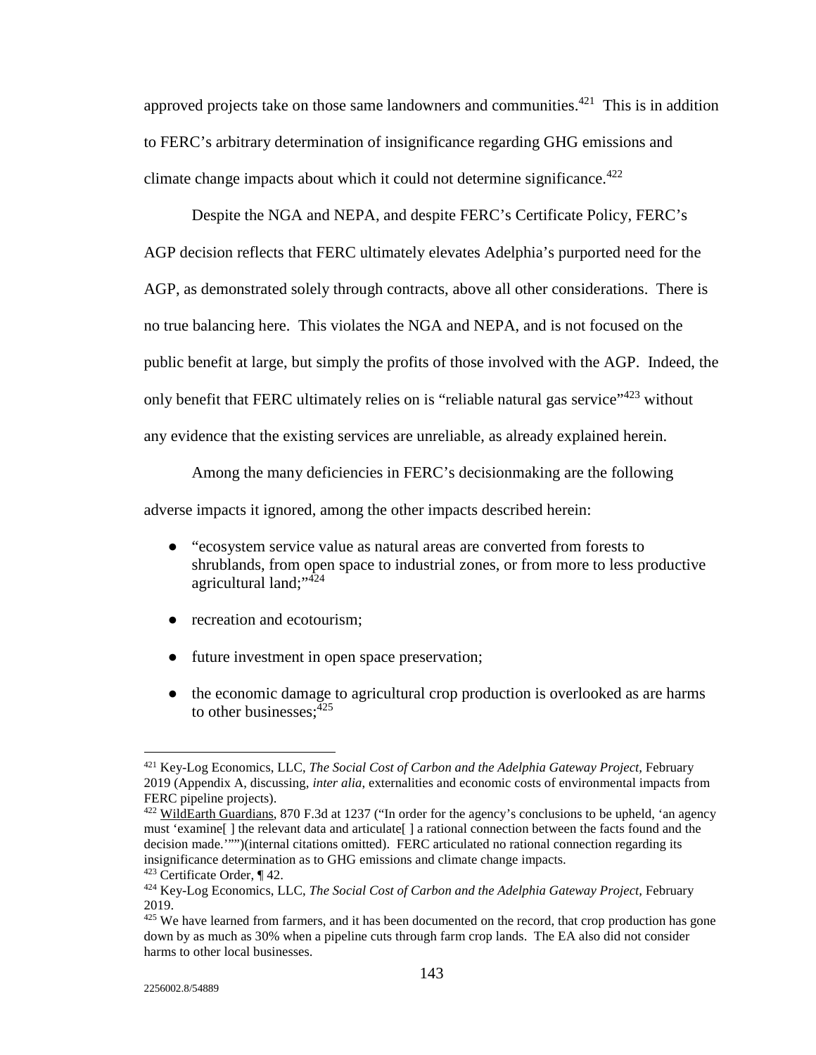approved projects take on those same landowners and communities.[421] This is in addition to FERC's arbitrary determination of insignificance regarding GHG emissions and climate change impacts about which it could not determine significance.[422]

Despite the NGA and NEPA, and despite FERC's Certificate Policy, FERC's AGP decision reflects that FERC ultimately elevates Adelphia's purported need for the AGP, as demonstrated solely through contracts, above all other considerations. There is no true balancing here. This violates the NGA and NEPA, and is not focused on the public benefit at large, but simply the profits of those involved with the AGP. Indeed, the only benefit that FERC ultimately relies on is "reliable natural gas service"[423] without any evidence that the existing services are unreliable, as already explained herein.

Among the many deficiencies in FERC's decisionmaking are the following adverse impacts it ignored, among the other impacts described herein:

- "ecosystem service value as natural areas are converted from forests to shrublands, from open space to industrial zones, or from more to less productive agricultural land;"[424]
- recreation and ecotourism;
- future investment in open space preservation;
- the economic damage to agricultural crop production is overlooked as are harms to other businesses;[425]

---

[421] Key-Log Economics, LLC, *The Social Cost of Carbon and the Adelphia Gateway Project*, February 2019 (Appendix A, discussing, *inter alia*, externalities and economic costs of environmental impacts from FERC pipeline projects).

[422] WildEarth Guardians, 870 F.3d at 1237 ("In order for the agency's conclusions to be upheld, 'an agency must 'examine[ ] the relevant data and articulate[ ] a rational connection between the facts found and the decision made.''")(internal citations omitted). FERC articulated no rational connection regarding its insignificance determination as to GHG emissions and climate change impacts.

[423] Certificate Order, ¶ 42.

[424] Key-Log Economics, LLC, *The Social Cost of Carbon and the Adelphia Gateway Project*, February 2019.

[425] We have learned from farmers, and it has been documented on the record, that crop production has gone down by as much as 30% when a pipeline cuts through farm crop lands. The EA also did not consider harms to other local businesses.

2256002.8/54889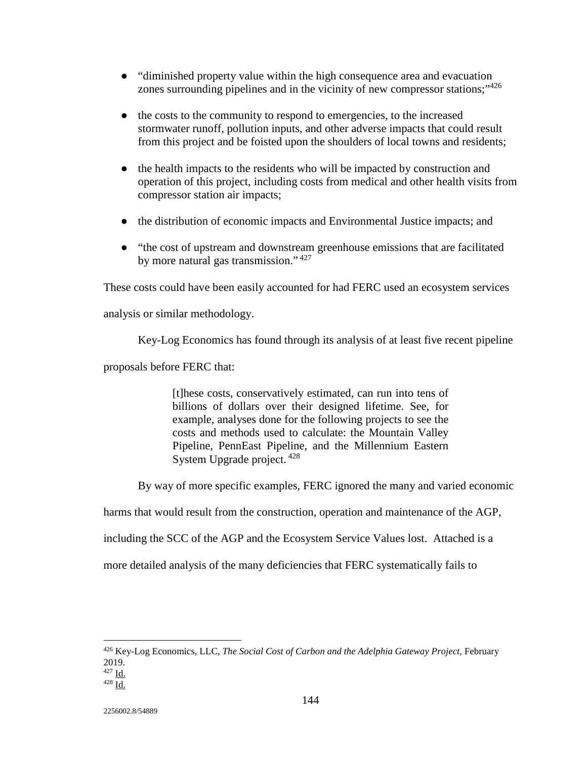- "diminished property value within the high consequence area and evacuation zones surrounding pipelines and in the vicinity of new compressor stations;"[426]

- the costs to the community to respond to emergencies, to the increased stormwater runoff, pollution inputs, and other adverse impacts that could result from this project and be foisted upon the shoulders of local towns and residents;

- the health impacts to the residents who will be impacted by construction and operation of this project, including costs from medical and other health visits from compressor station air impacts;

- the distribution of economic impacts and Environmental Justice impacts; and

- "the cost of upstream and downstream greenhouse emissions that are facilitated by more natural gas transmission."[427]

These costs could have been easily accounted for had FERC used an ecosystem services analysis or similar methodology.

Key-Log Economics has found through its analysis of at least five recent pipeline proposals before FERC that:

> [t]hese costs, conservatively estimated, can run into tens of billions of dollars over their designed lifetime. See, for example, analyses done for the following projects to see the costs and methods used to calculate: the Mountain Valley Pipeline, PennEast Pipeline, and the Millennium Eastern System Upgrade project.[428]

By way of more specific examples, FERC ignored the many and varied economic harms that would result from the construction, operation and maintenance of the AGP, including the SCC of the AGP and the Ecosystem Service Values lost. Attached is a more detailed analysis of the many deficiencies that FERC systematically fails to

---

[426] Key-Log Economics, LLC, *The Social Cost of Carbon and the Adelphia Gateway Project*, February 2019.

[427] Id.

[428] Id.

2256002.8/54889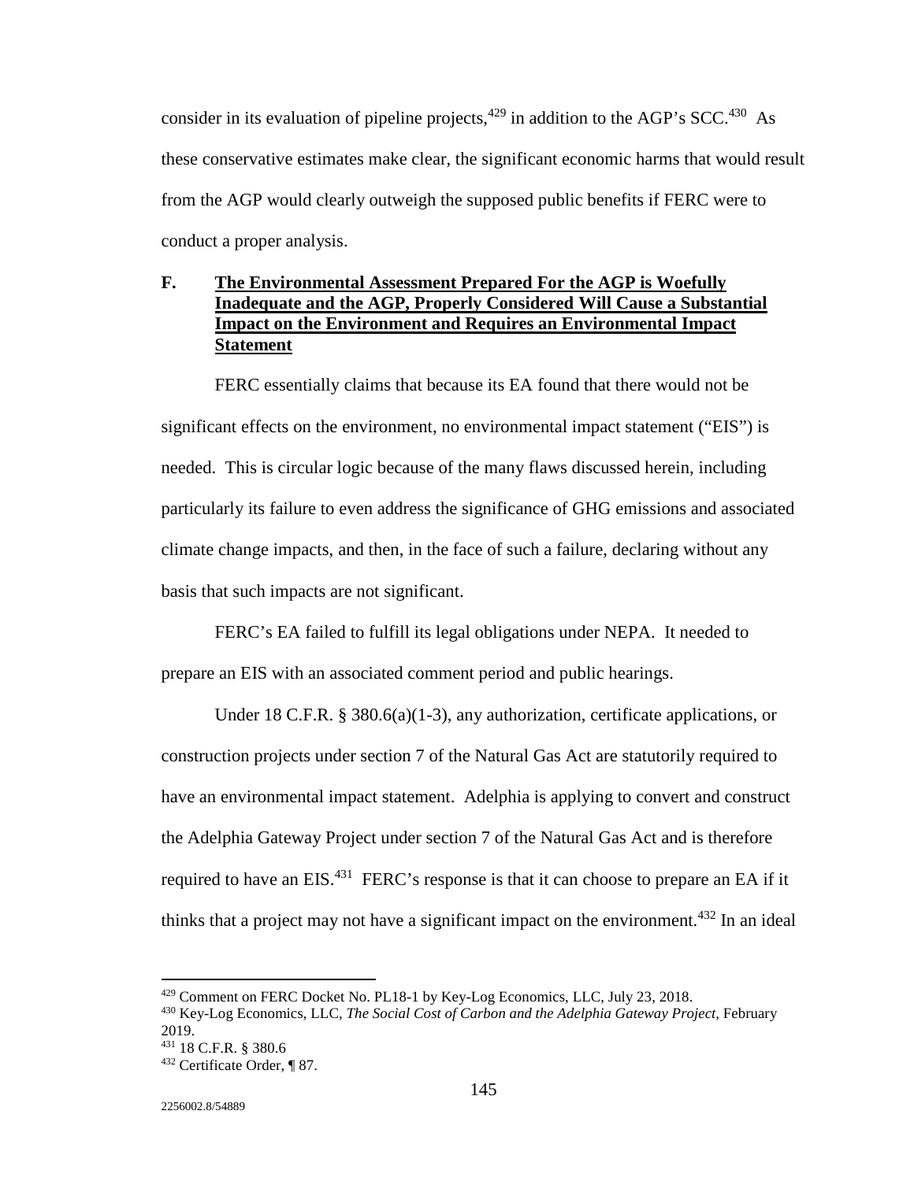consider in its evaluation of pipeline projects,[429] in addition to the AGP's SCC.[430] As these conservative estimates make clear, the significant economic harms that would result from the AGP would clearly outweigh the supposed public benefits if FERC were to conduct a proper analysis.

### F. The Environmental Assessment Prepared For the AGP is Woefully Inadequate and the AGP, Properly Considered Will Cause a Substantial Impact on the Environment and Requires an Environmental Impact Statement

FERC essentially claims that because its EA found that there would not be significant effects on the environment, no environmental impact statement ("EIS") is needed. This is circular logic because of the many flaws discussed herein, including particularly its failure to even address the significance of GHG emissions and associated climate change impacts, and then, in the face of such a failure, declaring without any basis that such impacts are not significant.

FERC's EA failed to fulfill its legal obligations under NEPA. It needed to prepare an EIS with an associated comment period and public hearings.

Under 18 C.F.R. § 380.6(a)(1-3), any authorization, certificate applications, or construction projects under section 7 of the Natural Gas Act are statutorily required to have an environmental impact statement. Adelphia is applying to convert and construct the Adelphia Gateway Project under section 7 of the Natural Gas Act and is therefore required to have an EIS.[431] FERC's response is that it can choose to prepare an EA if it thinks that a project may not have a significant impact on the environment.[432] In an ideal

---

[429] Comment on FERC Docket No. PL18-1 by Key-Log Economics, LLC, July 23, 2018.

[430] Key-Log Economics, LLC, *The Social Cost of Carbon and the Adelphia Gateway Project*, February 2019.

[431] 18 C.F.R. § 380.6

[432] Certificate Order, ¶ 87.

2256002.8/54889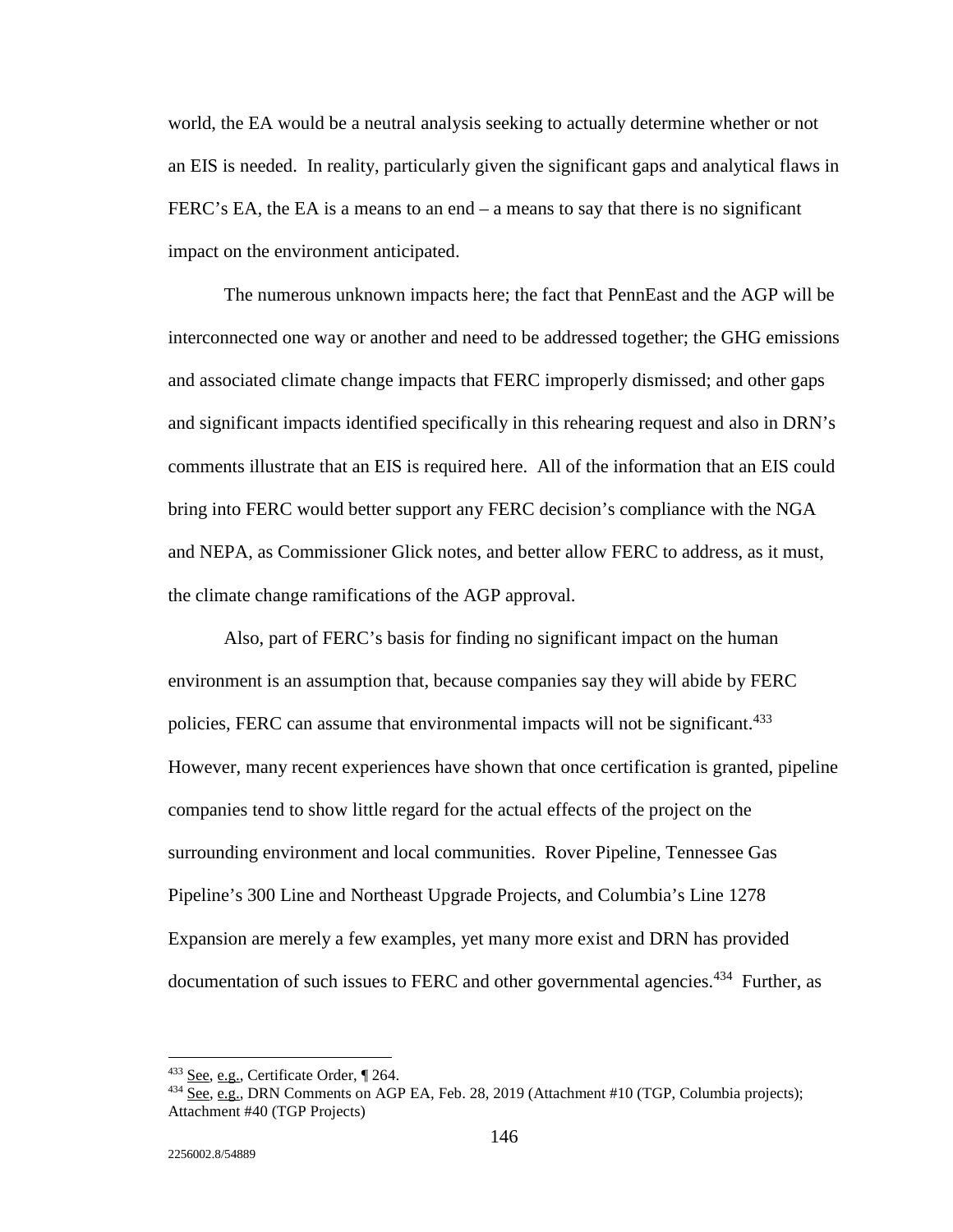world, the EA would be a neutral analysis seeking to actually determine whether or not an EIS is needed. In reality, particularly given the significant gaps and analytical flaws in FERC's EA, the EA is a means to an end – a means to say that there is no significant impact on the environment anticipated.

The numerous unknown impacts here; the fact that PennEast and the AGP will be interconnected one way or another and need to be addressed together; the GHG emissions and associated climate change impacts that FERC improperly dismissed; and other gaps and significant impacts identified specifically in this rehearing request and also in DRN's comments illustrate that an EIS is required here. All of the information that an EIS could bring into FERC would better support any FERC decision's compliance with the NGA and NEPA, as Commissioner Glick notes, and better allow FERC to address, as it must, the climate change ramifications of the AGP approval.

Also, part of FERC's basis for finding no significant impact on the human environment is an assumption that, because companies say they will abide by FERC policies, FERC can assume that environmental impacts will not be significant.[433] However, many recent experiences have shown that once certification is granted, pipeline companies tend to show little regard for the actual effects of the project on the surrounding environment and local communities. Rover Pipeline, Tennessee Gas Pipeline's 300 Line and Northeast Upgrade Projects, and Columbia's Line 1278 Expansion are merely a few examples, yet many more exist and DRN has provided documentation of such issues to FERC and other governmental agencies.[434] Further, as

---

[433] See, e.g., Certificate Order, ¶ 264.

[434] See, e.g., DRN Comments on AGP EA, Feb. 28, 2019 (Attachment #10 (TGP, Columbia projects); Attachment #40 (TGP Projects)

2256002.8/54889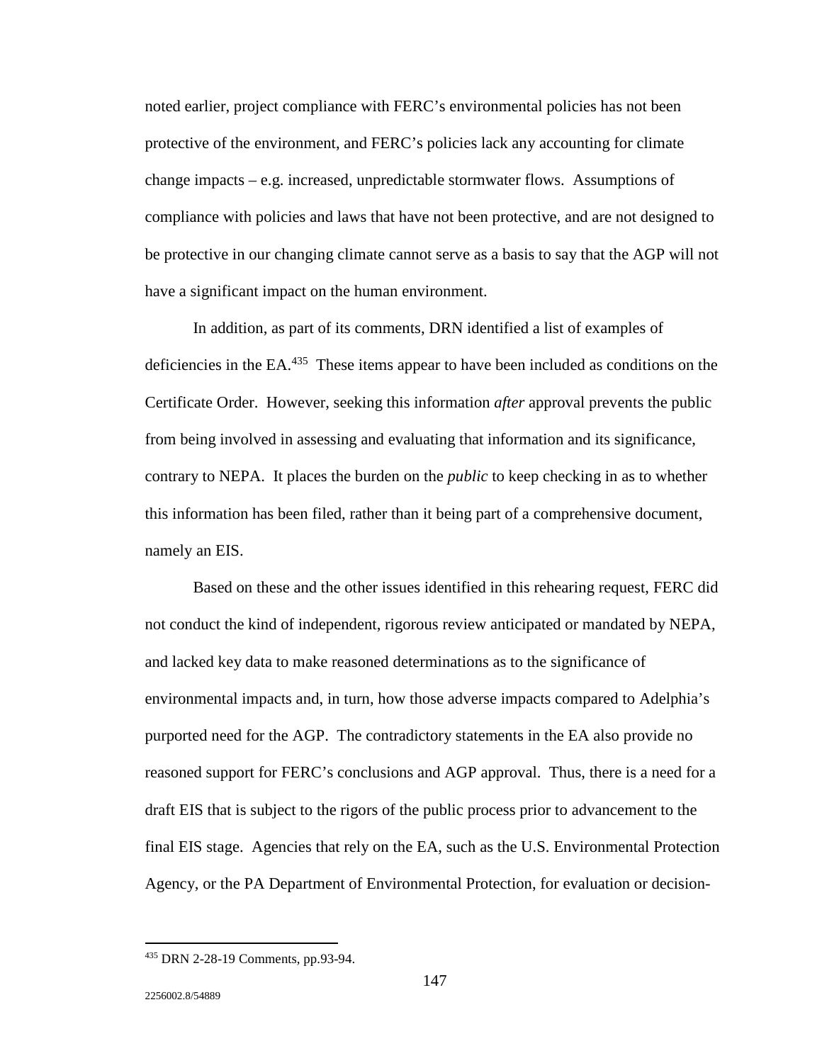noted earlier, project compliance with FERC's environmental policies has not been protective of the environment, and FERC's policies lack any accounting for climate change impacts – e.g. increased, unpredictable stormwater flows. Assumptions of compliance with policies and laws that have not been protective, and are not designed to be protective in our changing climate cannot serve as a basis to say that the AGP will not have a significant impact on the human environment.

In addition, as part of its comments, DRN identified a list of examples of deficiencies in the EA.[435] These items appear to have been included as conditions on the Certificate Order. However, seeking this information *after* approval prevents the public from being involved in assessing and evaluating that information and its significance, contrary to NEPA. It places the burden on the *public* to keep checking in as to whether this information has been filed, rather than it being part of a comprehensive document, namely an EIS.

Based on these and the other issues identified in this rehearing request, FERC did not conduct the kind of independent, rigorous review anticipated or mandated by NEPA, and lacked key data to make reasoned determinations as to the significance of environmental impacts and, in turn, how those adverse impacts compared to Adelphia's purported need for the AGP. The contradictory statements in the EA also provide no reasoned support for FERC's conclusions and AGP approval. Thus, there is a need for a draft EIS that is subject to the rigors of the public process prior to advancement to the final EIS stage. Agencies that rely on the EA, such as the U.S. Environmental Protection Agency, or the PA Department of Environmental Protection, for evaluation or decision-

[435] DRN 2-28-19 Comments, pp.93-94.

2256002.8/54889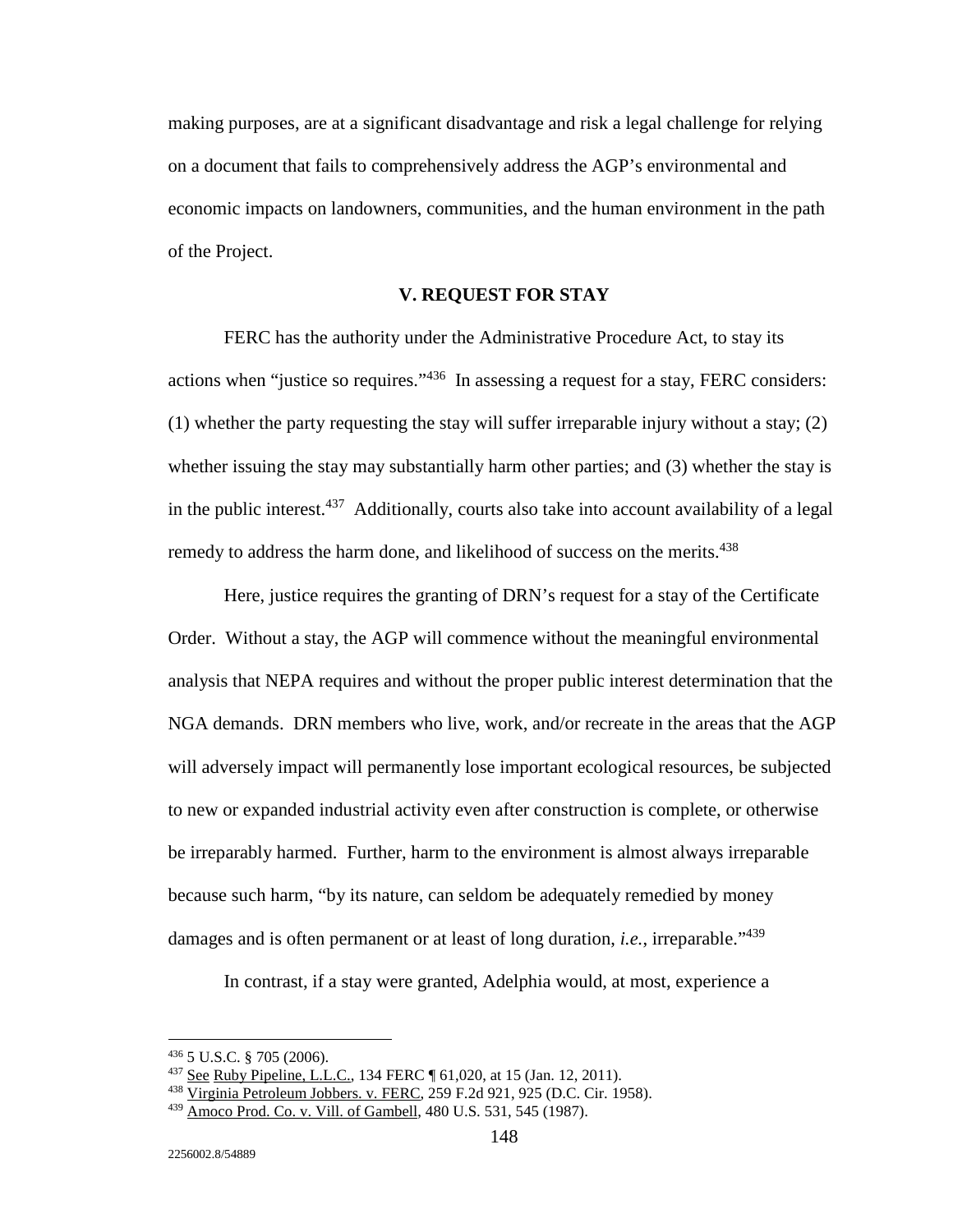making purposes, are at a significant disadvantage and risk a legal challenge for relying on a document that fails to comprehensively address the AGP's environmental and economic impacts on landowners, communities, and the human environment in the path of the Project.

## V. REQUEST FOR STAY

FERC has the authority under the Administrative Procedure Act, to stay its actions when "justice so requires."[436] In assessing a request for a stay, FERC considers: (1) whether the party requesting the stay will suffer irreparable injury without a stay; (2) whether issuing the stay may substantially harm other parties; and (3) whether the stay is in the public interest.[437] Additionally, courts also take into account availability of a legal remedy to address the harm done, and likelihood of success on the merits.[438]

Here, justice requires the granting of DRN's request for a stay of the Certificate Order. Without a stay, the AGP will commence without the meaningful environmental analysis that NEPA requires and without the proper public interest determination that the NGA demands. DRN members who live, work, and/or recreate in the areas that the AGP will adversely impact will permanently lose important ecological resources, be subjected to new or expanded industrial activity even after construction is complete, or otherwise be irreparably harmed. Further, harm to the environment is almost always irreparable because such harm, "by its nature, can seldom be adequately remedied by money damages and is often permanent or at least of long duration, *i.e.*, irreparable."[439]

In contrast, if a stay were granted, Adelphia would, at most, experience a

---

[436] 5 U.S.C. § 705 (2006).

[437] See Ruby Pipeline, L.L.C., 134 FERC ¶ 61,020, at 15 (Jan. 12, 2011).

[438] Virginia Petroleum Jobbers. v. FERC, 259 F.2d 921, 925 (D.C. Cir. 1958).

[439] Amoco Prod. Co. v. Vill. of Gambell, 480 U.S. 531, 545 (1987).

2256002.8/54889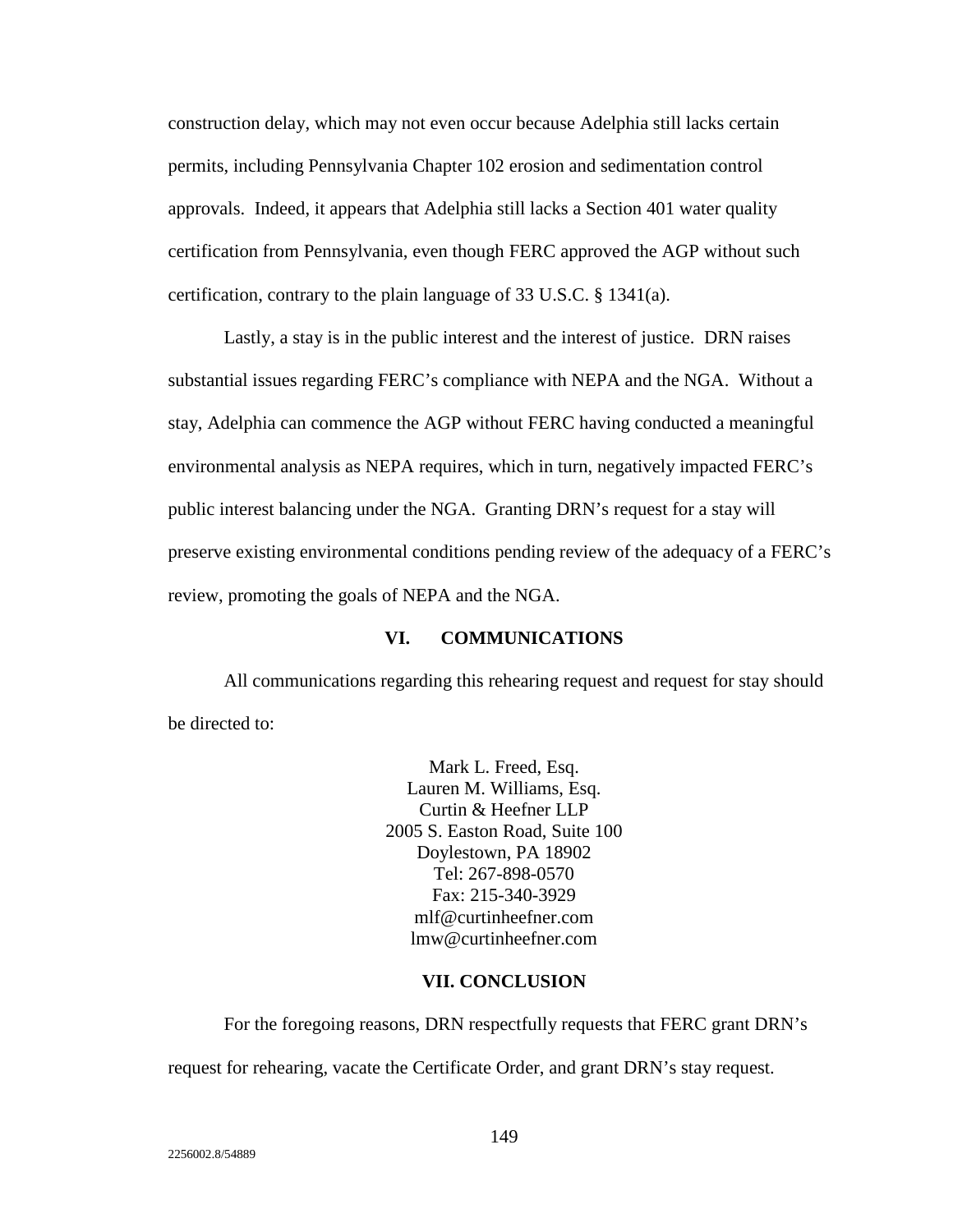construction delay, which may not even occur because Adelphia still lacks certain permits, including Pennsylvania Chapter 102 erosion and sedimentation control approvals. Indeed, it appears that Adelphia still lacks a Section 401 water quality certification from Pennsylvania, even though FERC approved the AGP without such certification, contrary to the plain language of 33 U.S.C. § 1341(a).

Lastly, a stay is in the public interest and the interest of justice. DRN raises substantial issues regarding FERC's compliance with NEPA and the NGA. Without a stay, Adelphia can commence the AGP without FERC having conducted a meaningful environmental analysis as NEPA requires, which in turn, negatively impacted FERC's public interest balancing under the NGA. Granting DRN's request for a stay will preserve existing environmental conditions pending review of the adequacy of a FERC's review, promoting the goals of NEPA and the NGA.

## VI. COMMUNICATIONS

All communications regarding this rehearing request and request for stay should be directed to:

Mark L. Freed, Esq.
Lauren M. Williams, Esq.
Curtin & Heefner LLP
2005 S. Easton Road, Suite 100
Doylestown, PA 18902
Tel: 267-898-0570
Fax: 215-340-3929
mlf@curtinheefner.com
lmw@curtinheefner.com

## VII. CONCLUSION

For the foregoing reasons, DRN respectfully requests that FERC grant DRN's request for rehearing, vacate the Certificate Order, and grant DRN's stay request.

2256002.8/54889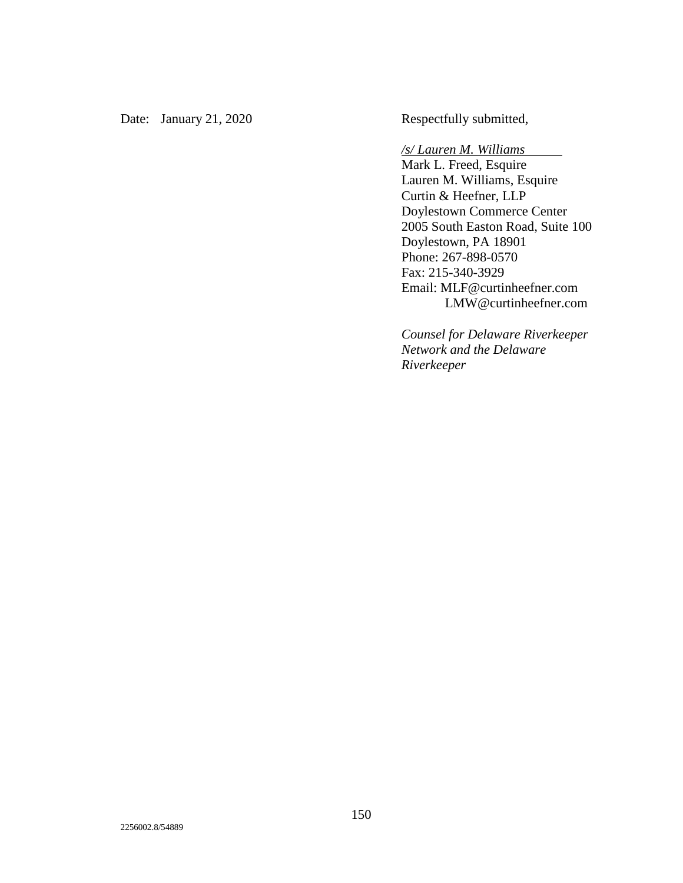Date: January 21, 2020

Respectfully submitted,

*/s/ Lauren M. Williams*
Mark L. Freed, Esquire
Lauren M. Williams, Esquire
Curtin & Heefner, LLP
Doylestown Commerce Center
2005 South Easton Road, Suite 100
Doylestown, PA 18901
Phone: 267-898-0570
Fax: 215-340-3929
Email: MLF@curtinheefner.com
LMW@curtinheefner.com

*Counsel for Delaware Riverkeeper Network and the Delaware Riverkeeper*

2256002.8/54889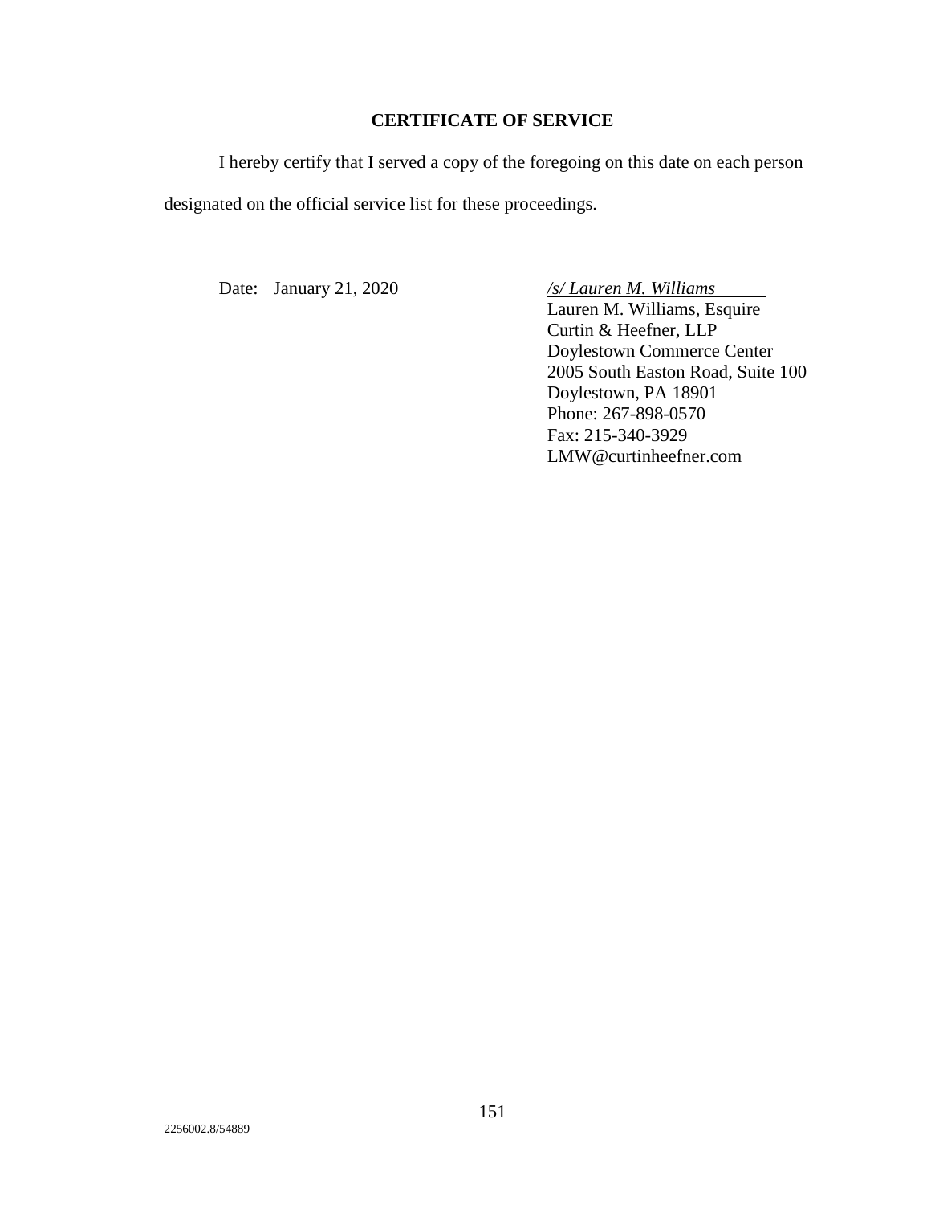## CERTIFICATE OF SERVICE

I hereby certify that I served a copy of the foregoing on this date on each person designated on the official service list for these proceedings.

Date: January 21, 2020

*/s/ Lauren M. Williams*
Lauren M. Williams, Esquire
Curtin & Heefner, LLP
Doylestown Commerce Center
2005 South Easton Road, Suite 100
Doylestown, PA 18901
Phone: 267-898-0570
Fax: 215-340-3929
LMW@curtinheefner.com

2256002.8/54889